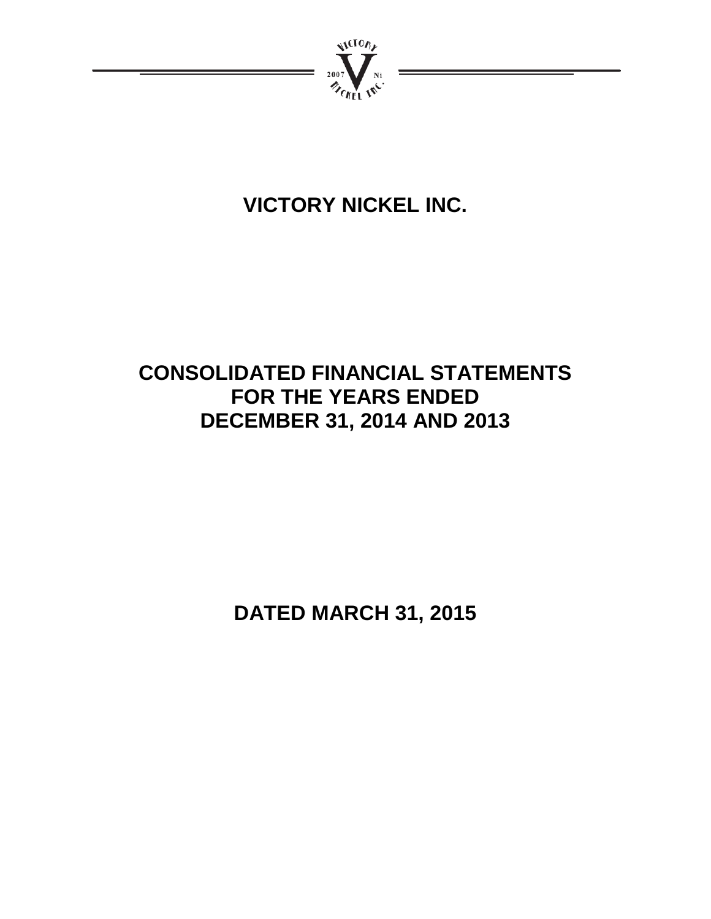# VICTORY NICKEL INC.

## CONSOLIDATED FINANCIAL STATEMENTS FOR THE YEARS ENDED DECEMBER 31, 2014 AND 2013

## DATED MARCH 31, 2015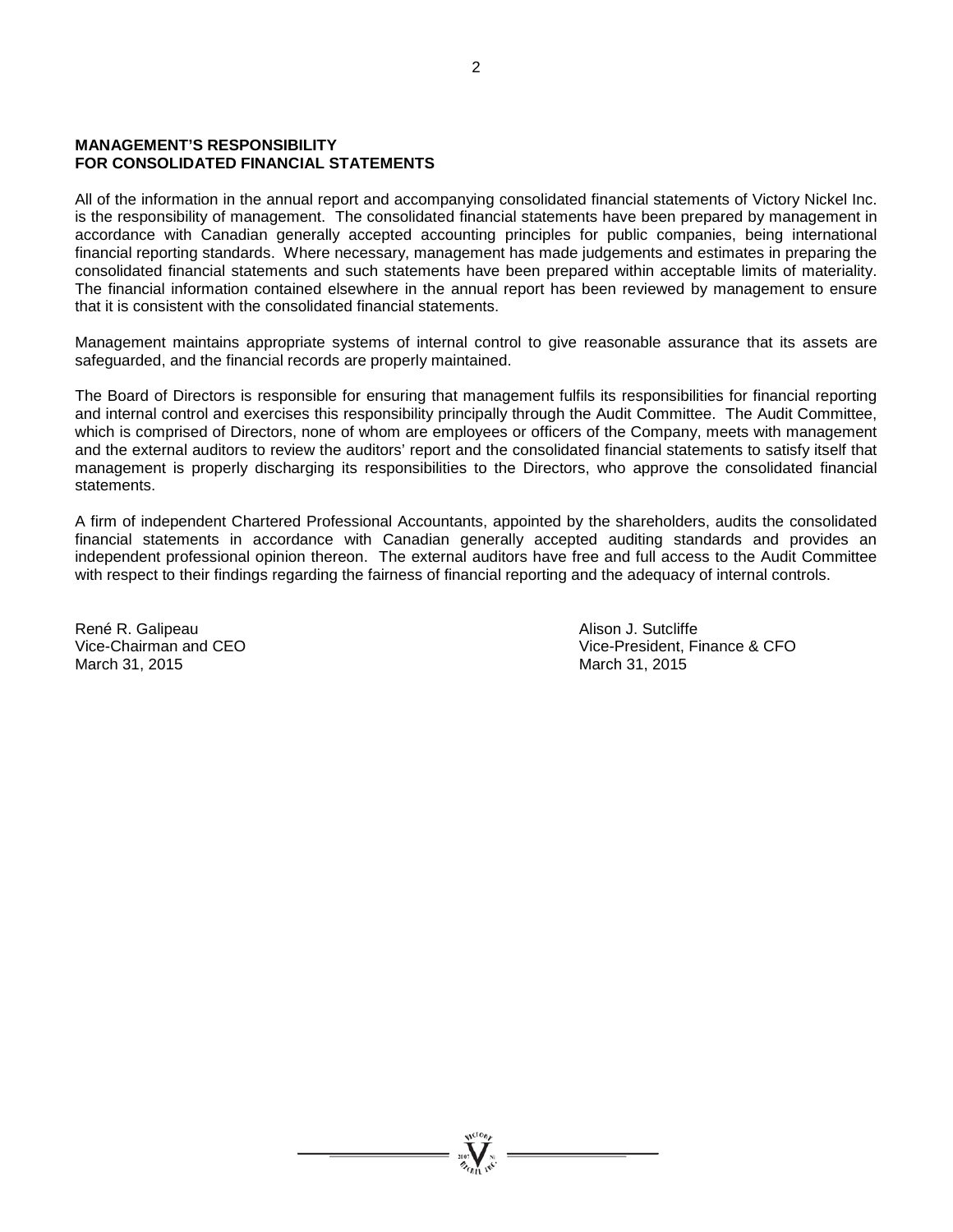**MANAGEMENT'S RESPONSIBILITY FOR CONSOLIDATED FINANCIAL STATEMENTS**

All of the information in the annual report and accompanying consolidated financial statements of Victory Nickel Inc. is the responsibility of management. The consolidated financial statements have been prepared by management in accordance with Canadian generally accepted accounting principles for public companies, being international financial reporting standards. Where necessary, management has made judgements and estimates in preparing the consolidated financial statements and such statements have been prepared within acceptable limits of materiality. The financial information contained elsewhere in the annual report has been reviewed by management to ensure that it is consistent with the consolidated financial statements.

Management maintains appropriate systems of internal control to give reasonable assurance that its assets are safeguarded, and the financial records are properly maintained.

The Board of Directors is responsible for ensuring that management fulfils its responsibilities for financial reporting and internal control and exercises this responsibility principally through the Audit Committee. The Audit Committee, which is comprised of Directors, none of whom are employees or officers of the Company, meets with management and the external auditors to review the auditors' report and the consolidated financial statements to satisfy itself that management is properly discharging its responsibilities to the Directors, who approve the consolidated financial statements.

A firm of independent Chartered Professional Accountants, appointed by the shareholders, audits the consolidated financial statements in accordance with Canadian generally accepted auditing standards and provides an independent professional opinion thereon. The external auditors have free and full access to the Audit Committee with respect to their findings regarding the fairness of financial reporting and the adequacy of internal controls.

René R. Galipeau
Vice-Chairman and CEO
March 31, 2015

Alison J. Sutcliffe
Vice-President, Finance & CFO
March 31, 2015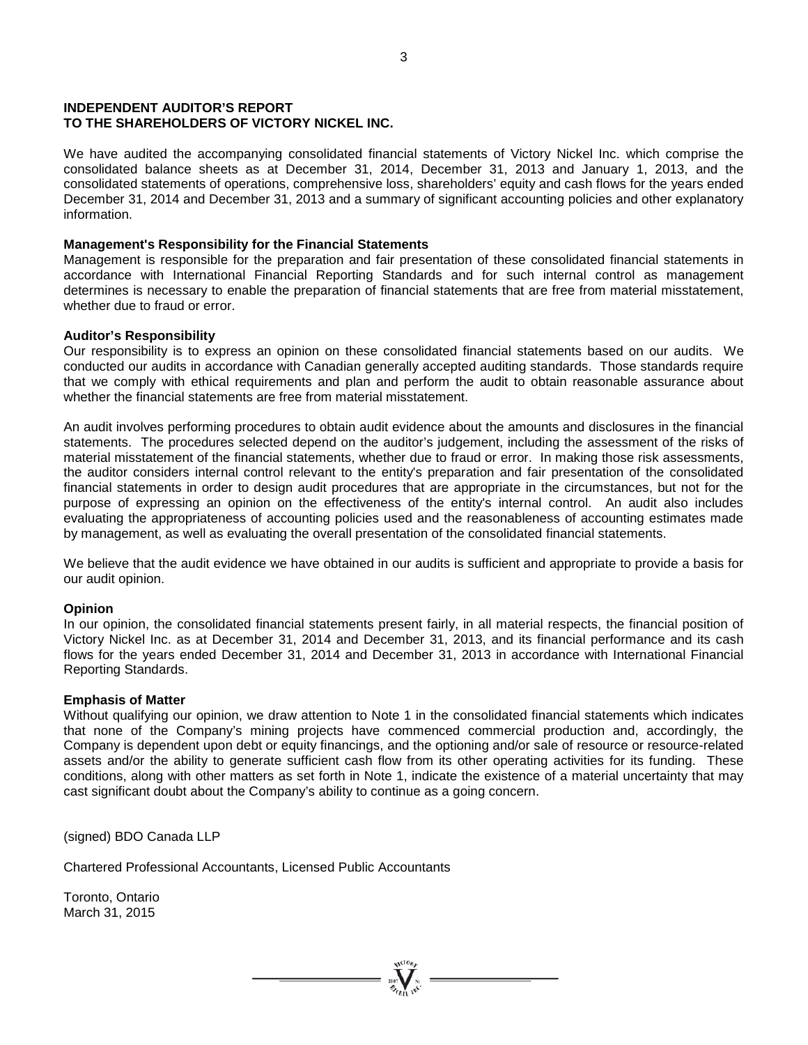## INDEPENDENT AUDITOR'S REPORT
## TO THE SHAREHOLDERS OF VICTORY NICKEL INC.

We have audited the accompanying consolidated financial statements of Victory Nickel Inc. which comprise the consolidated balance sheets as at December 31, 2014, December 31, 2013 and January 1, 2013, and the consolidated statements of operations, comprehensive loss, shareholders' equity and cash flows for the years ended December 31, 2014 and December 31, 2013 and a summary of significant accounting policies and other explanatory information.

**Management's Responsibility for the Financial Statements**
Management is responsible for the preparation and fair presentation of these consolidated financial statements in accordance with International Financial Reporting Standards and for such internal control as management determines is necessary to enable the preparation of financial statements that are free from material misstatement, whether due to fraud or error.

**Auditor's Responsibility**
Our responsibility is to express an opinion on these consolidated financial statements based on our audits. We conducted our audits in accordance with Canadian generally accepted auditing standards. Those standards require that we comply with ethical requirements and plan and perform the audit to obtain reasonable assurance about whether the financial statements are free from material misstatement.

An audit involves performing procedures to obtain audit evidence about the amounts and disclosures in the financial statements. The procedures selected depend on the auditor's judgement, including the assessment of the risks of material misstatement of the financial statements, whether due to fraud or error. In making those risk assessments, the auditor considers internal control relevant to the entity's preparation and fair presentation of the consolidated financial statements in order to design audit procedures that are appropriate in the circumstances, but not for the purpose of expressing an opinion on the effectiveness of the entity's internal control. An audit also includes evaluating the appropriateness of accounting policies used and the reasonableness of accounting estimates made by management, as well as evaluating the overall presentation of the consolidated financial statements.

We believe that the audit evidence we have obtained in our audits is sufficient and appropriate to provide a basis for our audit opinion.

**Opinion**
In our opinion, the consolidated financial statements present fairly, in all material respects, the financial position of Victory Nickel Inc. as at December 31, 2014 and December 31, 2013, and its financial performance and its cash flows for the years ended December 31, 2014 and December 31, 2013 in accordance with International Financial Reporting Standards.

**Emphasis of Matter**
Without qualifying our opinion, we draw attention to Note 1 in the consolidated financial statements which indicates that none of the Company's mining projects have commenced commercial production and, accordingly, the Company is dependent upon debt or equity financings, and the optioning and/or sale of resource or resource-related assets and/or the ability to generate sufficient cash flow from its other operating activities for its funding. These conditions, along with other matters as set forth in Note 1, indicate the existence of a material uncertainty that may cast significant doubt about the Company's ability to continue as a going concern.

(signed) BDO Canada LLP

Chartered Professional Accountants, Licensed Public Accountants

Toronto, Ontario
March 31, 2015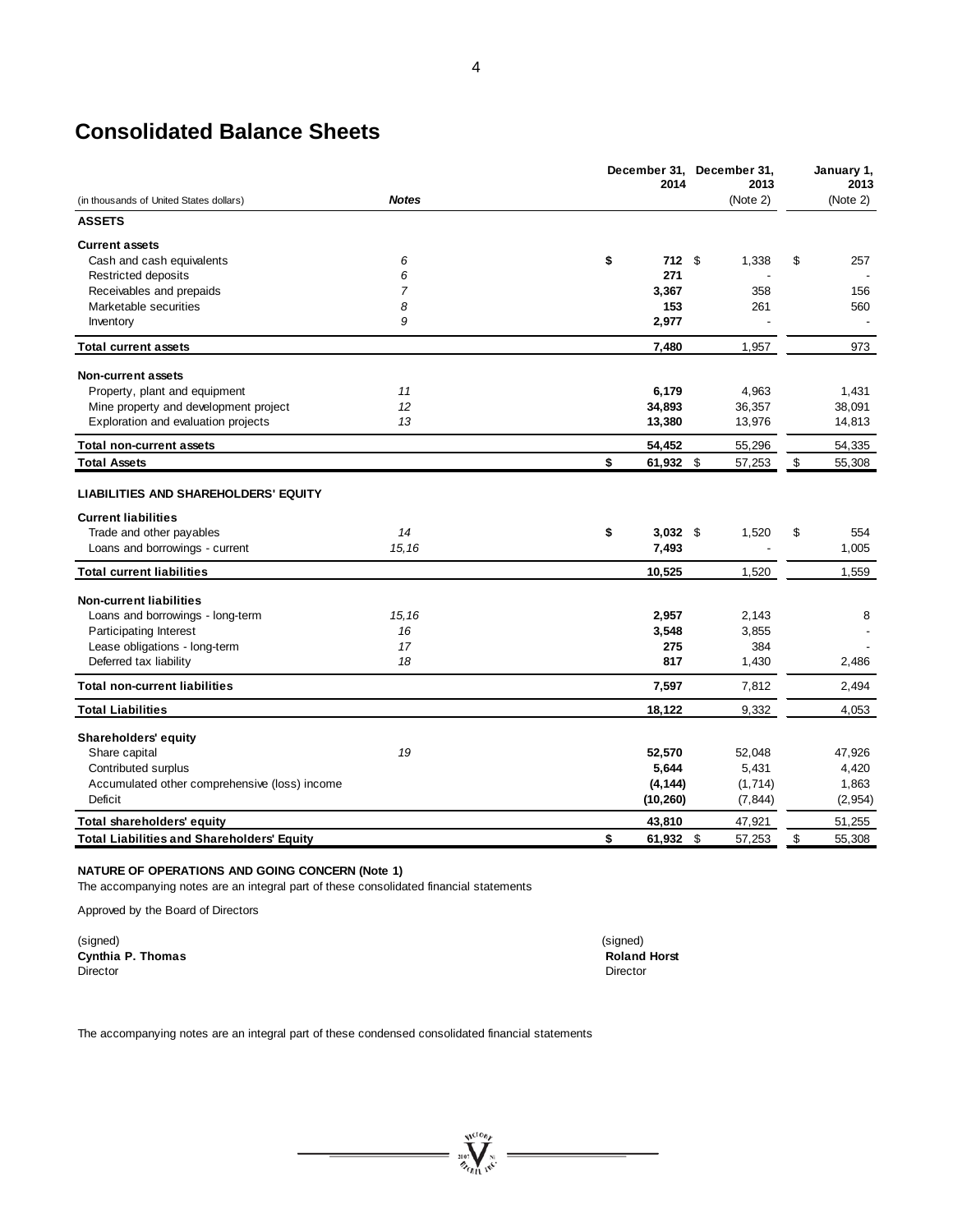# Consolidated Balance Sheets

| (in thousands of United States dollars) | Notes | December 31, 2014 | December 31, 2013 (Note 2) | January 1, 2013 (Note 2) |
|---|---|---|---|---|
| **ASSETS** | | | | |
| **Current assets** | | | | |
| Cash and cash equivalents | 6 | **$ 712** | $ 1,338 | $ 257 |
| Restricted deposits | 6 | **271** | - | - |
| Receivables and prepaids | 7 | **3,367** | 358 | 156 |
| Marketable securities | 8 | **153** | 261 | 560 |
| Inventory | 9 | **2,977** | - | - |
| **Total current assets** | | **7,480** | 1,957 | 973 |
| **Non-current assets** | | | | |
| Property, plant and equipment | 11 | **6,179** | 4,963 | 1,431 |
| Mine property and development project | 12 | **34,893** | 36,357 | 38,091 |
| Exploration and evaluation projects | 13 | **13,380** | 13,976 | 14,813 |
| **Total non-current assets** | | **54,452** | 55,296 | 54,335 |
| **Total Assets** | | **$ 61,932** | $ 57,253 | $ 55,308 |
| **LIABILITIES AND SHAREHOLDERS' EQUITY** | | | | |
| **Current liabilities** | | | | |
| Trade and other payables | 14 | **$ 3,032** | $ 1,520 | $ 554 |
| Loans and borrowings - current | 15,16 | **7,493** | - | 1,005 |
| **Total current liabilities** | | **10,525** | 1,520 | 1,559 |
| **Non-current liabilities** | | | | |
| Loans and borrowings - long-term | 15,16 | **2,957** | 2,143 | 8 |
| Participating Interest | 16 | **3,548** | 3,855 | - |
| Lease obligations - long-term | 17 | **275** | 384 | - |
| Deferred tax liability | 18 | **817** | 1,430 | 2,486 |
| **Total non-current liabilities** | | **7,597** | 7,812 | 2,494 |
| **Total Liabilities** | | **18,122** | 9,332 | 4,053 |
| **Shareholders' equity** | | | | |
| Share capital | 19 | **52,570** | 52,048 | 47,926 |
| Contributed surplus | | **5,644** | 5,431 | 4,420 |
| Accumulated other comprehensive (loss) income | | **(4,144)** | (1,714) | 1,863 |
| Deficit | | **(10,260)** | (7,844) | (2,954) |
| **Total shareholders' equity** | | **43,810** | 47,921 | 51,255 |
| **Total Liabilities and Shareholders' Equity** | | **$ 61,932** | $ 57,253 | $ 55,308 |

**NATURE OF OPERATIONS AND GOING CONCERN (Note 1)**

The accompanying notes are an integral part of these consolidated financial statements

Approved by the Board of Directors

(signed)
**Cynthia P. Thomas**
Director

(signed)
**Roland Horst**
Director

The accompanying notes are an integral part of these condensed consolidated financial statements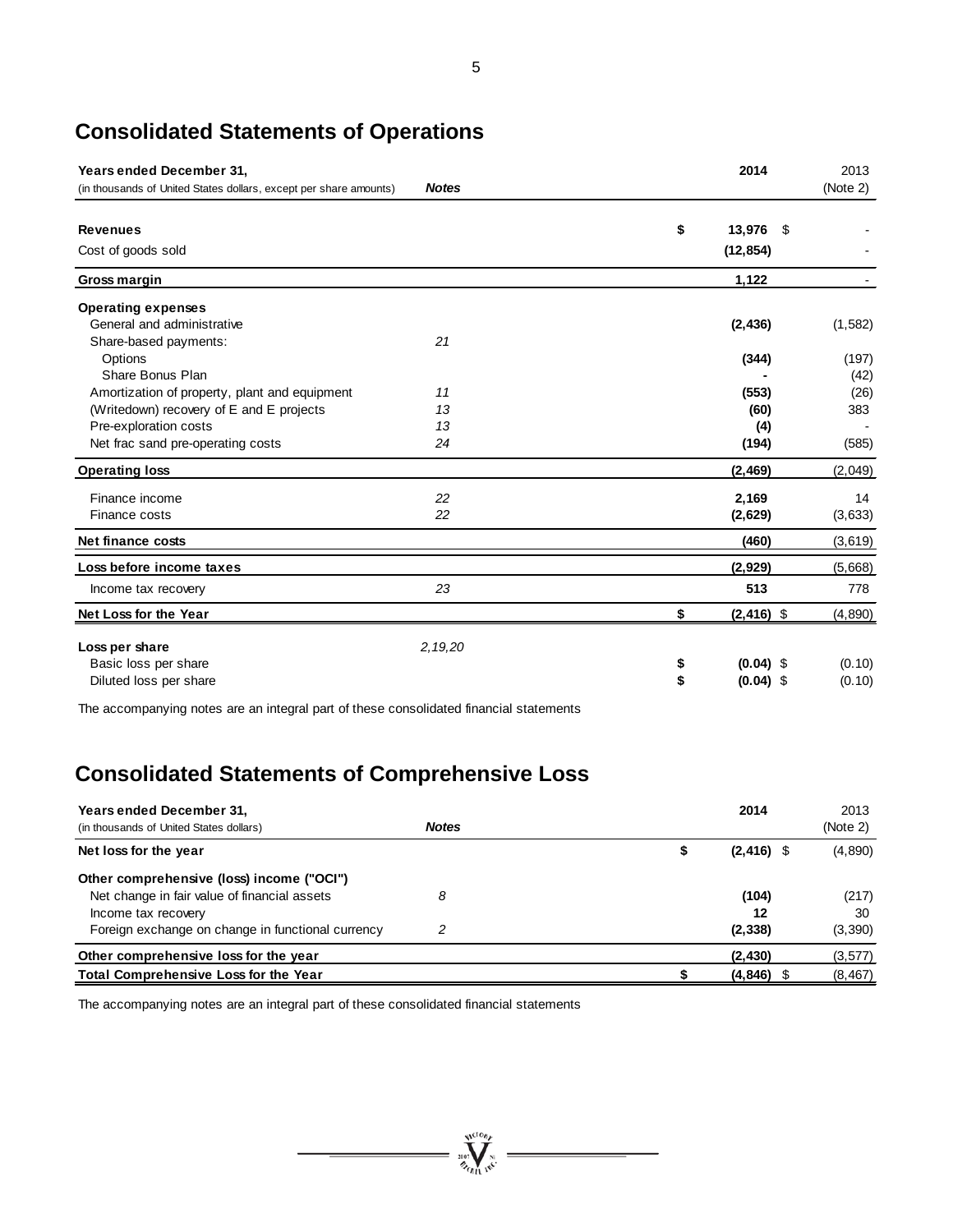## Consolidated Statements of Operations

| **Years ended December 31,** (in thousands of United States dollars, except per share amounts) | ***Notes*** | **2014** | 2013 (Note 2) |
|---|---|---|---|
| **Revenues** | | **$ 13,976** | $ - |
| Cost of goods sold | | **(12,854)** | - |
| **Gross margin** | | **1,122** | - |
| **Operating expenses** | | | |
| General and administrative | | **(2,436)** | (1,582) |
| Share-based payments: | *21* | | |
| Options | | **(344)** | (197) |
| Share Bonus Plan | | **-** | (42) |
| Amortization of property, plant and equipment | *11* | **(553)** | (26) |
| (Writedown) recovery of E and E projects | *13* | **(60)** | 383 |
| Pre-exploration costs | *13* | **(4)** | - |
| Net frac sand pre-operating costs | *24* | **(194)** | (585) |
| **Operating loss** | | **(2,469)** | (2,049) |
| Finance income | *22* | **2,169** | 14 |
| Finance costs | *22* | **(2,629)** | (3,633) |
| **Net finance costs** | | **(460)** | (3,619) |
| **Loss before income taxes** | | **(2,929)** | (5,668) |
| Income tax recovery | *23* | **513** | 778 |
| **Net Loss for the Year** | | **$ (2,416)** | $ (4,890) |
| **Loss per share** | *2,19,20* | | |
| Basic loss per share | | **$ (0.04)** | $ (0.10) |
| Diluted loss per share | | **$ (0.04)** | $ (0.10) |

The accompanying notes are an integral part of these consolidated financial statements

## Consolidated Statements of Comprehensive Loss

| **Years ended December 31,** (in thousands of United States dollars) | ***Notes*** | **2014** | 2013 (Note 2) |
|---|---|---|---|
| **Net loss for the year** | | **$ (2,416)** | $ (4,890) |
| **Other comprehensive (loss) income ("OCI")** | | | |
| Net change in fair value of financial assets | *8* | **(104)** | (217) |
| Income tax recovery | | **12** | 30 |
| Foreign exchange on change in functional currency | *2* | **(2,338)** | (3,390) |
| **Other comprehensive loss for the year** | | **(2,430)** | (3,577) |
| **Total Comprehensive Loss for the Year** | | **$ (4,846)** | $ (8,467) |

The accompanying notes are an integral part of these consolidated financial statements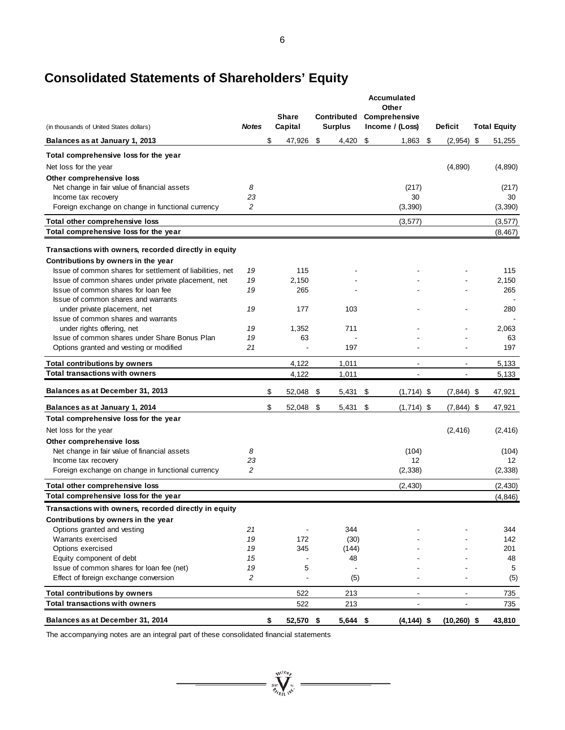# Consolidated Statements of Shareholders' Equity

| (in thousands of United States dollars) | Notes | Share Capital | Contributed Surplus | Accumulated Other Comprehensive Income / (Loss) | Deficit | Total Equity |
|---|---|---|---|---|---|---|
| **Balances as at January 1, 2013** | | $ 47,926 | $ 4,420 | $ 1,863 | $ (2,954) | $ 51,255 |
| **Total comprehensive loss for the year** | | | | | | |
| Net loss for the year | | | | | (4,890) | (4,890) |
| **Other comprehensive loss** | | | | | | |
| Net change in fair value of financial assets | 8 | | | (217) | | (217) |
| Income tax recovery | 23 | | | 30 | | 30 |
| Foreign exchange on change in functional currency | 2 | | | (3,390) | | (3,390) |
| **Total other comprehensive loss** | | | | (3,577) | | (3,577) |
| **Total comprehensive loss for the year** | | | | | | (8,467) |
| **Transactions with owners, recorded directly in equity** | | | | | | |
| **Contributions by owners in the year** | | | | | | |
| Issue of common shares for settlement of liabilities, net | 19 | 115 | - | - | - | 115 |
| Issue of common shares under private placement, net | 19 | 2,150 | - | - | - | 2,150 |
| Issue of common shares for loan fee | 19 | 265 | - | - | - | 265 |
| Issue of common shares and warrants under private placement, net | 19 | 177 | 103 | - | - | 280 |
| Issue of common shares and warrants under rights offering, net | 19 | 1,352 | 711 | - | - | 2,063 |
| Issue of common shares under Share Bonus Plan | 19 | 63 | - | - | - | 63 |
| Options granted and vesting or modified | 21 | - | 197 | - | - | 197 |
| **Total contributions by owners** | | 4,122 | 1,011 | - | - | 5,133 |
| **Total transactions with owners** | | 4,122 | 1,011 | - | - | 5,133 |
| **Balances as at December 31, 2013** | | $ 52,048 | $ 5,431 | $ (1,714) | $ (7,844) | $ 47,921 |
| **Balances as at January 1, 2014** | | $ 52,048 | $ 5,431 | $ (1,714) | $ (7,844) | $ 47,921 |
| **Total comprehensive loss for the year** | | | | | | |
| Net loss for the year | | | | | (2,416) | (2,416) |
| **Other comprehensive loss** | | | | | | |
| Net change in fair value of financial assets | 8 | | | (104) | | (104) |
| Income tax recovery | 23 | | | 12 | | 12 |
| Foreign exchange on change in functional currency | 2 | | | (2,338) | | (2,338) |
| **Total other comprehensive loss** | | | | (2,430) | | (2,430) |
| **Total comprehensive loss for the year** | | | | | | (4,846) |
| **Transactions with owners, recorded directly in equity** | | | | | | |
| **Contributions by owners in the year** | | | | | | |
| Options granted and vesting | 21 | - | 344 | - | - | 344 |
| Warrants exercised | 19 | 172 | (30) | - | - | 142 |
| Options exercised | 19 | 345 | (144) | - | - | 201 |
| Equity component of debt | 15 | - | 48 | - | - | 48 |
| Issue of common shares for loan fee (net) | 19 | 5 | - | - | - | 5 |
| Effect of foreign exchange conversion | 2 | - | (5) | - | - | (5) |
| **Total contributions by owners** | | 522 | 213 | - | - | 735 |
| **Total transactions with owners** | | 522 | 213 | - | - | 735 |
| **Balances as at December 31, 2014** | | **$ 52,570** | **$ 5,644** | **$ (4,144)** | **$ (10,260)** | **$ 43,810** |

The accompanying notes are an integral part of these consolidated financial statements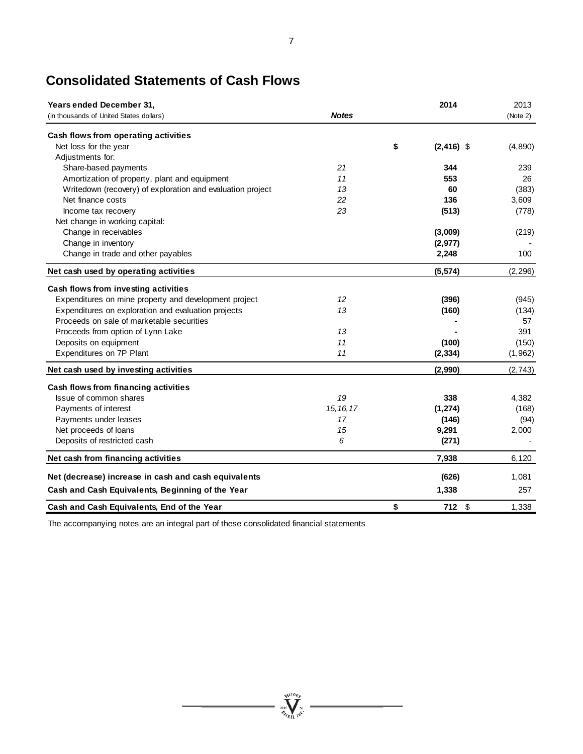# Consolidated Statements of Cash Flows

| **Years ended December 31,** (in thousands of United States dollars) | ***Notes*** | **2014** | 2013 (Note 2) |
|---|---|---|---|
| **Cash flows from operating activities** | | | |
| Net loss for the year | | **$ (2,416)** | $ (4,890) |
| Adjustments for: | | | |
| Share-based payments | *21* | **344** | 239 |
| Amortization of property, plant and equipment | *11* | **553** | 26 |
| Writedown (recovery) of exploration and evaluation project | *13* | **60** | (383) |
| Net finance costs | *22* | **136** | 3,609 |
| Income tax recovery | *23* | **(513)** | (778) |
| Net change in working capital: | | | |
| Change in receivables | | **(3,009)** | (219) |
| Change in inventory | | **(2,977)** | - |
| Change in trade and other payables | | **2,248** | 100 |
| **Net cash used by operating activities** | | **(5,574)** | (2,296) |
| **Cash flows from investing activities** | | | |
| Expenditures on mine property and development project | *12* | **(396)** | (945) |
| Expenditures on exploration and evaluation projects | *13* | **(160)** | (134) |
| Proceeds on sale of marketable securities | | **-** | 57 |
| Proceeds from option of Lynn Lake | *13* | **-** | 391 |
| Deposits on equipment | *11* | **(100)** | (150) |
| Expenditures on 7P Plant | *11* | **(2,334)** | (1,962) |
| **Net cash used by investing activities** | | **(2,990)** | (2,743) |
| **Cash flows from financing activities** | | | |
| Issue of common shares | *19* | **338** | 4,382 |
| Payments of interest | *15,16,17* | **(1,274)** | (168) |
| Payments under leases | *17* | **(146)** | (94) |
| Net proceeds of loans | *15* | **9,291** | 2,000 |
| Deposits of restricted cash | *6* | **(271)** | - |
| **Net cash from financing activities** | | **7,938** | 6,120 |
| **Net (decrease) increase in cash and cash equivalents** | | **(626)** | 1,081 |
| **Cash and Cash Equivalents, Beginning of the Year** | | **1,338** | 257 |
| **Cash and Cash Equivalents, End of the Year** | | **$ 712** | $ 1,338 |

The accompanying notes are an integral part of these consolidated financial statements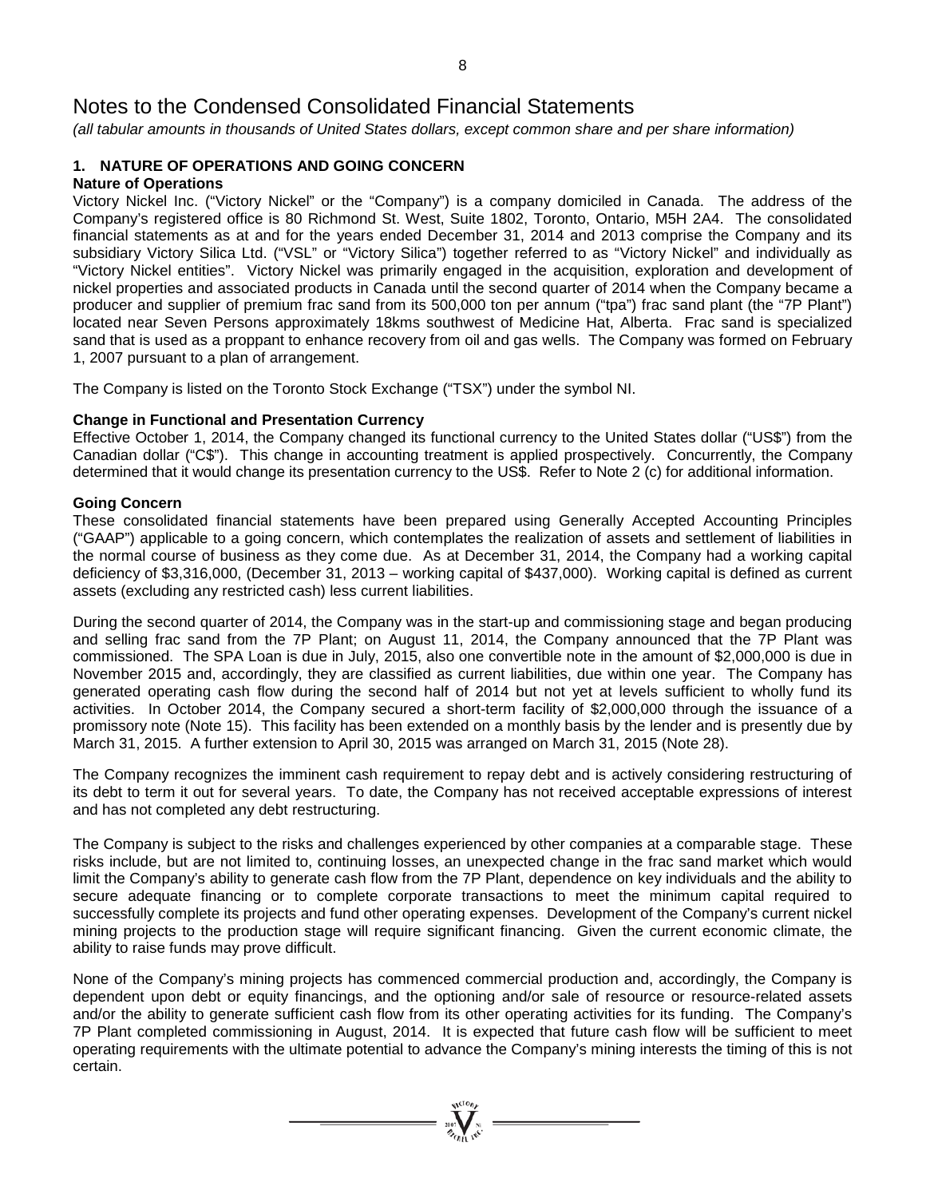# Notes to the Condensed Consolidated Financial Statements

*(all tabular amounts in thousands of United States dollars, except common share and per share information)*

## 1. NATURE OF OPERATIONS AND GOING CONCERN

### Nature of Operations

Victory Nickel Inc. ("Victory Nickel" or the "Company") is a company domiciled in Canada. The address of the Company's registered office is 80 Richmond St. West, Suite 1802, Toronto, Ontario, M5H 2A4. The consolidated financial statements as at and for the years ended December 31, 2014 and 2013 comprise the Company and its subsidiary Victory Silica Ltd. ("VSL" or "Victory Silica") together referred to as "Victory Nickel" and individually as "Victory Nickel entities". Victory Nickel was primarily engaged in the acquisition, exploration and development of nickel properties and associated products in Canada until the second quarter of 2014 when the Company became a producer and supplier of premium frac sand from its 500,000 ton per annum ("tpa") frac sand plant (the "7P Plant") located near Seven Persons approximately 18kms southwest of Medicine Hat, Alberta. Frac sand is specialized sand that is used as a proppant to enhance recovery from oil and gas wells. The Company was formed on February 1, 2007 pursuant to a plan of arrangement.

The Company is listed on the Toronto Stock Exchange ("TSX") under the symbol NI.

### Change in Functional and Presentation Currency

Effective October 1, 2014, the Company changed its functional currency to the United States dollar ("US$") from the Canadian dollar ("C$"). This change in accounting treatment is applied prospectively. Concurrently, the Company determined that it would change its presentation currency to the US$. Refer to Note 2 (c) for additional information.

### Going Concern

These consolidated financial statements have been prepared using Generally Accepted Accounting Principles ("GAAP") applicable to a going concern, which contemplates the realization of assets and settlement of liabilities in the normal course of business as they come due. As at December 31, 2014, the Company had a working capital deficiency of $3,316,000, (December 31, 2013 – working capital of $437,000). Working capital is defined as current assets (excluding any restricted cash) less current liabilities.

During the second quarter of 2014, the Company was in the start-up and commissioning stage and began producing and selling frac sand from the 7P Plant; on August 11, 2014, the Company announced that the 7P Plant was commissioned. The SPA Loan is due in July, 2015, also one convertible note in the amount of $2,000,000 is due in November 2015 and, accordingly, they are classified as current liabilities, due within one year. The Company has generated operating cash flow during the second half of 2014 but not yet at levels sufficient to wholly fund its activities. In October 2014, the Company secured a short-term facility of $2,000,000 through the issuance of a promissory note (Note 15). This facility has been extended on a monthly basis by the lender and is presently due by March 31, 2015. A further extension to April 30, 2015 was arranged on March 31, 2015 (Note 28).

The Company recognizes the imminent cash requirement to repay debt and is actively considering restructuring of its debt to term it out for several years. To date, the Company has not received acceptable expressions of interest and has not completed any debt restructuring.

The Company is subject to the risks and challenges experienced by other companies at a comparable stage. These risks include, but are not limited to, continuing losses, an unexpected change in the frac sand market which would limit the Company's ability to generate cash flow from the 7P Plant, dependence on key individuals and the ability to secure adequate financing or to complete corporate transactions to meet the minimum capital required to successfully complete its projects and fund other operating expenses. Development of the Company's current nickel mining projects to the production stage will require significant financing. Given the current economic climate, the ability to raise funds may prove difficult.

None of the Company's mining projects has commenced commercial production and, accordingly, the Company is dependent upon debt or equity financings, and the optioning and/or sale of resource or resource-related assets and/or the ability to generate sufficient cash flow from its other operating activities for its funding. The Company's 7P Plant completed commissioning in August, 2014. It is expected that future cash flow will be sufficient to meet operating requirements with the ultimate potential to advance the Company's mining interests the timing of this is not certain.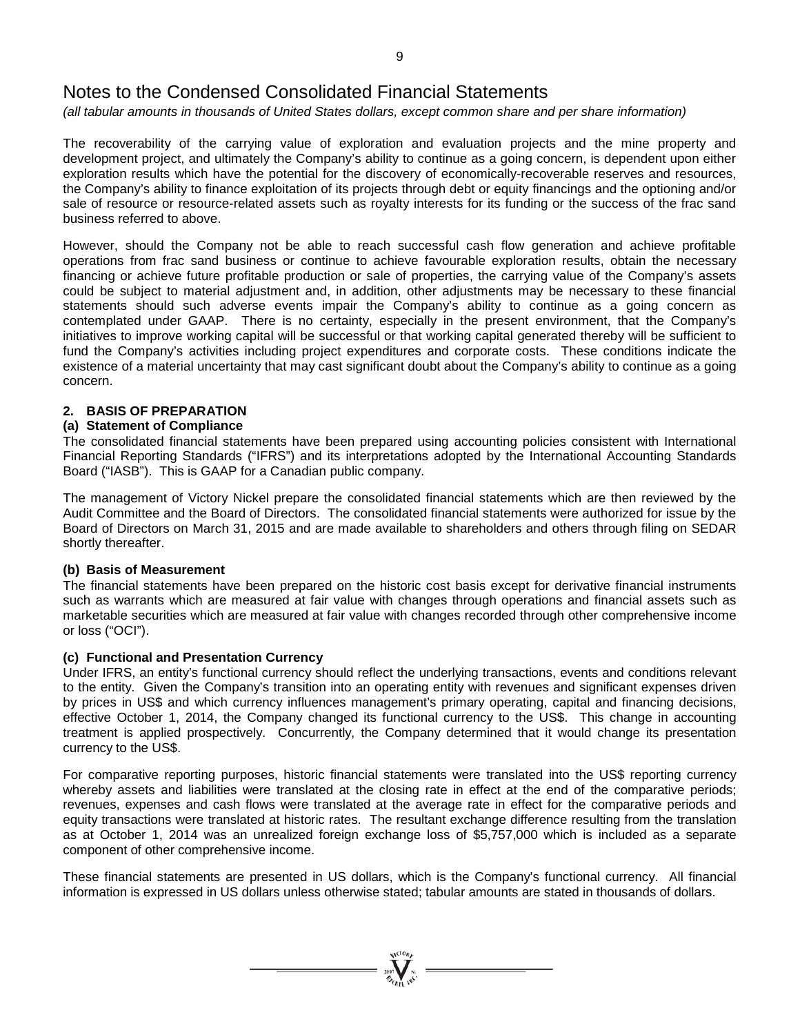# Notes to the Condensed Consolidated Financial Statements

*(all tabular amounts in thousands of United States dollars, except common share and per share information)*

The recoverability of the carrying value of exploration and evaluation projects and the mine property and development project, and ultimately the Company's ability to continue as a going concern, is dependent upon either exploration results which have the potential for the discovery of economically-recoverable reserves and resources, the Company's ability to finance exploitation of its projects through debt or equity financings and the optioning and/or sale of resource or resource-related assets such as royalty interests for its funding or the success of the frac sand business referred to above.

However, should the Company not be able to reach successful cash flow generation and achieve profitable operations from frac sand business or continue to achieve favourable exploration results, obtain the necessary financing or achieve future profitable production or sale of properties, the carrying value of the Company's assets could be subject to material adjustment and, in addition, other adjustments may be necessary to these financial statements should such adverse events impair the Company's ability to continue as a going concern as contemplated under GAAP. There is no certainty, especially in the present environment, that the Company's initiatives to improve working capital will be successful or that working capital generated thereby will be sufficient to fund the Company's activities including project expenditures and corporate costs. These conditions indicate the existence of a material uncertainty that may cast significant doubt about the Company's ability to continue as a going concern.

## 2. BASIS OF PREPARATION

### (a) Statement of Compliance

The consolidated financial statements have been prepared using accounting policies consistent with International Financial Reporting Standards ("IFRS") and its interpretations adopted by the International Accounting Standards Board ("IASB"). This is GAAP for a Canadian public company.

The management of Victory Nickel prepare the consolidated financial statements which are then reviewed by the Audit Committee and the Board of Directors. The consolidated financial statements were authorized for issue by the Board of Directors on March 31, 2015 and are made available to shareholders and others through filing on SEDAR shortly thereafter.

### (b) Basis of Measurement

The financial statements have been prepared on the historic cost basis except for derivative financial instruments such as warrants which are measured at fair value with changes through operations and financial assets such as marketable securities which are measured at fair value with changes recorded through other comprehensive income or loss ("OCI").

### (c) Functional and Presentation Currency

Under IFRS, an entity's functional currency should reflect the underlying transactions, events and conditions relevant to the entity. Given the Company's transition into an operating entity with revenues and significant expenses driven by prices in US$ and which currency influences management's primary operating, capital and financing decisions, effective October 1, 2014, the Company changed its functional currency to the US$. This change in accounting treatment is applied prospectively. Concurrently, the Company determined that it would change its presentation currency to the US$.

For comparative reporting purposes, historic financial statements were translated into the US$ reporting currency whereby assets and liabilities were translated at the closing rate in effect at the end of the comparative periods; revenues, expenses and cash flows were translated at the average rate in effect for the comparative periods and equity transactions were translated at historic rates. The resultant exchange difference resulting from the translation as at October 1, 2014 was an unrealized foreign exchange loss of $5,757,000 which is included as a separate component of other comprehensive income.

These financial statements are presented in US dollars, which is the Company's functional currency. All financial information is expressed in US dollars unless otherwise stated; tabular amounts are stated in thousands of dollars.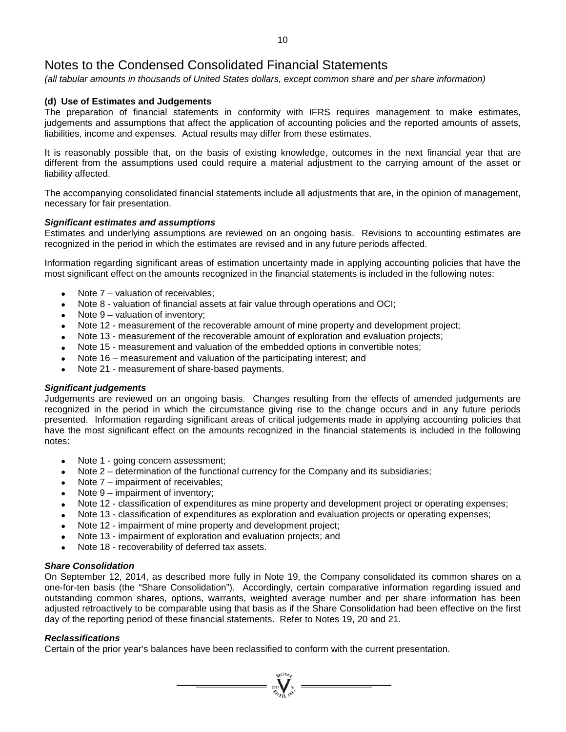# Notes to the Condensed Consolidated Financial Statements

*(all tabular amounts in thousands of United States dollars, except common share and per share information)*

**(d) Use of Estimates and Judgements**

The preparation of financial statements in conformity with IFRS requires management to make estimates, judgements and assumptions that affect the application of accounting policies and the reported amounts of assets, liabilities, income and expenses. Actual results may differ from these estimates.

It is reasonably possible that, on the basis of existing knowledge, outcomes in the next financial year that are different from the assumptions used could require a material adjustment to the carrying amount of the asset or liability affected.

The accompanying consolidated financial statements include all adjustments that are, in the opinion of management, necessary for fair presentation.

***Significant estimates and assumptions***

Estimates and underlying assumptions are reviewed on an ongoing basis. Revisions to accounting estimates are recognized in the period in which the estimates are revised and in any future periods affected.

Information regarding significant areas of estimation uncertainty made in applying accounting policies that have the most significant effect on the amounts recognized in the financial statements is included in the following notes:

- Note 7 – valuation of receivables;
- Note 8 - valuation of financial assets at fair value through operations and OCI;
- Note 9 – valuation of inventory;
- Note 12 - measurement of the recoverable amount of mine property and development project;
- Note 13 - measurement of the recoverable amount of exploration and evaluation projects;
- Note 15 - measurement and valuation of the embedded options in convertible notes;
- Note 16 – measurement and valuation of the participating interest; and
- Note 21 - measurement of share-based payments.

***Significant judgements***

Judgements are reviewed on an ongoing basis. Changes resulting from the effects of amended judgements are recognized in the period in which the circumstance giving rise to the change occurs and in any future periods presented. Information regarding significant areas of critical judgements made in applying accounting policies that have the most significant effect on the amounts recognized in the financial statements is included in the following notes:

- Note 1 - going concern assessment;
- Note 2 – determination of the functional currency for the Company and its subsidiaries;
- Note 7 – impairment of receivables;
- Note 9 – impairment of inventory;
- Note 12 - classification of expenditures as mine property and development project or operating expenses;
- Note 13 - classification of expenditures as exploration and evaluation projects or operating expenses;
- Note 12 - impairment of mine property and development project;
- Note 13 - impairment of exploration and evaluation projects; and
- Note 18 - recoverability of deferred tax assets.

***Share Consolidation***

On September 12, 2014, as described more fully in Note 19, the Company consolidated its common shares on a one-for-ten basis (the "Share Consolidation"). Accordingly, certain comparative information regarding issued and outstanding common shares, options, warrants, weighted average number and per share information has been adjusted retroactively to be comparable using that basis as if the Share Consolidation had been effective on the first day of the reporting period of these financial statements. Refer to Notes 19, 20 and 21.

***Reclassifications***

Certain of the prior year's balances have been reclassified to conform with the current presentation.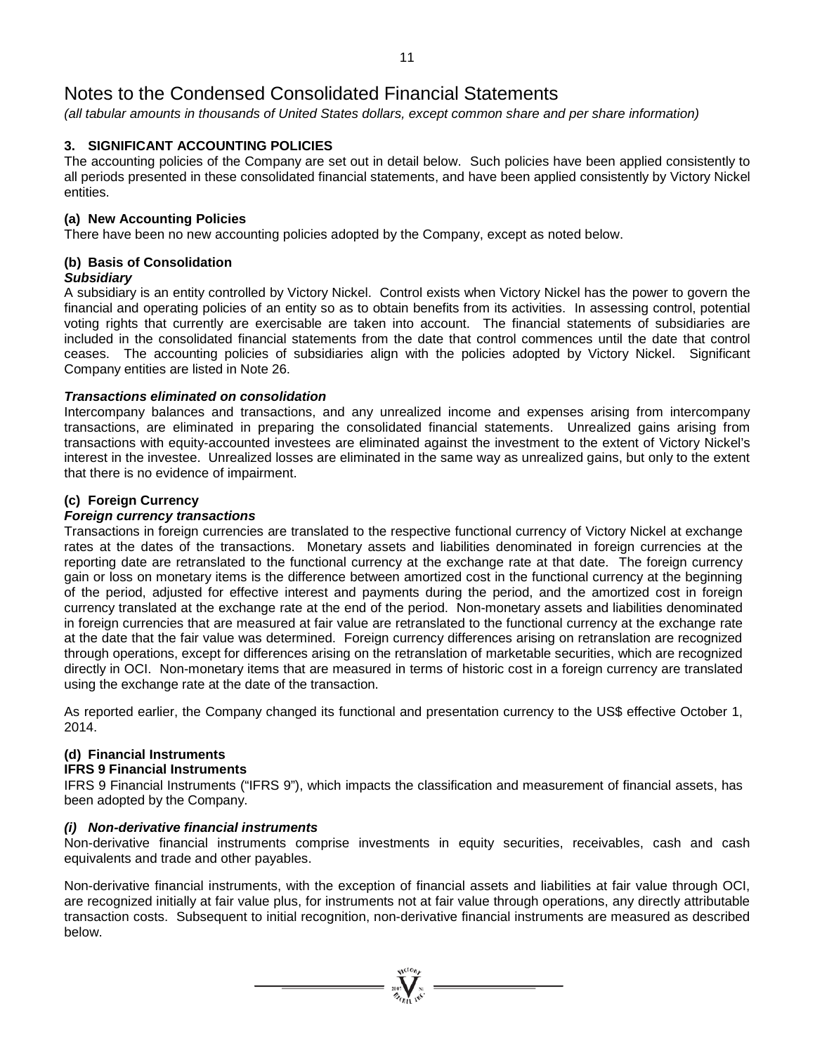# Notes to the Condensed Consolidated Financial Statements

*(all tabular amounts in thousands of United States dollars, except common share and per share information)*

## 3. SIGNIFICANT ACCOUNTING POLICIES

The accounting policies of the Company are set out in detail below. Such policies have been applied consistently to all periods presented in these consolidated financial statements, and have been applied consistently by Victory Nickel entities.

### (a) New Accounting Policies

There have been no new accounting policies adopted by the Company, except as noted below.

### (b) Basis of Consolidation

***Subsidiary***

A subsidiary is an entity controlled by Victory Nickel. Control exists when Victory Nickel has the power to govern the financial and operating policies of an entity so as to obtain benefits from its activities. In assessing control, potential voting rights that currently are exercisable are taken into account. The financial statements of subsidiaries are included in the consolidated financial statements from the date that control commences until the date that control ceases. The accounting policies of subsidiaries align with the policies adopted by Victory Nickel. Significant Company entities are listed in Note 26.

***Transactions eliminated on consolidation***

Intercompany balances and transactions, and any unrealized income and expenses arising from intercompany transactions, are eliminated in preparing the consolidated financial statements. Unrealized gains arising from transactions with equity-accounted investees are eliminated against the investment to the extent of Victory Nickel's interest in the investee. Unrealized losses are eliminated in the same way as unrealized gains, but only to the extent that there is no evidence of impairment.

### (c) Foreign Currency

***Foreign currency transactions***

Transactions in foreign currencies are translated to the respective functional currency of Victory Nickel at exchange rates at the dates of the transactions. Monetary assets and liabilities denominated in foreign currencies at the reporting date are retranslated to the functional currency at the exchange rate at that date. The foreign currency gain or loss on monetary items is the difference between amortized cost in the functional currency at the beginning of the period, adjusted for effective interest and payments during the period, and the amortized cost in foreign currency translated at the exchange rate at the end of the period. Non-monetary assets and liabilities denominated in foreign currencies that are measured at fair value are retranslated to the functional currency at the exchange rate at the date that the fair value was determined. Foreign currency differences arising on retranslation are recognized through operations, except for differences arising on the retranslation of marketable securities, which are recognized directly in OCI. Non-monetary items that are measured in terms of historic cost in a foreign currency are translated using the exchange rate at the date of the transaction.

As reported earlier, the Company changed its functional and presentation currency to the US$ effective October 1, 2014.

### (d) Financial Instruments

**IFRS 9 Financial Instruments**

IFRS 9 Financial Instruments ("IFRS 9"), which impacts the classification and measurement of financial assets, has been adopted by the Company.

***(i) Non-derivative financial instruments***

Non-derivative financial instruments comprise investments in equity securities, receivables, cash and cash equivalents and trade and other payables.

Non-derivative financial instruments, with the exception of financial assets and liabilities at fair value through OCI, are recognized initially at fair value plus, for instruments not at fair value through operations, any directly attributable transaction costs. Subsequent to initial recognition, non-derivative financial instruments are measured as described below.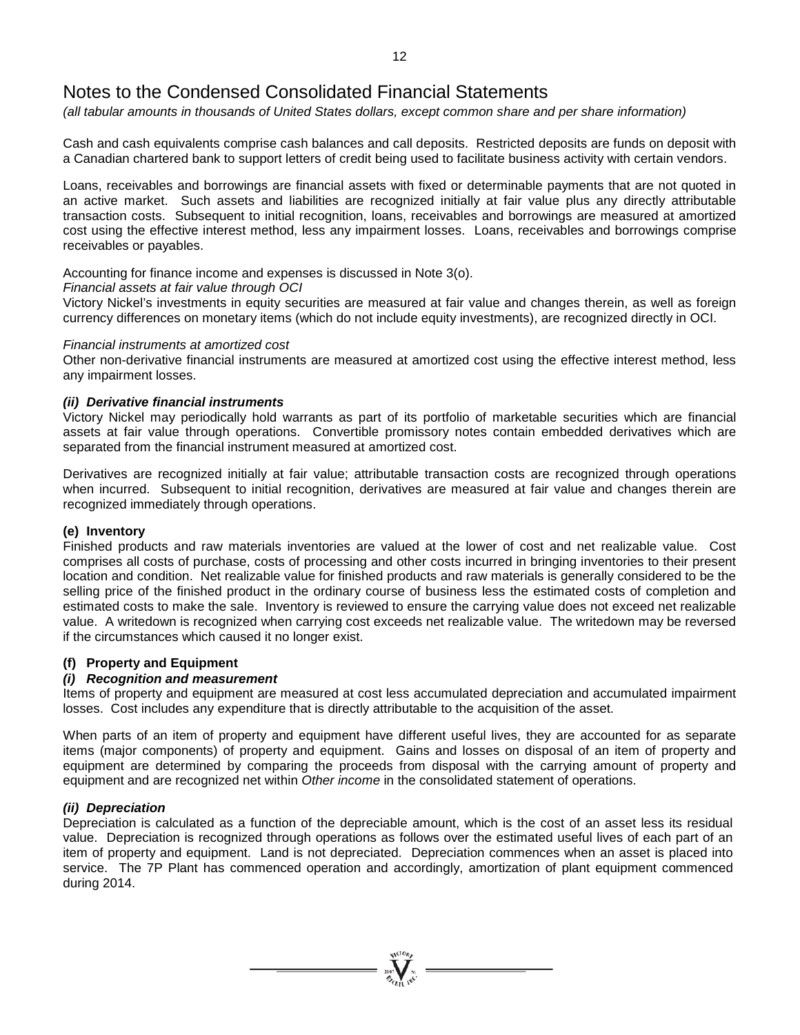# Notes to the Condensed Consolidated Financial Statements

*(all tabular amounts in thousands of United States dollars, except common share and per share information)*

Cash and cash equivalents comprise cash balances and call deposits. Restricted deposits are funds on deposit with a Canadian chartered bank to support letters of credit being used to facilitate business activity with certain vendors.

Loans, receivables and borrowings are financial assets with fixed or determinable payments that are not quoted in an active market. Such assets and liabilities are recognized initially at fair value plus any directly attributable transaction costs. Subsequent to initial recognition, loans, receivables and borrowings are measured at amortized cost using the effective interest method, less any impairment losses. Loans, receivables and borrowings comprise receivables or payables.

Accounting for finance income and expenses is discussed in Note 3(o).

*Financial assets at fair value through OCI*

Victory Nickel's investments in equity securities are measured at fair value and changes therein, as well as foreign currency differences on monetary items (which do not include equity investments), are recognized directly in OCI.

*Financial instruments at amortized cost*

Other non-derivative financial instruments are measured at amortized cost using the effective interest method, less any impairment losses.

***(ii) Derivative financial instruments***

Victory Nickel may periodically hold warrants as part of its portfolio of marketable securities which are financial assets at fair value through operations. Convertible promissory notes contain embedded derivatives which are separated from the financial instrument measured at amortized cost.

Derivatives are recognized initially at fair value; attributable transaction costs are recognized through operations when incurred. Subsequent to initial recognition, derivatives are measured at fair value and changes therein are recognized immediately through operations.

**(e) Inventory**

Finished products and raw materials inventories are valued at the lower of cost and net realizable value. Cost comprises all costs of purchase, costs of processing and other costs incurred in bringing inventories to their present location and condition. Net realizable value for finished products and raw materials is generally considered to be the selling price of the finished product in the ordinary course of business less the estimated costs of completion and estimated costs to make the sale. Inventory is reviewed to ensure the carrying value does not exceed net realizable value. A writedown is recognized when carrying cost exceeds net realizable value. The writedown may be reversed if the circumstances which caused it no longer exist.

**(f) Property and Equipment**

***(i) Recognition and measurement***

Items of property and equipment are measured at cost less accumulated depreciation and accumulated impairment losses. Cost includes any expenditure that is directly attributable to the acquisition of the asset.

When parts of an item of property and equipment have different useful lives, they are accounted for as separate items (major components) of property and equipment. Gains and losses on disposal of an item of property and equipment are determined by comparing the proceeds from disposal with the carrying amount of property and equipment and are recognized net within *Other income* in the consolidated statement of operations.

***(ii) Depreciation***

Depreciation is calculated as a function of the depreciable amount, which is the cost of an asset less its residual value. Depreciation is recognized through operations as follows over the estimated useful lives of each part of an item of property and equipment. Land is not depreciated. Depreciation commences when an asset is placed into service. The 7P Plant has commenced operation and accordingly, amortization of plant equipment commenced during 2014.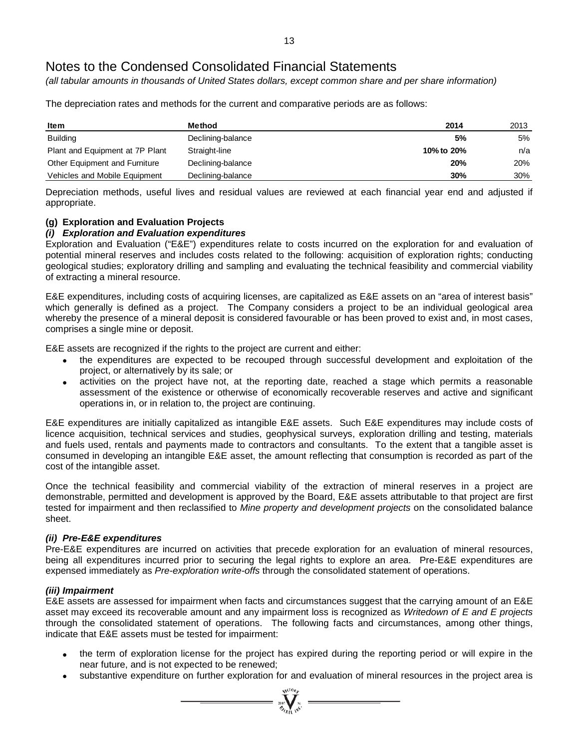# Notes to the Condensed Consolidated Financial Statements

*(all tabular amounts in thousands of United States dollars, except common share and per share information)*

The depreciation rates and methods for the current and comparative periods are as follows:

| Item | Method | 2014 | 2013 |
|---|---|---|---|
| Building | Declining-balance | **5%** | 5% |
| Plant and Equipment at 7P Plant | Straight-line | **10% to 20%** | n/a |
| Other Equipment and Furniture | Declining-balance | **20%** | 20% |
| Vehicles and Mobile Equipment | Declining-balance | **30%** | 30% |

Depreciation methods, useful lives and residual values are reviewed at each financial year end and adjusted if appropriate.

**(g) Exploration and Evaluation Projects**

***(i) Exploration and Evaluation expenditures***

Exploration and Evaluation ("E&E") expenditures relate to costs incurred on the exploration for and evaluation of potential mineral reserves and includes costs related to the following: acquisition of exploration rights; conducting geological studies; exploratory drilling and sampling and evaluating the technical feasibility and commercial viability of extracting a mineral resource.

E&E expenditures, including costs of acquiring licenses, are capitalized as E&E assets on an "area of interest basis" which generally is defined as a project. The Company considers a project to be an individual geological area whereby the presence of a mineral deposit is considered favourable or has been proved to exist and, in most cases, comprises a single mine or deposit.

E&E assets are recognized if the rights to the project are current and either:

- the expenditures are expected to be recouped through successful development and exploitation of the project, or alternatively by its sale; or
- activities on the project have not, at the reporting date, reached a stage which permits a reasonable assessment of the existence or otherwise of economically recoverable reserves and active and significant operations in, or in relation to, the project are continuing.

E&E expenditures are initially capitalized as intangible E&E assets. Such E&E expenditures may include costs of licence acquisition, technical services and studies, geophysical surveys, exploration drilling and testing, materials and fuels used, rentals and payments made to contractors and consultants. To the extent that a tangible asset is consumed in developing an intangible E&E asset, the amount reflecting that consumption is recorded as part of the cost of the intangible asset.

Once the technical feasibility and commercial viability of the extraction of mineral reserves in a project are demonstrable, permitted and development is approved by the Board, E&E assets attributable to that project are first tested for impairment and then reclassified to *Mine property and development projects* on the consolidated balance sheet.

***(ii) Pre-E&E expenditures***

Pre-E&E expenditures are incurred on activities that precede exploration for an evaluation of mineral resources, being all expenditures incurred prior to securing the legal rights to explore an area. Pre-E&E expenditures are expensed immediately as *Pre-exploration write-offs* through the consolidated statement of operations.

***(iii) Impairment***

E&E assets are assessed for impairment when facts and circumstances suggest that the carrying amount of an E&E asset may exceed its recoverable amount and any impairment loss is recognized as *Writedown of E and E projects* through the consolidated statement of operations. The following facts and circumstances, among other things, indicate that E&E assets must be tested for impairment:

- the term of exploration license for the project has expired during the reporting period or will expire in the near future, and is not expected to be renewed;
- substantive expenditure on further exploration for and evaluation of mineral resources in the project area is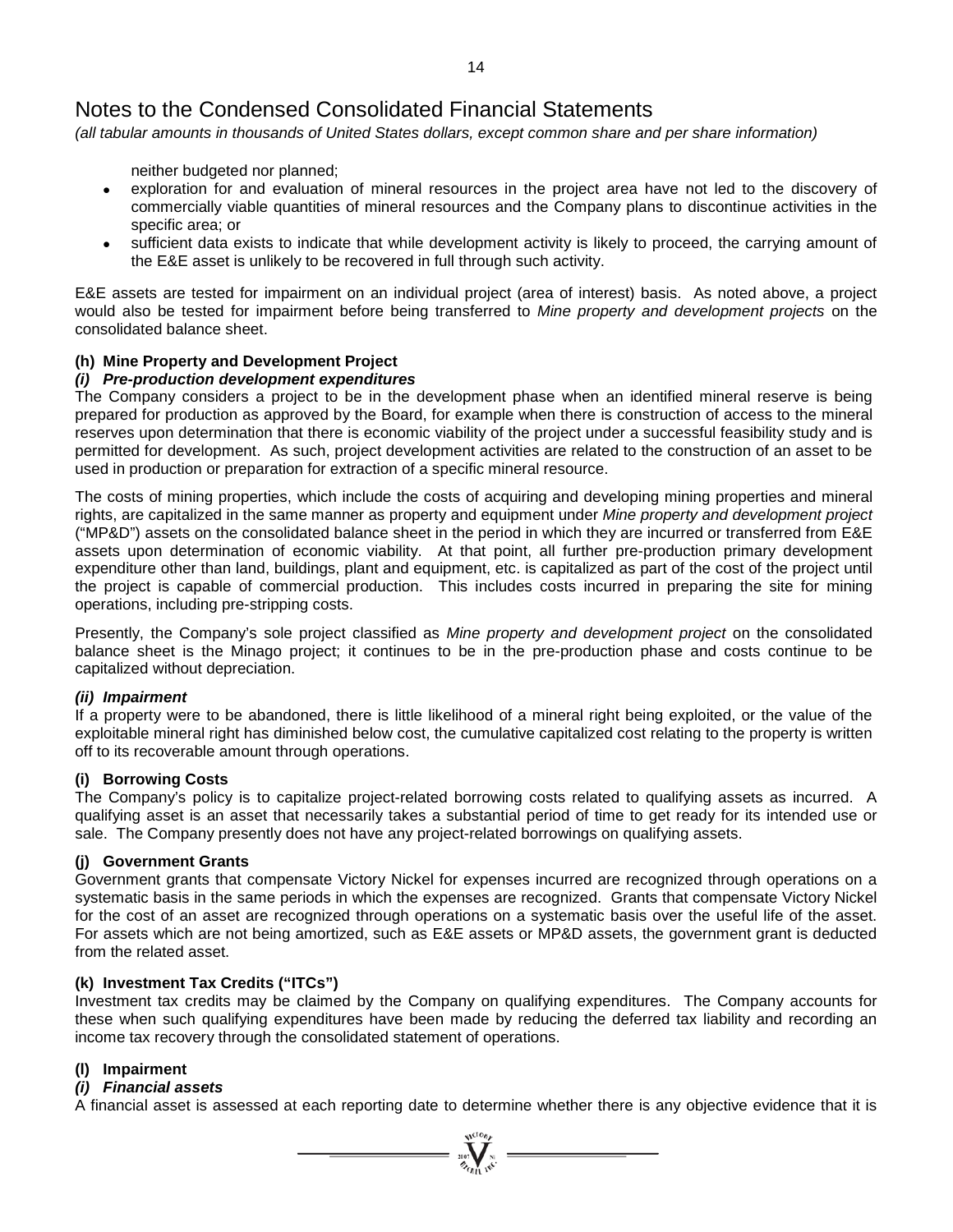# Notes to the Condensed Consolidated Financial Statements

*(all tabular amounts in thousands of United States dollars, except common share and per share information)*

neither budgeted nor planned;

- exploration for and evaluation of mineral resources in the project area have not led to the discovery of commercially viable quantities of mineral resources and the Company plans to discontinue activities in the specific area; or
- sufficient data exists to indicate that while development activity is likely to proceed, the carrying amount of the E&E asset is unlikely to be recovered in full through such activity.

E&E assets are tested for impairment on an individual project (area of interest) basis. As noted above, a project would also be tested for impairment before being transferred to *Mine property and development projects* on the consolidated balance sheet.

### (h) Mine Property and Development Project

#### *(i) Pre-production development expenditures*

The Company considers a project to be in the development phase when an identified mineral reserve is being prepared for production as approved by the Board, for example when there is construction of access to the mineral reserves upon determination that there is economic viability of the project under a successful feasibility study and is permitted for development. As such, project development activities are related to the construction of an asset to be used in production or preparation for extraction of a specific mineral resource.

The costs of mining properties, which include the costs of acquiring and developing mining properties and mineral rights, are capitalized in the same manner as property and equipment under *Mine property and development project* ("MP&D") assets on the consolidated balance sheet in the period in which they are incurred or transferred from E&E assets upon determination of economic viability. At that point, all further pre-production primary development expenditure other than land, buildings, plant and equipment, etc. is capitalized as part of the cost of the project until the project is capable of commercial production. This includes costs incurred in preparing the site for mining operations, including pre-stripping costs.

Presently, the Company's sole project classified as *Mine property and development project* on the consolidated balance sheet is the Minago project; it continues to be in the pre-production phase and costs continue to be capitalized without depreciation.

#### *(ii) Impairment*

If a property were to be abandoned, there is little likelihood of a mineral right being exploited, or the value of the exploitable mineral right has diminished below cost, the cumulative capitalized cost relating to the property is written off to its recoverable amount through operations.

### (i) Borrowing Costs

The Company's policy is to capitalize project-related borrowing costs related to qualifying assets as incurred. A qualifying asset is an asset that necessarily takes a substantial period of time to get ready for its intended use or sale. The Company presently does not have any project-related borrowings on qualifying assets.

### (j) Government Grants

Government grants that compensate Victory Nickel for expenses incurred are recognized through operations on a systematic basis in the same periods in which the expenses are recognized. Grants that compensate Victory Nickel for the cost of an asset are recognized through operations on a systematic basis over the useful life of the asset. For assets which are not being amortized, such as E&E assets or MP&D assets, the government grant is deducted from the related asset.

### (k) Investment Tax Credits ("ITCs")

Investment tax credits may be claimed by the Company on qualifying expenditures. The Company accounts for these when such qualifying expenditures have been made by reducing the deferred tax liability and recording an income tax recovery through the consolidated statement of operations.

### (l) Impairment

#### *(i) Financial assets*

A financial asset is assessed at each reporting date to determine whether there is any objective evidence that it is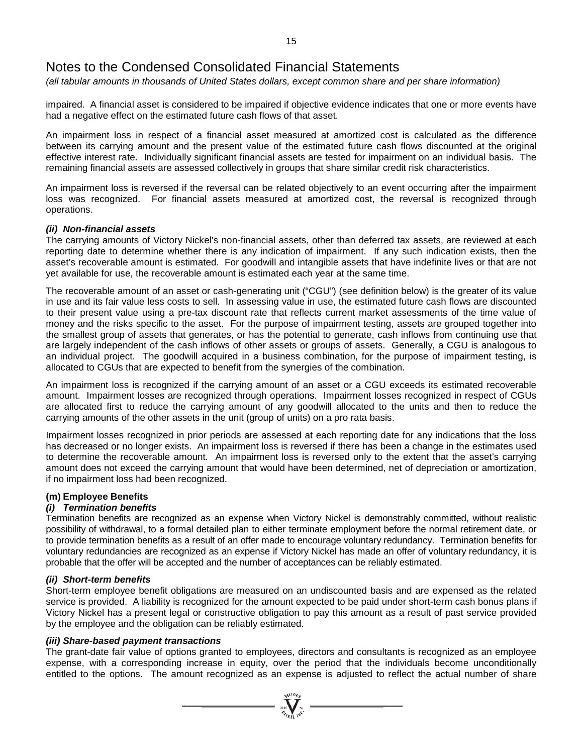# Notes to the Condensed Consolidated Financial Statements

*(all tabular amounts in thousands of United States dollars, except common share and per share information)*

impaired. A financial asset is considered to be impaired if objective evidence indicates that one or more events have had a negative effect on the estimated future cash flows of that asset.

An impairment loss in respect of a financial asset measured at amortized cost is calculated as the difference between its carrying amount and the present value of the estimated future cash flows discounted at the original effective interest rate. Individually significant financial assets are tested for impairment on an individual basis. The remaining financial assets are assessed collectively in groups that share similar credit risk characteristics.

An impairment loss is reversed if the reversal can be related objectively to an event occurring after the impairment loss was recognized. For financial assets measured at amortized cost, the reversal is recognized through operations.

***(ii) Non-financial assets***

The carrying amounts of Victory Nickel's non-financial assets, other than deferred tax assets, are reviewed at each reporting date to determine whether there is any indication of impairment. If any such indication exists, then the asset's recoverable amount is estimated. For goodwill and intangible assets that have indefinite lives or that are not yet available for use, the recoverable amount is estimated each year at the same time.

The recoverable amount of an asset or cash-generating unit ("CGU") (see definition below) is the greater of its value in use and its fair value less costs to sell. In assessing value in use, the estimated future cash flows are discounted to their present value using a pre-tax discount rate that reflects current market assessments of the time value of money and the risks specific to the asset. For the purpose of impairment testing, assets are grouped together into the smallest group of assets that generates, or has the potential to generate, cash inflows from continuing use that are largely independent of the cash inflows of other assets or groups of assets. Generally, a CGU is analogous to an individual project. The goodwill acquired in a business combination, for the purpose of impairment testing, is allocated to CGUs that are expected to benefit from the synergies of the combination.

An impairment loss is recognized if the carrying amount of an asset or a CGU exceeds its estimated recoverable amount. Impairment losses are recognized through operations. Impairment losses recognized in respect of CGUs are allocated first to reduce the carrying amount of any goodwill allocated to the units and then to reduce the carrying amounts of the other assets in the unit (group of units) on a pro rata basis.

Impairment losses recognized in prior periods are assessed at each reporting date for any indications that the loss has decreased or no longer exists. An impairment loss is reversed if there has been a change in the estimates used to determine the recoverable amount. An impairment loss is reversed only to the extent that the asset's carrying amount does not exceed the carrying amount that would have been determined, net of depreciation or amortization, if no impairment loss had been recognized.

**(m) Employee Benefits**

***(i) Termination benefits***

Termination benefits are recognized as an expense when Victory Nickel is demonstrably committed, without realistic possibility of withdrawal, to a formal detailed plan to either terminate employment before the normal retirement date, or to provide termination benefits as a result of an offer made to encourage voluntary redundancy. Termination benefits for voluntary redundancies are recognized as an expense if Victory Nickel has made an offer of voluntary redundancy, it is probable that the offer will be accepted and the number of acceptances can be reliably estimated.

***(ii) Short-term benefits***

Short-term employee benefit obligations are measured on an undiscounted basis and are expensed as the related service is provided. A liability is recognized for the amount expected to be paid under short-term cash bonus plans if Victory Nickel has a present legal or constructive obligation to pay this amount as a result of past service provided by the employee and the obligation can be reliably estimated.

***(iii) Share-based payment transactions***

The grant-date fair value of options granted to employees, directors and consultants is recognized as an employee expense, with a corresponding increase in equity, over the period that the individuals become unconditionally entitled to the options. The amount recognized as an expense is adjusted to reflect the actual number of share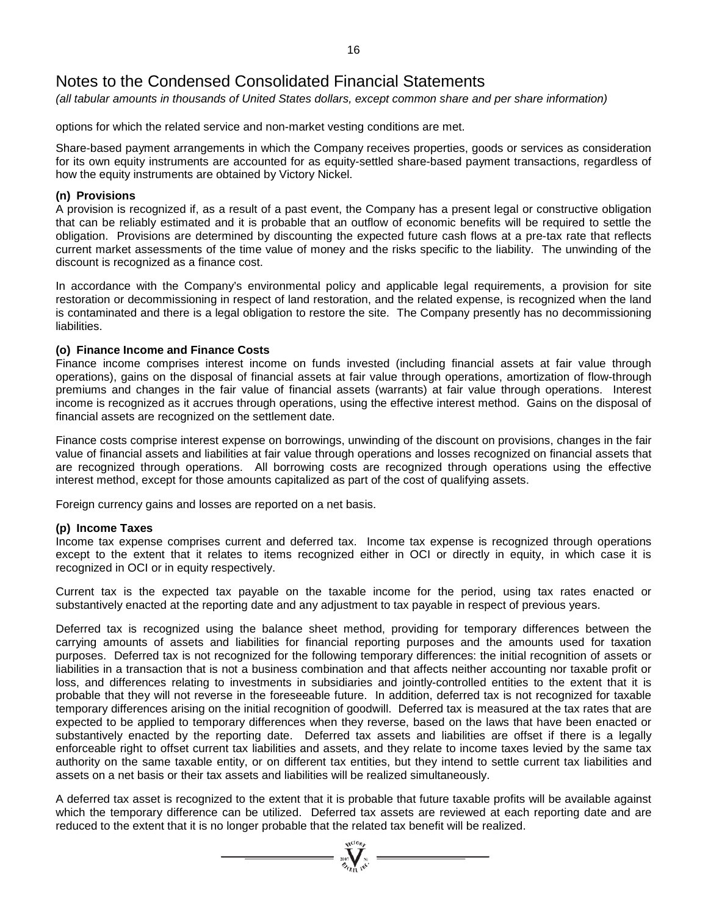# Notes to the Condensed Consolidated Financial Statements

*(all tabular amounts in thousands of United States dollars, except common share and per share information)*

options for which the related service and non-market vesting conditions are met.

Share-based payment arrangements in which the Company receives properties, goods or services as consideration for its own equity instruments are accounted for as equity-settled share-based payment transactions, regardless of how the equity instruments are obtained by Victory Nickel.

### (n) Provisions

A provision is recognized if, as a result of a past event, the Company has a present legal or constructive obligation that can be reliably estimated and it is probable that an outflow of economic benefits will be required to settle the obligation. Provisions are determined by discounting the expected future cash flows at a pre-tax rate that reflects current market assessments of the time value of money and the risks specific to the liability. The unwinding of the discount is recognized as a finance cost.

In accordance with the Company's environmental policy and applicable legal requirements, a provision for site restoration or decommissioning in respect of land restoration, and the related expense, is recognized when the land is contaminated and there is a legal obligation to restore the site. The Company presently has no decommissioning liabilities.

### (o) Finance Income and Finance Costs

Finance income comprises interest income on funds invested (including financial assets at fair value through operations), gains on the disposal of financial assets at fair value through operations, amortization of flow-through premiums and changes in the fair value of financial assets (warrants) at fair value through operations. Interest income is recognized as it accrues through operations, using the effective interest method. Gains on the disposal of financial assets are recognized on the settlement date.

Finance costs comprise interest expense on borrowings, unwinding of the discount on provisions, changes in the fair value of financial assets and liabilities at fair value through operations and losses recognized on financial assets that are recognized through operations. All borrowing costs are recognized through operations using the effective interest method, except for those amounts capitalized as part of the cost of qualifying assets.

Foreign currency gains and losses are reported on a net basis.

### (p) Income Taxes

Income tax expense comprises current and deferred tax. Income tax expense is recognized through operations except to the extent that it relates to items recognized either in OCI or directly in equity, in which case it is recognized in OCI or in equity respectively.

Current tax is the expected tax payable on the taxable income for the period, using tax rates enacted or substantively enacted at the reporting date and any adjustment to tax payable in respect of previous years.

Deferred tax is recognized using the balance sheet method, providing for temporary differences between the carrying amounts of assets and liabilities for financial reporting purposes and the amounts used for taxation purposes. Deferred tax is not recognized for the following temporary differences: the initial recognition of assets or liabilities in a transaction that is not a business combination and that affects neither accounting nor taxable profit or loss, and differences relating to investments in subsidiaries and jointly-controlled entities to the extent that it is probable that they will not reverse in the foreseeable future. In addition, deferred tax is not recognized for taxable temporary differences arising on the initial recognition of goodwill. Deferred tax is measured at the tax rates that are expected to be applied to temporary differences when they reverse, based on the laws that have been enacted or substantively enacted by the reporting date. Deferred tax assets and liabilities are offset if there is a legally enforceable right to offset current tax liabilities and assets, and they relate to income taxes levied by the same tax authority on the same taxable entity, or on different tax entities, but they intend to settle current tax liabilities and assets on a net basis or their tax assets and liabilities will be realized simultaneously.

A deferred tax asset is recognized to the extent that it is probable that future taxable profits will be available against which the temporary difference can be utilized. Deferred tax assets are reviewed at each reporting date and are reduced to the extent that it is no longer probable that the related tax benefit will be realized.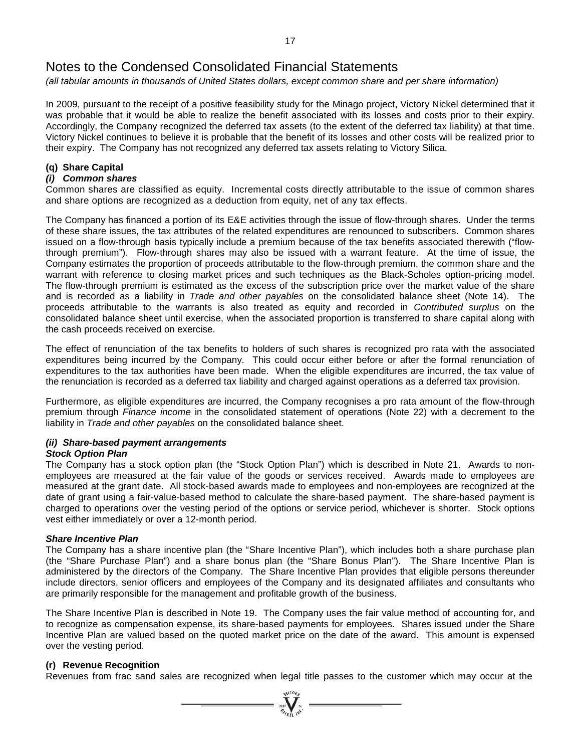// Notes to the Condensed Consolidated Financial Statements

*(all tabular amounts in thousands of United States dollars, except common share and per share information)*

In 2009, pursuant to the receipt of a positive feasibility study for the Minago project, Victory Nickel determined that it was probable that it would be able to realize the benefit associated with its losses and costs prior to their expiry. Accordingly, the Company recognized the deferred tax assets (to the extent of the deferred tax liability) at that time. Victory Nickel continues to believe it is probable that the benefit of its losses and other costs will be realized prior to their expiry. The Company has not recognized any deferred tax assets relating to Victory Silica.

## (q) Share Capital

### *(i) Common shares*

Common shares are classified as equity. Incremental costs directly attributable to the issue of common shares and share options are recognized as a deduction from equity, net of any tax effects.

The Company has financed a portion of its E&E activities through the issue of flow-through shares. Under the terms of these share issues, the tax attributes of the related expenditures are renounced to subscribers. Common shares issued on a flow-through basis typically include a premium because of the tax benefits associated therewith ("flow-through premium"). Flow-through shares may also be issued with a warrant feature. At the time of issue, the Company estimates the proportion of proceeds attributable to the flow-through premium, the common share and the warrant with reference to closing market prices and such techniques as the Black-Scholes option-pricing model. The flow-through premium is estimated as the excess of the subscription price over the market value of the share and is recorded as a liability in *Trade and other payables* on the consolidated balance sheet (Note 14). The proceeds attributable to the warrants is also treated as equity and recorded in *Contributed surplus* on the consolidated balance sheet until exercise, when the associated proportion is transferred to share capital along with the cash proceeds received on exercise.

The effect of renunciation of the tax benefits to holders of such shares is recognized pro rata with the associated expenditures being incurred by the Company. This could occur either before or after the formal renunciation of expenditures to the tax authorities have been made. When the eligible expenditures are incurred, the tax value of the renunciation is recorded as a deferred tax liability and charged against operations as a deferred tax provision.

Furthermore, as eligible expenditures are incurred, the Company recognises a pro rata amount of the flow-through premium through *Finance income* in the consolidated statement of operations (Note 22) with a decrement to the liability in *Trade and other payables* on the consolidated balance sheet.

### *(ii) Share-based payment arrangements*

***Stock Option Plan***

The Company has a stock option plan (the "Stock Option Plan") which is described in Note 21. Awards to non-employees are measured at the fair value of the goods or services received. Awards made to employees are measured at the grant date. All stock-based awards made to employees and non-employees are recognized at the date of grant using a fair-value-based method to calculate the share-based payment. The share-based payment is charged to operations over the vesting period of the options or service period, whichever is shorter. Stock options vest either immediately or over a 12-month period.

***Share Incentive Plan***

The Company has a share incentive plan (the "Share Incentive Plan"), which includes both a share purchase plan (the "Share Purchase Plan") and a share bonus plan (the "Share Bonus Plan"). The Share Incentive Plan is administered by the directors of the Company. The Share Incentive Plan provides that eligible persons thereunder include directors, senior officers and employees of the Company and its designated affiliates and consultants who are primarily responsible for the management and profitable growth of the business.

The Share Incentive Plan is described in Note 19. The Company uses the fair value method of accounting for, and to recognize as compensation expense, its share-based payments for employees. Shares issued under the Share Incentive Plan are valued based on the quoted market price on the date of the award. This amount is expensed over the vesting period.

## (r) Revenue Recognition

Revenues from frac sand sales are recognized when legal title passes to the customer which may occur at the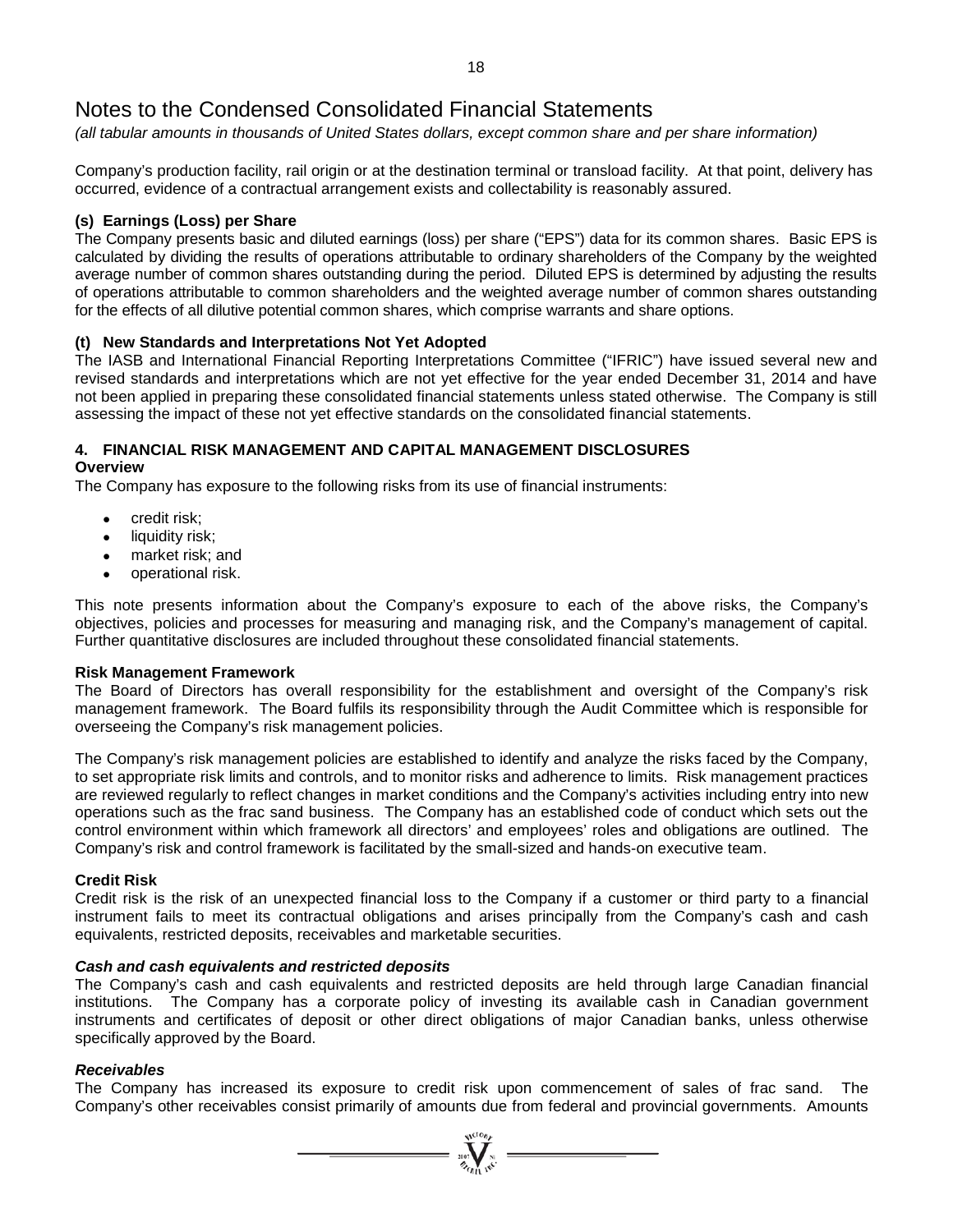# Notes to the Condensed Consolidated Financial Statements

*(all tabular amounts in thousands of United States dollars, except common share and per share information)*

Company's production facility, rail origin or at the destination terminal or transload facility. At that point, delivery has occurred, evidence of a contractual arrangement exists and collectability is reasonably assured.

### (s) Earnings (Loss) per Share

The Company presents basic and diluted earnings (loss) per share ("EPS") data for its common shares. Basic EPS is calculated by dividing the results of operations attributable to ordinary shareholders of the Company by the weighted average number of common shares outstanding during the period. Diluted EPS is determined by adjusting the results of operations attributable to common shareholders and the weighted average number of common shares outstanding for the effects of all dilutive potential common shares, which comprise warrants and share options.

### (t) New Standards and Interpretations Not Yet Adopted

The IASB and International Financial Reporting Interpretations Committee ("IFRIC") have issued several new and revised standards and interpretations which are not yet effective for the year ended December 31, 2014 and have not been applied in preparing these consolidated financial statements unless stated otherwise. The Company is still assessing the impact of these not yet effective standards on the consolidated financial statements.

## 4. FINANCIAL RISK MANAGEMENT AND CAPITAL MANAGEMENT DISCLOSURES

**Overview**

The Company has exposure to the following risks from its use of financial instruments:

- credit risk;
- liquidity risk;
- market risk; and
- operational risk.

This note presents information about the Company's exposure to each of the above risks, the Company's objectives, policies and processes for measuring and managing risk, and the Company's management of capital. Further quantitative disclosures are included throughout these consolidated financial statements.

**Risk Management Framework**

The Board of Directors has overall responsibility for the establishment and oversight of the Company's risk management framework. The Board fulfils its responsibility through the Audit Committee which is responsible for overseeing the Company's risk management policies.

The Company's risk management policies are established to identify and analyze the risks faced by the Company, to set appropriate risk limits and controls, and to monitor risks and adherence to limits. Risk management practices are reviewed regularly to reflect changes in market conditions and the Company's activities including entry into new operations such as the frac sand business. The Company has an established code of conduct which sets out the control environment within which framework all directors' and employees' roles and obligations are outlined. The Company's risk and control framework is facilitated by the small-sized and hands-on executive team.

**Credit Risk**

Credit risk is the risk of an unexpected financial loss to the Company if a customer or third party to a financial instrument fails to meet its contractual obligations and arises principally from the Company's cash and cash equivalents, restricted deposits, receivables and marketable securities.

***Cash and cash equivalents and restricted deposits***

The Company's cash and cash equivalents and restricted deposits are held through large Canadian financial institutions. The Company has a corporate policy of investing its available cash in Canadian government instruments and certificates of deposit or other direct obligations of major Canadian banks, unless otherwise specifically approved by the Board.

***Receivables***

The Company has increased its exposure to credit risk upon commencement of sales of frac sand. The Company's other receivables consist primarily of amounts due from federal and provincial governments. Amounts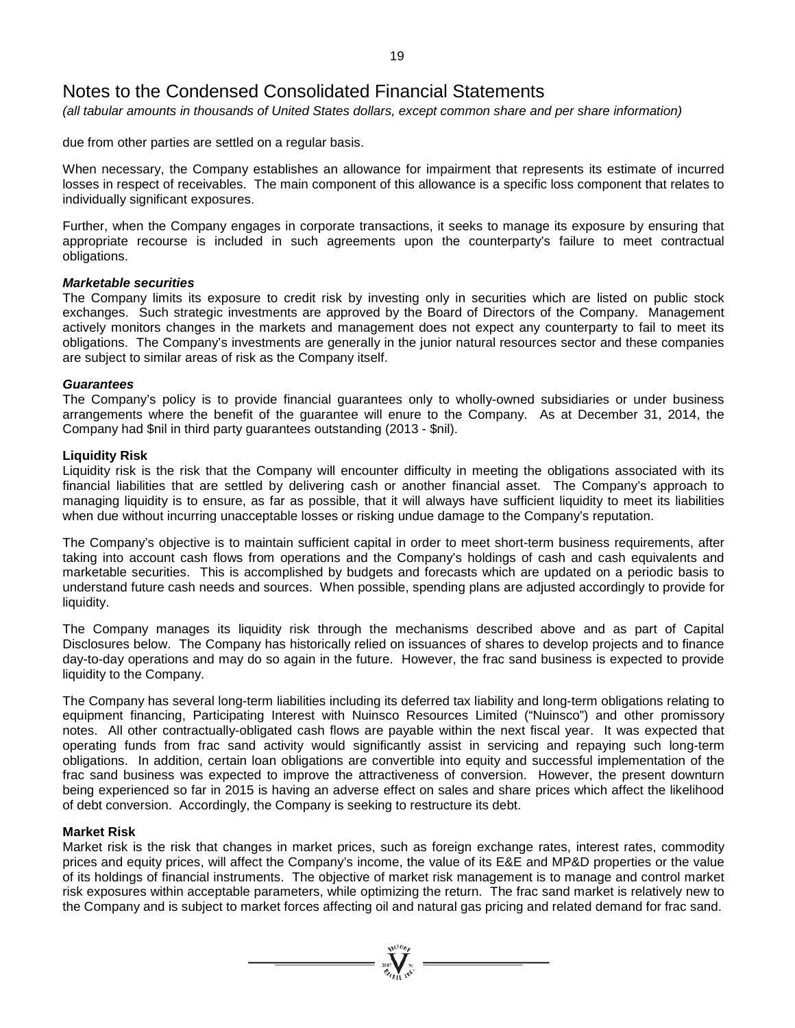# Notes to the Condensed Consolidated Financial Statements

*(all tabular amounts in thousands of United States dollars, except common share and per share information)*

due from other parties are settled on a regular basis.

When necessary, the Company establishes an allowance for impairment that represents its estimate of incurred losses in respect of receivables. The main component of this allowance is a specific loss component that relates to individually significant exposures.

Further, when the Company engages in corporate transactions, it seeks to manage its exposure by ensuring that appropriate recourse is included in such agreements upon the counterparty's failure to meet contractual obligations.

***Marketable securities***

The Company limits its exposure to credit risk by investing only in securities which are listed on public stock exchanges. Such strategic investments are approved by the Board of Directors of the Company. Management actively monitors changes in the markets and management does not expect any counterparty to fail to meet its obligations. The Company's investments are generally in the junior natural resources sector and these companies are subject to similar areas of risk as the Company itself.

***Guarantees***

The Company's policy is to provide financial guarantees only to wholly-owned subsidiaries or under business arrangements where the benefit of the guarantee will enure to the Company. As at December 31, 2014, the Company had $nil in third party guarantees outstanding (2013 - $nil).

**Liquidity Risk**

Liquidity risk is the risk that the Company will encounter difficulty in meeting the obligations associated with its financial liabilities that are settled by delivering cash or another financial asset. The Company's approach to managing liquidity is to ensure, as far as possible, that it will always have sufficient liquidity to meet its liabilities when due without incurring unacceptable losses or risking undue damage to the Company's reputation.

The Company's objective is to maintain sufficient capital in order to meet short-term business requirements, after taking into account cash flows from operations and the Company's holdings of cash and cash equivalents and marketable securities. This is accomplished by budgets and forecasts which are updated on a periodic basis to understand future cash needs and sources. When possible, spending plans are adjusted accordingly to provide for liquidity.

The Company manages its liquidity risk through the mechanisms described above and as part of Capital Disclosures below. The Company has historically relied on issuances of shares to develop projects and to finance day-to-day operations and may do so again in the future. However, the frac sand business is expected to provide liquidity to the Company.

The Company has several long-term liabilities including its deferred tax liability and long-term obligations relating to equipment financing, Participating Interest with Nuinsco Resources Limited ("Nuinsco") and other promissory notes. All other contractually-obligated cash flows are payable within the next fiscal year. It was expected that operating funds from frac sand activity would significantly assist in servicing and repaying such long-term obligations. In addition, certain loan obligations are convertible into equity and successful implementation of the frac sand business was expected to improve the attractiveness of conversion. However, the present downturn being experienced so far in 2015 is having an adverse effect on sales and share prices which affect the likelihood of debt conversion. Accordingly, the Company is seeking to restructure its debt.

**Market Risk**

Market risk is the risk that changes in market prices, such as foreign exchange rates, interest rates, commodity prices and equity prices, will affect the Company's income, the value of its E&E and MP&D properties or the value of its holdings of financial instruments. The objective of market risk management is to manage and control market risk exposures within acceptable parameters, while optimizing the return. The frac sand market is relatively new to the Company and is subject to market forces affecting oil and natural gas pricing and related demand for frac sand.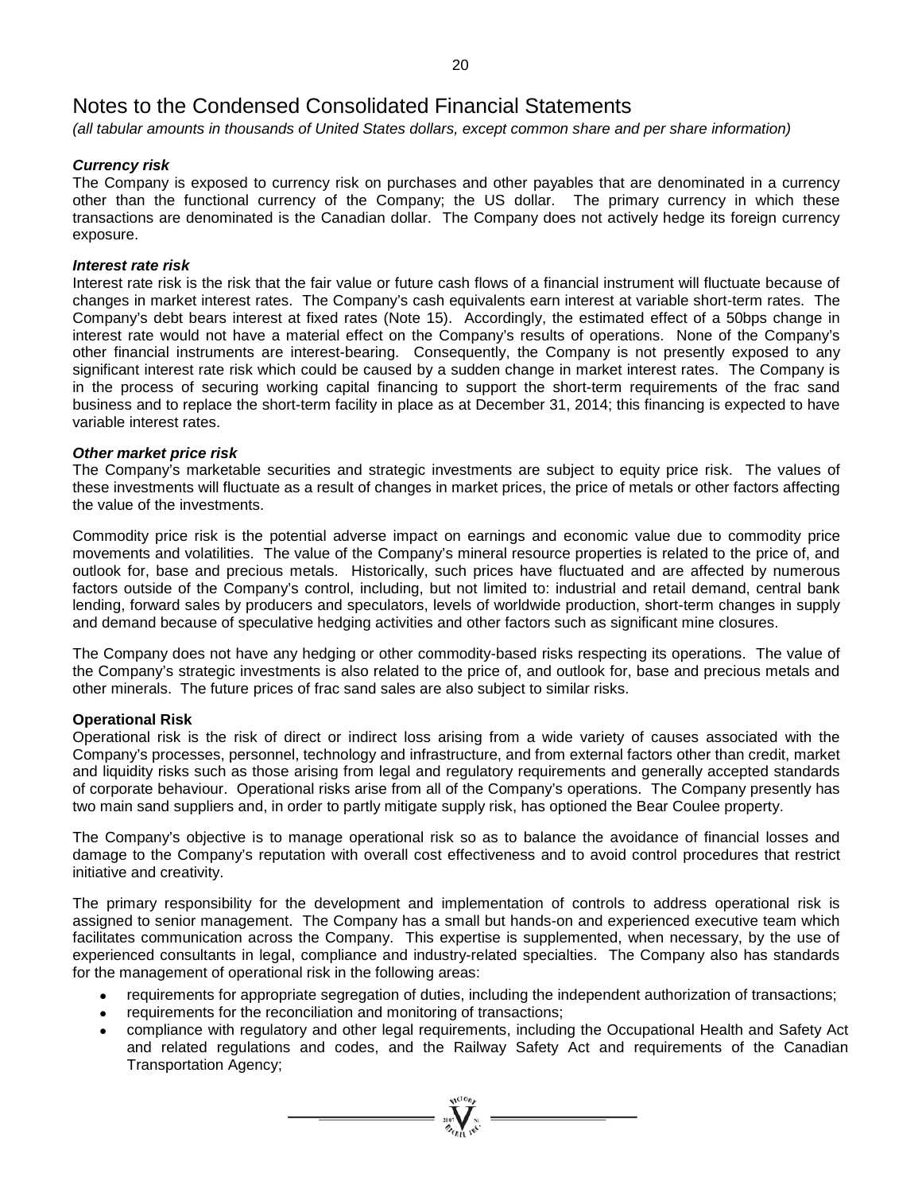# Notes to the Condensed Consolidated Financial Statements

*(all tabular amounts in thousands of United States dollars, except common share and per share information)*

***Currency risk***

The Company is exposed to currency risk on purchases and other payables that are denominated in a currency other than the functional currency of the Company; the US dollar. The primary currency in which these transactions are denominated is the Canadian dollar. The Company does not actively hedge its foreign currency exposure.

***Interest rate risk***

Interest rate risk is the risk that the fair value or future cash flows of a financial instrument will fluctuate because of changes in market interest rates. The Company's cash equivalents earn interest at variable short-term rates. The Company's debt bears interest at fixed rates (Note 15). Accordingly, the estimated effect of a 50bps change in interest rate would not have a material effect on the Company's results of operations. None of the Company's other financial instruments are interest-bearing. Consequently, the Company is not presently exposed to any significant interest rate risk which could be caused by a sudden change in market interest rates. The Company is in the process of securing working capital financing to support the short-term requirements of the frac sand business and to replace the short-term facility in place as at December 31, 2014; this financing is expected to have variable interest rates.

***Other market price risk***

The Company's marketable securities and strategic investments are subject to equity price risk. The values of these investments will fluctuate as a result of changes in market prices, the price of metals or other factors affecting the value of the investments.

Commodity price risk is the potential adverse impact on earnings and economic value due to commodity price movements and volatilities. The value of the Company's mineral resource properties is related to the price of, and outlook for, base and precious metals. Historically, such prices have fluctuated and are affected by numerous factors outside of the Company's control, including, but not limited to: industrial and retail demand, central bank lending, forward sales by producers and speculators, levels of worldwide production, short-term changes in supply and demand because of speculative hedging activities and other factors such as significant mine closures.

The Company does not have any hedging or other commodity-based risks respecting its operations. The value of the Company's strategic investments is also related to the price of, and outlook for, base and precious metals and other minerals. The future prices of frac sand sales are also subject to similar risks.

**Operational Risk**

Operational risk is the risk of direct or indirect loss arising from a wide variety of causes associated with the Company's processes, personnel, technology and infrastructure, and from external factors other than credit, market and liquidity risks such as those arising from legal and regulatory requirements and generally accepted standards of corporate behaviour. Operational risks arise from all of the Company's operations. The Company presently has two main sand suppliers and, in order to partly mitigate supply risk, has optioned the Bear Coulee property.

The Company's objective is to manage operational risk so as to balance the avoidance of financial losses and damage to the Company's reputation with overall cost effectiveness and to avoid control procedures that restrict initiative and creativity.

The primary responsibility for the development and implementation of controls to address operational risk is assigned to senior management. The Company has a small but hands-on and experienced executive team which facilitates communication across the Company. This expertise is supplemented, when necessary, by the use of experienced consultants in legal, compliance and industry-related specialties. The Company also has standards for the management of operational risk in the following areas:

- requirements for appropriate segregation of duties, including the independent authorization of transactions;
- requirements for the reconciliation and monitoring of transactions;
- compliance with regulatory and other legal requirements, including the Occupational Health and Safety Act and related regulations and codes, and the Railway Safety Act and requirements of the Canadian Transportation Agency;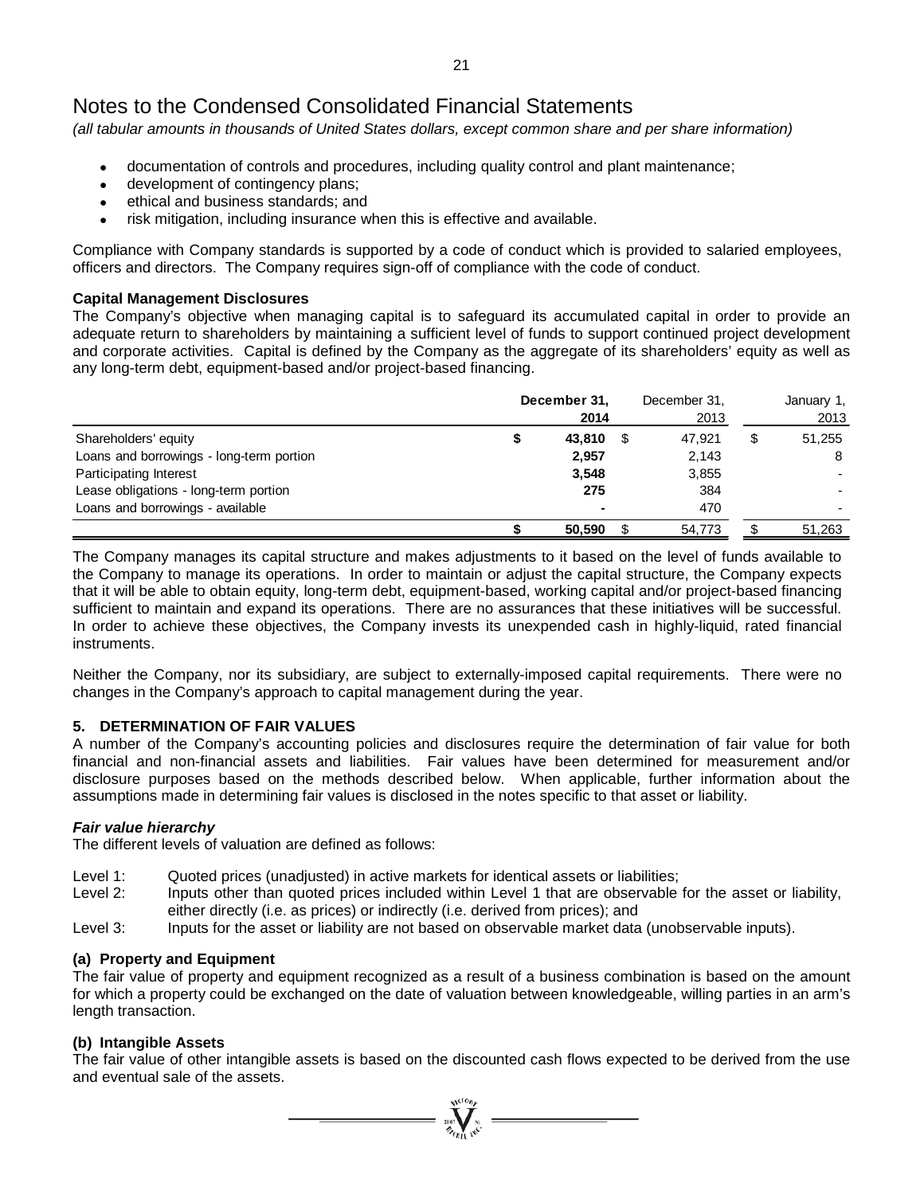# Notes to the Condensed Consolidated Financial Statements

*(all tabular amounts in thousands of United States dollars, except common share and per share information)*

- documentation of controls and procedures, including quality control and plant maintenance;
- development of contingency plans;
- ethical and business standards; and
- risk mitigation, including insurance when this is effective and available.

Compliance with Company standards is supported by a code of conduct which is provided to salaried employees, officers and directors. The Company requires sign-off of compliance with the code of conduct.

**Capital Management Disclosures**

The Company's objective when managing capital is to safeguard its accumulated capital in order to provide an adequate return to shareholders by maintaining a sufficient level of funds to support continued project development and corporate activities. Capital is defined by the Company as the aggregate of its shareholders' equity as well as any long-term debt, equipment-based and/or project-based financing.

| | **December 31, 2014** | December 31, 2013 | January 1, 2013 |
|---|---|---|---|
| Shareholders' equity | **$ 43,810** | $ 47,921 | $ 51,255 |
| Loans and borrowings - long-term portion | **2,957** | 2,143 | 8 |
| Participating Interest | **3,548** | 3,855 | - |
| Lease obligations - long-term portion | **275** | 384 | - |
| Loans and borrowings - available | **-** | 470 | - |
| | **$ 50,590** | $ 54,773 | $ 51,263 |

The Company manages its capital structure and makes adjustments to it based on the level of funds available to the Company to manage its operations. In order to maintain or adjust the capital structure, the Company expects that it will be able to obtain equity, long-term debt, equipment-based, working capital and/or project-based financing sufficient to maintain and expand its operations. There are no assurances that these initiatives will be successful. In order to achieve these objectives, the Company invests its unexpended cash in highly-liquid, rated financial instruments.

Neither the Company, nor its subsidiary, are subject to externally-imposed capital requirements. There were no changes in the Company's approach to capital management during the year.

## 5. DETERMINATION OF FAIR VALUES

A number of the Company's accounting policies and disclosures require the determination of fair value for both financial and non-financial assets and liabilities. Fair values have been determined for measurement and/or disclosure purposes based on the methods described below. When applicable, further information about the assumptions made in determining fair values is disclosed in the notes specific to that asset or liability.

***Fair value hierarchy***

The different levels of valuation are defined as follows:

Level 1: Quoted prices (unadjusted) in active markets for identical assets or liabilities;

Level 2: Inputs other than quoted prices included within Level 1 that are observable for the asset or liability, either directly (i.e. as prices) or indirectly (i.e. derived from prices); and

Level 3: Inputs for the asset or liability are not based on observable market data (unobservable inputs).

**(a) Property and Equipment**

The fair value of property and equipment recognized as a result of a business combination is based on the amount for which a property could be exchanged on the date of valuation between knowledgeable, willing parties in an arm's length transaction.

**(b) Intangible Assets**

The fair value of other intangible assets is based on the discounted cash flows expected to be derived from the use and eventual sale of the assets.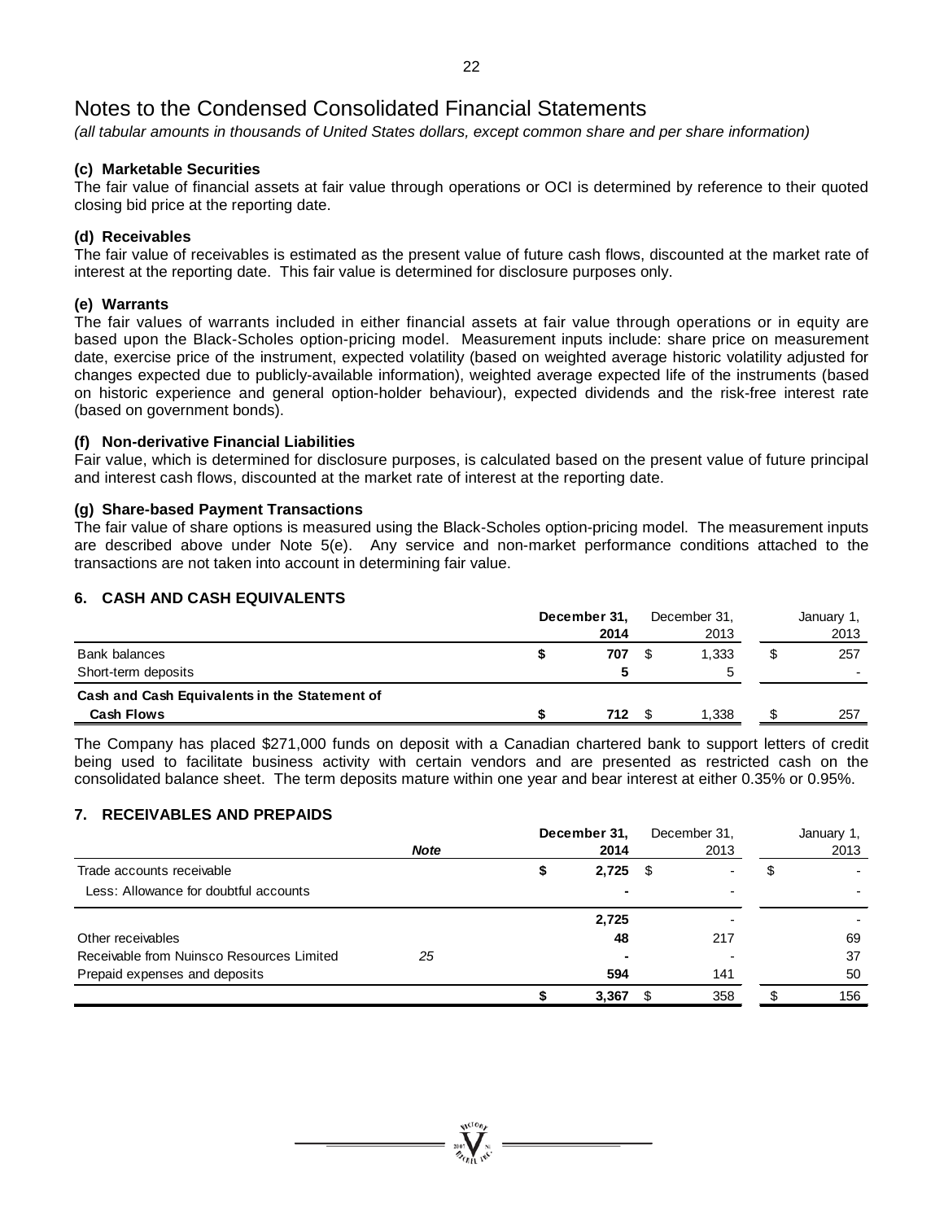# Notes to the Condensed Consolidated Financial Statements

*(all tabular amounts in thousands of United States dollars, except common share and per share information)*

### (c) Marketable Securities

The fair value of financial assets at fair value through operations or OCI is determined by reference to their quoted closing bid price at the reporting date.

### (d) Receivables

The fair value of receivables is estimated as the present value of future cash flows, discounted at the market rate of interest at the reporting date. This fair value is determined for disclosure purposes only.

### (e) Warrants

The fair values of warrants included in either financial assets at fair value through operations or in equity are based upon the Black-Scholes option-pricing model. Measurement inputs include: share price on measurement date, exercise price of the instrument, expected volatility (based on weighted average historic volatility adjusted for changes expected due to publicly-available information), weighted average expected life of the instruments (based on historic experience and general option-holder behaviour), expected dividends and the risk-free interest rate (based on government bonds).

### (f) Non-derivative Financial Liabilities

Fair value, which is determined for disclosure purposes, is calculated based on the present value of future principal and interest cash flows, discounted at the market rate of interest at the reporting date.

### (g) Share-based Payment Transactions

The fair value of share options is measured using the Black-Scholes option-pricing model. The measurement inputs are described above under Note 5(e). Any service and non-market performance conditions attached to the transactions are not taken into account in determining fair value.

## 6. CASH AND CASH EQUIVALENTS

| | **December 31, 2014** | December 31, 2013 | January 1, 2013 |
|---|---|---|---|
| Bank balances | **$ 707** | $ 1,333 | $ 257 |
| Short-term deposits | **5** | 5 | - |
| **Cash and Cash Equivalents in the Statement of Cash Flows** | **$ 712** | $ 1,338 | $ 257 |

The Company has placed $271,000 funds on deposit with a Canadian chartered bank to support letters of credit being used to facilitate business activity with certain vendors and are presented as restricted cash on the consolidated balance sheet. The term deposits mature within one year and bear interest at either 0.35% or 0.95%.

## 7. RECEIVABLES AND PREPAIDS

| | *Note* | **December 31, 2014** | December 31, 2013 | January 1, 2013 |
|---|---|---|---|---|
| Trade accounts receivable | | **$ 2,725** | $ - | $ - |
| Less: Allowance for doubtful accounts | | **-** | - | - |
| | | **2,725** | - | - |
| Other receivables | | **48** | 217 | 69 |
| Receivable from Nuinsco Resources Limited | *25* | **-** | - | 37 |
| Prepaid expenses and deposits | | **594** | 141 | 50 |
| | | **$ 3,367** | $ 358 | $ 156 |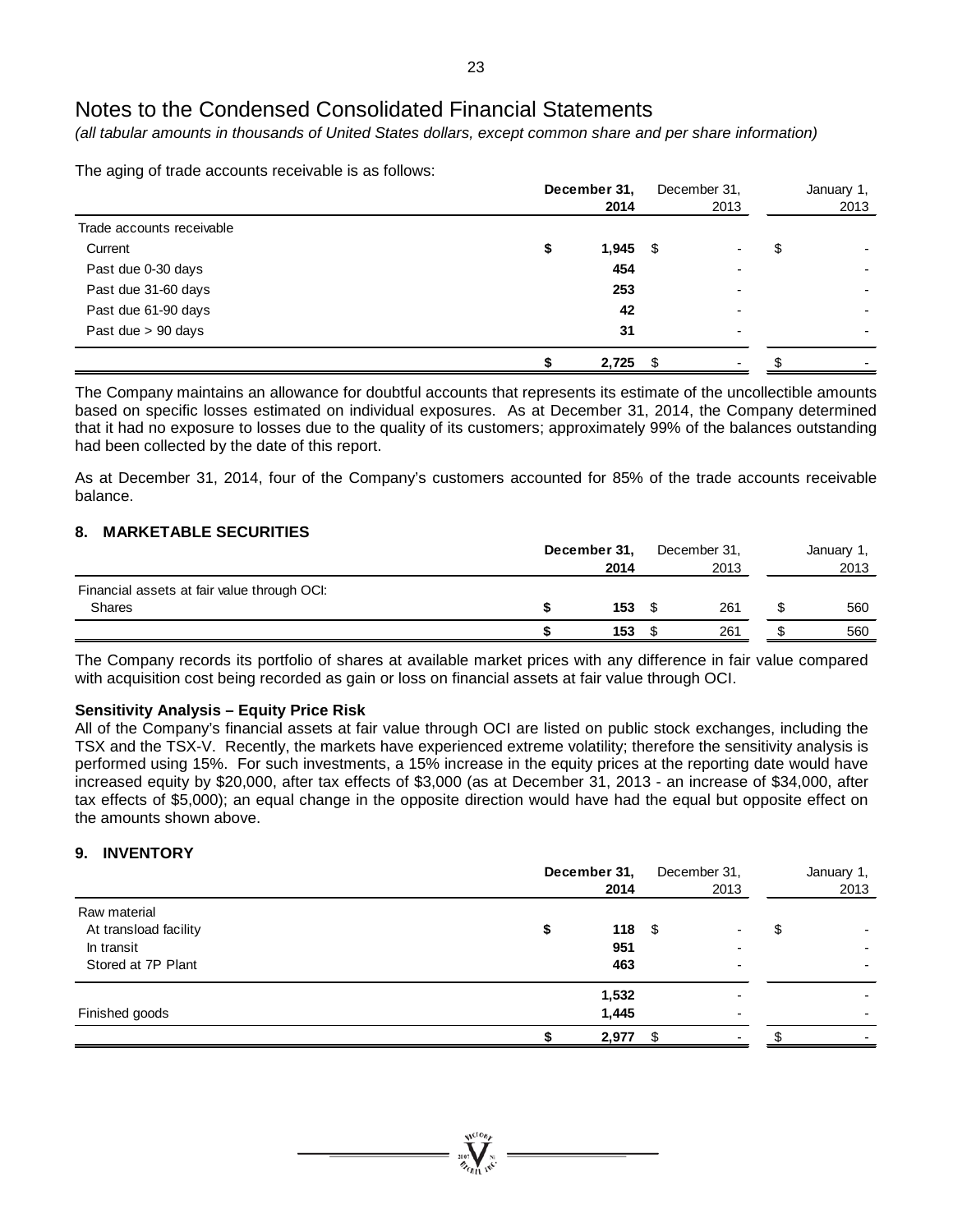# Notes to the Condensed Consolidated Financial Statements

*(all tabular amounts in thousands of United States dollars, except common share and per share information)*

The aging of trade accounts receivable is as follows:

| | **December 31, 2014** | December 31, 2013 | January 1, 2013 |
|---|---|---|---|
| Trade accounts receivable | | | |
| Current | **$ 1,945** | $ - | $ - |
| Past due 0-30 days | **454** | - | - |
| Past due 31-60 days | **253** | - | - |
| Past due 61-90 days | **42** | - | - |
| Past due > 90 days | **31** | - | - |
| | **$ 2,725** | $ - | $ - |

The Company maintains an allowance for doubtful accounts that represents its estimate of the uncollectible amounts based on specific losses estimated on individual exposures. As at December 31, 2014, the Company determined that it had no exposure to losses due to the quality of its customers; approximately 99% of the balances outstanding had been collected by the date of this report.

As at December 31, 2014, four of the Company's customers accounted for 85% of the trade accounts receivable balance.

## 8. MARKETABLE SECURITIES

| | **December 31, 2014** | December 31, 2013 | January 1, 2013 |
|---|---|---|---|
| Financial assets at fair value through OCI: | | | |
| Shares | **$ 153** | $ 261 | $ 560 |
| | **$ 153** | $ 261 | $ 560 |

The Company records its portfolio of shares at available market prices with any difference in fair value compared with acquisition cost being recorded as gain or loss on financial assets at fair value through OCI.

**Sensitivity Analysis – Equity Price Risk**

All of the Company's financial assets at fair value through OCI are listed on public stock exchanges, including the TSX and the TSX-V. Recently, the markets have experienced extreme volatility; therefore the sensitivity analysis is performed using 15%. For such investments, a 15% increase in the equity prices at the reporting date would have increased equity by $20,000, after tax effects of $3,000 (as at December 31, 2013 - an increase of $34,000, after tax effects of $5,000); an equal change in the opposite direction would have had the equal but opposite effect on the amounts shown above.

## 9. INVENTORY

| | **December 31, 2014** | December 31, 2013 | January 1, 2013 |
|---|---|---|---|
| Raw material | | | |
| At transload facility | **$ 118** | $ - | $ - |
| In transit | **951** | - | - |
| Stored at 7P Plant | **463** | - | - |
| | **1,532** | - | - |
| Finished goods | **1,445** | - | - |
| | **$ 2,977** | $ - | $ - |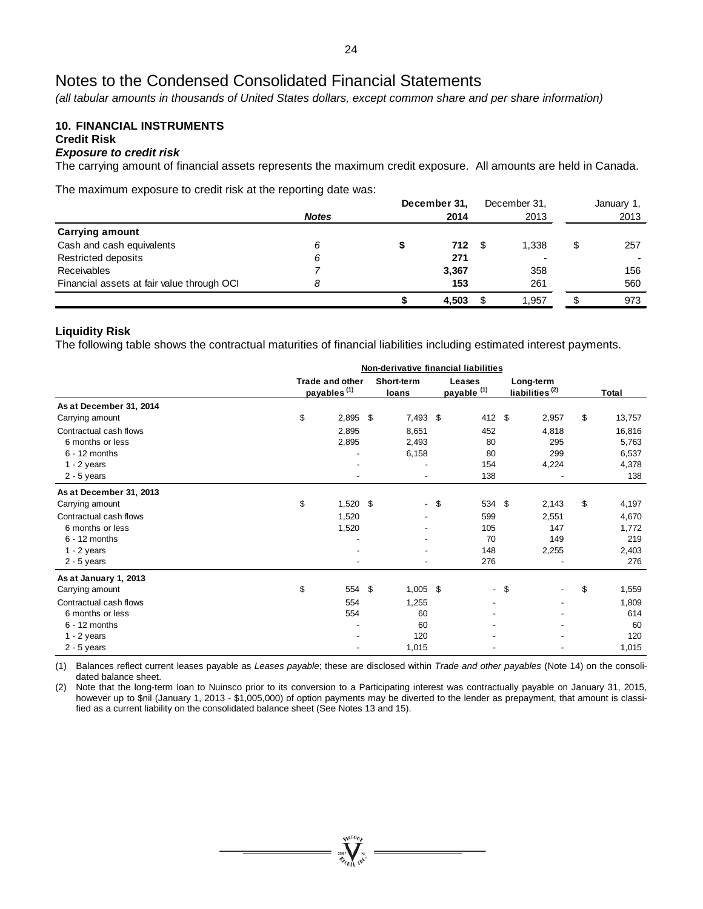# Notes to the Condensed Consolidated Financial Statements

*(all tabular amounts in thousands of United States dollars, except common share and per share information)*

## 10. FINANCIAL INSTRUMENTS

### Credit Risk

***Exposure to credit risk***

The carrying amount of financial assets represents the maximum credit exposure. All amounts are held in Canada.

The maximum exposure to credit risk at the reporting date was:

| | *Notes* | **December 31, 2014** | December 31, 2013 | January 1, 2013 |
|---|---|---|---|---|
| **Carrying amount** | | | | |
| Cash and cash equivalents | 6 | **$ 712** | $ 1,338 | $ 257 |
| Restricted deposits | 6 | **271** | - | - |
| Receivables | 7 | **3,367** | 358 | 156 |
| Financial assets at fair value through OCI | 8 | **153** | 261 | 560 |
| | | **$ 4,503** | $ 1,957 | $ 973 |

### Liquidity Risk

The following table shows the contractual maturities of financial liabilities including estimated interest payments.

| | Non-derivative financial liabilities | | | | |
|---|---|---|---|---|---|
| | Trade and other payables [1] | Short-term loans | Leases payable [1] | Long-term liabilities [2] | Total |
| **As at December 31, 2014** | | | | | |
| Carrying amount | $ 2,895 | $ 7,493 | $ 412 | $ 2,957 | $ 13,757 |
| Contractual cash flows | 2,895 | 8,651 | 452 | 4,818 | 16,816 |
| 6 months or less | 2,895 | 2,493 | 80 | 295 | 5,763 |
| 6 - 12 months | - | 6,158 | 80 | 299 | 6,537 |
| 1 - 2 years | - | - | 154 | 4,224 | 4,378 |
| 2 - 5 years | - | - | 138 | - | 138 |
| **As at December 31, 2013** | | | | | |
| Carrying amount | $ 1,520 | $ - | $ 534 | $ 2,143 | $ 4,197 |
| Contractual cash flows | 1,520 | - | 599 | 2,551 | 4,670 |
| 6 months or less | 1,520 | - | 105 | 147 | 1,772 |
| 6 - 12 months | - | - | 70 | 149 | 219 |
| 1 - 2 years | - | - | 148 | 2,255 | 2,403 |
| 2 - 5 years | - | - | 276 | - | 276 |
| **As at January 1, 2013** | | | | | |
| Carrying amount | $ 554 | $ 1,005 | $ - | $ - | $ 1,559 |
| Contractual cash flows | 554 | 1,255 | - | - | 1,809 |
| 6 months or less | 554 | 60 | - | - | 614 |
| 6 - 12 months | - | 60 | - | - | 60 |
| 1 - 2 years | - | 120 | - | - | 120 |
| 2 - 5 years | - | 1,015 | - | - | 1,015 |

(1) Balances reflect current leases payable as *Leases payable*; these are disclosed within *Trade and other payables* (Note 14) on the consolidated balance sheet.

(2) Note that the long-term loan to Nuinsco prior to its conversion to a Participating interest was contractually payable on January 31, 2015, however up to $nil (January 1, 2013 - $1,005,000) of option payments may be diverted to the lender as prepayment, that amount is classified as a current liability on the consolidated balance sheet (See Notes 13 and 15).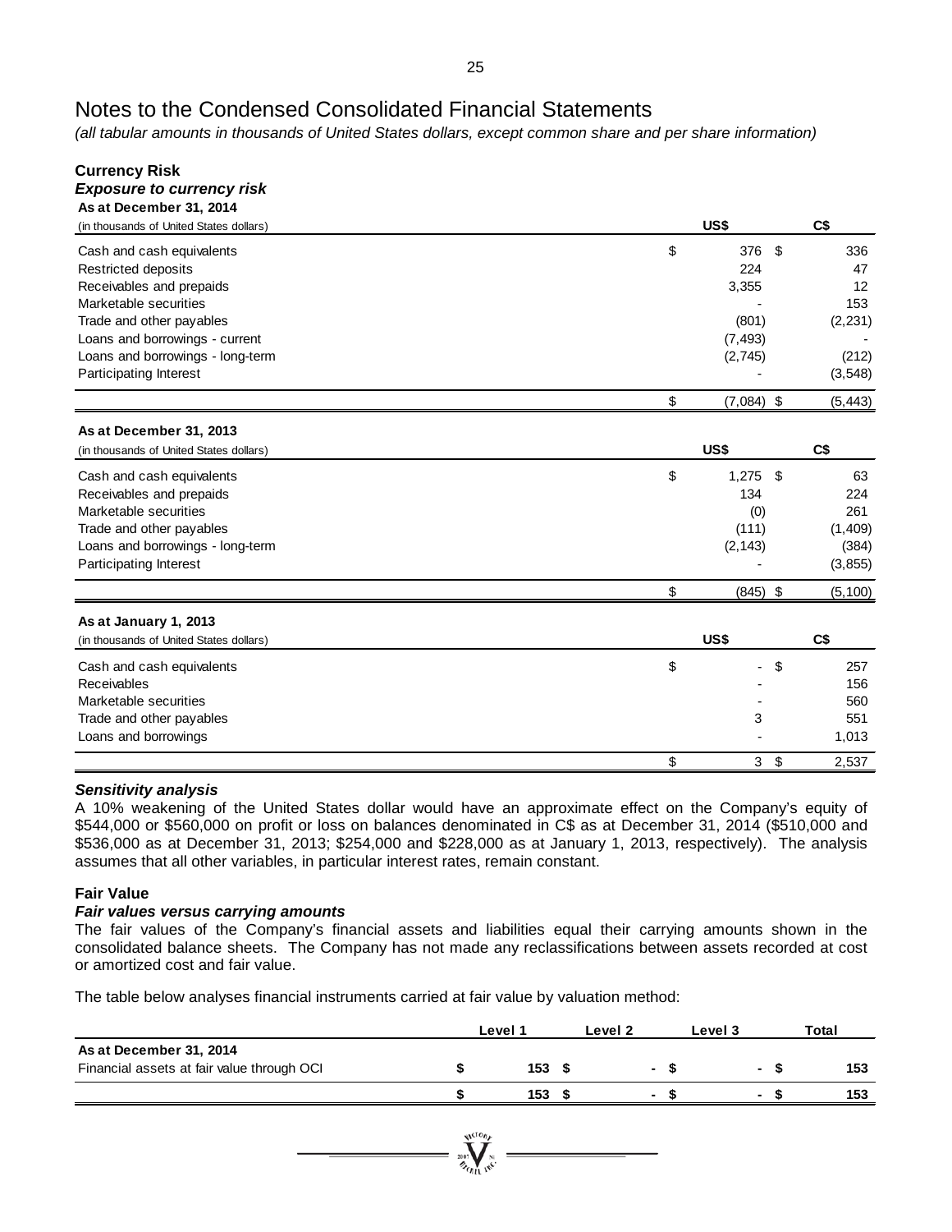# Notes to the Condensed Consolidated Financial Statements

*(all tabular amounts in thousands of United States dollars, except common share and per share information)*

**Currency Risk**

***Exposure to currency risk***

**As at December 31, 2014**

| (in thousands of United States dollars) | US$ | C$ |
|---|---|---|
| Cash and cash equivalents | $ 376 | $ 336 |
| Restricted deposits | 224 | 47 |
| Receivables and prepaids | 3,355 | 12 |
| Marketable securities | - | 153 |
| Trade and other payables | (801) | (2,231) |
| Loans and borrowings - current | (7,493) | - |
| Loans and borrowings - long-term | (2,745) | (212) |
| Participating Interest | - | (3,548) |
| | $ (7,084) | $ (5,443) |

**As at December 31, 2013**

| (in thousands of United States dollars) | US$ | C$ |
|---|---|---|
| Cash and cash equivalents | $ 1,275 | $ 63 |
| Receivables and prepaids | 134 | 224 |
| Marketable securities | (0) | 261 |
| Trade and other payables | (111) | (1,409) |
| Loans and borrowings - long-term | (2,143) | (384) |
| Participating Interest | - | (3,855) |
| | $ (845) | $ (5,100) |

**As at January 1, 2013**

| (in thousands of United States dollars) | US$ | C$ |
|---|---|---|
| Cash and cash equivalents | $ - | $ 257 |
| Receivables | - | 156 |
| Marketable securities | - | 560 |
| Trade and other payables | 3 | 551 |
| Loans and borrowings | - | 1,013 |
| | $ 3 | $ 2,537 |

***Sensitivity analysis***

A 10% weakening of the United States dollar would have an approximate effect on the Company's equity of $544,000 or $560,000 on profit or loss on balances denominated in C$ as at December 31, 2014 ($510,000 and $536,000 as at December 31, 2013; $254,000 and $228,000 as at January 1, 2013, respectively). The analysis assumes that all other variables, in particular interest rates, remain constant.

**Fair Value**

***Fair values versus carrying amounts***

The fair values of the Company's financial assets and liabilities equal their carrying amounts shown in the consolidated balance sheets. The Company has not made any reclassifications between assets recorded at cost or amortized cost and fair value.

The table below analyses financial instruments carried at fair value by valuation method:

| | Level 1 | Level 2 | Level 3 | Total |
|---|---|---|---|---|
| **As at December 31, 2014** | | | | |
| Financial assets at fair value through OCI | $ 153 | $ - | $ - | $ 153 |
| | $ 153 | $ - | $ - | $ 153 |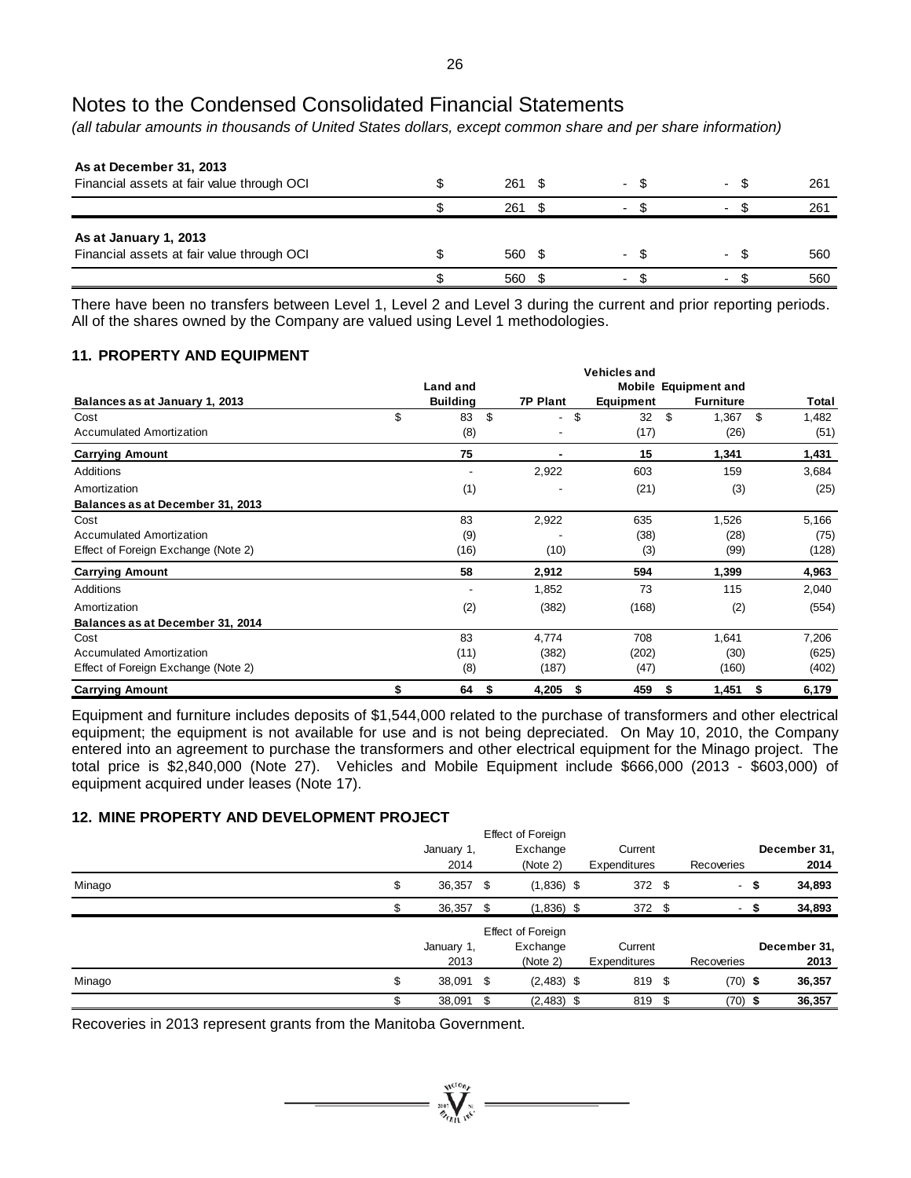# Notes to the Condensed Consolidated Financial Statements

*(all tabular amounts in thousands of United States dollars, except common share and per share information)*

| | | | | |
|---|---|---|---|---|
| **As at December 31, 2013** | | | | |
| Financial assets at fair value through OCI | $ 261 | $ - | $ - | $ 261 |
| | $ 261 | $ - | $ - | $ 261 |
| **As at January 1, 2013** | | | | |
| Financial assets at fair value through OCI | $ 560 | $ - | $ - | $ 560 |
| | $ 560 | $ - | $ - | $ 560 |

There have been no transfers between Level 1, Level 2 and Level 3 during the current and prior reporting periods. All of the shares owned by the Company are valued using Level 1 methodologies.

## 11. PROPERTY AND EQUIPMENT

| Balances as at January 1, 2013 | Land and Building | 7P Plant | Vehicles and Mobile Equipment | Equipment and Furniture | Total |
|---|---|---|---|---|---|
| Cost | $ 83 | $ - | $ 32 | $ 1,367 | $ 1,482 |
| Accumulated Amortization | (8) | - | (17) | (26) | (51) |
| **Carrying Amount** | **75** | **-** | **15** | **1,341** | **1,431** |
| Additions | - | 2,922 | 603 | 159 | 3,684 |
| Amortization | (1) | - | (21) | (3) | (25) |
| **Balances as at December 31, 2013** | | | | | |
| Cost | 83 | 2,922 | 635 | 1,526 | 5,166 |
| Accumulated Amortization | (9) | - | (38) | (28) | (75) |
| Effect of Foreign Exchange (Note 2) | (16) | (10) | (3) | (99) | (128) |
| **Carrying Amount** | **58** | **2,912** | **594** | **1,399** | **4,963** |
| Additions | - | 1,852 | 73 | 115 | 2,040 |
| Amortization | (2) | (382) | (168) | (2) | (554) |
| **Balances as at December 31, 2014** | | | | | |
| Cost | 83 | 4,774 | 708 | 1,641 | 7,206 |
| Accumulated Amortization | (11) | (382) | (202) | (30) | (625) |
| Effect of Foreign Exchange (Note 2) | (8) | (187) | (47) | (160) | (402) |
| **Carrying Amount** | **$ 64** | **$ 4,205** | **$ 459** | **$ 1,451** | **$ 6,179** |

Equipment and furniture includes deposits of $1,544,000 related to the purchase of transformers and other electrical equipment; the equipment is not available for use and is not being depreciated. On May 10, 2010, the Company entered into an agreement to purchase the transformers and other electrical equipment for the Minago project. The total price is $2,840,000 (Note 27). Vehicles and Mobile Equipment include $666,000 (2013 - $603,000) of equipment acquired under leases (Note 17).

## 12. MINE PROPERTY AND DEVELOPMENT PROJECT

| | January 1, 2014 | Effect of Foreign Exchange (Note 2) | Current Expenditures | Recoveries | December 31, 2014 |
|---|---|---|---|---|---|
| Minago | $ 36,357 | $ (1,836) | $ 372 | $ - | **$ 34,893** |
| | $ 36,357 | $ (1,836) | $ 372 | $ - | **$ 34,893** |

| | January 1, 2013 | Effect of Foreign Exchange (Note 2) | Current Expenditures | Recoveries | December 31, 2013 |
|---|---|---|---|---|---|
| Minago | $ 38,091 | $ (2,483) | $ 819 | $ (70) | **$ 36,357** |
| | $ 38,091 | $ (2,483) | $ 819 | $ (70) | **$ 36,357** |

Recoveries in 2013 represent grants from the Manitoba Government.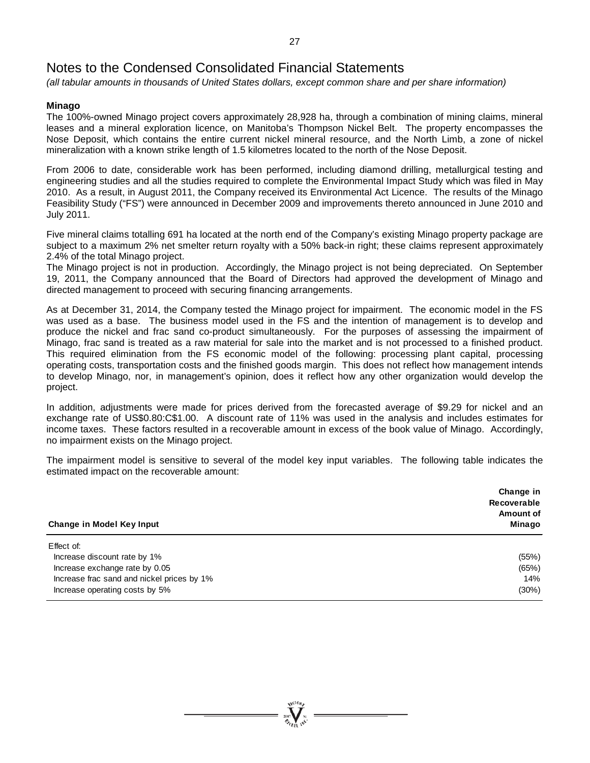# Notes to the Condensed Consolidated Financial Statements

*(all tabular amounts in thousands of United States dollars, except common share and per share information)*

**Minago**

The 100%-owned Minago project covers approximately 28,928 ha, through a combination of mining claims, mineral leases and a mineral exploration licence, on Manitoba's Thompson Nickel Belt. The property encompasses the Nose Deposit, which contains the entire current nickel mineral resource, and the North Limb, a zone of nickel mineralization with a known strike length of 1.5 kilometres located to the north of the Nose Deposit.

From 2006 to date, considerable work has been performed, including diamond drilling, metallurgical testing and engineering studies and all the studies required to complete the Environmental Impact Study which was filed in May 2010. As a result, in August 2011, the Company received its Environmental Act Licence. The results of the Minago Feasibility Study ("FS") were announced in December 2009 and improvements thereto announced in June 2010 and July 2011.

Five mineral claims totalling 691 ha located at the north end of the Company's existing Minago property package are subject to a maximum 2% net smelter return royalty with a 50% back-in right; these claims represent approximately 2.4% of the total Minago project.

The Minago project is not in production. Accordingly, the Minago project is not being depreciated. On September 19, 2011, the Company announced that the Board of Directors had approved the development of Minago and directed management to proceed with securing financing arrangements.

As at December 31, 2014, the Company tested the Minago project for impairment. The economic model in the FS was used as a base. The business model used in the FS and the intention of management is to develop and produce the nickel and frac sand co-product simultaneously. For the purposes of assessing the impairment of Minago, frac sand is treated as a raw material for sale into the market and is not processed to a finished product. This required elimination from the FS economic model of the following: processing plant capital, processing operating costs, transportation costs and the finished goods margin. This does not reflect how management intends to develop Minago, nor, in management's opinion, does it reflect how any other organization would develop the project.

In addition, adjustments were made for prices derived from the forecasted average of $9.29 for nickel and an exchange rate of US$0.80:C$1.00. A discount rate of 11% was used in the analysis and includes estimates for income taxes. These factors resulted in a recoverable amount in excess of the book value of Minago. Accordingly, no impairment exists on the Minago project.

The impairment model is sensitive to several of the model key input variables. The following table indicates the estimated impact on the recoverable amount:

| Change in Model Key Input | Change in Recoverable Amount of Minago |
|---|---|
| Effect of: | |
| Increase discount rate by 1% | (55%) |
| Increase exchange rate by 0.05 | (65%) |
| Increase frac sand and nickel prices by 1% | 14% |
| Increase operating costs by 5% | (30%) |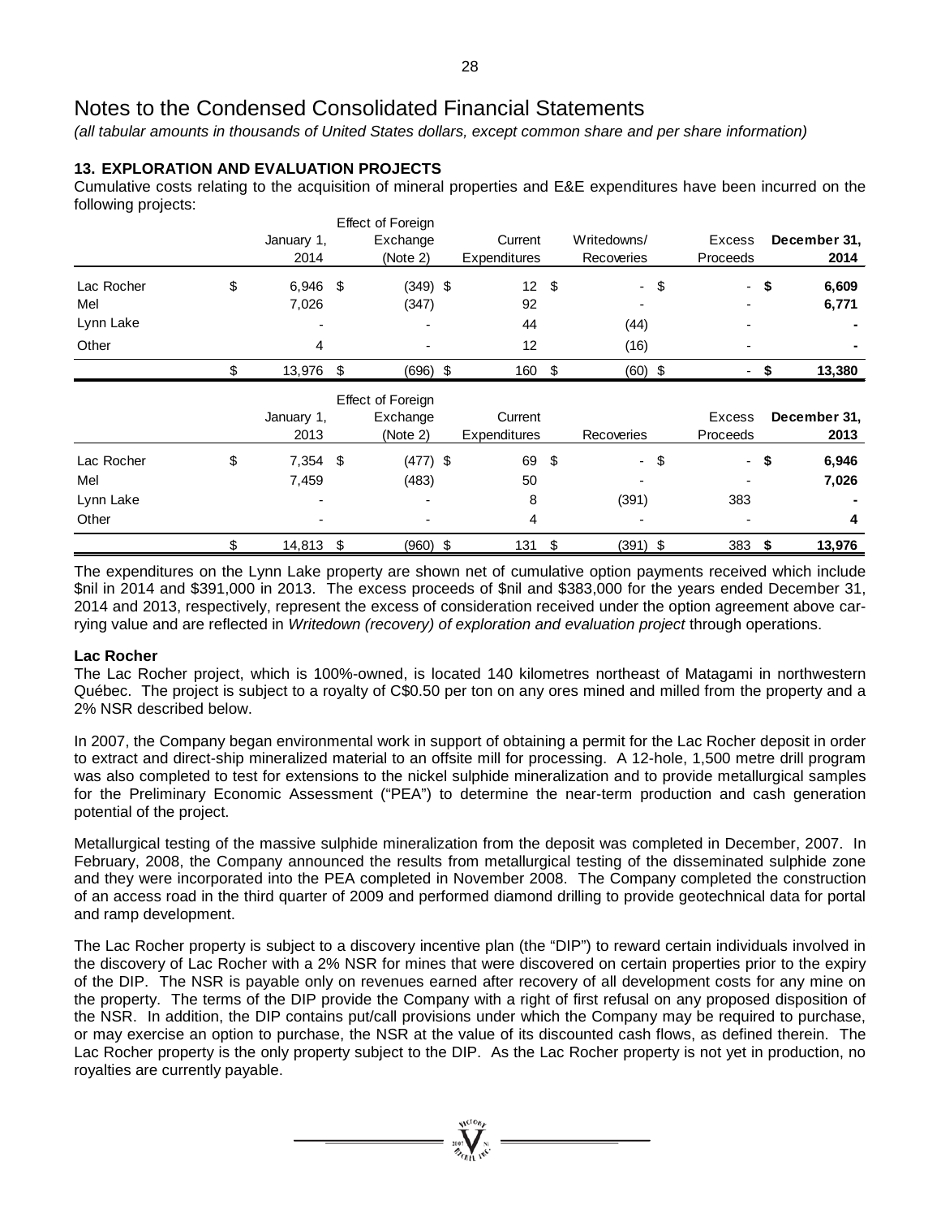# Notes to the Condensed Consolidated Financial Statements

*(all tabular amounts in thousands of United States dollars, except common share and per share information)*

## 13. EXPLORATION AND EVALUATION PROJECTS

Cumulative costs relating to the acquisition of mineral properties and E&E expenditures have been incurred on the following projects:

| | January 1, 2014 | Effect of Foreign Exchange (Note 2) | Current Expenditures | Writedowns/ Recoveries | Excess Proceeds | December 31, 2014 |
|---|---|---|---|---|---|---|
| Lac Rocher | $ 6,946 | $ (349) | $ 12 | $ - | $ - | **$ 6,609** |
| Mel | 7,026 | (347) | 92 | - | - | **6,771** |
| Lynn Lake | - | - | 44 | (44) | - | **-** |
| Other | 4 | - | 12 | (16) | - | **-** |
| | $ 13,976 | $ (696) | $ 160 | $ (60) | $ - | **$ 13,380** |

| | January 1, 2013 | Effect of Foreign Exchange (Note 2) | Current Expenditures | Recoveries | Excess Proceeds | December 31, 2013 |
|---|---|---|---|---|---|---|
| Lac Rocher | $ 7,354 | $ (477) | $ 69 | $ - | $ - | **$ 6,946** |
| Mel | 7,459 | (483) | 50 | - | - | **7,026** |
| Lynn Lake | - | - | 8 | (391) | 383 | **-** |
| Other | - | - | 4 | - | - | **4** |
| | $ 14,813 | $ (960) | $ 131 | $ (391) | $ 383 | **$ 13,976** |

The expenditures on the Lynn Lake property are shown net of cumulative option payments received which include $nil in 2014 and $391,000 in 2013. The excess proceeds of $nil and $383,000 for the years ended December 31, 2014 and 2013, respectively, represent the excess of consideration received under the option agreement above carrying value and are reflected in *Writedown (recovery) of exploration and evaluation project* through operations.

### Lac Rocher

The Lac Rocher project, which is 100%-owned, is located 140 kilometres northeast of Matagami in northwestern Québec. The project is subject to a royalty of C$0.50 per ton on any ores mined and milled from the property and a 2% NSR described below.

In 2007, the Company began environmental work in support of obtaining a permit for the Lac Rocher deposit in order to extract and direct-ship mineralized material to an offsite mill for processing. A 12-hole, 1,500 metre drill program was also completed to test for extensions to the nickel sulphide mineralization and to provide metallurgical samples for the Preliminary Economic Assessment ("PEA") to determine the near-term production and cash generation potential of the project.

Metallurgical testing of the massive sulphide mineralization from the deposit was completed in December, 2007. In February, 2008, the Company announced the results from metallurgical testing of the disseminated sulphide zone and they were incorporated into the PEA completed in November 2008. The Company completed the construction of an access road in the third quarter of 2009 and performed diamond drilling to provide geotechnical data for portal and ramp development.

The Lac Rocher property is subject to a discovery incentive plan (the "DIP") to reward certain individuals involved in the discovery of Lac Rocher with a 2% NSR for mines that were discovered on certain properties prior to the expiry of the DIP. The NSR is payable only on revenues earned after recovery of all development costs for any mine on the property. The terms of the DIP provide the Company with a right of first refusal on any proposed disposition of the NSR. In addition, the DIP contains put/call provisions under which the Company may be required to purchase, or may exercise an option to purchase, the NSR at the value of its discounted cash flows, as defined therein. The Lac Rocher property is the only property subject to the DIP. As the Lac Rocher property is not yet in production, no royalties are currently payable.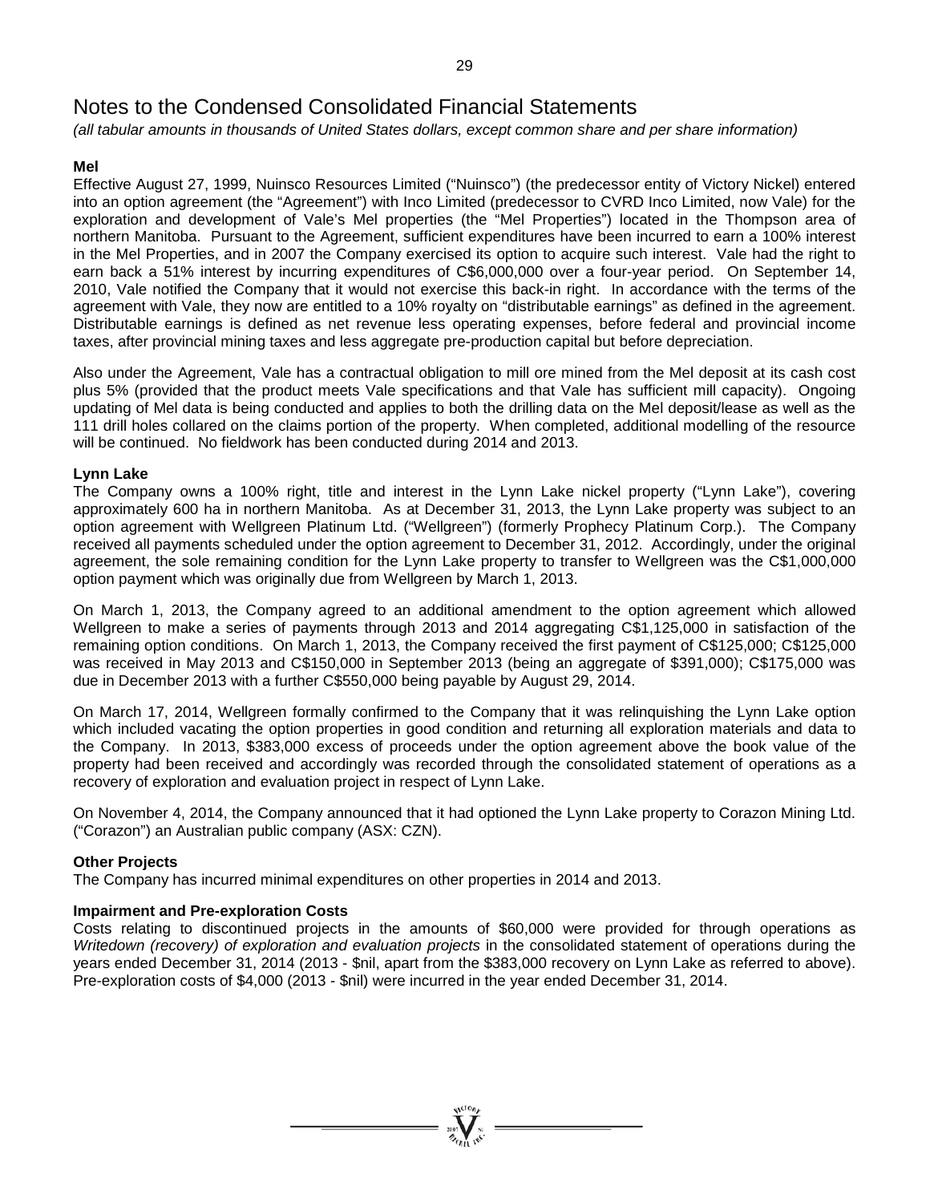# Notes to the Condensed Consolidated Financial Statements

*(all tabular amounts in thousands of United States dollars, except common share and per share information)*

**Mel**

Effective August 27, 1999, Nuinsco Resources Limited ("Nuinsco") (the predecessor entity of Victory Nickel) entered into an option agreement (the "Agreement") with Inco Limited (predecessor to CVRD Inco Limited, now Vale) for the exploration and development of Vale's Mel properties (the "Mel Properties") located in the Thompson area of northern Manitoba. Pursuant to the Agreement, sufficient expenditures have been incurred to earn a 100% interest in the Mel Properties, and in 2007 the Company exercised its option to acquire such interest. Vale had the right to earn back a 51% interest by incurring expenditures of C$6,000,000 over a four-year period. On September 14, 2010, Vale notified the Company that it would not exercise this back-in right. In accordance with the terms of the agreement with Vale, they now are entitled to a 10% royalty on "distributable earnings" as defined in the agreement. Distributable earnings is defined as net revenue less operating expenses, before federal and provincial income taxes, after provincial mining taxes and less aggregate pre-production capital but before depreciation.

Also under the Agreement, Vale has a contractual obligation to mill ore mined from the Mel deposit at its cash cost plus 5% (provided that the product meets Vale specifications and that Vale has sufficient mill capacity). Ongoing updating of Mel data is being conducted and applies to both the drilling data on the Mel deposit/lease as well as the 111 drill holes collared on the claims portion of the property. When completed, additional modelling of the resource will be continued. No fieldwork has been conducted during 2014 and 2013.

**Lynn Lake**

The Company owns a 100% right, title and interest in the Lynn Lake nickel property ("Lynn Lake"), covering approximately 600 ha in northern Manitoba. As at December 31, 2013, the Lynn Lake property was subject to an option agreement with Wellgreen Platinum Ltd. ("Wellgreen") (formerly Prophecy Platinum Corp.). The Company received all payments scheduled under the option agreement to December 31, 2012. Accordingly, under the original agreement, the sole remaining condition for the Lynn Lake property to transfer to Wellgreen was the C$1,000,000 option payment which was originally due from Wellgreen by March 1, 2013.

On March 1, 2013, the Company agreed to an additional amendment to the option agreement which allowed Wellgreen to make a series of payments through 2013 and 2014 aggregating C$1,125,000 in satisfaction of the remaining option conditions. On March 1, 2013, the Company received the first payment of C$125,000; C$125,000 was received in May 2013 and C$150,000 in September 2013 (being an aggregate of $391,000); C$175,000 was due in December 2013 with a further C$550,000 being payable by August 29, 2014.

On March 17, 2014, Wellgreen formally confirmed to the Company that it was relinquishing the Lynn Lake option which included vacating the option properties in good condition and returning all exploration materials and data to the Company. In 2013, $383,000 excess of proceeds under the option agreement above the book value of the property had been received and accordingly was recorded through the consolidated statement of operations as a recovery of exploration and evaluation project in respect of Lynn Lake.

On November 4, 2014, the Company announced that it had optioned the Lynn Lake property to Corazon Mining Ltd. ("Corazon") an Australian public company (ASX: CZN).

**Other Projects**

The Company has incurred minimal expenditures on other properties in 2014 and 2013.

**Impairment and Pre-exploration Costs**

Costs relating to discontinued projects in the amounts of $60,000 were provided for through operations as *Writedown (recovery) of exploration and evaluation projects* in the consolidated statement of operations during the years ended December 31, 2014 (2013 - $nil, apart from the $383,000 recovery on Lynn Lake as referred to above). Pre-exploration costs of $4,000 (2013 - $nil) were incurred in the year ended December 31, 2014.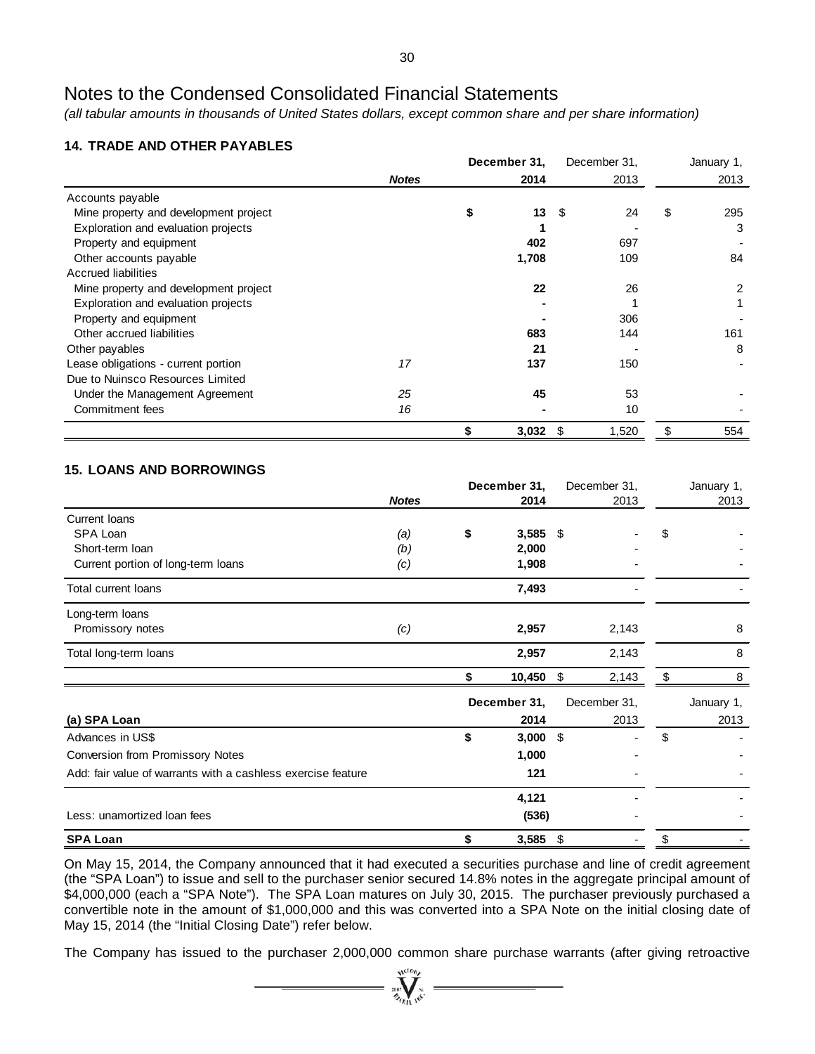# Notes to the Condensed Consolidated Financial Statements

*(all tabular amounts in thousands of United States dollars, except common share and per share information)*

## 14. TRADE AND OTHER PAYABLES

| | Notes | December 31, 2014 | December 31, 2013 | January 1, 2013 |
|---|---|---|---|---|
| Accounts payable | | | | |
| Mine property and development project | | $ 13 | $ 24 | $ 295 |
| Exploration and evaluation projects | | 1 | - | 3 |
| Property and equipment | | 402 | 697 | - |
| Other accounts payable | | 1,708 | 109 | 84 |
| Accrued liabilities | | | | |
| Mine property and development project | | 22 | 26 | 2 |
| Exploration and evaluation projects | | - | 1 | 1 |
| Property and equipment | | - | 306 | - |
| Other accrued liabilities | | 683 | 144 | 161 |
| Other payables | | 21 | - | 8 |
| Lease obligations - current portion | 17 | 137 | 150 | - |
| Due to Nuinsco Resources Limited | | | | |
| Under the Management Agreement | 25 | 45 | 53 | - |
| Commitment fees | 16 | - | 10 | - |
| | | $ 3,032 | $ 1,520 | $ 554 |

## 15. LOANS AND BORROWINGS

| | Notes | December 31, 2014 | December 31, 2013 | January 1, 2013 |
|---|---|---|---|---|
| Current loans | | | | |
| SPA Loan | (a) | $ 3,585 | $ - | $ - |
| Short-term loan | (b) | 2,000 | - | - |
| Current portion of long-term loans | (c) | 1,908 | - | - |
| Total current loans | | 7,493 | - | - |
| Long-term loans | | | | |
| Promissory notes | (c) | 2,957 | 2,143 | 8 |
| Total long-term loans | | 2,957 | 2,143 | 8 |
| | | $ 10,450 | $ 2,143 | $ 8 |

| (a) SPA Loan | December 31, 2014 | December 31, 2013 | January 1, 2013 |
|---|---|---|---|
| Advances in US$ | $ 3,000 | $ - | $ - |
| Conversion from Promissory Notes | 1,000 | - | - |
| Add: fair value of warrants with a cashless exercise feature | 121 | - | - |
| | 4,121 | - | - |
| Less: unamortized loan fees | (536) | - | - |
| **SPA Loan** | $ 3,585 | $ - | $ - |

On May 15, 2014, the Company announced that it had executed a securities purchase and line of credit agreement (the "SPA Loan") to issue and sell to the purchaser senior secured 14.8% notes in the aggregate principal amount of $4,000,000 (each a "SPA Note"). The SPA Loan matures on July 30, 2015. The purchaser previously purchased a convertible note in the amount of $1,000,000 and this was converted into a SPA Note on the initial closing date of May 15, 2014 (the "Initial Closing Date") refer below.

The Company has issued to the purchaser 2,000,000 common share purchase warrants (after giving retroactive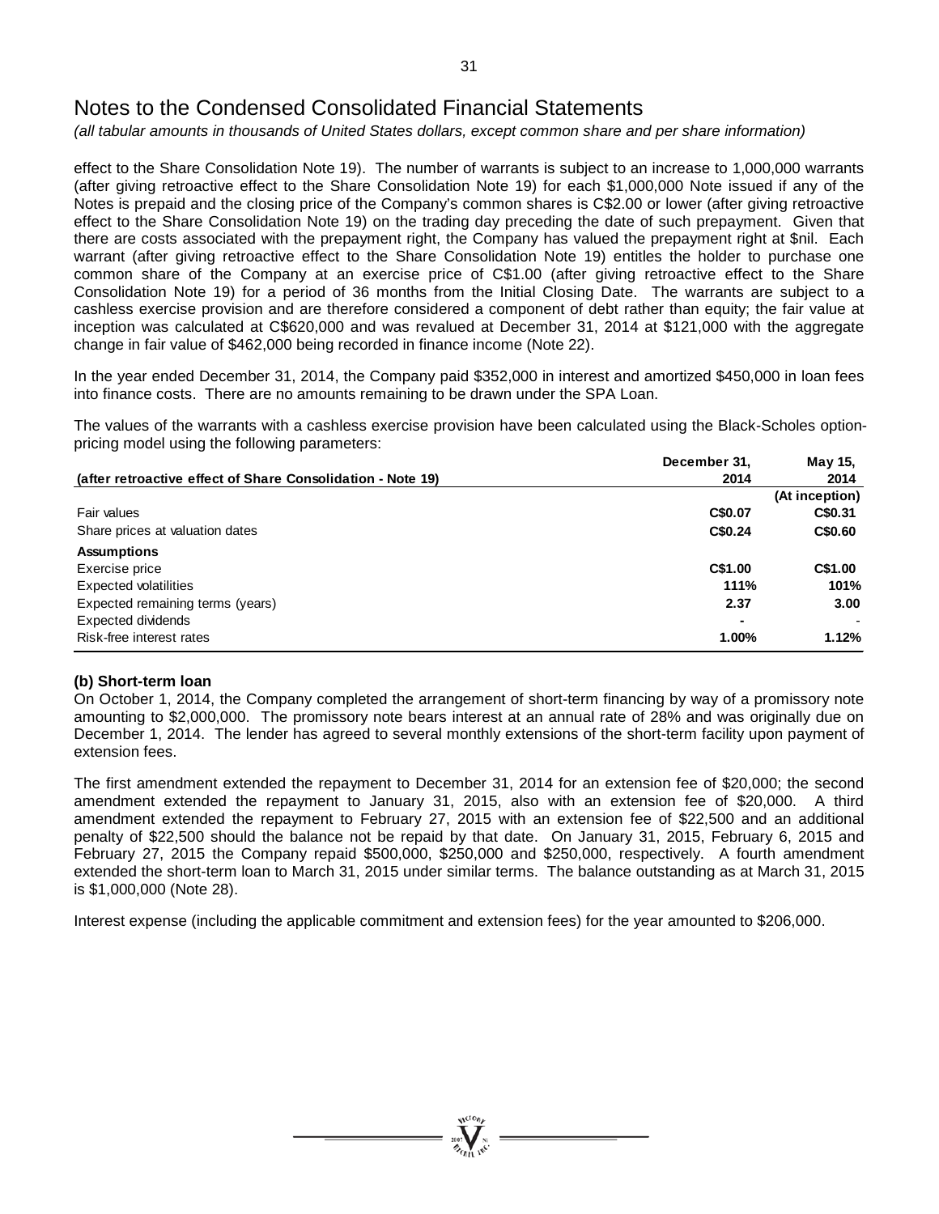# Notes to the Condensed Consolidated Financial Statements

*(all tabular amounts in thousands of United States dollars, except common share and per share information)*

effect to the Share Consolidation Note 19). The number of warrants is subject to an increase to 1,000,000 warrants (after giving retroactive effect to the Share Consolidation Note 19) for each $1,000,000 Note issued if any of the Notes is prepaid and the closing price of the Company's common shares is C$2.00 or lower (after giving retroactive effect to the Share Consolidation Note 19) on the trading day preceding the date of such prepayment. Given that there are costs associated with the prepayment right, the Company has valued the prepayment right at $nil. Each warrant (after giving retroactive effect to the Share Consolidation Note 19) entitles the holder to purchase one common share of the Company at an exercise price of C$1.00 (after giving retroactive effect to the Share Consolidation Note 19) for a period of 36 months from the Initial Closing Date. The warrants are subject to a cashless exercise provision and are therefore considered a component of debt rather than equity; the fair value at inception was calculated at C$620,000 and was revalued at December 31, 2014 at $121,000 with the aggregate change in fair value of $462,000 being recorded in finance income (Note 22).

In the year ended December 31, 2014, the Company paid $352,000 in interest and amortized $450,000 in loan fees into finance costs. There are no amounts remaining to be drawn under the SPA Loan.

The values of the warrants with a cashless exercise provision have been calculated using the Black-Scholes option-pricing model using the following parameters:

| (after retroactive effect of Share Consolidation - Note 19) | December 31, 2014 | May 15, 2014 (At inception) |
|---|---|---|
| Fair values | C$0.07 | C$0.31 |
| Share prices at valuation dates | C$0.24 | C$0.60 |
| **Assumptions** | | |
| Exercise price | C$1.00 | C$1.00 |
| Expected volatilities | 111% | 101% |
| Expected remaining terms (years) | 2.37 | 3.00 |
| Expected dividends | - | - |
| Risk-free interest rates | 1.00% | 1.12% |

**(b) Short-term loan**

On October 1, 2014, the Company completed the arrangement of short-term financing by way of a promissory note amounting to $2,000,000. The promissory note bears interest at an annual rate of 28% and was originally due on December 1, 2014. The lender has agreed to several monthly extensions of the short-term facility upon payment of extension fees.

The first amendment extended the repayment to December 31, 2014 for an extension fee of $20,000; the second amendment extended the repayment to January 31, 2015, also with an extension fee of $20,000. A third amendment extended the repayment to February 27, 2015 with an extension fee of $22,500 and an additional penalty of $22,500 should the balance not be repaid by that date. On January 31, 2015, February 6, 2015 and February 27, 2015 the Company repaid $500,000, $250,000 and $250,000, respectively. A fourth amendment extended the short-term loan to March 31, 2015 under similar terms. The balance outstanding as at March 31, 2015 is $1,000,000 (Note 28).

Interest expense (including the applicable commitment and extension fees) for the year amounted to $206,000.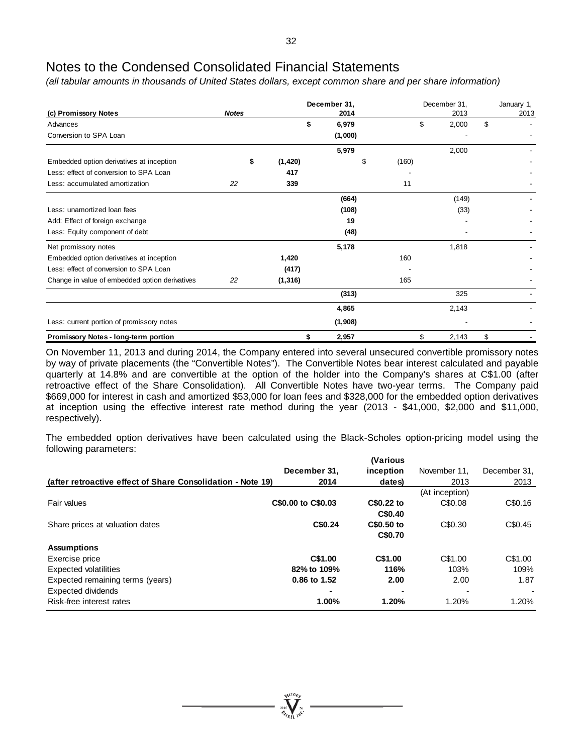# Notes to the Condensed Consolidated Financial Statements

*(all tabular amounts in thousands of United States dollars, except common share and per share information)*

| (c) Promissory Notes | Notes | | December 31, 2014 | | December 31, 2013 | January 1, 2013 |
|---|---|---|---|---|---|---|
| Advances | | | $ 6,979 | | $ 2,000 | $ - |
| Conversion to SPA Loan | | | (1,000) | | - | - |
| | | | 5,979 | | 2,000 | - |
| Embedded option derivatives at inception | | $ (1,420) | | $ (160) | | - |
| Less: effect of conversion to SPA Loan | | 417 | | - | | - |
| Less: accumulated amortization | 22 | 339 | | 11 | | - |
| | | | (664) | | (149) | - |
| Less: unamortized loan fees | | | (108) | | (33) | - |
| Add: Effect of foreign exchange | | | 19 | | - | - |
| Less: Equity component of debt | | | (48) | | - | - |
| Net promissory notes | | | 5,178 | | 1,818 | - |
| Embedded option derivatives at inception | | 1,420 | | 160 | | - |
| Less: effect of conversion to SPA Loan | | (417) | | - | | - |
| Change in value of embedded option derivatives | 22 | (1,316) | | 165 | | - |
| | | | (313) | | 325 | - |
| | | | 4,865 | | 2,143 | - |
| Less: current portion of promissory notes | | | (1,908) | | - | - |
| **Promissory Notes - long-term portion** | | | $ 2,957 | | $ 2,143 | $ - |

On November 11, 2013 and during 2014, the Company entered into several unsecured convertible promissory notes by way of private placements (the "Convertible Notes"). The Convertible Notes bear interest calculated and payable quarterly at 14.8% and are convertible at the option of the holder into the Company's shares at C$1.00 (after retroactive effect of the Share Consolidation). All Convertible Notes have two-year terms. The Company paid $669,000 for interest in cash and amortized $53,000 for loan fees and $328,000 for the embedded option derivatives at inception using the effective interest rate method during the year (2013 - $41,000, $2,000 and $11,000, respectively).

The embedded option derivatives have been calculated using the Black-Scholes option-pricing model using the following parameters:

| (after retroactive effect of Share Consolidation - Note 19) | December 31, 2014 | (Various inception dates) | November 11, 2013 | December 31, 2013 |
|---|---|---|---|---|
| | | | (At inception) | |
| Fair values | C$0.00 to C$0.03 | C$0.22 to C$0.40 | C$0.08 | C$0.16 |
| Share prices at valuation dates | C$0.24 | C$0.50 to C$0.70 | C$0.30 | C$0.45 |
| **Assumptions** | | | | |
| Exercise price | C$1.00 | C$1.00 | C$1.00 | C$1.00 |
| Expected volatilities | 82% to 109% | 116% | 103% | 109% |
| Expected remaining terms (years) | 0.86 to 1.52 | 2.00 | 2.00 | 1.87 |
| Expected dividends | - | - | - | - |
| Risk-free interest rates | 1.00% | 1.20% | 1.20% | 1.20% |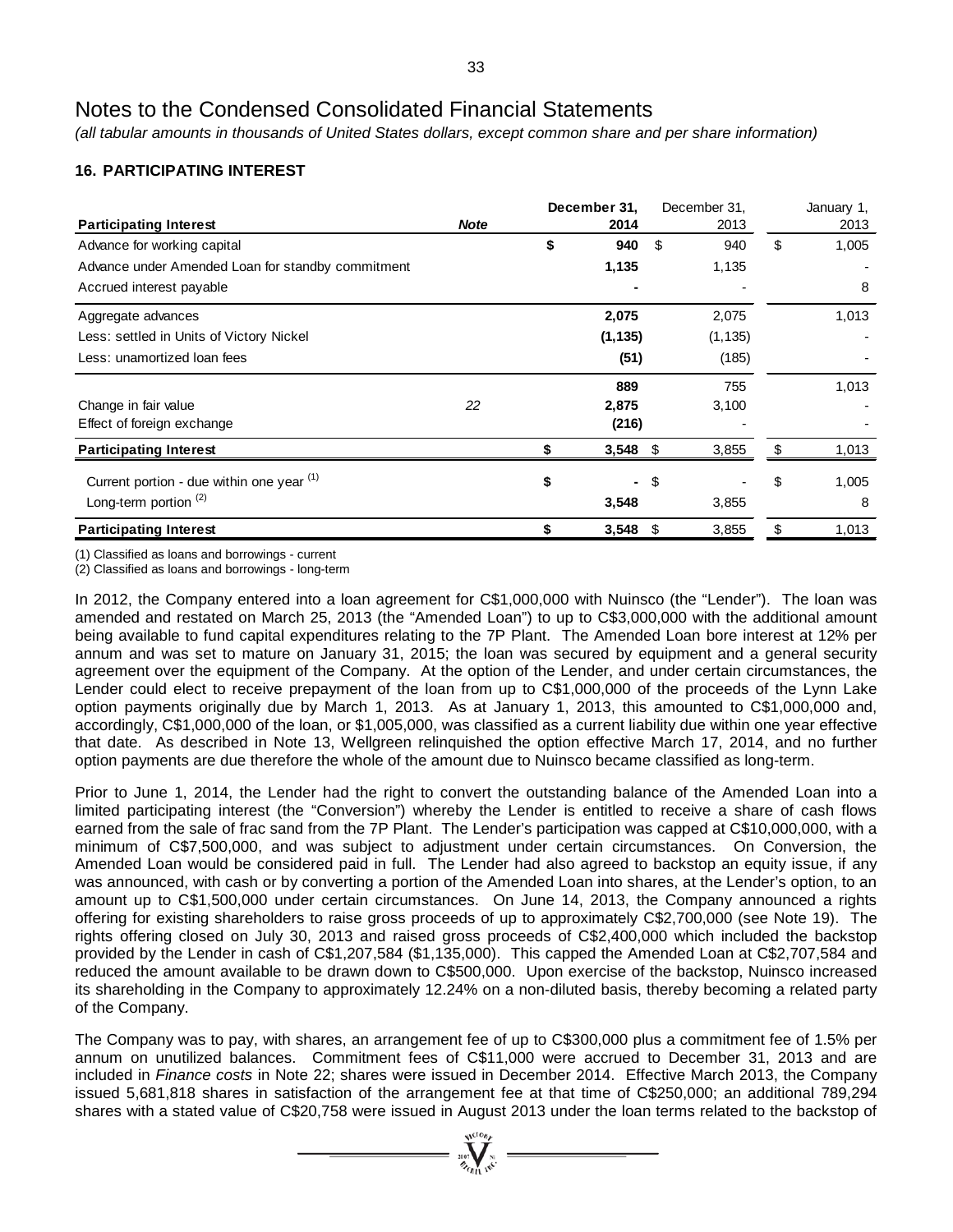# Notes to the Condensed Consolidated Financial Statements

*(all tabular amounts in thousands of United States dollars, except common share and per share information)*

## 16. PARTICIPATING INTEREST

| Participating Interest | Note | December 31, 2014 | December 31, 2013 | January 1, 2013 |
|---|---|---|---|---|
| Advance for working capital | | $ 940 | $ 940 | $ 1,005 |
| Advance under Amended Loan for standby commitment | | 1,135 | 1,135 | - |
| Accrued interest payable | | - | - | 8 |
| Aggregate advances | | 2,075 | 2,075 | 1,013 |
| Less: settled in Units of Victory Nickel | | (1,135) | (1,135) | - |
| Less: unamortized loan fees | | (51) | (185) | - |
| | | 889 | 755 | 1,013 |
| Change in fair value | 22 | 2,875 | 3,100 | - |
| Effect of foreign exchange | | (216) | - | - |
| **Participating Interest** | | $ 3,548 | $ 3,855 | $ 1,013 |
| Current portion - due within one year (1) | | $ - | $ - | $ 1,005 |
| Long-term portion (2) | | 3,548 | 3,855 | 8 |
| **Participating Interest** | | $ 3,548 | $ 3,855 | $ 1,013 |

(1) Classified as loans and borrowings - current
(2) Classified as loans and borrowings - long-term

In 2012, the Company entered into a loan agreement for C$1,000,000 with Nuinsco (the "Lender"). The loan was amended and restated on March 25, 2013 (the "Amended Loan") to up to C$3,000,000 with the additional amount being available to fund capital expenditures relating to the 7P Plant. The Amended Loan bore interest at 12% per annum and was set to mature on January 31, 2015; the loan was secured by equipment and a general security agreement over the equipment of the Company. At the option of the Lender, and under certain circumstances, the Lender could elect to receive prepayment of the loan from up to C$1,000,000 of the proceeds of the Lynn Lake option payments originally due by March 1, 2013. As at January 1, 2013, this amounted to C$1,000,000 and, accordingly, C$1,000,000 of the loan, or $1,005,000, was classified as a current liability due within one year effective that date. As described in Note 13, Wellgreen relinquished the option effective March 17, 2014, and no further option payments are due therefore the whole of the amount due to Nuinsco became classified as long-term.

Prior to June 1, 2014, the Lender had the right to convert the outstanding balance of the Amended Loan into a limited participating interest (the "Conversion") whereby the Lender is entitled to receive a share of cash flows earned from the sale of frac sand from the 7P Plant. The Lender's participation was capped at C$10,000,000, with a minimum of C$7,500,000, and was subject to adjustment under certain circumstances. On Conversion, the Amended Loan would be considered paid in full. The Lender had also agreed to backstop an equity issue, if any was announced, with cash or by converting a portion of the Amended Loan into shares, at the Lender's option, to an amount up to C$1,500,000 under certain circumstances. On June 14, 2013, the Company announced a rights offering for existing shareholders to raise gross proceeds of up to approximately C$2,700,000 (see Note 19). The rights offering closed on July 30, 2013 and raised gross proceeds of C$2,400,000 which included the backstop provided by the Lender in cash of C$1,207,584 ($1,135,000). This capped the Amended Loan at C$2,707,584 and reduced the amount available to be drawn down to C$500,000. Upon exercise of the backstop, Nuinsco increased its shareholding in the Company to approximately 12.24% on a non-diluted basis, thereby becoming a related party of the Company.

The Company was to pay, with shares, an arrangement fee of up to C$300,000 plus a commitment fee of 1.5% per annum on unutilized balances. Commitment fees of C$11,000 were accrued to December 31, 2013 and are included in *Finance costs* in Note 22; shares were issued in December 2014. Effective March 2013, the Company issued 5,681,818 shares in satisfaction of the arrangement fee at that time of C$250,000; an additional 789,294 shares with a stated value of C$20,758 were issued in August 2013 under the loan terms related to the backstop of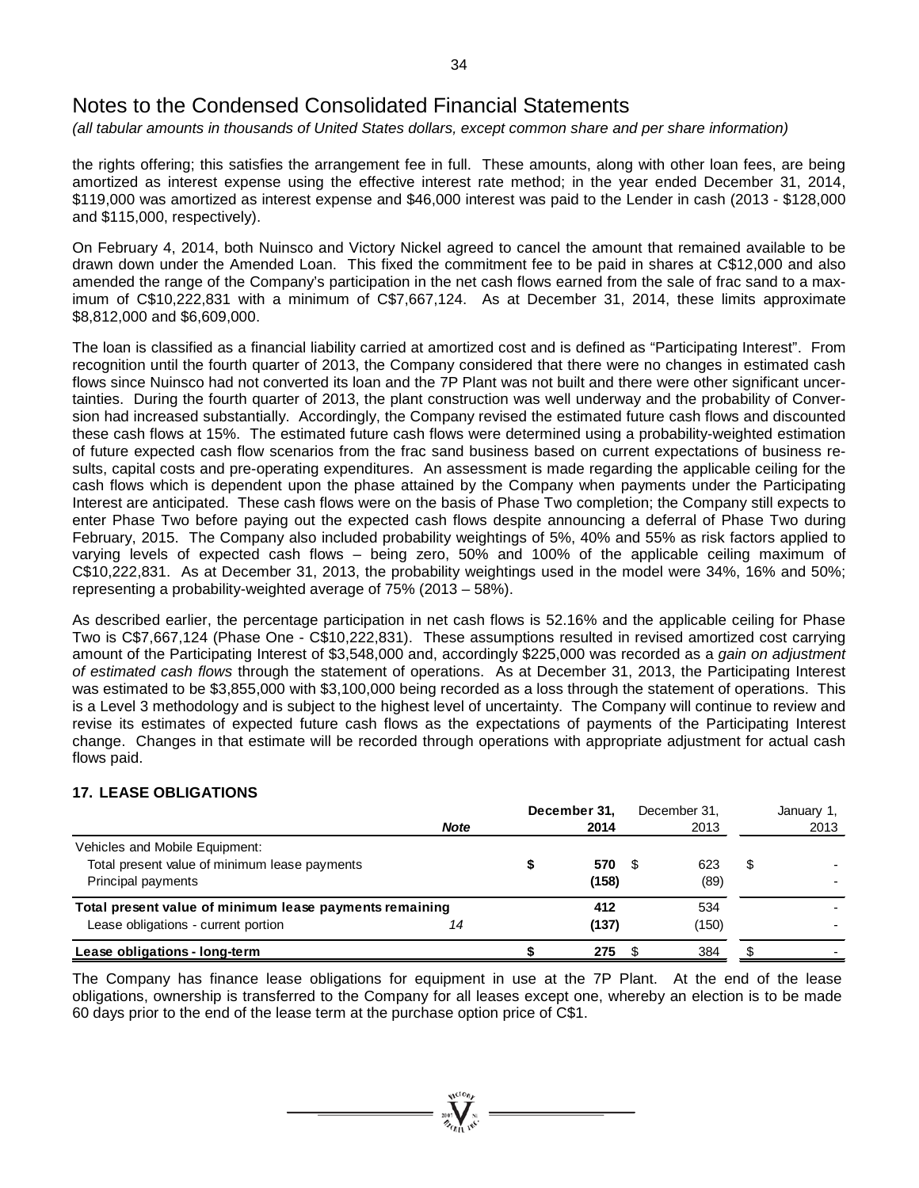# Notes to the Condensed Consolidated Financial Statements

*(all tabular amounts in thousands of United States dollars, except common share and per share information)*

the rights offering; this satisfies the arrangement fee in full. These amounts, along with other loan fees, are being amortized as interest expense using the effective interest rate method; in the year ended December 31, 2014, \$119,000 was amortized as interest expense and \$46,000 interest was paid to the Lender in cash (2013 - \$128,000 and \$115,000, respectively).

On February 4, 2014, both Nuinsco and Victory Nickel agreed to cancel the amount that remained available to be drawn down under the Amended Loan. This fixed the commitment fee to be paid in shares at C\$12,000 and also amended the range of the Company's participation in the net cash flows earned from the sale of frac sand to a maximum of C\$10,222,831 with a minimum of C\$7,667,124. As at December 31, 2014, these limits approximate \$8,812,000 and \$6,609,000.

The loan is classified as a financial liability carried at amortized cost and is defined as "Participating Interest". From recognition until the fourth quarter of 2013, the Company considered that there were no changes in estimated cash flows since Nuinsco had not converted its loan and the 7P Plant was not built and there were other significant uncertainties. During the fourth quarter of 2013, the plant construction was well underway and the probability of Conversion had increased substantially. Accordingly, the Company revised the estimated future cash flows and discounted these cash flows at 15%. The estimated future cash flows were determined using a probability-weighted estimation of future expected cash flow scenarios from the frac sand business based on current expectations of business results, capital costs and pre-operating expenditures. An assessment is made regarding the applicable ceiling for the cash flows which is dependent upon the phase attained by the Company when payments under the Participating Interest are anticipated. These cash flows were on the basis of Phase Two completion; the Company still expects to enter Phase Two before paying out the expected cash flows despite announcing a deferral of Phase Two during February, 2015. The Company also included probability weightings of 5%, 40% and 55% as risk factors applied to varying levels of expected cash flows – being zero, 50% and 100% of the applicable ceiling maximum of C\$10,222,831. As at December 31, 2013, the probability weightings used in the model were 34%, 16% and 50%; representing a probability-weighted average of 75% (2013 – 58%).

As described earlier, the percentage participation in net cash flows is 52.16% and the applicable ceiling for Phase Two is C\$7,667,124 (Phase One - C\$10,222,831). These assumptions resulted in revised amortized cost carrying amount of the Participating Interest of \$3,548,000 and, accordingly \$225,000 was recorded as a *gain on adjustment of estimated cash flows* through the statement of operations. As at December 31, 2013, the Participating Interest was estimated to be \$3,855,000 with \$3,100,000 being recorded as a loss through the statement of operations. This is a Level 3 methodology and is subject to the highest level of uncertainty. The Company will continue to review and revise its estimates of expected future cash flows as the expectations of payments of the Participating Interest change. Changes in that estimate will be recorded through operations with appropriate adjustment for actual cash flows paid.

## 17. LEASE OBLIGATIONS

| | *Note* | **December 31, 2014** | December 31, 2013 | January 1, 2013 |
|---|---|---|---|---|
| Vehicles and Mobile Equipment: | | | | |
| Total present value of minimum lease payments | | **\$ 570** | \$ 623 | \$ - |
| Principal payments | | **(158)** | (89) | - |
| **Total present value of minimum lease payments remaining** | | **412** | 534 | - |
| Lease obligations - current portion | 14 | **(137)** | (150) | - |
| **Lease obligations - long-term** | | **\$ 275** | \$ 384 | \$ - |

The Company has finance lease obligations for equipment in use at the 7P Plant. At the end of the lease obligations, ownership is transferred to the Company for all leases except one, whereby an election is to be made 60 days prior to the end of the lease term at the purchase option price of C\$1.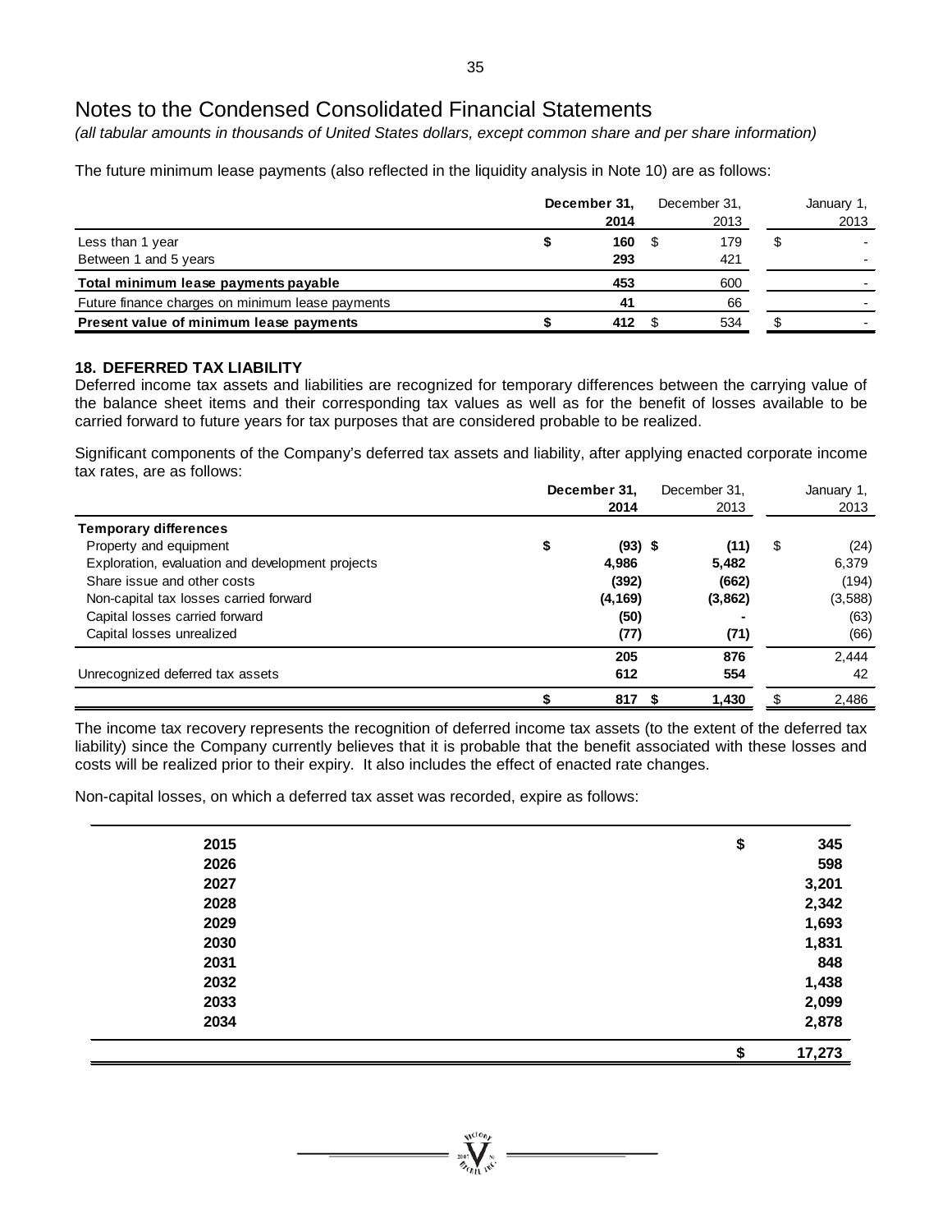# Notes to the Condensed Consolidated Financial Statements

*(all tabular amounts in thousands of United States dollars, except common share and per share information)*

The future minimum lease payments (also reflected in the liquidity analysis in Note 10) are as follows:

| | **December 31, 2014** | December 31, 2013 | January 1, 2013 |
|---|---|---|---|
| Less than 1 year | **$ 160** | $ 179 | $ - |
| Between 1 and 5 years | **293** | 421 | - |
| **Total minimum lease payments payable** | **453** | 600 | - |
| Future finance charges on minimum lease payments | **41** | 66 | - |
| **Present value of minimum lease payments** | **$ 412** | $ 534 | $ - |

### 18. DEFERRED TAX LIABILITY

Deferred income tax assets and liabilities are recognized for temporary differences between the carrying value of the balance sheet items and their corresponding tax values as well as for the benefit of losses available to be carried forward to future years for tax purposes that are considered probable to be realized.

Significant components of the Company's deferred tax assets and liability, after applying enacted corporate income tax rates, are as follows:

| | **December 31, 2014** | December 31, 2013 | January 1, 2013 |
|---|---|---|---|
| **Temporary differences** | | | |
| Property and equipment | **$ (93)** | **$ (11)** | $ (24) |
| Exploration, evaluation and development projects | **4,986** | **5,482** | 6,379 |
| Share issue and other costs | **(392)** | **(662)** | (194) |
| Non-capital tax losses carried forward | **(4,169)** | **(3,862)** | (3,588) |
| Capital losses carried forward | **(50)** | **-** | (63) |
| Capital losses unrealized | **(77)** | **(71)** | (66) |
| | **205** | **876** | 2,444 |
| Unrecognized deferred tax assets | **612** | **554** | 42 |
| | **$ 817** | **$ 1,430** | $ 2,486 |

The income tax recovery represents the recognition of deferred income tax assets (to the extent of the deferred tax liability) since the Company currently believes that it is probable that the benefit associated with these losses and costs will be realized prior to their expiry. It also includes the effect of enacted rate changes.

Non-capital losses, on which a deferred tax asset was recorded, expire as follows:

| | |
|---|---|
| **2015** | **$ 345** |
| **2026** | **598** |
| **2027** | **3,201** |
| **2028** | **2,342** |
| **2029** | **1,693** |
| **2030** | **1,831** |
| **2031** | **848** |
| **2032** | **1,438** |
| **2033** | **2,099** |
| **2034** | **2,878** |
| | **$ 17,273** |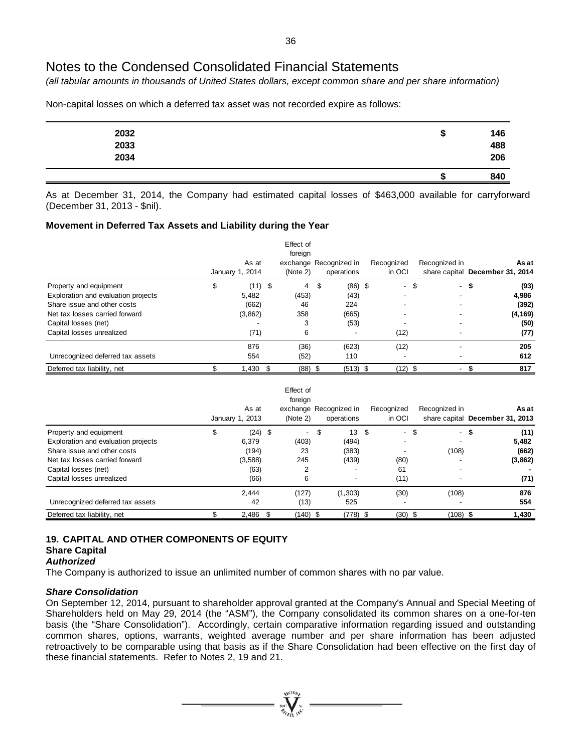# Notes to the Condensed Consolidated Financial Statements

*(all tabular amounts in thousands of United States dollars, except common share and per share information)*

Non-capital losses on which a deferred tax asset was not recorded expire as follows:

| | | |
|---|---|---|
| **2032** | **$** | **146** |
| **2033** | | **488** |
| **2034** | | **206** |
| | **$** | **840** |

As at December 31, 2014, the Company had estimated capital losses of $463,000 available for carryforward (December 31, 2013 - $nil).

### Movement in Deferred Tax Assets and Liability during the Year

| | As at January 1, 2014 | Effect of foreign exchange (Note 2) | Recognized in operations | Recognized in OCI | Recognized in share capital | As at December 31, 2014 |
|---|---|---|---|---|---|---|
| Property and equipment | $ (11) | $ 4 | $ (86) | $ - | $ - | **$ (93)** |
| Exploration and evaluation projects | 5,482 | (453) | (43) | - | - | **4,986** |
| Share issue and other costs | (662) | 46 | 224 | - | - | **(392)** |
| Net tax losses carried forward | (3,862) | 358 | (665) | - | - | **(4,169)** |
| Capital losses (net) | - | 3 | (53) | - | - | **(50)** |
| Capital losses unrealized | (71) | 6 | - | (12) | - | **(77)** |
| | 876 | (36) | (623) | (12) | - | **205** |
| Unrecognized deferred tax assets | 554 | (52) | 110 | - | - | **612** |
| Deferred tax liability, net | $ 1,430 | $ (88) | $ (513) | $ (12) | $ - | **$ 817** |

| | As at January 1, 2013 | Effect of foreign exchange (Note 2) | Recognized in operations | Recognized in OCI | Recognized in share capital | As at December 31, 2013 |
|---|---|---|---|---|---|---|
| Property and equipment | $ (24) | $ - | $ 13 | $ - | $ - | **$ (11)** |
| Exploration and evaluation projects | 6,379 | (403) | (494) | - | - | **5,482** |
| Share issue and other costs | (194) | 23 | (383) | - | (108) | **(662)** |
| Net tax losses carried forward | (3,588) | 245 | (439) | (80) | - | **(3,862)** |
| Capital losses (net) | (63) | 2 | - | 61 | - | **-** |
| Capital losses unrealized | (66) | 6 | - | (11) | - | **(71)** |
| | 2,444 | (127) | (1,303) | (30) | (108) | **876** |
| Unrecognized deferred tax assets | 42 | (13) | 525 | - | - | **554** |
| Deferred tax liability, net | $ 2,486 | $ (140) | $ (778) | $ (30) | $ (108) | **$ 1,430** |

## 19. CAPITAL AND OTHER COMPONENTS OF EQUITY

### Share Capital

***Authorized***

The Company is authorized to issue an unlimited number of common shares with no par value.

***Share Consolidation***

On September 12, 2014, pursuant to shareholder approval granted at the Company's Annual and Special Meeting of Shareholders held on May 29, 2014 (the "ASM"), the Company consolidated its common shares on a one-for-ten basis (the "Share Consolidation"). Accordingly, certain comparative information regarding issued and outstanding common shares, options, warrants, weighted average number and per share information has been adjusted retroactively to be comparable using that basis as if the Share Consolidation had been effective on the first day of these financial statements. Refer to Notes 2, 19 and 21.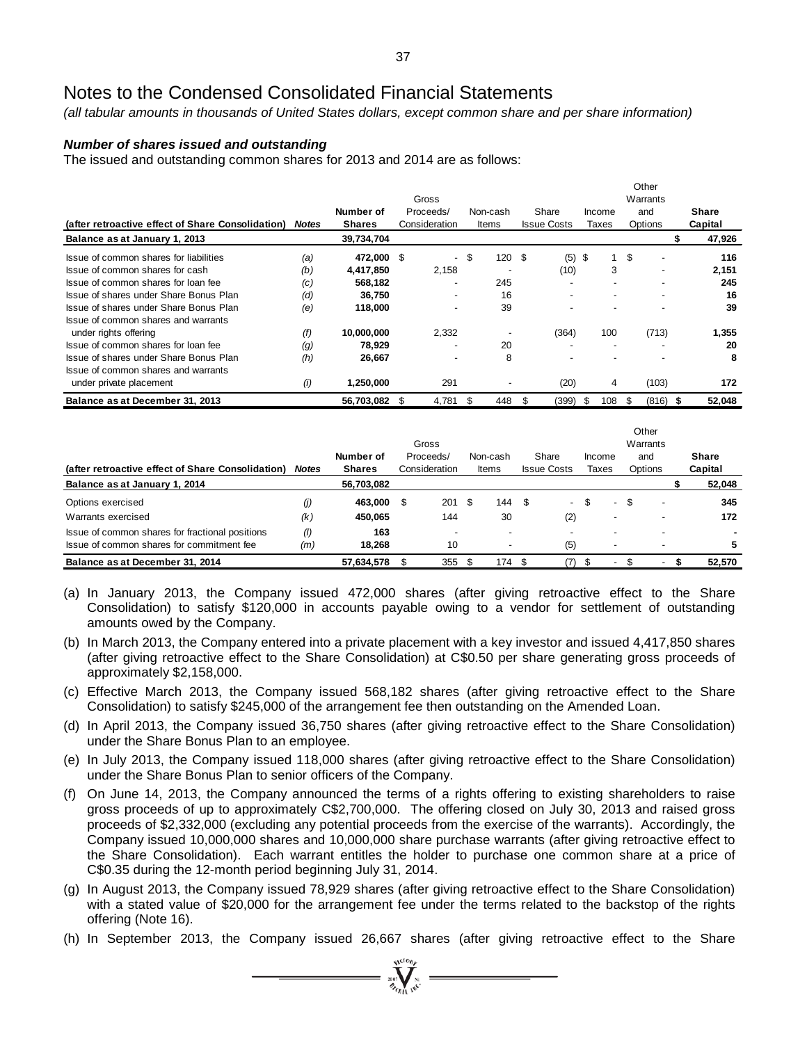# Notes to the Condensed Consolidated Financial Statements

*(all tabular amounts in thousands of United States dollars, except common share and per share information)*

***Number of shares issued and outstanding***

The issued and outstanding common shares for 2013 and 2014 are as follows:

| (after retroactive effect of Share Consolidation) | Notes | Number of Shares | Gross Proceeds/ Consideration | Non-cash Items | Share Issue Costs | Income Taxes | Other Warrants and Options | Share Capital |
|---|---|---|---|---|---|---|---|---|
| **Balance as at January 1, 2013** | | **39,734,704** | | | | | | **$ 47,926** |
| Issue of common shares for liabilities | *(a)* | **472,000** | $ - | $ 120 | $ (5) | $ 1 | $ - | **116** |
| Issue of common shares for cash | *(b)* | **4,417,850** | 2,158 | - | (10) | 3 | - | **2,151** |
| Issue of common shares for loan fee | *(c)* | **568,182** | - | 245 | - | - | - | **245** |
| Issue of shares under Share Bonus Plan | *(d)* | **36,750** | - | 16 | - | - | - | **16** |
| Issue of shares under Share Bonus Plan | *(e)* | **118,000** | - | 39 | - | - | - | **39** |
| Issue of common shares and warrants under rights offering | *(f)* | **10,000,000** | 2,332 | - | (364) | 100 | (713) | **1,355** |
| Issue of common shares for loan fee | *(g)* | **78,929** | - | 20 | - | - | - | **20** |
| Issue of shares under Share Bonus Plan | *(h)* | **26,667** | - | 8 | - | - | - | **8** |
| Issue of common shares and warrants under private placement | *(i)* | **1,250,000** | 291 | - | (20) | 4 | (103) | **172** |
| **Balance as at December 31, 2013** | | **56,703,082** | $ 4,781 | $ 448 | $ (399) | $ 108 | $ (816) | **$ 52,048** |

| (after retroactive effect of Share Consolidation) | Notes | Number of Shares | Gross Proceeds/ Consideration | Non-cash Items | Share Issue Costs | Income Taxes | Other Warrants and Options | Share Capital |
|---|---|---|---|---|---|---|---|---|
| **Balance as at January 1, 2014** | | **56,703,082** | | | | | | **$ 52,048** |
| Options exercised | *(j)* | **463,000** | $ 201 | $ 144 | $ - | $ - | $ - | **345** |
| Warrants exercised | *(k)* | **450,065** | 144 | 30 | (2) | - | - | **172** |
| Issue of common shares for fractional positions | *(l)* | **163** | - | - | - | - | - | **-** |
| Issue of common shares for commitment fee | *(m)* | **18,268** | 10 | - | (5) | - | - | **5** |
| **Balance as at December 31, 2014** | | **57,634,578** | $ 355 | $ 174 | $ (7) | $ - | $ - | **$ 52,570** |

(a) In January 2013, the Company issued 472,000 shares (after giving retroactive effect to the Share Consolidation) to satisfy $120,000 in accounts payable owing to a vendor for settlement of outstanding amounts owed by the Company.

(b) In March 2013, the Company entered into a private placement with a key investor and issued 4,417,850 shares (after giving retroactive effect to the Share Consolidation) at C$0.50 per share generating gross proceeds of approximately $2,158,000.

(c) Effective March 2013, the Company issued 568,182 shares (after giving retroactive effect to the Share Consolidation) to satisfy $245,000 of the arrangement fee then outstanding on the Amended Loan.

(d) In April 2013, the Company issued 36,750 shares (after giving retroactive effect to the Share Consolidation) under the Share Bonus Plan to an employee.

(e) In July 2013, the Company issued 118,000 shares (after giving retroactive effect to the Share Consolidation) under the Share Bonus Plan to senior officers of the Company.

(f) On June 14, 2013, the Company announced the terms of a rights offering to existing shareholders to raise gross proceeds of up to approximately C$2,700,000. The offering closed on July 30, 2013 and raised gross proceeds of $2,332,000 (excluding any potential proceeds from the exercise of the warrants). Accordingly, the Company issued 10,000,000 shares and 10,000,000 share purchase warrants (after giving retroactive effect to the Share Consolidation). Each warrant entitles the holder to purchase one common share at a price of C$0.35 during the 12-month period beginning July 31, 2014.

(g) In August 2013, the Company issued 78,929 shares (after giving retroactive effect to the Share Consolidation) with a stated value of $20,000 for the arrangement fee under the terms related to the backstop of the rights offering (Note 16).

(h) In September 2013, the Company issued 26,667 shares (after giving retroactive effect to the Share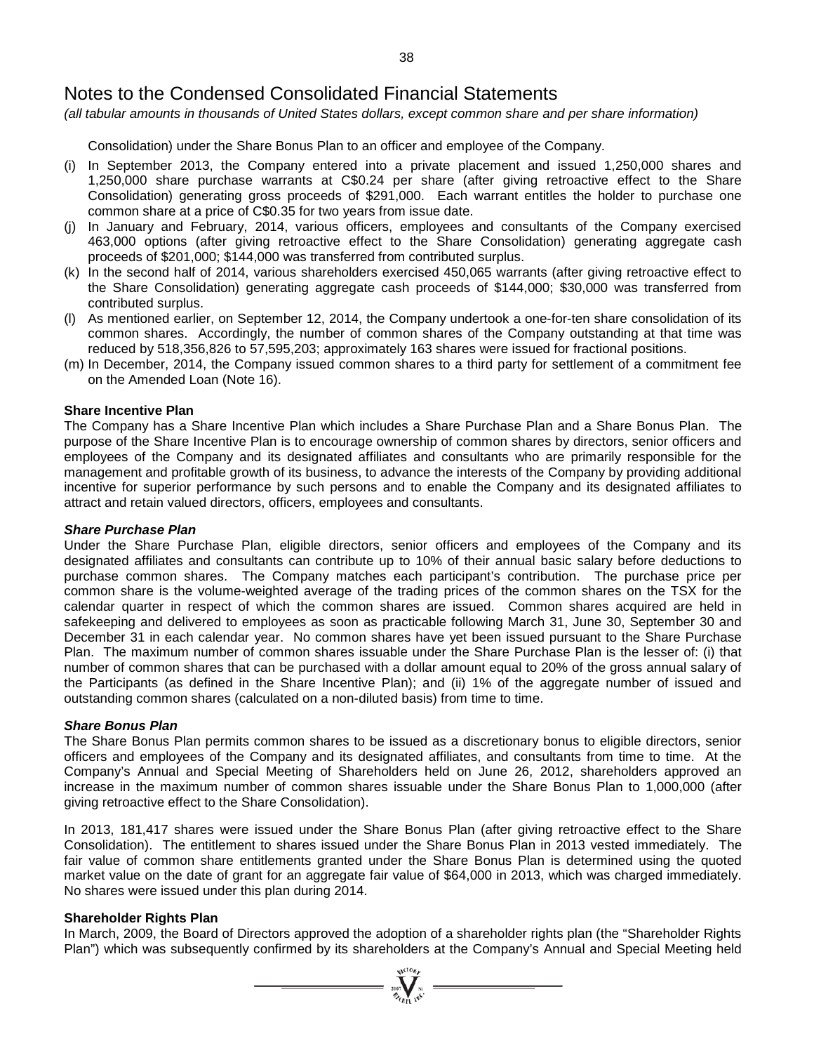# Notes to the Condensed Consolidated Financial Statements

*(all tabular amounts in thousands of United States dollars, except common share and per share information)*

Consolidation) under the Share Bonus Plan to an officer and employee of the Company.

(i) In September 2013, the Company entered into a private placement and issued 1,250,000 shares and 1,250,000 share purchase warrants at C$0.24 per share (after giving retroactive effect to the Share Consolidation) generating gross proceeds of $291,000. Each warrant entitles the holder to purchase one common share at a price of C$0.35 for two years from issue date.

(j) In January and February, 2014, various officers, employees and consultants of the Company exercised 463,000 options (after giving retroactive effect to the Share Consolidation) generating aggregate cash proceeds of $201,000; $144,000 was transferred from contributed surplus.

(k) In the second half of 2014, various shareholders exercised 450,065 warrants (after giving retroactive effect to the Share Consolidation) generating aggregate cash proceeds of $144,000; $30,000 was transferred from contributed surplus.

(l) As mentioned earlier, on September 12, 2014, the Company undertook a one-for-ten share consolidation of its common shares. Accordingly, the number of common shares of the Company outstanding at that time was reduced by 518,356,826 to 57,595,203; approximately 163 shares were issued for fractional positions.

(m) In December, 2014, the Company issued common shares to a third party for settlement of a commitment fee on the Amended Loan (Note 16).

**Share Incentive Plan**

The Company has a Share Incentive Plan which includes a Share Purchase Plan and a Share Bonus Plan. The purpose of the Share Incentive Plan is to encourage ownership of common shares by directors, senior officers and employees of the Company and its designated affiliates and consultants who are primarily responsible for the management and profitable growth of its business, to advance the interests of the Company by providing additional incentive for superior performance by such persons and to enable the Company and its designated affiliates to attract and retain valued directors, officers, employees and consultants.

***Share Purchase Plan***

Under the Share Purchase Plan, eligible directors, senior officers and employees of the Company and its designated affiliates and consultants can contribute up to 10% of their annual basic salary before deductions to purchase common shares. The Company matches each participant's contribution. The purchase price per common share is the volume-weighted average of the trading prices of the common shares on the TSX for the calendar quarter in respect of which the common shares are issued. Common shares acquired are held in safekeeping and delivered to employees as soon as practicable following March 31, June 30, September 30 and December 31 in each calendar year. No common shares have yet been issued pursuant to the Share Purchase Plan. The maximum number of common shares issuable under the Share Purchase Plan is the lesser of: (i) that number of common shares that can be purchased with a dollar amount equal to 20% of the gross annual salary of the Participants (as defined in the Share Incentive Plan); and (ii) 1% of the aggregate number of issued and outstanding common shares (calculated on a non-diluted basis) from time to time.

***Share Bonus Plan***

The Share Bonus Plan permits common shares to be issued as a discretionary bonus to eligible directors, senior officers and employees of the Company and its designated affiliates, and consultants from time to time. At the Company's Annual and Special Meeting of Shareholders held on June 26, 2012, shareholders approved an increase in the maximum number of common shares issuable under the Share Bonus Plan to 1,000,000 (after giving retroactive effect to the Share Consolidation).

In 2013, 181,417 shares were issued under the Share Bonus Plan (after giving retroactive effect to the Share Consolidation). The entitlement to shares issued under the Share Bonus Plan in 2013 vested immediately. The fair value of common share entitlements granted under the Share Bonus Plan is determined using the quoted market value on the date of grant for an aggregate fair value of $64,000 in 2013, which was charged immediately. No shares were issued under this plan during 2014.

**Shareholder Rights Plan**

In March, 2009, the Board of Directors approved the adoption of a shareholder rights plan (the "Shareholder Rights Plan") which was subsequently confirmed by its shareholders at the Company's Annual and Special Meeting held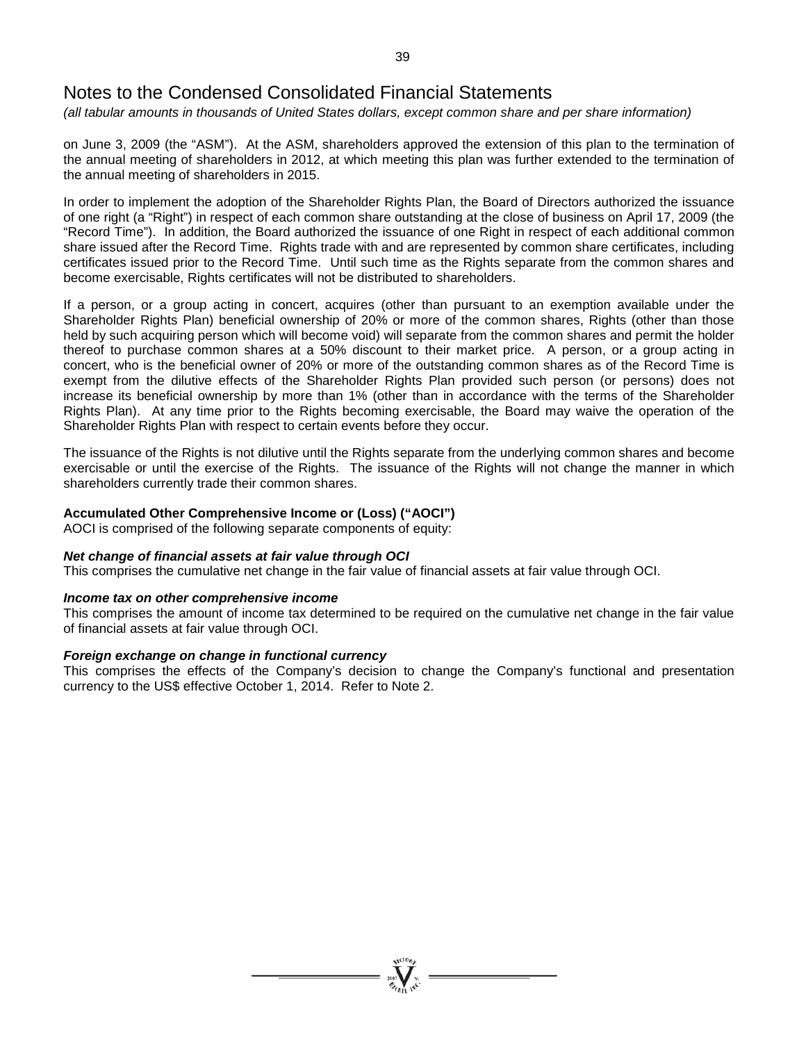# Notes to the Condensed Consolidated Financial Statements

*(all tabular amounts in thousands of United States dollars, except common share and per share information)*

on June 3, 2009 (the "ASM"). At the ASM, shareholders approved the extension of this plan to the termination of the annual meeting of shareholders in 2012, at which meeting this plan was further extended to the termination of the annual meeting of shareholders in 2015.

In order to implement the adoption of the Shareholder Rights Plan, the Board of Directors authorized the issuance of one right (a "Right") in respect of each common share outstanding at the close of business on April 17, 2009 (the "Record Time"). In addition, the Board authorized the issuance of one Right in respect of each additional common share issued after the Record Time. Rights trade with and are represented by common share certificates, including certificates issued prior to the Record Time. Until such time as the Rights separate from the common shares and become exercisable, Rights certificates will not be distributed to shareholders.

If a person, or a group acting in concert, acquires (other than pursuant to an exemption available under the Shareholder Rights Plan) beneficial ownership of 20% or more of the common shares, Rights (other than those held by such acquiring person which will become void) will separate from the common shares and permit the holder thereof to purchase common shares at a 50% discount to their market price. A person, or a group acting in concert, who is the beneficial owner of 20% or more of the outstanding common shares as of the Record Time is exempt from the dilutive effects of the Shareholder Rights Plan provided such person (or persons) does not increase its beneficial ownership by more than 1% (other than in accordance with the terms of the Shareholder Rights Plan). At any time prior to the Rights becoming exercisable, the Board may waive the operation of the Shareholder Rights Plan with respect to certain events before they occur.

The issuance of the Rights is not dilutive until the Rights separate from the underlying common shares and become exercisable or until the exercise of the Rights. The issuance of the Rights will not change the manner in which shareholders currently trade their common shares.

**Accumulated Other Comprehensive Income or (Loss) ("AOCI")**

AOCI is comprised of the following separate components of equity:

***Net change of financial assets at fair value through OCI***

This comprises the cumulative net change in the fair value of financial assets at fair value through OCI.

***Income tax on other comprehensive income***

This comprises the amount of income tax determined to be required on the cumulative net change in the fair value of financial assets at fair value through OCI.

***Foreign exchange on change in functional currency***

This comprises the effects of the Company's decision to change the Company's functional and presentation currency to the US$ effective October 1, 2014. Refer to Note 2.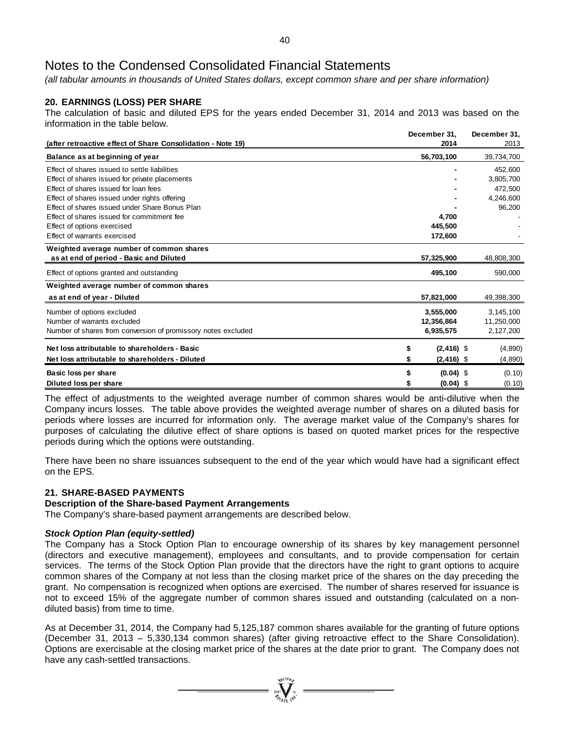# Notes to the Condensed Consolidated Financial Statements

*(all tabular amounts in thousands of United States dollars, except common share and per share information)*

## 20. EARNINGS (LOSS) PER SHARE

The calculation of basic and diluted EPS for the years ended December 31, 2014 and 2013 was based on the information in the table below.

| (after retroactive effect of Share Consolidation - Note 19) | December 31, 2014 | December 31, 2013 |
|---|---|---|
| **Balance as at beginning of year** | **56,703,100** | 39,734,700 |
| Effect of shares issued to settle liabilities | **-** | 452,600 |
| Effect of shares issued for private placements | **-** | 3,805,700 |
| Effect of shares issued for loan fees | **-** | 472,500 |
| Effect of shares issued under rights offering | **-** | 4,246,600 |
| Effect of shares issued under Share Bonus Plan | **-** | 96,200 |
| Effect of shares issued for commitment fee | **4,700** | - |
| Effect of options exercised | **445,500** | - |
| Effect of warrants exercised | **172,600** | - |
| **Weighted average number of common shares as at end of period - Basic and Diluted** | **57,325,900** | 48,808,300 |
| Effect of options granted and outstanding | **495,100** | 590,000 |
| **Weighted average number of common shares as at end of year - Diluted** | **57,821,000** | 49,398,300 |
| Number of options excluded | **3,555,000** | 3,145,100 |
| Number of warrants excluded | **12,356,864** | 11,250,000 |
| Number of shares from conversion of promissory notes excluded | **6,935,575** | 2,127,200 |
| **Net loss attributable to shareholders - Basic** | **$ (2,416)** | $ (4,890) |
| **Net loss attributable to shareholders - Diluted** | **$ (2,416)** | $ (4,890) |
| **Basic loss per share** | **$ (0.04)** | $ (0.10) |
| **Diluted loss per share** | **$ (0.04)** | $ (0.10) |

The effect of adjustments to the weighted average number of common shares would be anti-dilutive when the Company incurs losses. The table above provides the weighted average number of shares on a diluted basis for periods where losses are incurred for information only. The average market value of the Company's shares for purposes of calculating the dilutive effect of share options is based on quoted market prices for the respective periods during which the options were outstanding.

There have been no share issuances subsequent to the end of the year which would have had a significant effect on the EPS.

## 21. SHARE-BASED PAYMENTS

### Description of the Share-based Payment Arrangements

The Company's share-based payment arrangements are described below.

***Stock Option Plan (equity-settled)***

The Company has a Stock Option Plan to encourage ownership of its shares by key management personnel (directors and executive management), employees and consultants, and to provide compensation for certain services. The terms of the Stock Option Plan provide that the directors have the right to grant options to acquire common shares of the Company at not less than the closing market price of the shares on the day preceding the grant. No compensation is recognized when options are exercised. The number of shares reserved for issuance is not to exceed 15% of the aggregate number of common shares issued and outstanding (calculated on a non-diluted basis) from time to time.

As at December 31, 2014, the Company had 5,125,187 common shares available for the granting of future options (December 31, 2013 – 5,330,134 common shares) (after giving retroactive effect to the Share Consolidation). Options are exercisable at the closing market price of the shares at the date prior to grant. The Company does not have any cash-settled transactions.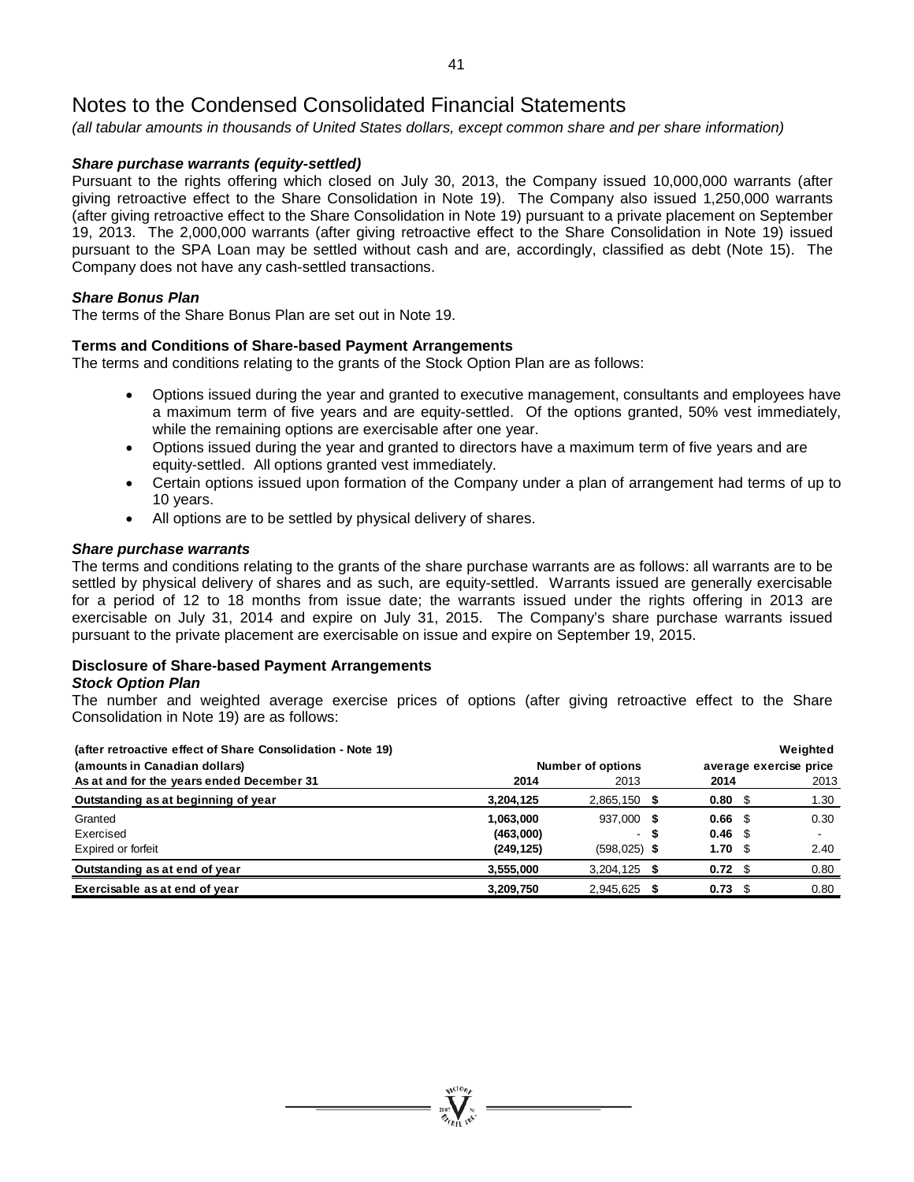# Notes to the Condensed Consolidated Financial Statements

*(all tabular amounts in thousands of United States dollars, except common share and per share information)*

***Share purchase warrants (equity-settled)***

Pursuant to the rights offering which closed on July 30, 2013, the Company issued 10,000,000 warrants (after giving retroactive effect to the Share Consolidation in Note 19). The Company also issued 1,250,000 warrants (after giving retroactive effect to the Share Consolidation in Note 19) pursuant to a private placement on September 19, 2013. The 2,000,000 warrants (after giving retroactive effect to the Share Consolidation in Note 19) issued pursuant to the SPA Loan may be settled without cash and are, accordingly, classified as debt (Note 15). The Company does not have any cash-settled transactions.

***Share Bonus Plan***

The terms of the Share Bonus Plan are set out in Note 19.

**Terms and Conditions of Share-based Payment Arrangements**

The terms and conditions relating to the grants of the Stock Option Plan are as follows:

- Options issued during the year and granted to executive management, consultants and employees have a maximum term of five years and are equity-settled. Of the options granted, 50% vest immediately, while the remaining options are exercisable after one year.
- Options issued during the year and granted to directors have a maximum term of five years and are equity-settled. All options granted vest immediately.
- Certain options issued upon formation of the Company under a plan of arrangement had terms of up to 10 years.
- All options are to be settled by physical delivery of shares.

***Share purchase warrants***

The terms and conditions relating to the grants of the share purchase warrants are as follows: all warrants are to be settled by physical delivery of shares and as such, are equity-settled. Warrants issued are generally exercisable for a period of 12 to 18 months from issue date; the warrants issued under the rights offering in 2013 are exercisable on July 31, 2014 and expire on July 31, 2015. The Company's share purchase warrants issued pursuant to the private placement are exercisable on issue and expire on September 19, 2015.

**Disclosure of Share-based Payment Arrangements**

***Stock Option Plan***

The number and weighted average exercise prices of options (after giving retroactive effect to the Share Consolidation in Note 19) are as follows:

| (after retroactive effect of Share Consolidation - Note 19) (amounts in Canadian dollars) | Number of options | | Weighted average exercise price | |
|---|---|---|---|---|
| As at and for the years ended December 31 | 2014 | 2013 | 2014 | 2013 |
| **Outstanding as at beginning of year** | **3,204,125** | 2,865,150 | **$ 0.80** | $ 1.30 |
| Granted | **1,063,000** | 937,000 | **$ 0.66** | $ 0.30 |
| Exercised | **(463,000)** | - | **$ 0.46** | $ - |
| Expired or forfeit | **(249,125)** | (598,025) | **$ 1.70** | $ 2.40 |
| **Outstanding as at end of year** | **3,555,000** | 3,204,125 | **$ 0.72** | $ 0.80 |
| **Exercisable as at end of year** | **3,209,750** | 2,945,625 | **$ 0.73** | $ 0.80 |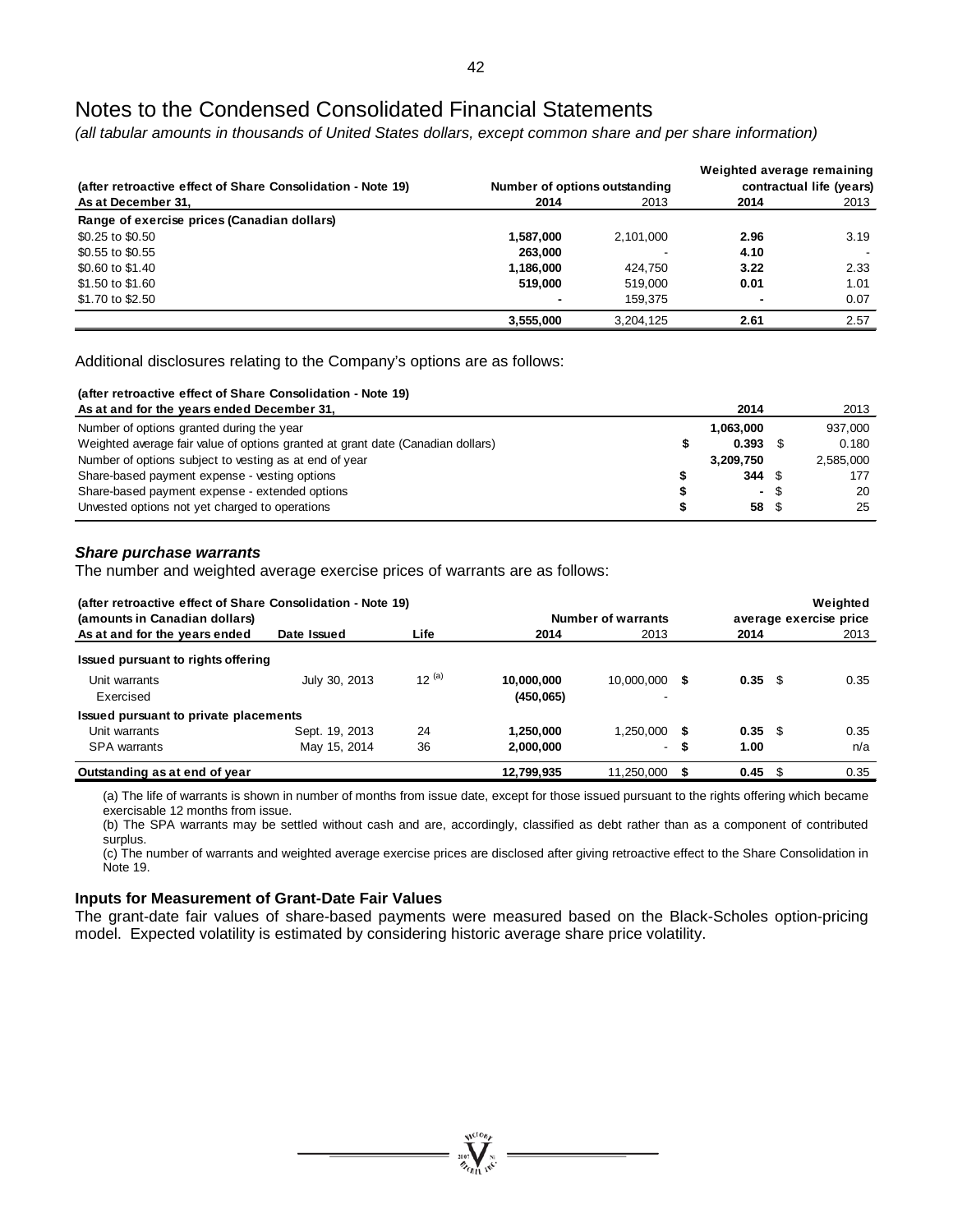# Notes to the Condensed Consolidated Financial Statements

*(all tabular amounts in thousands of United States dollars, except common share and per share information)*

| (after retroactive effect of Share Consolidation - Note 19) | Number of options outstanding | | Weighted average remaining contractual life (years) | |
|---|---|---|---|---|
| As at December 31, | 2014 | 2013 | 2014 | 2013 |
| **Range of exercise prices (Canadian dollars)** | | | | |
| \$0.25 to \$0.50 | **1,587,000** | 2,101,000 | **2.96** | 3.19 |
| \$0.55 to \$0.55 | **263,000** | - | **4.10** | - |
| \$0.60 to \$1.40 | **1,186,000** | 424,750 | **3.22** | 2.33 |
| \$1.50 to \$1.60 | **519,000** | 519,000 | **0.01** | 1.01 |
| \$1.70 to \$2.50 | **-** | 159,375 | **-** | 0.07 |
| | **3,555,000** | 3,204,125 | **2.61** | 2.57 |

Additional disclosures relating to the Company's options are as follows:

| (after retroactive effect of Share Consolidation - Note 19)<br>As at and for the years ended December 31, | 2014 | 2013 |
|---|---|---|
| Number of options granted during the year | **1,063,000** | 937,000 |
| Weighted average fair value of options granted at grant date (Canadian dollars) | **\$ 0.393** | \$ 0.180 |
| Number of options subject to vesting as at end of year | **3,209,750** | 2,585,000 |
| Share-based payment expense - vesting options | **\$ 344** | \$ 177 |
| Share-based payment expense - extended options | **\$ -** | \$ 20 |
| Unvested options not yet charged to operations | **\$ 58** | \$ 25 |

### *Share purchase warrants*

The number and weighted average exercise prices of warrants are as follows:

| (after retroactive effect of Share Consolidation - Note 19)<br>(amounts in Canadian dollars)<br>As at and for the years ended | Date Issued | Life | Number of warrants 2014 | Number of warrants 2013 | Weighted average exercise price 2014 | Weighted average exercise price 2013 |
|---|---|---|---|---|---|---|
| **Issued pursuant to rights offering** | | | | | | |
| Unit warrants | July 30, 2013 | 12 [(a)] | **10,000,000** | 10,000,000 | **\$ 0.35** | \$ 0.35 |
| Exercised | | | **(450,065)** | - | | |
| **Issued pursuant to private placements** | | | | | | |
| Unit warrants | Sept. 19, 2013 | 24 | **1,250,000** | 1,250,000 | **\$ 0.35** | \$ 0.35 |
| SPA warrants | May 15, 2014 | 36 | **2,000,000** | - | **\$ 1.00** | n/a |
| **Outstanding as at end of year** | | | **12,799,935** | 11,250,000 | **\$ 0.45** | \$ 0.35 |

(a) The life of warrants is shown in number of months from issue date, except for those issued pursuant to the rights offering which became exercisable 12 months from issue.

(b) The SPA warrants may be settled without cash and are, accordingly, classified as debt rather than as a component of contributed surplus.

(c) The number of warrants and weighted average exercise prices are disclosed after giving retroactive effect to the Share Consolidation in Note 19.

### Inputs for Measurement of Grant-Date Fair Values

The grant-date fair values of share-based payments were measured based on the Black-Scholes option-pricing model. Expected volatility is estimated by considering historic average share price volatility.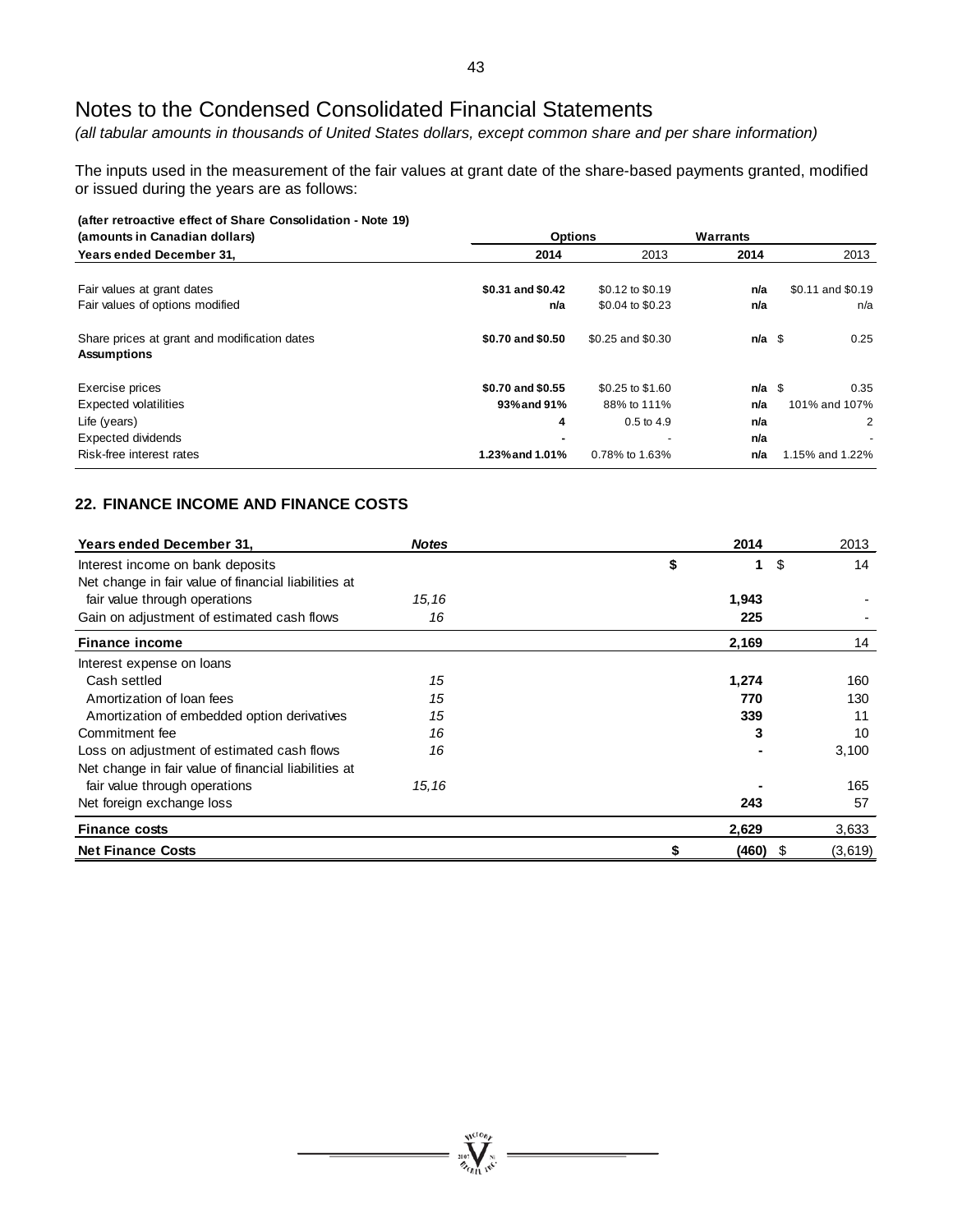# Notes to the Condensed Consolidated Financial Statements

*(all tabular amounts in thousands of United States dollars, except common share and per share information)*

The inputs used in the measurement of the fair values at grant date of the share-based payments granted, modified or issued during the years are as follows:

| (after retroactive effect of Share Consolidation - Note 19) (amounts in Canadian dollars) | Options | | Warrants | |
|---|---|---|---|---|
| **Years ended December 31,** | **2014** | 2013 | **2014** | 2013 |
| Fair values at grant dates | **\$0.31 and \$0.42** | \$0.12 to \$0.19 | **n/a** | \$0.11 and \$0.19 |
| Fair values of options modified | **n/a** | \$0.04 to \$0.23 | **n/a** | n/a |
| Share prices at grant and modification dates | **\$0.70 and \$0.50** | \$0.25 and \$0.30 | **n/a** | \$ 0.25 |
| **Assumptions** | | | | |
| Exercise prices | **\$0.70 and \$0.55** | \$0.25 to \$1.60 | **n/a** | \$ 0.35 |
| Expected volatilities | **93% and 91%** | 88% to 111% | **n/a** | 101% and 107% |
| Life (years) | **4** | 0.5 to 4.9 | **n/a** | 2 |
| Expected dividends | **-** | - | **n/a** | - |
| Risk-free interest rates | **1.23% and 1.01%** | 0.78% to 1.63% | **n/a** | 1.15% and 1.22% |

## 22. FINANCE INCOME AND FINANCE COSTS

| Years ended December 31, | *Notes* | 2014 | 2013 |
|---|---|---|---|
| Interest income on bank deposits | | **\$ 1** | \$ 14 |
| Net change in fair value of financial liabilities at fair value through operations | *15,16* | **1,943** | - |
| Gain on adjustment of estimated cash flows | *16* | **225** | - |
| **Finance income** | | **2,169** | 14 |
| Interest expense on loans | | | |
| Cash settled | *15* | **1,274** | 160 |
| Amortization of loan fees | *15* | **770** | 130 |
| Amortization of embedded option derivatives | *15* | **339** | 11 |
| Commitment fee | *16* | **3** | 10 |
| Loss on adjustment of estimated cash flows | *16* | **-** | 3,100 |
| Net change in fair value of financial liabilities at fair value through operations | *15,16* | **-** | 165 |
| Net foreign exchange loss | | **243** | 57 |
| **Finance costs** | | **2,629** | 3,633 |
| **Net Finance Costs** | | **\$ (460)** | \$ (3,619) |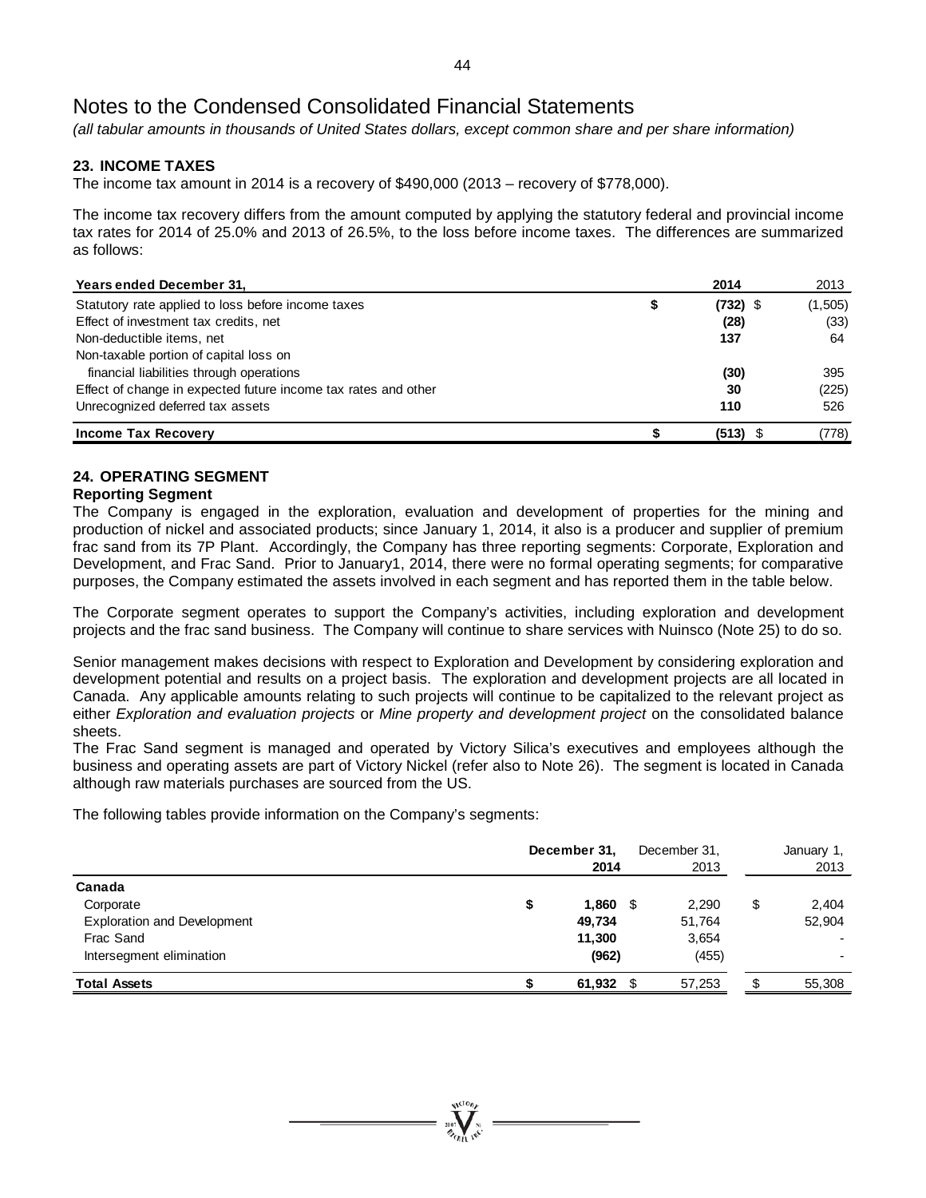# Notes to the Condensed Consolidated Financial Statements

*(all tabular amounts in thousands of United States dollars, except common share and per share information)*

## 23. INCOME TAXES

The income tax amount in 2014 is a recovery of $490,000 (2013 – recovery of $778,000).

The income tax recovery differs from the amount computed by applying the statutory federal and provincial income tax rates for 2014 of 25.0% and 2013 of 26.5%, to the loss before income taxes. The differences are summarized as follows:

| Years ended December 31, | 2014 | 2013 |
|---|---|---|
| Statutory rate applied to loss before income taxes | **$ (732)** | $ (1,505) |
| Effect of investment tax credits, net | **(28)** | (33) |
| Non-deductible items, net | **137** | 64 |
| Non-taxable portion of capital loss on financial liabilities through operations | **(30)** | 395 |
| Effect of change in expected future income tax rates and other | **30** | (225) |
| Unrecognized deferred tax assets | **110** | 526 |
| **Income Tax Recovery** | **$ (513)** | $ (778) |

## 24. OPERATING SEGMENT

### Reporting Segment

The Company is engaged in the exploration, evaluation and development of properties for the mining and production of nickel and associated products; since January 1, 2014, it also is a producer and supplier of premium frac sand from its 7P Plant. Accordingly, the Company has three reporting segments: Corporate, Exploration and Development, and Frac Sand. Prior to January1, 2014, there were no formal operating segments; for comparative purposes, the Company estimated the assets involved in each segment and has reported them in the table below.

The Corporate segment operates to support the Company's activities, including exploration and development projects and the frac sand business. The Company will continue to share services with Nuinsco (Note 25) to do so.

Senior management makes decisions with respect to Exploration and Development by considering exploration and development potential and results on a project basis. The exploration and development projects are all located in Canada. Any applicable amounts relating to such projects will continue to be capitalized to the relevant project as either *Exploration and evaluation projects* or *Mine property and development project* on the consolidated balance sheets.

The Frac Sand segment is managed and operated by Victory Silica's executives and employees although the business and operating assets are part of Victory Nickel (refer also to Note 26). The segment is located in Canada although raw materials purchases are sourced from the US.

The following tables provide information on the Company's segments:

| | December 31, 2014 | December 31, 2013 | January 1, 2013 |
|---|---|---|---|
| **Canada** | | | |
| Corporate | **$ 1,860** | $ 2,290 | $ 2,404 |
| Exploration and Development | **49,734** | 51,764 | 52,904 |
| Frac Sand | **11,300** | 3,654 | - |
| Intersegment elimination | **(962)** | (455) | - |
| **Total Assets** | **$ 61,932** | $ 57,253 | $ 55,308 |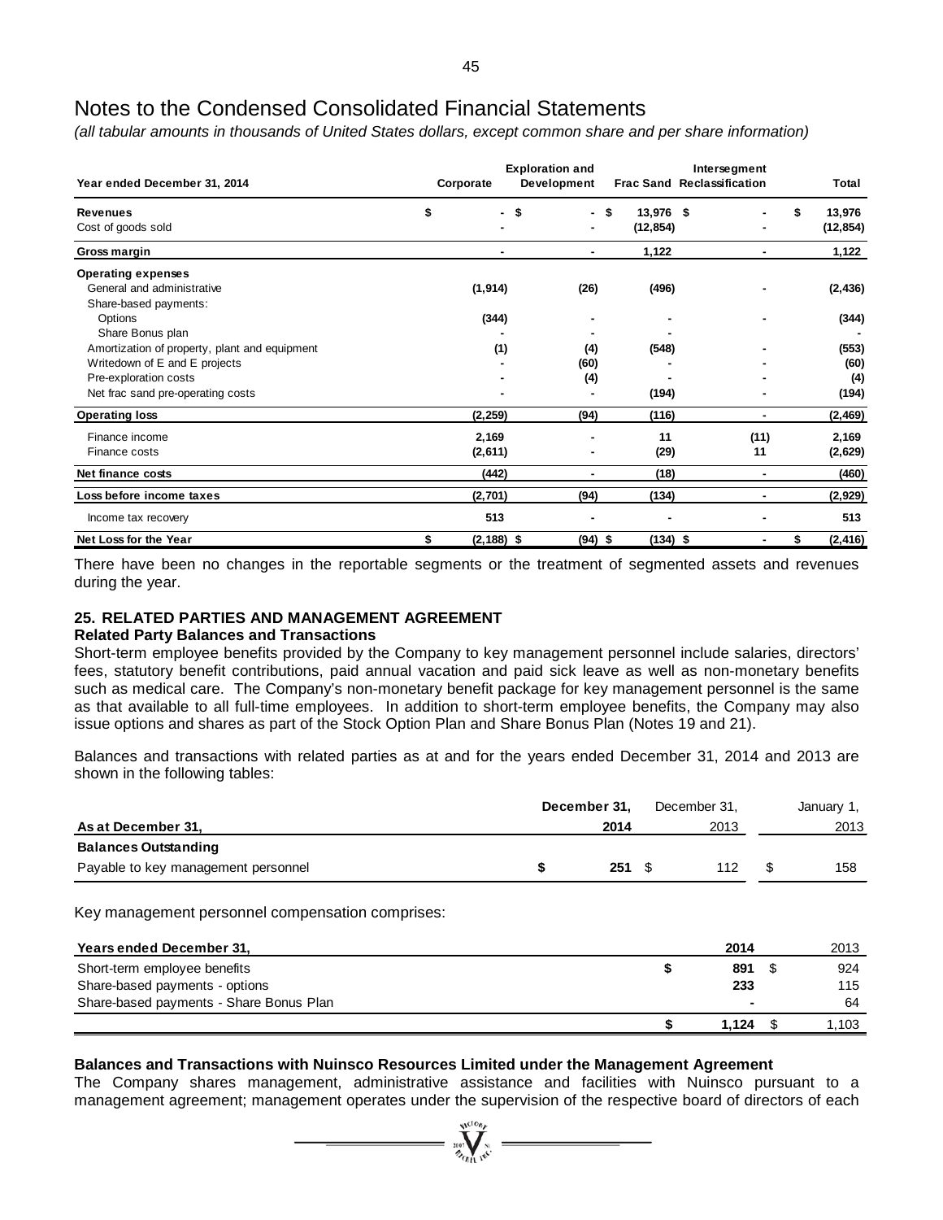# Notes to the Condensed Consolidated Financial Statements

*(all tabular amounts in thousands of United States dollars, except common share and per share information)*

| Year ended December 31, 2014 | Corporate | Exploration and Development | Frac Sand | Intersegment Reclassification | Total |
|---|---|---|---|---|---|
| **Revenues** | $ - | $ - | $ 13,976 | $ - | $ 13,976 |
| Cost of goods sold | - | - | (12,854) | - | (12,854) |
| **Gross margin** | - | - | 1,122 | - | 1,122 |
| **Operating expenses** | | | | | |
| General and administrative | (1,914) | (26) | (496) | - | (2,436) |
| Share-based payments: | | | | | |
| Options | (344) | - | - | - | (344) |
| Share Bonus plan | - | - | - | - | - |
| Amortization of property, plant and equipment | (1) | (4) | (548) | - | (553) |
| Writedown of E and E projects | - | (60) | - | - | (60) |
| Pre-exploration costs | - | (4) | - | - | (4) |
| Net frac sand pre-operating costs | - | - | (194) | - | (194) |
| **Operating loss** | (2,259) | (94) | (116) | - | (2,469) |
| Finance income | 2,169 | - | 11 | (11) | 2,169 |
| Finance costs | (2,611) | - | (29) | 11 | (2,629) |
| **Net finance costs** | (442) | - | (18) | - | (460) |
| **Loss before income taxes** | (2,701) | (94) | (134) | - | (2,929) |
| Income tax recovery | 513 | - | - | - | 513 |
| **Net Loss for the Year** | $ (2,188) | $ (94) | $ (134) | $ - | $ (2,416) |

There have been no changes in the reportable segments or the treatment of segmented assets and revenues during the year.

## 25. RELATED PARTIES AND MANAGEMENT AGREEMENT

### Related Party Balances and Transactions

Short-term employee benefits provided by the Company to key management personnel include salaries, directors' fees, statutory benefit contributions, paid annual vacation and paid sick leave as well as non-monetary benefits such as medical care. The Company's non-monetary benefit package for key management personnel is the same as that available to all full-time employees. In addition to short-term employee benefits, the Company may also issue options and shares as part of the Stock Option Plan and Share Bonus Plan (Notes 19 and 21).

Balances and transactions with related parties as at and for the years ended December 31, 2014 and 2013 are shown in the following tables:

| As at December 31, | December 31, 2014 | December 31, 2013 | January 1, 2013 |
|---|---|---|---|
| **Balances Outstanding** | | | |
| Payable to key management personnel | $ 251 | $ 112 | $ 158 |

Key management personnel compensation comprises:

| Years ended December 31, | 2014 | 2013 |
|---|---|---|
| Short-term employee benefits | $ 891 | $ 924 |
| Share-based payments - options | 233 | 115 |
| Share-based payments - Share Bonus Plan | - | 64 |
| | $ 1,124 | $ 1,103 |

### Balances and Transactions with Nuinsco Resources Limited under the Management Agreement

The Company shares management, administrative assistance and facilities with Nuinsco pursuant to a management agreement; management operates under the supervision of the respective board of directors of each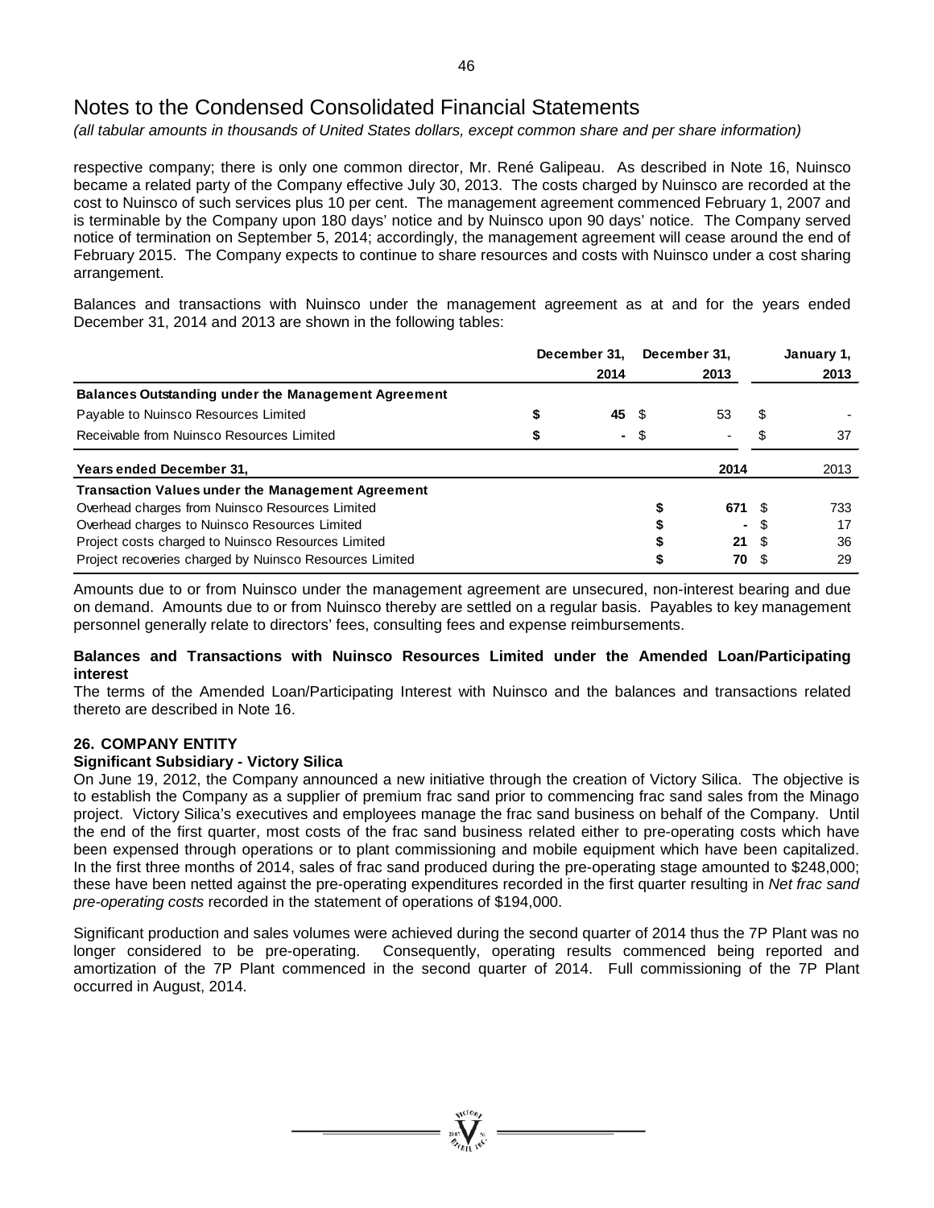# Notes to the Condensed Consolidated Financial Statements

*(all tabular amounts in thousands of United States dollars, except common share and per share information)*

respective company; there is only one common director, Mr. René Galipeau. As described in Note 16, Nuinsco became a related party of the Company effective July 30, 2013. The costs charged by Nuinsco are recorded at the cost to Nuinsco of such services plus 10 per cent. The management agreement commenced February 1, 2007 and is terminable by the Company upon 180 days' notice and by Nuinsco upon 90 days' notice. The Company served notice of termination on September 5, 2014; accordingly, the management agreement will cease around the end of February 2015. The Company expects to continue to share resources and costs with Nuinsco under a cost sharing arrangement.

Balances and transactions with Nuinsco under the management agreement as at and for the years ended December 31, 2014 and 2013 are shown in the following tables:

| | December 31, 2014 | December 31, 2013 | January 1, 2013 |
|---|---|---|---|
| **Balances Outstanding under the Management Agreement** | | | |
| Payable to Nuinsco Resources Limited | **$ 45** | $ 53 | $ - |
| Receivable from Nuinsco Resources Limited | **$ -** | $ - | $ 37 |

| **Years ended December 31,** | **2014** | 2013 |
|---|---|---|
| **Transaction Values under the Management Agreement** | | |
| Overhead charges from Nuinsco Resources Limited | **$ 671** | $ 733 |
| Overhead charges to Nuinsco Resources Limited | **$ -** | $ 17 |
| Project costs charged to Nuinsco Resources Limited | **$ 21** | $ 36 |
| Project recoveries charged by Nuinsco Resources Limited | **$ 70** | $ 29 |

Amounts due to or from Nuinsco under the management agreement are unsecured, non-interest bearing and due on demand. Amounts due to or from Nuinsco thereby are settled on a regular basis. Payables to key management personnel generally relate to directors' fees, consulting fees and expense reimbursements.

**Balances and Transactions with Nuinsco Resources Limited under the Amended Loan/Participating interest**

The terms of the Amended Loan/Participating Interest with Nuinsco and the balances and transactions related thereto are described in Note 16.

## 26. COMPANY ENTITY

**Significant Subsidiary - Victory Silica**

On June 19, 2012, the Company announced a new initiative through the creation of Victory Silica. The objective is to establish the Company as a supplier of premium frac sand prior to commencing frac sand sales from the Minago project. Victory Silica's executives and employees manage the frac sand business on behalf of the Company. Until the end of the first quarter, most costs of the frac sand business related either to pre-operating costs which have been expensed through operations or to plant commissioning and mobile equipment which have been capitalized. In the first three months of 2014, sales of frac sand produced during the pre-operating stage amounted to $248,000; these have been netted against the pre-operating expenditures recorded in the first quarter resulting in *Net frac sand pre-operating costs* recorded in the statement of operations of $194,000.

Significant production and sales volumes were achieved during the second quarter of 2014 thus the 7P Plant was no longer considered to be pre-operating. Consequently, operating results commenced being reported and amortization of the 7P Plant commenced in the second quarter of 2014. Full commissioning of the 7P Plant occurred in August, 2014.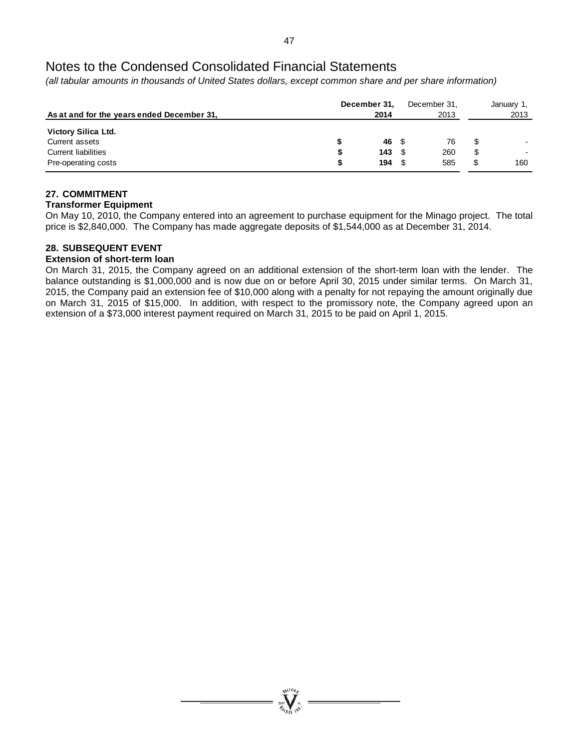# Notes to the Condensed Consolidated Financial Statements

*(all tabular amounts in thousands of United States dollars, except common share and per share information)*

| As at and for the years ended December 31, | December 31, 2014 | December 31, 2013 | January 1, 2013 |
|---|---|---|---|
| **Victory Silica Ltd.** | | | |
| Current assets | **$ 46** | $ 76 | $ - |
| Current liabilities | **$ 143** | $ 260 | $ - |
| Pre-operating costs | **$ 194** | $ 585 | $ 160 |

### 27. COMMITMENT

**Transformer Equipment**

On May 10, 2010, the Company entered into an agreement to purchase equipment for the Minago project. The total price is $2,840,000. The Company has made aggregate deposits of $1,544,000 as at December 31, 2014.

### 28. SUBSEQUENT EVENT

**Extension of short-term loan**

On March 31, 2015, the Company agreed on an additional extension of the short-term loan with the lender. The balance outstanding is $1,000,000 and is now due on or before April 30, 2015 under similar terms. On March 31, 2015, the Company paid an extension fee of $10,000 along with a penalty for not repaying the amount originally due on March 31, 2015 of $15,000. In addition, with respect to the promissory note, the Company agreed upon an extension of a $73,000 interest payment required on March 31, 2015 to be paid on April 1, 2015.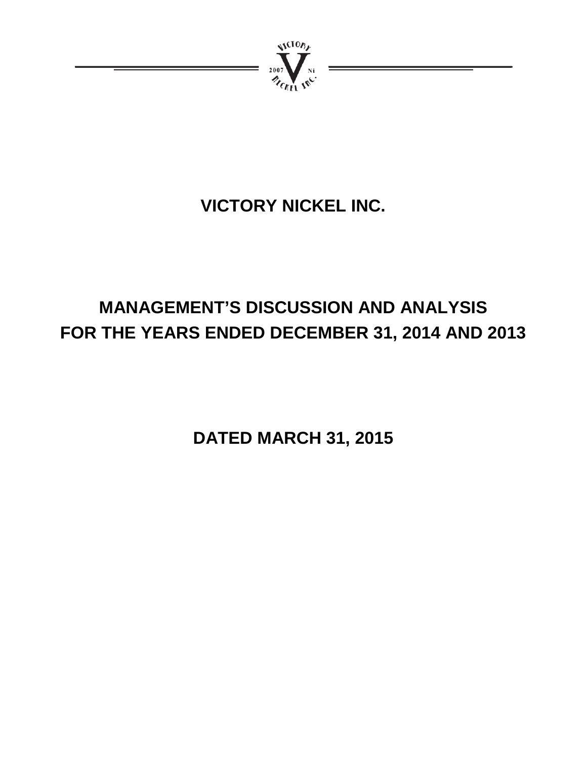# VICTORY NICKEL INC.

# MANAGEMENT'S DISCUSSION AND ANALYSIS FOR THE YEARS ENDED DECEMBER 31, 2014 AND 2013

## DATED MARCH 31, 2015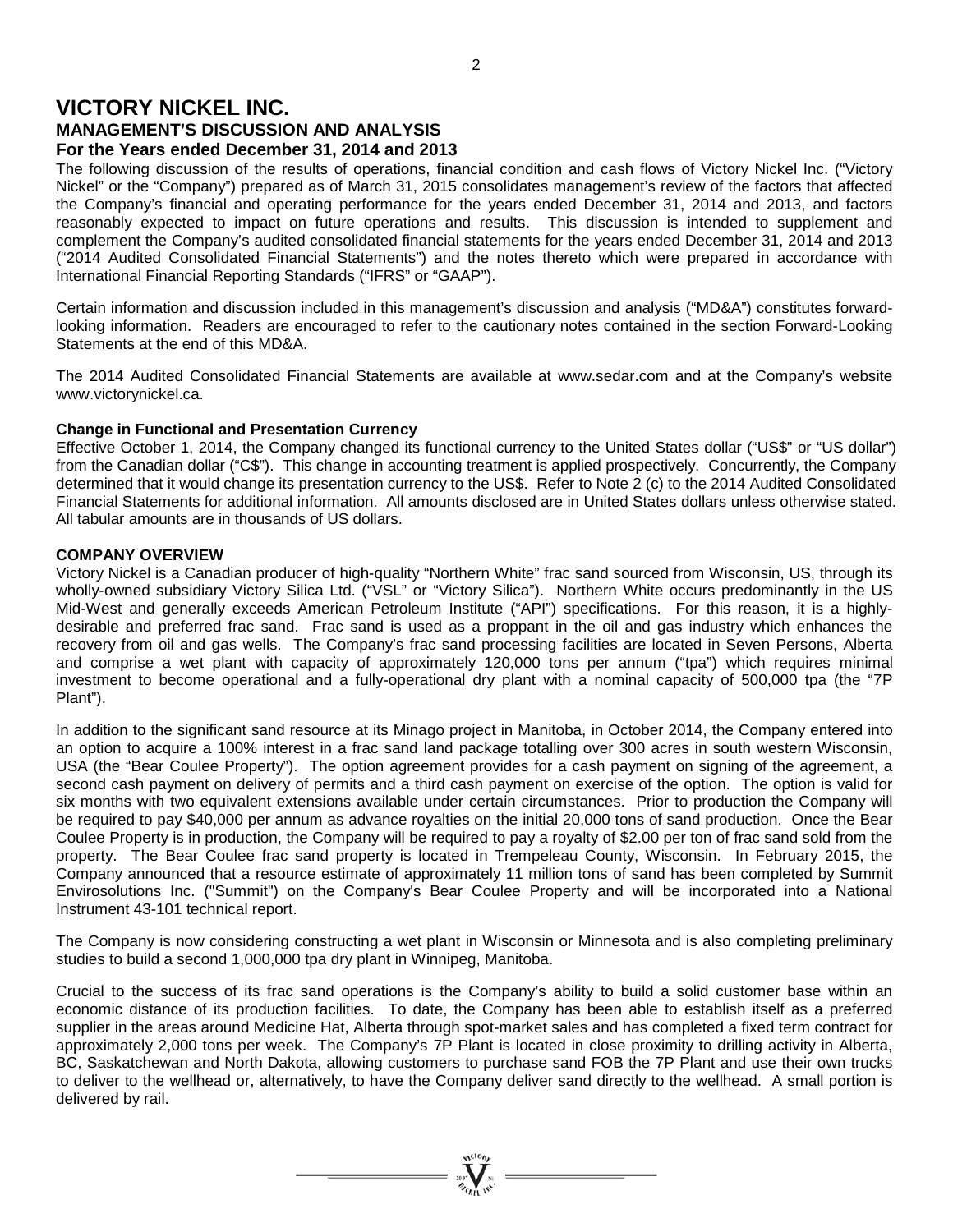# VICTORY NICKEL INC.

## MANAGEMENT'S DISCUSSION AND ANALYSIS

### For the Years ended December 31, 2014 and 2013

The following discussion of the results of operations, financial condition and cash flows of Victory Nickel Inc. ("Victory Nickel" or the "Company") prepared as of March 31, 2015 consolidates management's review of the factors that affected the Company's financial and operating performance for the years ended December 31, 2014 and 2013, and factors reasonably expected to impact on future operations and results. This discussion is intended to supplement and complement the Company's audited consolidated financial statements for the years ended December 31, 2014 and 2013 ("2014 Audited Consolidated Financial Statements") and the notes thereto which were prepared in accordance with International Financial Reporting Standards ("IFRS" or "GAAP").

Certain information and discussion included in this management's discussion and analysis ("MD&A") constitutes forward-looking information. Readers are encouraged to refer to the cautionary notes contained in the section Forward-Looking Statements at the end of this MD&A.

The 2014 Audited Consolidated Financial Statements are available at www.sedar.com and at the Company's website www.victorynickel.ca.

**Change in Functional and Presentation Currency**

Effective October 1, 2014, the Company changed its functional currency to the United States dollar ("US$" or "US dollar") from the Canadian dollar ("C$"). This change in accounting treatment is applied prospectively. Concurrently, the Company determined that it would change its presentation currency to the US$. Refer to Note 2 (c) to the 2014 Audited Consolidated Financial Statements for additional information. All amounts disclosed are in United States dollars unless otherwise stated. All tabular amounts are in thousands of US dollars.

**COMPANY OVERVIEW**

Victory Nickel is a Canadian producer of high-quality "Northern White" frac sand sourced from Wisconsin, US, through its wholly-owned subsidiary Victory Silica Ltd. ("VSL" or "Victory Silica"). Northern White occurs predominantly in the US Mid-West and generally exceeds American Petroleum Institute ("API") specifications. For this reason, it is a highly-desirable and preferred frac sand. Frac sand is used as a proppant in the oil and gas industry which enhances the recovery from oil and gas wells. The Company's frac sand processing facilities are located in Seven Persons, Alberta and comprise a wet plant with capacity of approximately 120,000 tons per annum ("tpa") which requires minimal investment to become operational and a fully-operational dry plant with a nominal capacity of 500,000 tpa (the "7P Plant").

In addition to the significant sand resource at its Minago project in Manitoba, in October 2014, the Company entered into an option to acquire a 100% interest in a frac sand land package totalling over 300 acres in south western Wisconsin, USA (the "Bear Coulee Property"). The option agreement provides for a cash payment on signing of the agreement, a second cash payment on delivery of permits and a third cash payment on exercise of the option. The option is valid for six months with two equivalent extensions available under certain circumstances. Prior to production the Company will be required to pay $40,000 per annum as advance royalties on the initial 20,000 tons of sand production. Once the Bear Coulee Property is in production, the Company will be required to pay a royalty of $2.00 per ton of frac sand sold from the property. The Bear Coulee frac sand property is located in Trempealeau County, Wisconsin. In February 2015, the Company announced that a resource estimate of approximately 11 million tons of sand has been completed by Summit Envirosolutions Inc. ("Summit") on the Company's Bear Coulee Property and will be incorporated into a National Instrument 43-101 technical report.

The Company is now considering constructing a wet plant in Wisconsin or Minnesota and is also completing preliminary studies to build a second 1,000,000 tpa dry plant in Winnipeg, Manitoba.

Crucial to the success of its frac sand operations is the Company's ability to build a solid customer base within an economic distance of its production facilities. To date, the Company has been able to establish itself as a preferred supplier in the areas around Medicine Hat, Alberta through spot-market sales and has completed a fixed term contract for approximately 2,000 tons per week. The Company's 7P Plant is located in close proximity to drilling activity in Alberta, BC, Saskatchewan and North Dakota, allowing customers to purchase sand FOB the 7P Plant and use their own trucks to deliver to the wellhead or, alternatively, to have the Company deliver sand directly to the wellhead. A small portion is delivered by rail.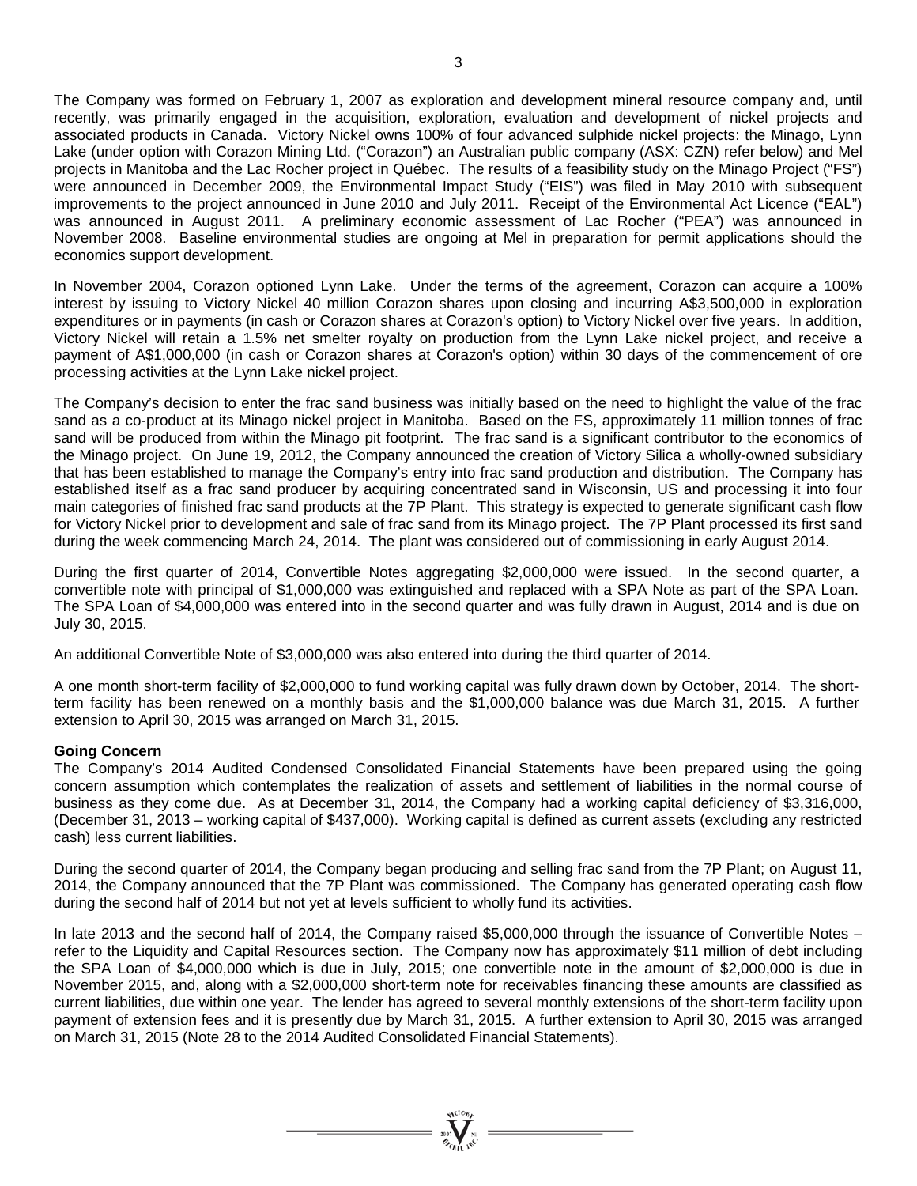The Company was formed on February 1, 2007 as exploration and development mineral resource company and, until recently, was primarily engaged in the acquisition, exploration, evaluation and development of nickel projects and associated products in Canada. Victory Nickel owns 100% of four advanced sulphide nickel projects: the Minago, Lynn Lake (under option with Corazon Mining Ltd. ("Corazon") an Australian public company (ASX: CZN) refer below) and Mel projects in Manitoba and the Lac Rocher project in Québec. The results of a feasibility study on the Minago Project ("FS") were announced in December 2009, the Environmental Impact Study ("EIS") was filed in May 2010 with subsequent improvements to the project announced in June 2010 and July 2011. Receipt of the Environmental Act Licence ("EAL") was announced in August 2011. A preliminary economic assessment of Lac Rocher ("PEA") was announced in November 2008. Baseline environmental studies are ongoing at Mel in preparation for permit applications should the economics support development.

In November 2004, Corazon optioned Lynn Lake. Under the terms of the agreement, Corazon can acquire a 100% interest by issuing to Victory Nickel 40 million Corazon shares upon closing and incurring A$3,500,000 in exploration expenditures or in payments (in cash or Corazon shares at Corazon's option) to Victory Nickel over five years. In addition, Victory Nickel will retain a 1.5% net smelter royalty on production from the Lynn Lake nickel project, and receive a payment of A$1,000,000 (in cash or Corazon shares at Corazon's option) within 30 days of the commencement of ore processing activities at the Lynn Lake nickel project.

The Company's decision to enter the frac sand business was initially based on the need to highlight the value of the frac sand as a co-product at its Minago nickel project in Manitoba. Based on the FS, approximately 11 million tonnes of frac sand will be produced from within the Minago pit footprint. The frac sand is a significant contributor to the economics of the Minago project. On June 19, 2012, the Company announced the creation of Victory Silica a wholly-owned subsidiary that has been established to manage the Company's entry into frac sand production and distribution. The Company has established itself as a frac sand producer by acquiring concentrated sand in Wisconsin, US and processing it into four main categories of finished frac sand products at the 7P Plant. This strategy is expected to generate significant cash flow for Victory Nickel prior to development and sale of frac sand from its Minago project. The 7P Plant processed its first sand during the week commencing March 24, 2014. The plant was considered out of commissioning in early August 2014.

During the first quarter of 2014, Convertible Notes aggregating $2,000,000 were issued. In the second quarter, a convertible note with principal of $1,000,000 was extinguished and replaced with a SPA Note as part of the SPA Loan. The SPA Loan of $4,000,000 was entered into in the second quarter and was fully drawn in August, 2014 and is due on July 30, 2015.

An additional Convertible Note of $3,000,000 was also entered into during the third quarter of 2014.

A one month short-term facility of $2,000,000 to fund working capital was fully drawn down by October, 2014. The short-term facility has been renewed on a monthly basis and the $1,000,000 balance was due March 31, 2015. A further extension to April 30, 2015 was arranged on March 31, 2015.

**Going Concern**

The Company's 2014 Audited Condensed Consolidated Financial Statements have been prepared using the going concern assumption which contemplates the realization of assets and settlement of liabilities in the normal course of business as they come due. As at December 31, 2014, the Company had a working capital deficiency of $3,316,000, (December 31, 2013 – working capital of $437,000). Working capital is defined as current assets (excluding any restricted cash) less current liabilities.

During the second quarter of 2014, the Company began producing and selling frac sand from the 7P Plant; on August 11, 2014, the Company announced that the 7P Plant was commissioned. The Company has generated operating cash flow during the second half of 2014 but not yet at levels sufficient to wholly fund its activities.

In late 2013 and the second half of 2014, the Company raised $5,000,000 through the issuance of Convertible Notes – refer to the Liquidity and Capital Resources section. The Company now has approximately $11 million of debt including the SPA Loan of $4,000,000 which is due in July, 2015; one convertible note in the amount of $2,000,000 is due in November 2015, and, along with a $2,000,000 short-term note for receivables financing these amounts are classified as current liabilities, due within one year. The lender has agreed to several monthly extensions of the short-term facility upon payment of extension fees and it is presently due by March 31, 2015. A further extension to April 30, 2015 was arranged on March 31, 2015 (Note 28 to the 2014 Audited Consolidated Financial Statements).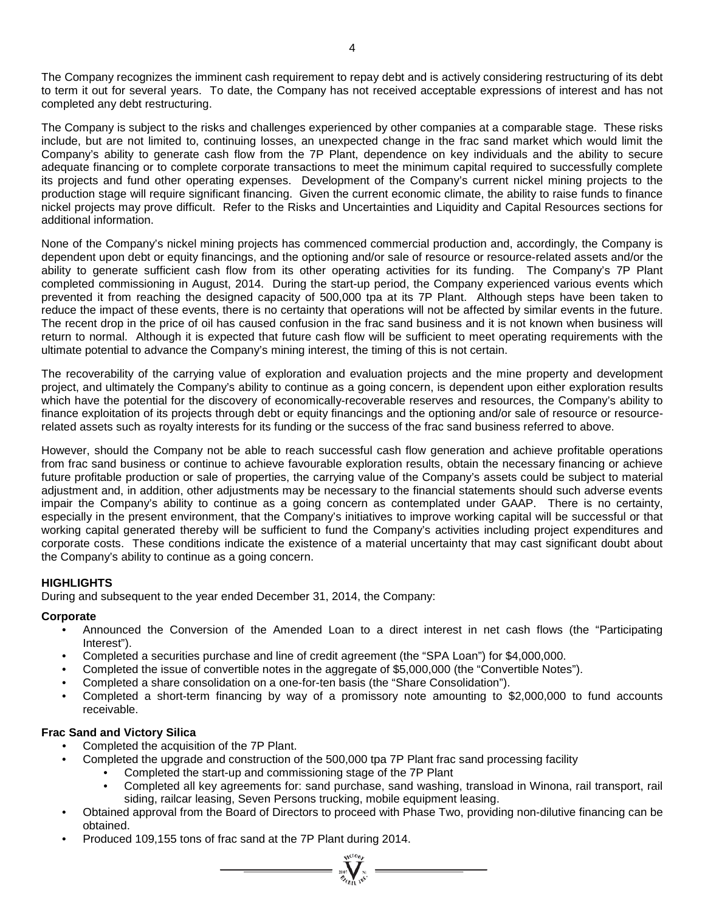The Company recognizes the imminent cash requirement to repay debt and is actively considering restructuring of its debt to term it out for several years. To date, the Company has not received acceptable expressions of interest and has not completed any debt restructuring.

The Company is subject to the risks and challenges experienced by other companies at a comparable stage. These risks include, but are not limited to, continuing losses, an unexpected change in the frac sand market which would limit the Company's ability to generate cash flow from the 7P Plant, dependence on key individuals and the ability to secure adequate financing or to complete corporate transactions to meet the minimum capital required to successfully complete its projects and fund other operating expenses. Development of the Company's current nickel mining projects to the production stage will require significant financing. Given the current economic climate, the ability to raise funds to finance nickel projects may prove difficult. Refer to the Risks and Uncertainties and Liquidity and Capital Resources sections for additional information.

None of the Company's nickel mining projects has commenced commercial production and, accordingly, the Company is dependent upon debt or equity financings, and the optioning and/or sale of resource or resource-related assets and/or the ability to generate sufficient cash flow from its other operating activities for its funding. The Company's 7P Plant completed commissioning in August, 2014. During the start-up period, the Company experienced various events which prevented it from reaching the designed capacity of 500,000 tpa at its 7P Plant. Although steps have been taken to reduce the impact of these events, there is no certainty that operations will not be affected by similar events in the future. The recent drop in the price of oil has caused confusion in the frac sand business and it is not known when business will return to normal. Although it is expected that future cash flow will be sufficient to meet operating requirements with the ultimate potential to advance the Company's mining interest, the timing of this is not certain.

The recoverability of the carrying value of exploration and evaluation projects and the mine property and development project, and ultimately the Company's ability to continue as a going concern, is dependent upon either exploration results which have the potential for the discovery of economically-recoverable reserves and resources, the Company's ability to finance exploitation of its projects through debt or equity financings and the optioning and/or sale of resource or resource-related assets such as royalty interests for its funding or the success of the frac sand business referred to above.

However, should the Company not be able to reach successful cash flow generation and achieve profitable operations from frac sand business or continue to achieve favourable exploration results, obtain the necessary financing or achieve future profitable production or sale of properties, the carrying value of the Company's assets could be subject to material adjustment and, in addition, other adjustments may be necessary to the financial statements should such adverse events impair the Company's ability to continue as a going concern as contemplated under GAAP. There is no certainty, especially in the present environment, that the Company's initiatives to improve working capital will be successful or that working capital generated thereby will be sufficient to fund the Company's activities including project expenditures and corporate costs. These conditions indicate the existence of a material uncertainty that may cast significant doubt about the Company's ability to continue as a going concern.

## HIGHLIGHTS

During and subsequent to the year ended December 31, 2014, the Company:

**Corporate**

- Announced the Conversion of the Amended Loan to a direct interest in net cash flows (the "Participating Interest").
- Completed a securities purchase and line of credit agreement (the "SPA Loan") for $4,000,000.
- Completed the issue of convertible notes in the aggregate of $5,000,000 (the "Convertible Notes").
- Completed a share consolidation on a one-for-ten basis (the "Share Consolidation").
- Completed a short-term financing by way of a promissory note amounting to $2,000,000 to fund accounts receivable.

**Frac Sand and Victory Silica**

- Completed the acquisition of the 7P Plant.
- Completed the upgrade and construction of the 500,000 tpa 7P Plant frac sand processing facility
  - Completed the start-up and commissioning stage of the 7P Plant
  - Completed all key agreements for: sand purchase, sand washing, transload in Winona, rail transport, rail siding, railcar leasing, Seven Persons trucking, mobile equipment leasing.
- Obtained approval from the Board of Directors to proceed with Phase Two, providing non-dilutive financing can be obtained.
- Produced 109,155 tons of frac sand at the 7P Plant during 2014.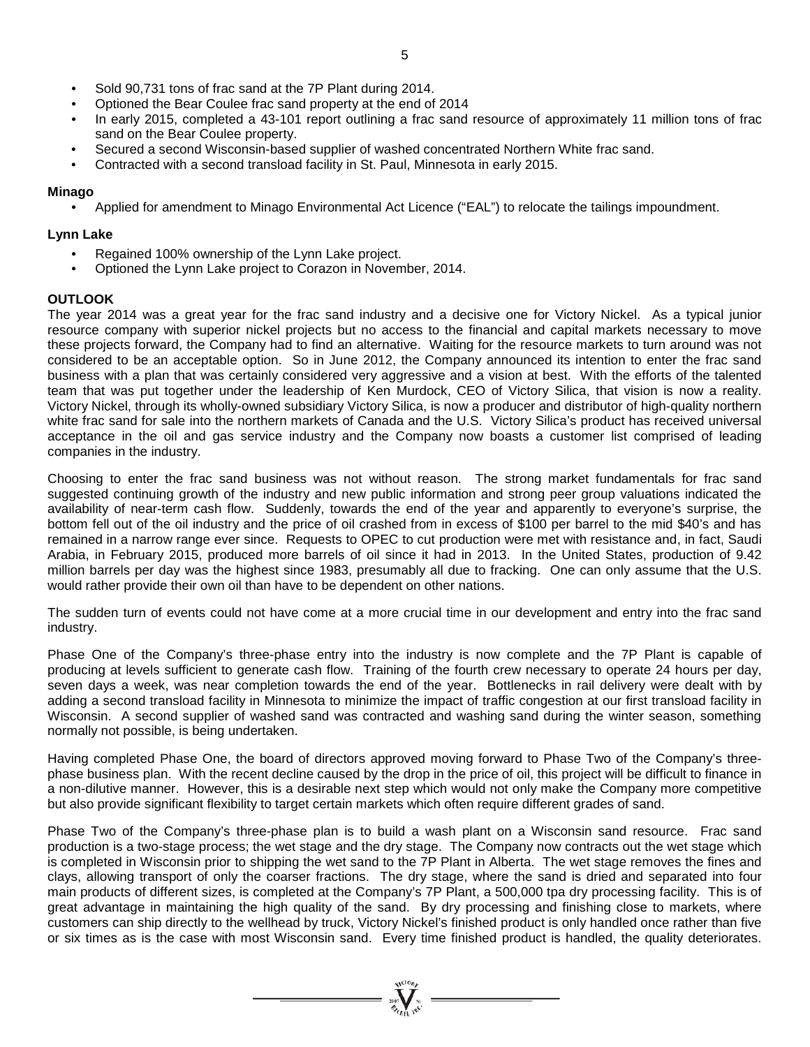- Sold 90,731 tons of frac sand at the 7P Plant during 2014.
- Optioned the Bear Coulee frac sand property at the end of 2014
- In early 2015, completed a 43-101 report outlining a frac sand resource of approximately 11 million tons of frac sand on the Bear Coulee property.
- Secured a second Wisconsin-based supplier of washed concentrated Northern White frac sand.
- Contracted with a second transload facility in St. Paul, Minnesota in early 2015.

**Minago**

- Applied for amendment to Minago Environmental Act Licence ("EAL") to relocate the tailings impoundment.

**Lynn Lake**

- Regained 100% ownership of the Lynn Lake project.
- Optioned the Lynn Lake project to Corazon in November, 2014.

**OUTLOOK**

The year 2014 was a great year for the frac sand industry and a decisive one for Victory Nickel. As a typical junior resource company with superior nickel projects but no access to the financial and capital markets necessary to move these projects forward, the Company had to find an alternative. Waiting for the resource markets to turn around was not considered to be an acceptable option. So in June 2012, the Company announced its intention to enter the frac sand business with a plan that was certainly considered very aggressive and a vision at best. With the efforts of the talented team that was put together under the leadership of Ken Murdock, CEO of Victory Silica, that vision is now a reality. Victory Nickel, through its wholly-owned subsidiary Victory Silica, is now a producer and distributor of high-quality northern white frac sand for sale into the northern markets of Canada and the U.S. Victory Silica's product has received universal acceptance in the oil and gas service industry and the Company now boasts a customer list comprised of leading companies in the industry.

Choosing to enter the frac sand business was not without reason. The strong market fundamentals for frac sand suggested continuing growth of the industry and new public information and strong peer group valuations indicated the availability of near-term cash flow. Suddenly, towards the end of the year and apparently to everyone's surprise, the bottom fell out of the oil industry and the price of oil crashed from in excess of \$100 per barrel to the mid \$40's and has remained in a narrow range ever since. Requests to OPEC to cut production were met with resistance and, in fact, Saudi Arabia, in February 2015, produced more barrels of oil since it had in 2013. In the United States, production of 9.42 million barrels per day was the highest since 1983, presumably all due to fracking. One can only assume that the U.S. would rather provide their own oil than have to be dependent on other nations.

The sudden turn of events could not have come at a more crucial time in our development and entry into the frac sand industry.

Phase One of the Company's three-phase entry into the industry is now complete and the 7P Plant is capable of producing at levels sufficient to generate cash flow. Training of the fourth crew necessary to operate 24 hours per day, seven days a week, was near completion towards the end of the year. Bottlenecks in rail delivery were dealt with by adding a second transload facility in Minnesota to minimize the impact of traffic congestion at our first transload facility in Wisconsin. A second supplier of washed sand was contracted and washing sand during the winter season, something normally not possible, is being undertaken.

Having completed Phase One, the board of directors approved moving forward to Phase Two of the Company's three-phase business plan. With the recent decline caused by the drop in the price of oil, this project will be difficult to finance in a non-dilutive manner. However, this is a desirable next step which would not only make the Company more competitive but also provide significant flexibility to target certain markets which often require different grades of sand.

Phase Two of the Company's three-phase plan is to build a wash plant on a Wisconsin sand resource. Frac sand production is a two-stage process; the wet stage and the dry stage. The Company now contracts out the wet stage which is completed in Wisconsin prior to shipping the wet sand to the 7P Plant in Alberta. The wet stage removes the fines and clays, allowing transport of only the coarser fractions. The dry stage, where the sand is dried and separated into four main products of different sizes, is completed at the Company's 7P Plant, a 500,000 tpa dry processing facility. This is of great advantage in maintaining the high quality of the sand. By dry processing and finishing close to markets, where customers can ship directly to the wellhead by truck, Victory Nickel's finished product is only handled once rather than five or six times as is the case with most Wisconsin sand. Every time finished product is handled, the quality deteriorates.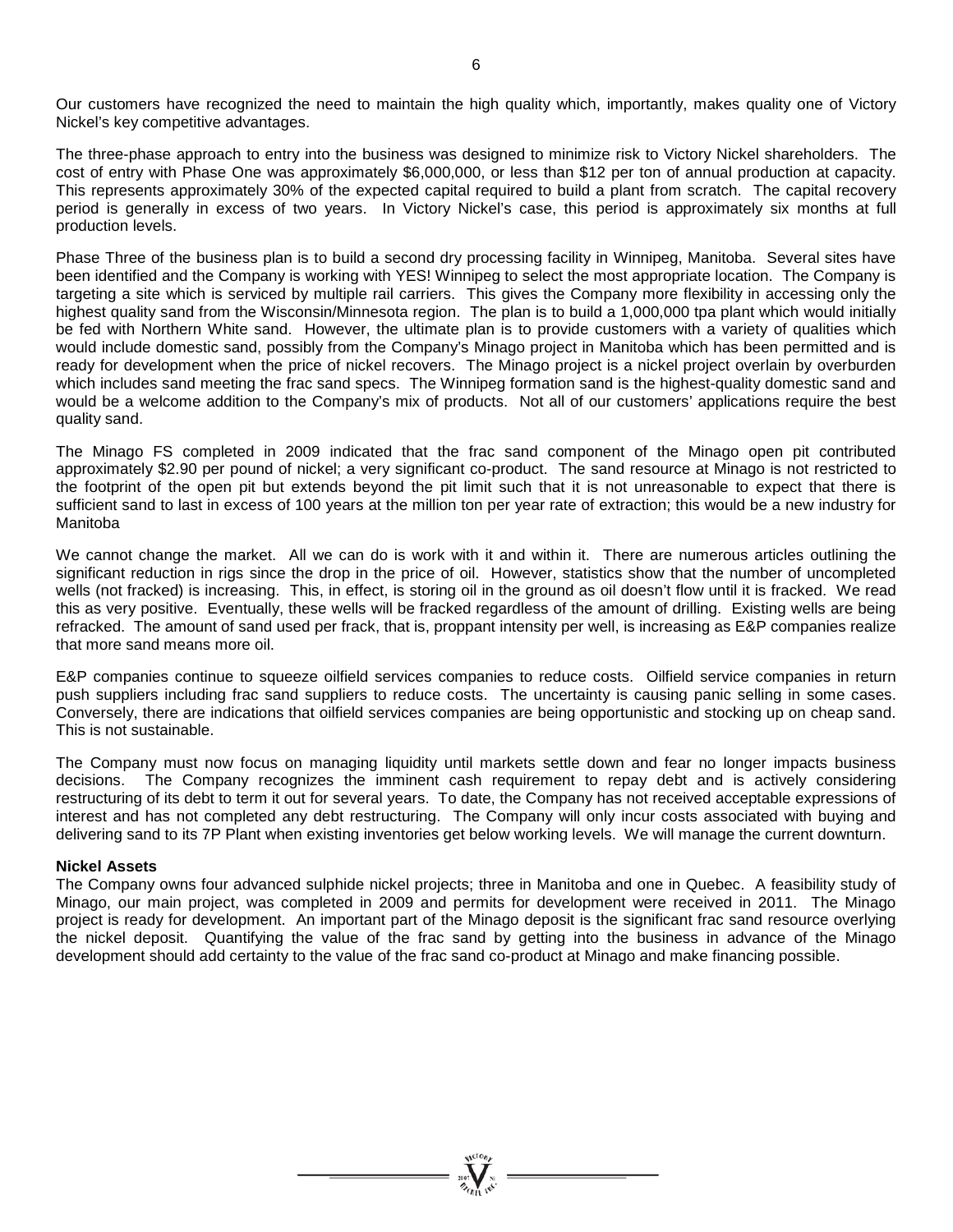Our customers have recognized the need to maintain the high quality which, importantly, makes quality one of Victory Nickel's key competitive advantages.

The three-phase approach to entry into the business was designed to minimize risk to Victory Nickel shareholders. The cost of entry with Phase One was approximately $6,000,000, or less than $12 per ton of annual production at capacity. This represents approximately 30% of the expected capital required to build a plant from scratch. The capital recovery period is generally in excess of two years. In Victory Nickel's case, this period is approximately six months at full production levels.

Phase Three of the business plan is to build a second dry processing facility in Winnipeg, Manitoba. Several sites have been identified and the Company is working with YES! Winnipeg to select the most appropriate location. The Company is targeting a site which is serviced by multiple rail carriers. This gives the Company more flexibility in accessing only the highest quality sand from the Wisconsin/Minnesota region. The plan is to build a 1,000,000 tpa plant which would initially be fed with Northern White sand. However, the ultimate plan is to provide customers with a variety of qualities which would include domestic sand, possibly from the Company's Minago project in Manitoba which has been permitted and is ready for development when the price of nickel recovers. The Minago project is a nickel project overlain by overburden which includes sand meeting the frac sand specs. The Winnipeg formation sand is the highest-quality domestic sand and would be a welcome addition to the Company's mix of products. Not all of our customers' applications require the best quality sand.

The Minago FS completed in 2009 indicated that the frac sand component of the Minago open pit contributed approximately $2.90 per pound of nickel; a very significant co-product. The sand resource at Minago is not restricted to the footprint of the open pit but extends beyond the pit limit such that it is not unreasonable to expect that there is sufficient sand to last in excess of 100 years at the million ton per year rate of extraction; this would be a new industry for Manitoba

We cannot change the market. All we can do is work with it and within it. There are numerous articles outlining the significant reduction in rigs since the drop in the price of oil. However, statistics show that the number of uncompleted wells (not fracked) is increasing. This, in effect, is storing oil in the ground as oil doesn't flow until it is fracked. We read this as very positive. Eventually, these wells will be fracked regardless of the amount of drilling. Existing wells are being refracked. The amount of sand used per frack, that is, proppant intensity per well, is increasing as E&P companies realize that more sand means more oil.

E&P companies continue to squeeze oilfield services companies to reduce costs. Oilfield service companies in return push suppliers including frac sand suppliers to reduce costs. The uncertainty is causing panic selling in some cases. Conversely, there are indications that oilfield services companies are being opportunistic and stocking up on cheap sand. This is not sustainable.

The Company must now focus on managing liquidity until markets settle down and fear no longer impacts business decisions. The Company recognizes the imminent cash requirement to repay debt and is actively considering restructuring of its debt to term it out for several years. To date, the Company has not received acceptable expressions of interest and has not completed any debt restructuring. The Company will only incur costs associated with buying and delivering sand to its 7P Plant when existing inventories get below working levels. We will manage the current downturn.

**Nickel Assets**

The Company owns four advanced sulphide nickel projects; three in Manitoba and one in Quebec. A feasibility study of Minago, our main project, was completed in 2009 and permits for development were received in 2011. The Minago project is ready for development. An important part of the Minago deposit is the significant frac sand resource overlying the nickel deposit. Quantifying the value of the frac sand by getting into the business in advance of the Minago development should add certainty to the value of the frac sand co-product at Minago and make financing possible.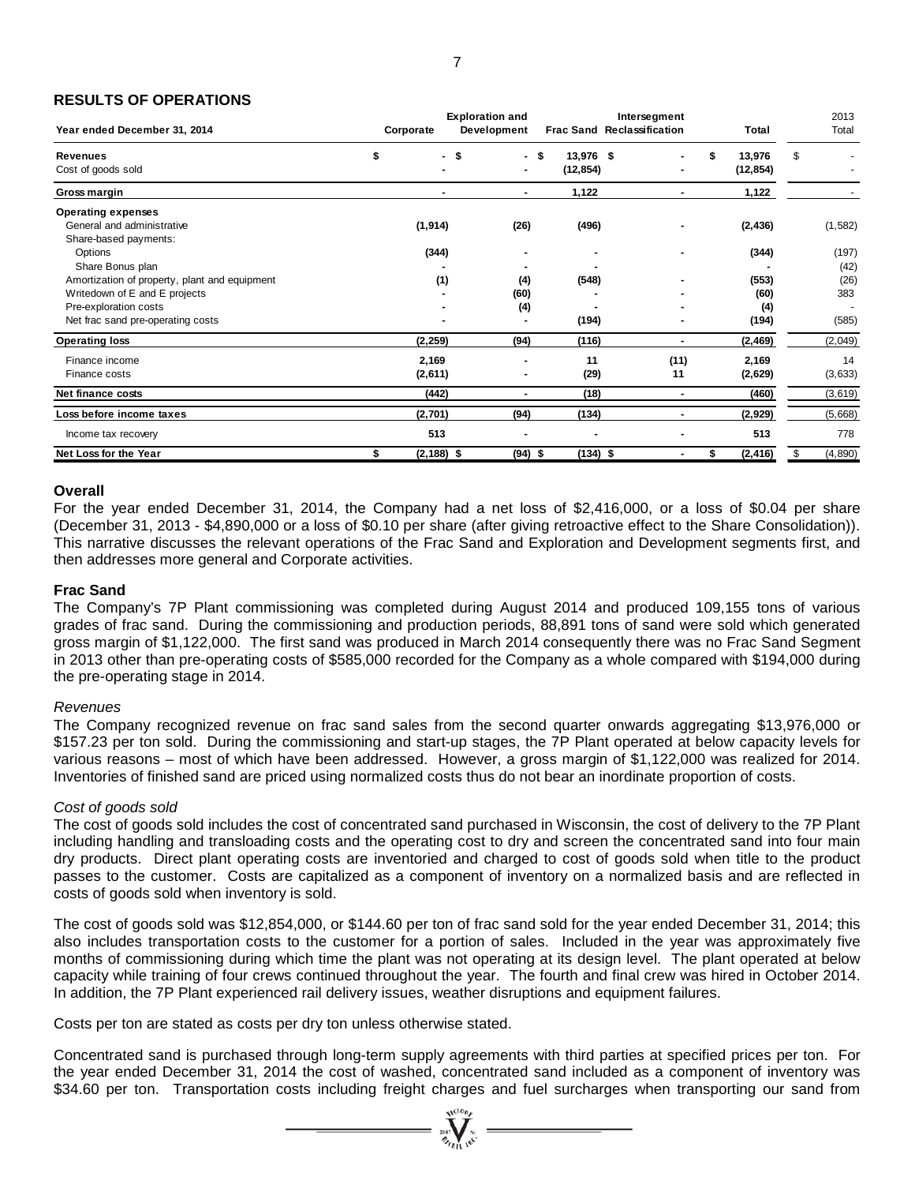## RESULTS OF OPERATIONS

| Year ended December 31, 2014 | Corporate | Exploration and Development | Frac Sand | Intersegment Reclassification | Total | 2013 Total |
|---|---|---|---|---|---|---|
| **Revenues** | $ - | $ - | $ 13,976 | $ - | $ 13,976 | $ - |
| Cost of goods sold | - | - | (12,854) | - | (12,854) | - |
| **Gross margin** | - | - | 1,122 | - | 1,122 | - |
| **Operating expenses** | | | | | | |
| General and administrative | (1,914) | (26) | (496) | - | (2,436) | (1,582) |
| Share-based payments: | | | | | | |
| Options | (344) | - | - | - | (344) | (197) |
| Share Bonus plan | - | - | - | - | - | (42) |
| Amortization of property, plant and equipment | (1) | (4) | (548) | - | (553) | (26) |
| Writedown of E and E projects | - | (60) | - | - | (60) | 383 |
| Pre-exploration costs | - | (4) | - | - | (4) | - |
| Net frac sand pre-operating costs | - | - | (194) | - | (194) | (585) |
| **Operating loss** | (2,259) | (94) | (116) | - | (2,469) | (2,049) |
| Finance income | 2,169 | - | 11 | (11) | 2,169 | 14 |
| Finance costs | (2,611) | - | (29) | 11 | (2,629) | (3,633) |
| **Net finance costs** | (442) | - | (18) | - | (460) | (3,619) |
| **Loss before income taxes** | (2,701) | (94) | (134) | - | (2,929) | (5,668) |
| Income tax recovery | 513 | - | - | - | 513 | 778 |
| **Net Loss for the Year** | $ (2,188) | $ (94) | $ (134) | $ - | $ (2,416) | $ (4,890) |

### Overall

For the year ended December 31, 2014, the Company had a net loss of $2,416,000, or a loss of $0.04 per share (December 31, 2013 - $4,890,000 or a loss of $0.10 per share (after giving retroactive effect to the Share Consolidation)). This narrative discusses the relevant operations of the Frac Sand and Exploration and Development segments first, and then addresses more general and Corporate activities.

### Frac Sand

The Company's 7P Plant commissioning was completed during August 2014 and produced 109,155 tons of various grades of frac sand. During the commissioning and production periods, 88,891 tons of sand were sold which generated gross margin of $1,122,000. The first sand was produced in March 2014 consequently there was no Frac Sand Segment in 2013 other than pre-operating costs of $585,000 recorded for the Company as a whole compared with $194,000 during the pre-operating stage in 2014.

*Revenues*

The Company recognized revenue on frac sand sales from the second quarter onwards aggregating $13,976,000 or $157.23 per ton sold. During the commissioning and start-up stages, the 7P Plant operated at below capacity levels for various reasons – most of which have been addressed. However, a gross margin of $1,122,000 was realized for 2014. Inventories of finished sand are priced using normalized costs thus do not bear an inordinate proportion of costs.

*Cost of goods sold*

The cost of goods sold includes the cost of concentrated sand purchased in Wisconsin, the cost of delivery to the 7P Plant including handling and transloading costs and the operating cost to dry and screen the concentrated sand into four main dry products. Direct plant operating costs are inventoried and charged to cost of goods sold when title to the product passes to the customer. Costs are capitalized as a component of inventory on a normalized basis and are reflected in costs of goods sold when inventory is sold.

The cost of goods sold was $12,854,000, or $144.60 per ton of frac sand sold for the year ended December 31, 2014; this also includes transportation costs to the customer for a portion of sales. Included in the year was approximately five months of commissioning during which time the plant was not operating at its design level. The plant operated at below capacity while training of four crews continued throughout the year. The fourth and final crew was hired in October 2014. In addition, the 7P Plant experienced rail delivery issues, weather disruptions and equipment failures.

Costs per ton are stated as costs per dry ton unless otherwise stated.

Concentrated sand is purchased through long-term supply agreements with third parties at specified prices per ton. For the year ended December 31, 2014 the cost of washed, concentrated sand included as a component of inventory was $34.60 per ton. Transportation costs including freight charges and fuel surcharges when transporting our sand from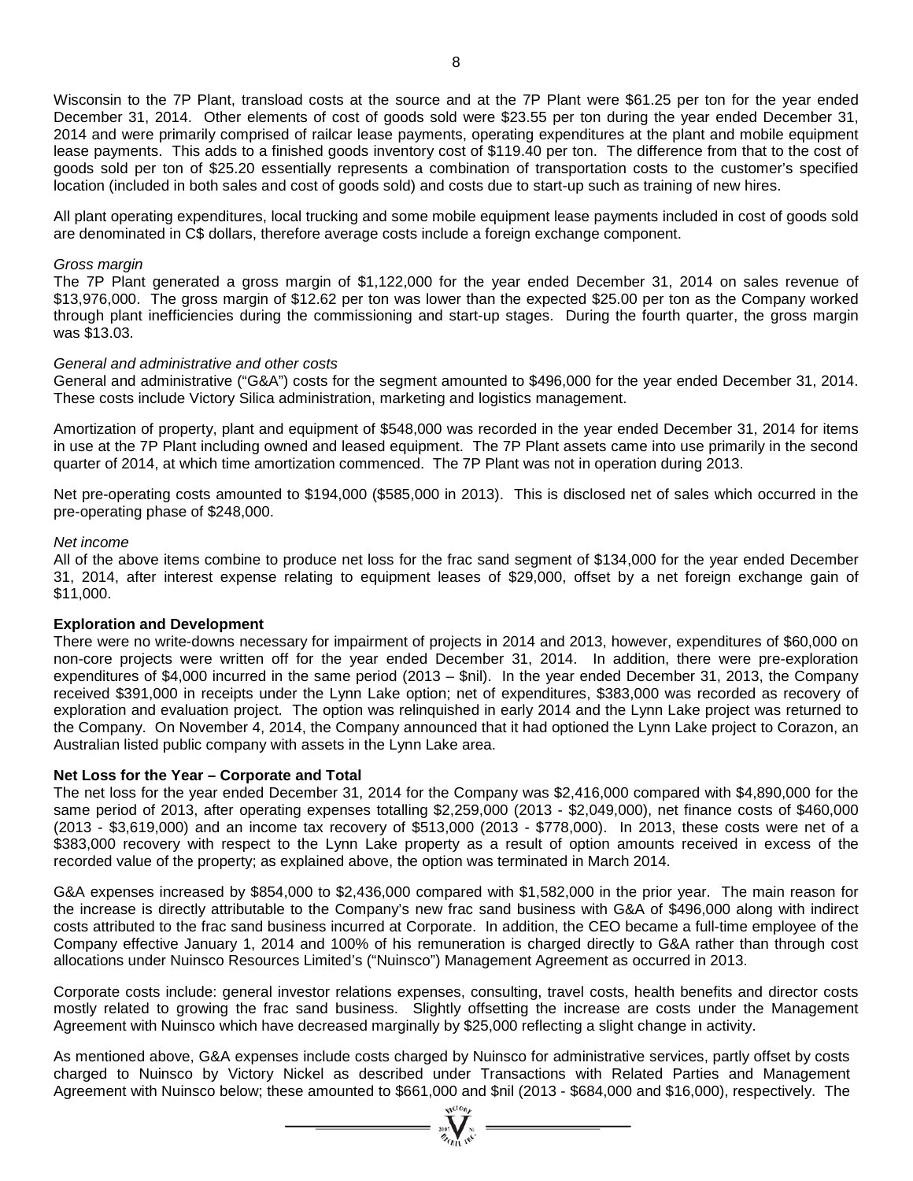Wisconsin to the 7P Plant, transload costs at the source and at the 7P Plant were $61.25 per ton for the year ended December 31, 2014. Other elements of cost of goods sold were $23.55 per ton during the year ended December 31, 2014 and were primarily comprised of railcar lease payments, operating expenditures at the plant and mobile equipment lease payments. This adds to a finished goods inventory cost of $119.40 per ton. The difference from that to the cost of goods sold per ton of $25.20 essentially represents a combination of transportation costs to the customer's specified location (included in both sales and cost of goods sold) and costs due to start-up such as training of new hires.

All plant operating expenditures, local trucking and some mobile equipment lease payments included in cost of goods sold are denominated in C$ dollars, therefore average costs include a foreign exchange component.

*Gross margin*

The 7P Plant generated a gross margin of $1,122,000 for the year ended December 31, 2014 on sales revenue of $13,976,000. The gross margin of $12.62 per ton was lower than the expected $25.00 per ton as the Company worked through plant inefficiencies during the commissioning and start-up stages. During the fourth quarter, the gross margin was $13.03.

*General and administrative and other costs*

General and administrative ("G&A") costs for the segment amounted to $496,000 for the year ended December 31, 2014. These costs include Victory Silica administration, marketing and logistics management.

Amortization of property, plant and equipment of $548,000 was recorded in the year ended December 31, 2014 for items in use at the 7P Plant including owned and leased equipment. The 7P Plant assets came into use primarily in the second quarter of 2014, at which time amortization commenced. The 7P Plant was not in operation during 2013.

Net pre-operating costs amounted to $194,000 ($585,000 in 2013). This is disclosed net of sales which occurred in the pre-operating phase of $248,000.

*Net income*

All of the above items combine to produce net loss for the frac sand segment of $134,000 for the year ended December 31, 2014, after interest expense relating to equipment leases of $29,000, offset by a net foreign exchange gain of $11,000.

**Exploration and Development**

There were no write-downs necessary for impairment of projects in 2014 and 2013, however, expenditures of $60,000 on non-core projects were written off for the year ended December 31, 2014. In addition, there were pre-exploration expenditures of $4,000 incurred in the same period (2013 – $nil). In the year ended December 31, 2013, the Company received $391,000 in receipts under the Lynn Lake option; net of expenditures, $383,000 was recorded as recovery of exploration and evaluation project. The option was relinquished in early 2014 and the Lynn Lake project was returned to the Company. On November 4, 2014, the Company announced that it had optioned the Lynn Lake project to Corazon, an Australian listed public company with assets in the Lynn Lake area.

**Net Loss for the Year – Corporate and Total**

The net loss for the year ended December 31, 2014 for the Company was $2,416,000 compared with $4,890,000 for the same period of 2013, after operating expenses totalling $2,259,000 (2013 - $2,049,000), net finance costs of $460,000 (2013 - $3,619,000) and an income tax recovery of $513,000 (2013 - $778,000). In 2013, these costs were net of a $383,000 recovery with respect to the Lynn Lake property as a result of option amounts received in excess of the recorded value of the property; as explained above, the option was terminated in March 2014.

G&A expenses increased by $854,000 to $2,436,000 compared with $1,582,000 in the prior year. The main reason for the increase is directly attributable to the Company's new frac sand business with G&A of $496,000 along with indirect costs attributed to the frac sand business incurred at Corporate. In addition, the CEO became a full-time employee of the Company effective January 1, 2014 and 100% of his remuneration is charged directly to G&A rather than through cost allocations under Nuinsco Resources Limited's ("Nuinsco") Management Agreement as occurred in 2013.

Corporate costs include: general investor relations expenses, consulting, travel costs, health benefits and director costs mostly related to growing the frac sand business. Slightly offsetting the increase are costs under the Management Agreement with Nuinsco which have decreased marginally by $25,000 reflecting a slight change in activity.

As mentioned above, G&A expenses include costs charged by Nuinsco for administrative services, partly offset by costs charged to Nuinsco by Victory Nickel as described under Transactions with Related Parties and Management Agreement with Nuinsco below; these amounted to $661,000 and $nil (2013 - $684,000 and $16,000), respectively. The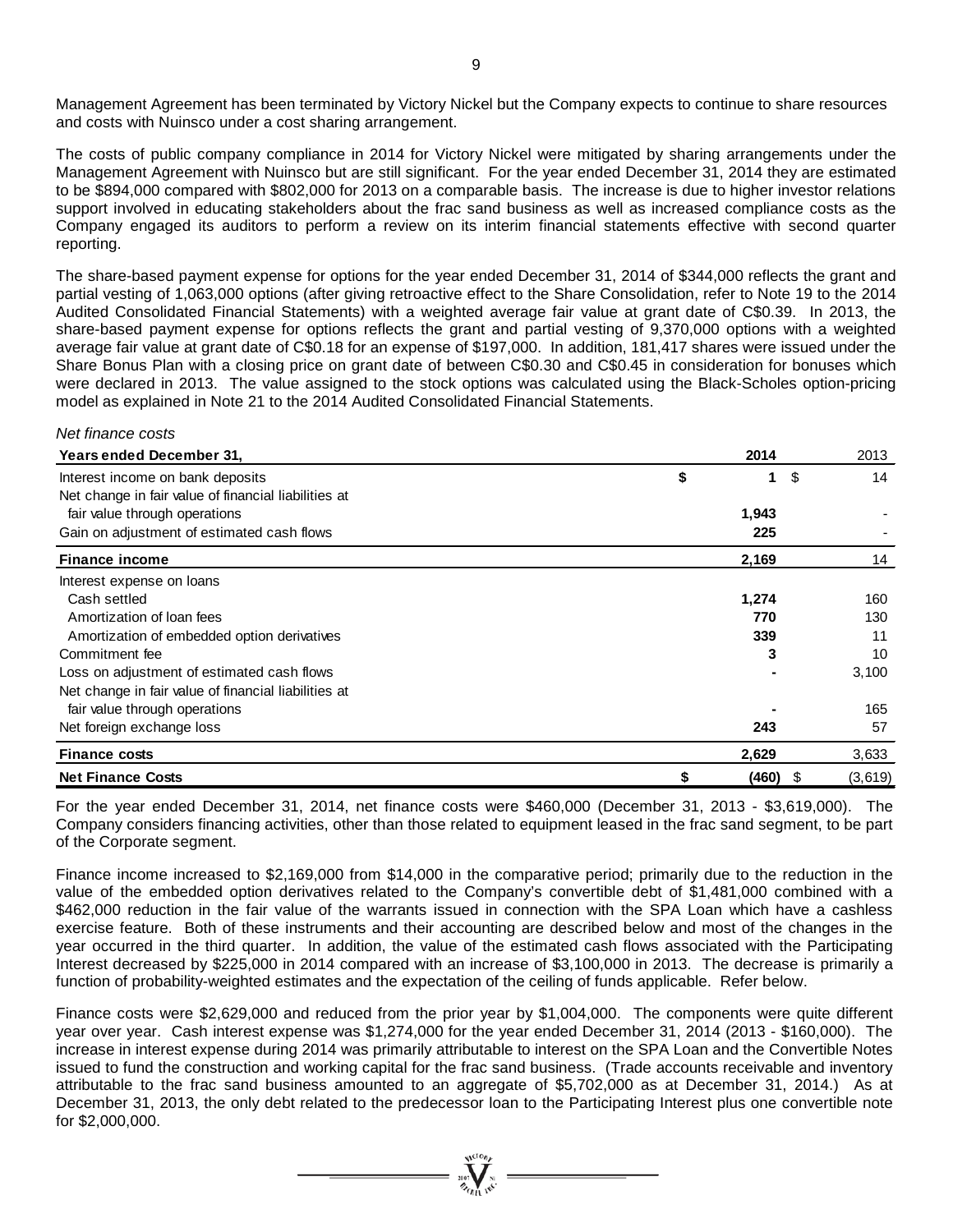Management Agreement has been terminated by Victory Nickel but the Company expects to continue to share resources and costs with Nuinsco under a cost sharing arrangement.

The costs of public company compliance in 2014 for Victory Nickel were mitigated by sharing arrangements under the Management Agreement with Nuinsco but are still significant. For the year ended December 31, 2014 they are estimated to be $894,000 compared with $802,000 for 2013 on a comparable basis. The increase is due to higher investor relations support involved in educating stakeholders about the frac sand business as well as increased compliance costs as the Company engaged its auditors to perform a review on its interim financial statements effective with second quarter reporting.

The share-based payment expense for options for the year ended December 31, 2014 of $344,000 reflects the grant and partial vesting of 1,063,000 options (after giving retroactive effect to the Share Consolidation, refer to Note 19 to the 2014 Audited Consolidated Financial Statements) with a weighted average fair value at grant date of C$0.39. In 2013, the share-based payment expense for options reflects the grant and partial vesting of 9,370,000 options with a weighted average fair value at grant date of C$0.18 for an expense of $197,000. In addition, 181,417 shares were issued under the Share Bonus Plan with a closing price on grant date of between C$0.30 and C$0.45 in consideration for bonuses which were declared in 2013. The value assigned to the stock options was calculated using the Black-Scholes option-pricing model as explained in Note 21 to the 2014 Audited Consolidated Financial Statements.

*Net finance costs*

| **Years ended December 31,** | **2014** | 2013 |
|---|---|---|
| Interest income on bank deposits | $ **1** | $ 14 |
| Net change in fair value of financial liabilities at fair value through operations | **1,943** | - |
| Gain on adjustment of estimated cash flows | **225** | - |
| **Finance income** | **2,169** | 14 |
| Interest expense on loans | | |
| Cash settled | **1,274** | 160 |
| Amortization of loan fees | **770** | 130 |
| Amortization of embedded option derivatives | **339** | 11 |
| Commitment fee | **3** | 10 |
| Loss on adjustment of estimated cash flows | **-** | 3,100 |
| Net change in fair value of financial liabilities at fair value through operations | **-** | 165 |
| Net foreign exchange loss | **243** | 57 |
| **Finance costs** | **2,629** | 3,633 |
| **Net Finance Costs** | $ **(460)** | $ (3,619) |

For the year ended December 31, 2014, net finance costs were $460,000 (December 31, 2013 - $3,619,000). The Company considers financing activities, other than those related to equipment leased in the frac sand segment, to be part of the Corporate segment.

Finance income increased to $2,169,000 from $14,000 in the comparative period; primarily due to the reduction in the value of the embedded option derivatives related to the Company's convertible debt of $1,481,000 combined with a $462,000 reduction in the fair value of the warrants issued in connection with the SPA Loan which have a cashless exercise feature. Both of these instruments and their accounting are described below and most of the changes in the year occurred in the third quarter. In addition, the value of the estimated cash flows associated with the Participating Interest decreased by $225,000 in 2014 compared with an increase of $3,100,000 in 2013. The decrease is primarily a function of probability-weighted estimates and the expectation of the ceiling of funds applicable. Refer below.

Finance costs were $2,629,000 and reduced from the prior year by $1,004,000. The components were quite different year over year. Cash interest expense was $1,274,000 for the year ended December 31, 2014 (2013 - $160,000). The increase in interest expense during 2014 was primarily attributable to interest on the SPA Loan and the Convertible Notes issued to fund the construction and working capital for the frac sand business. (Trade accounts receivable and inventory attributable to the frac sand business amounted to an aggregate of $5,702,000 as at December 31, 2014.) As at December 31, 2013, the only debt related to the predecessor loan to the Participating Interest plus one convertible note for $2,000,000.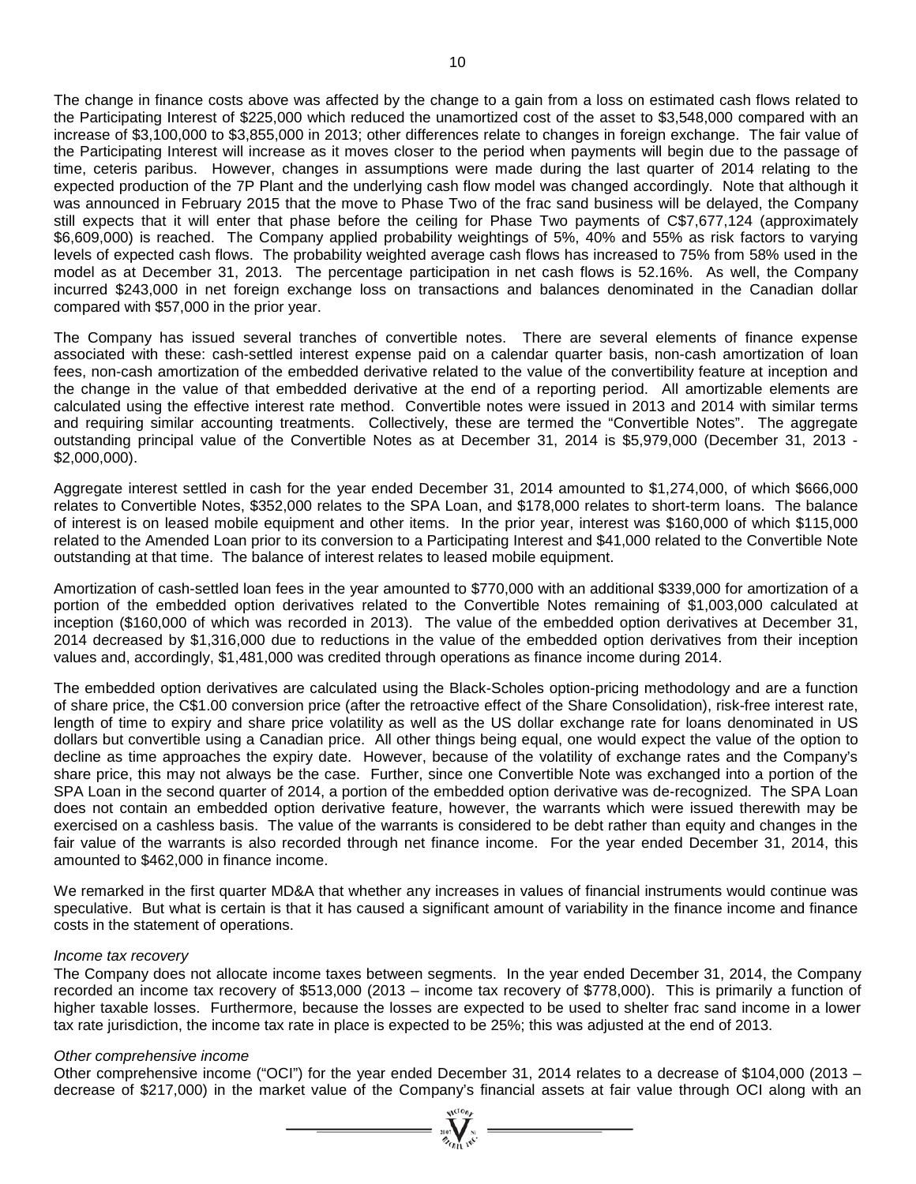The change in finance costs above was affected by the change to a gain from a loss on estimated cash flows related to the Participating Interest of $225,000 which reduced the unamortized cost of the asset to $3,548,000 compared with an increase of $3,100,000 to $3,855,000 in 2013; other differences relate to changes in foreign exchange. The fair value of the Participating Interest will increase as it moves closer to the period when payments will begin due to the passage of time, ceteris paribus. However, changes in assumptions were made during the last quarter of 2014 relating to the expected production of the 7P Plant and the underlying cash flow model was changed accordingly. Note that although it was announced in February 2015 that the move to Phase Two of the frac sand business will be delayed, the Company still expects that it will enter that phase before the ceiling for Phase Two payments of C$7,677,124 (approximately $6,609,000) is reached. The Company applied probability weightings of 5%, 40% and 55% as risk factors to varying levels of expected cash flows. The probability weighted average cash flows has increased to 75% from 58% used in the model as at December 31, 2013. The percentage participation in net cash flows is 52.16%. As well, the Company incurred $243,000 in net foreign exchange loss on transactions and balances denominated in the Canadian dollar compared with $57,000 in the prior year.

The Company has issued several tranches of convertible notes. There are several elements of finance expense associated with these: cash-settled interest expense paid on a calendar quarter basis, non-cash amortization of loan fees, non-cash amortization of the embedded derivative related to the value of the convertibility feature at inception and the change in the value of that embedded derivative at the end of a reporting period. All amortizable elements are calculated using the effective interest rate method. Convertible notes were issued in 2013 and 2014 with similar terms and requiring similar accounting treatments. Collectively, these are termed the "Convertible Notes". The aggregate outstanding principal value of the Convertible Notes as at December 31, 2014 is $5,979,000 (December 31, 2013 - $2,000,000).

Aggregate interest settled in cash for the year ended December 31, 2014 amounted to $1,274,000, of which $666,000 relates to Convertible Notes, $352,000 relates to the SPA Loan, and $178,000 relates to short-term loans. The balance of interest is on leased mobile equipment and other items. In the prior year, interest was $160,000 of which $115,000 related to the Amended Loan prior to its conversion to a Participating Interest and $41,000 related to the Convertible Note outstanding at that time. The balance of interest relates to leased mobile equipment.

Amortization of cash-settled loan fees in the year amounted to $770,000 with an additional $339,000 for amortization of a portion of the embedded option derivatives related to the Convertible Notes remaining of $1,003,000 calculated at inception ($160,000 of which was recorded in 2013). The value of the embedded option derivatives at December 31, 2014 decreased by $1,316,000 due to reductions in the value of the embedded option derivatives from their inception values and, accordingly, $1,481,000 was credited through operations as finance income during 2014.

The embedded option derivatives are calculated using the Black-Scholes option-pricing methodology and are a function of share price, the C$1.00 conversion price (after the retroactive effect of the Share Consolidation), risk-free interest rate, length of time to expiry and share price volatility as well as the US dollar exchange rate for loans denominated in US dollars but convertible using a Canadian price. All other things being equal, one would expect the value of the option to decline as time approaches the expiry date. However, because of the volatility of exchange rates and the Company's share price, this may not always be the case. Further, since one Convertible Note was exchanged into a portion of the SPA Loan in the second quarter of 2014, a portion of the embedded option derivative was de-recognized. The SPA Loan does not contain an embedded option derivative feature, however, the warrants which were issued therewith may be exercised on a cashless basis. The value of the warrants is considered to be debt rather than equity and changes in the fair value of the warrants is also recorded through net finance income. For the year ended December 31, 2014, this amounted to $462,000 in finance income.

We remarked in the first quarter MD&A that whether any increases in values of financial instruments would continue was speculative. But what is certain is that it has caused a significant amount of variability in the finance income and finance costs in the statement of operations.

*Income tax recovery*

The Company does not allocate income taxes between segments. In the year ended December 31, 2014, the Company recorded an income tax recovery of $513,000 (2013 – income tax recovery of $778,000). This is primarily a function of higher taxable losses. Furthermore, because the losses are expected to be used to shelter frac sand income in a lower tax rate jurisdiction, the income tax rate in place is expected to be 25%; this was adjusted at the end of 2013.

*Other comprehensive income*

Other comprehensive income ("OCI") for the year ended December 31, 2014 relates to a decrease of $104,000 (2013 – decrease of $217,000) in the market value of the Company's financial assets at fair value through OCI along with an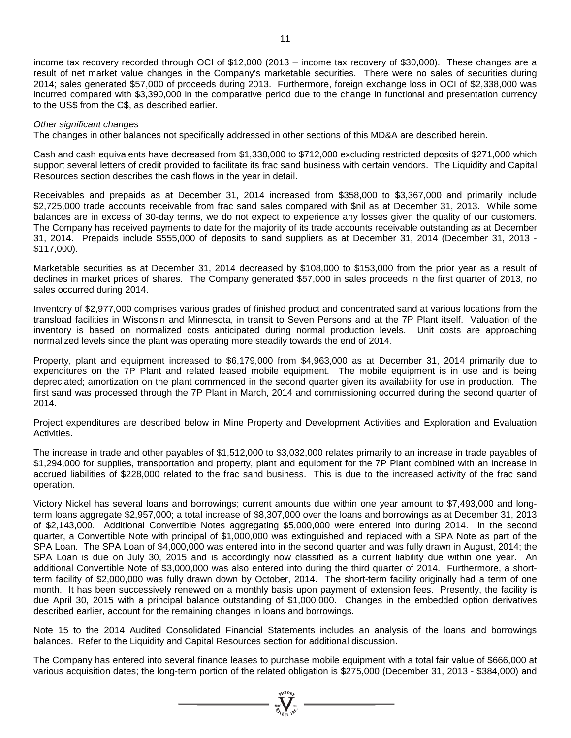income tax recovery recorded through OCI of $12,000 (2013 – income tax recovery of $30,000). These changes are a result of net market value changes in the Company's marketable securities. There were no sales of securities during 2014; sales generated $57,000 of proceeds during 2013. Furthermore, foreign exchange loss in OCI of $2,338,000 was incurred compared with $3,390,000 in the comparative period due to the change in functional and presentation currency to the US$ from the C$, as described earlier.

*Other significant changes*

The changes in other balances not specifically addressed in other sections of this MD&A are described herein.

Cash and cash equivalents have decreased from $1,338,000 to $712,000 excluding restricted deposits of $271,000 which support several letters of credit provided to facilitate its frac sand business with certain vendors. The Liquidity and Capital Resources section describes the cash flows in the year in detail.

Receivables and prepaids as at December 31, 2014 increased from $358,000 to $3,367,000 and primarily include $2,725,000 trade accounts receivable from frac sand sales compared with $nil as at December 31, 2013. While some balances are in excess of 30-day terms, we do not expect to experience any losses given the quality of our customers. The Company has received payments to date for the majority of its trade accounts receivable outstanding as at December 31, 2014. Prepaids include $555,000 of deposits to sand suppliers as at December 31, 2014 (December 31, 2013 - $117,000).

Marketable securities as at December 31, 2014 decreased by $108,000 to $153,000 from the prior year as a result of declines in market prices of shares. The Company generated $57,000 in sales proceeds in the first quarter of 2013, no sales occurred during 2014.

Inventory of $2,977,000 comprises various grades of finished product and concentrated sand at various locations from the transload facilities in Wisconsin and Minnesota, in transit to Seven Persons and at the 7P Plant itself. Valuation of the inventory is based on normalized costs anticipated during normal production levels. Unit costs are approaching normalized levels since the plant was operating more steadily towards the end of 2014.

Property, plant and equipment increased to $6,179,000 from $4,963,000 as at December 31, 2014 primarily due to expenditures on the 7P Plant and related leased mobile equipment. The mobile equipment is in use and is being depreciated; amortization on the plant commenced in the second quarter given its availability for use in production. The first sand was processed through the 7P Plant in March, 2014 and commissioning occurred during the second quarter of 2014.

Project expenditures are described below in Mine Property and Development Activities and Exploration and Evaluation Activities.

The increase in trade and other payables of $1,512,000 to $3,032,000 relates primarily to an increase in trade payables of $1,294,000 for supplies, transportation and property, plant and equipment for the 7P Plant combined with an increase in accrued liabilities of $228,000 related to the frac sand business. This is due to the increased activity of the frac sand operation.

Victory Nickel has several loans and borrowings; current amounts due within one year amount to $7,493,000 and long-term loans aggregate $2,957,000; a total increase of $8,307,000 over the loans and borrowings as at December 31, 2013 of $2,143,000. Additional Convertible Notes aggregating $5,000,000 were entered into during 2014. In the second quarter, a Convertible Note with principal of $1,000,000 was extinguished and replaced with a SPA Note as part of the SPA Loan. The SPA Loan of $4,000,000 was entered into in the second quarter and was fully drawn in August, 2014; the SPA Loan is due on July 30, 2015 and is accordingly now classified as a current liability due within one year. An additional Convertible Note of $3,000,000 was also entered into during the third quarter of 2014. Furthermore, a short-term facility of $2,000,000 was fully drawn down by October, 2014. The short-term facility originally had a term of one month. It has been successively renewed on a monthly basis upon payment of extension fees. Presently, the facility is due April 30, 2015 with a principal balance outstanding of $1,000,000. Changes in the embedded option derivatives described earlier, account for the remaining changes in loans and borrowings.

Note 15 to the 2014 Audited Consolidated Financial Statements includes an analysis of the loans and borrowings balances. Refer to the Liquidity and Capital Resources section for additional discussion.

The Company has entered into several finance leases to purchase mobile equipment with a total fair value of $666,000 at various acquisition dates; the long-term portion of the related obligation is $275,000 (December 31, 2013 - $384,000) and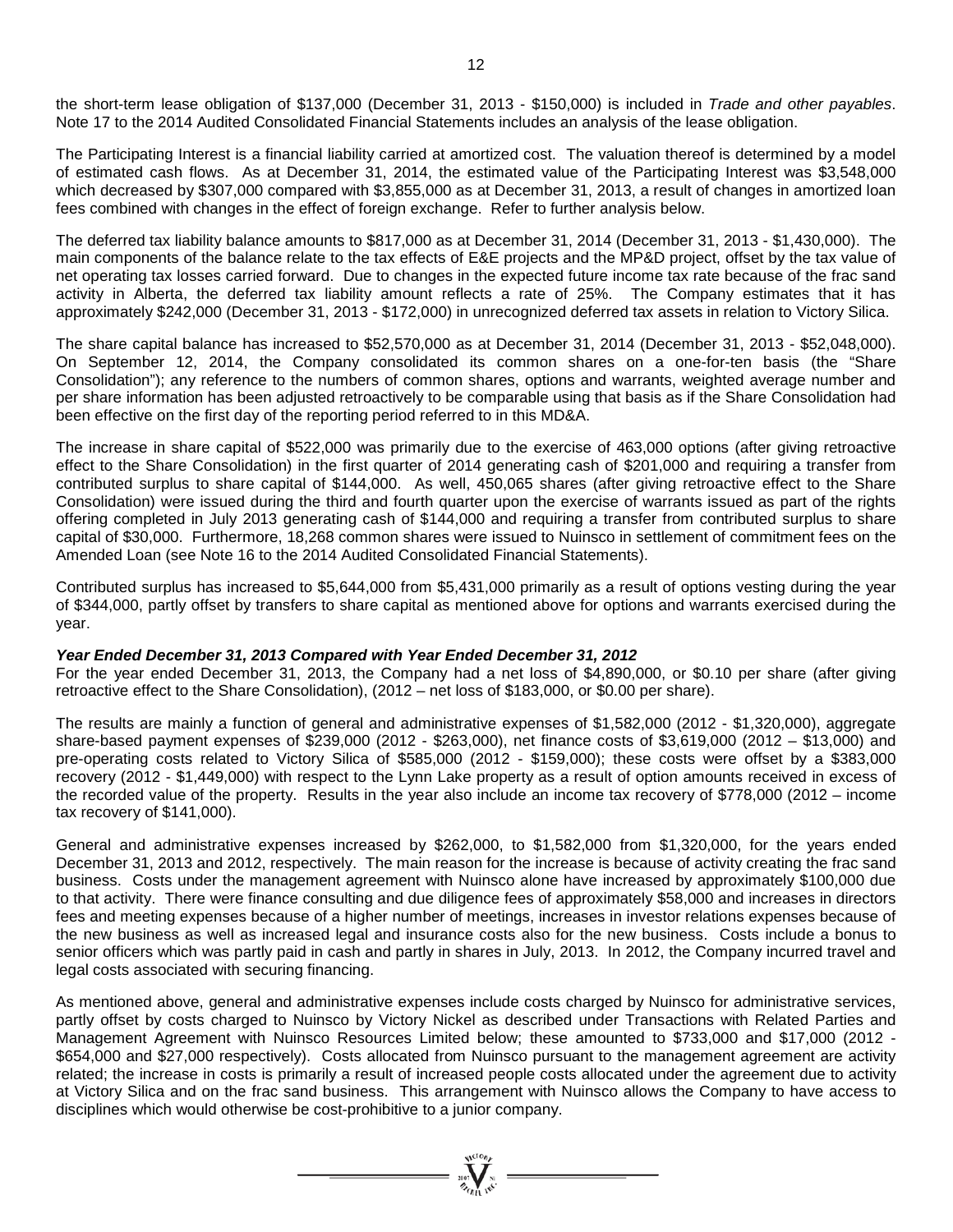the short-term lease obligation of $137,000 (December 31, 2013 - $150,000) is included in *Trade and other payables*. Note 17 to the 2014 Audited Consolidated Financial Statements includes an analysis of the lease obligation.

The Participating Interest is a financial liability carried at amortized cost. The valuation thereof is determined by a model of estimated cash flows. As at December 31, 2014, the estimated value of the Participating Interest was $3,548,000 which decreased by $307,000 compared with $3,855,000 as at December 31, 2013, a result of changes in amortized loan fees combined with changes in the effect of foreign exchange. Refer to further analysis below.

The deferred tax liability balance amounts to $817,000 as at December 31, 2014 (December 31, 2013 - $1,430,000). The main components of the balance relate to the tax effects of E&E projects and the MP&D project, offset by the tax value of net operating tax losses carried forward. Due to changes in the expected future income tax rate because of the frac sand activity in Alberta, the deferred tax liability amount reflects a rate of 25%. The Company estimates that it has approximately $242,000 (December 31, 2013 - $172,000) in unrecognized deferred tax assets in relation to Victory Silica.

The share capital balance has increased to $52,570,000 as at December 31, 2014 (December 31, 2013 - $52,048,000). On September 12, 2014, the Company consolidated its common shares on a one-for-ten basis (the "Share Consolidation"); any reference to the numbers of common shares, options and warrants, weighted average number and per share information has been adjusted retroactively to be comparable using that basis as if the Share Consolidation had been effective on the first day of the reporting period referred to in this MD&A.

The increase in share capital of $522,000 was primarily due to the exercise of 463,000 options (after giving retroactive effect to the Share Consolidation) in the first quarter of 2014 generating cash of $201,000 and requiring a transfer from contributed surplus to share capital of $144,000. As well, 450,065 shares (after giving retroactive effect to the Share Consolidation) were issued during the third and fourth quarter upon the exercise of warrants issued as part of the rights offering completed in July 2013 generating cash of $144,000 and requiring a transfer from contributed surplus to share capital of $30,000. Furthermore, 18,268 common shares were issued to Nuinsco in settlement of commitment fees on the Amended Loan (see Note 16 to the 2014 Audited Consolidated Financial Statements).

Contributed surplus has increased to $5,644,000 from $5,431,000 primarily as a result of options vesting during the year of $344,000, partly offset by transfers to share capital as mentioned above for options and warrants exercised during the year.

***Year Ended December 31, 2013 Compared with Year Ended December 31, 2012***

For the year ended December 31, 2013, the Company had a net loss of $4,890,000, or $0.10 per share (after giving retroactive effect to the Share Consolidation), (2012 – net loss of $183,000, or $0.00 per share).

The results are mainly a function of general and administrative expenses of $1,582,000 (2012 - $1,320,000), aggregate share-based payment expenses of $239,000 (2012 - $263,000), net finance costs of $3,619,000 (2012 – $13,000) and pre-operating costs related to Victory Silica of $585,000 (2012 - $159,000); these costs were offset by a $383,000 recovery (2012 - $1,449,000) with respect to the Lynn Lake property as a result of option amounts received in excess of the recorded value of the property. Results in the year also include an income tax recovery of $778,000 (2012 – income tax recovery of $141,000).

General and administrative expenses increased by $262,000, to $1,582,000 from $1,320,000, for the years ended December 31, 2013 and 2012, respectively. The main reason for the increase is because of activity creating the frac sand business. Costs under the management agreement with Nuinsco alone have increased by approximately $100,000 due to that activity. There were finance consulting and due diligence fees of approximately $58,000 and increases in directors fees and meeting expenses because of a higher number of meetings, increases in investor relations expenses because of the new business as well as increased legal and insurance costs also for the new business. Costs include a bonus to senior officers which was partly paid in cash and partly in shares in July, 2013. In 2012, the Company incurred travel and legal costs associated with securing financing.

As mentioned above, general and administrative expenses include costs charged by Nuinsco for administrative services, partly offset by costs charged to Nuinsco by Victory Nickel as described under Transactions with Related Parties and Management Agreement with Nuinsco Resources Limited below; these amounted to $733,000 and $17,000 (2012 - $654,000 and $27,000 respectively). Costs allocated from Nuinsco pursuant to the management agreement are activity related; the increase in costs is primarily a result of increased people costs allocated under the agreement due to activity at Victory Silica and on the frac sand business. This arrangement with Nuinsco allows the Company to have access to disciplines which would otherwise be cost-prohibitive to a junior company.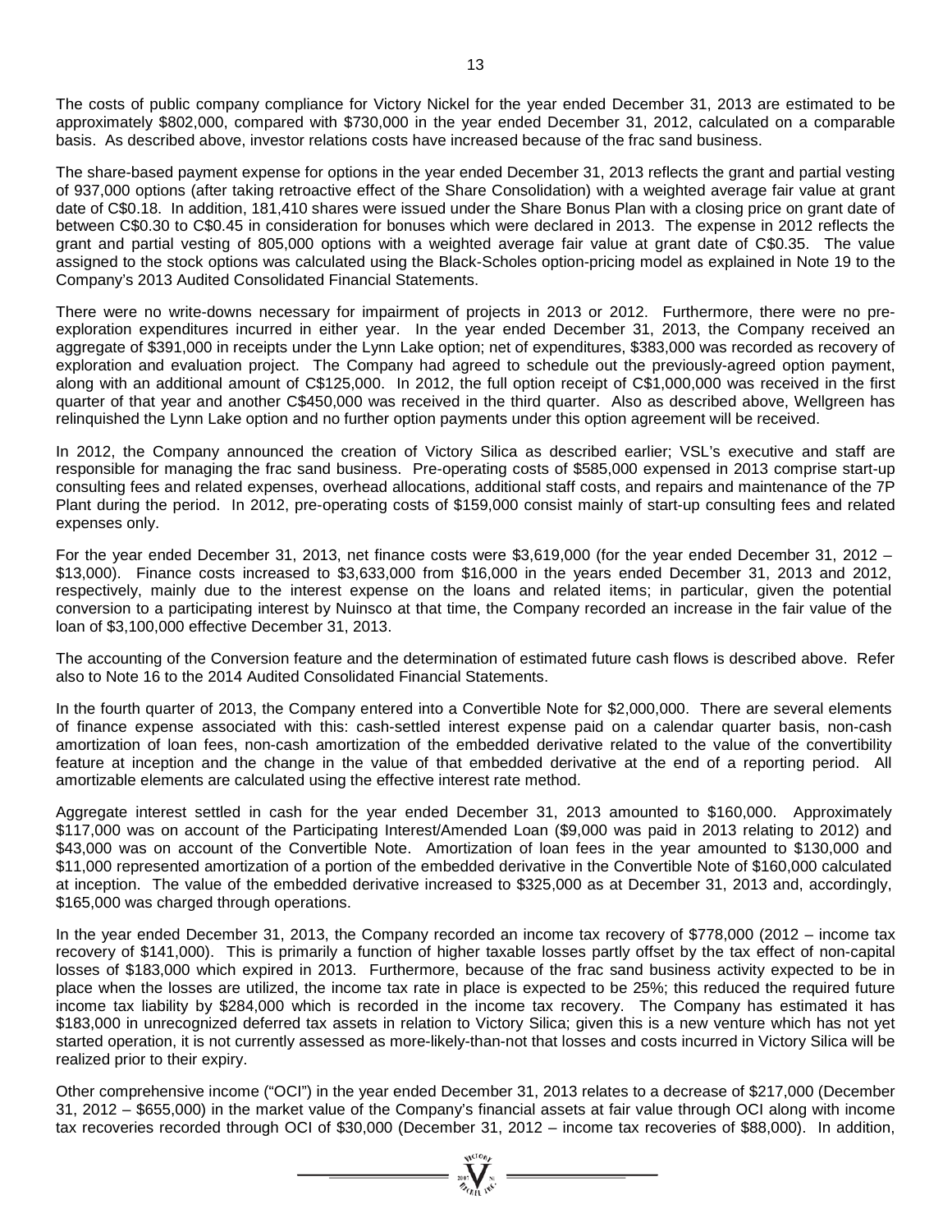The costs of public company compliance for Victory Nickel for the year ended December 31, 2013 are estimated to be approximately $802,000, compared with $730,000 in the year ended December 31, 2012, calculated on a comparable basis. As described above, investor relations costs have increased because of the frac sand business.

The share-based payment expense for options in the year ended December 31, 2013 reflects the grant and partial vesting of 937,000 options (after taking retroactive effect of the Share Consolidation) with a weighted average fair value at grant date of C$0.18. In addition, 181,410 shares were issued under the Share Bonus Plan with a closing price on grant date of between C$0.30 to C$0.45 in consideration for bonuses which were declared in 2013. The expense in 2012 reflects the grant and partial vesting of 805,000 options with a weighted average fair value at grant date of C$0.35. The value assigned to the stock options was calculated using the Black-Scholes option-pricing model as explained in Note 19 to the Company's 2013 Audited Consolidated Financial Statements.

There were no write-downs necessary for impairment of projects in 2013 or 2012. Furthermore, there were no pre-exploration expenditures incurred in either year. In the year ended December 31, 2013, the Company received an aggregate of $391,000 in receipts under the Lynn Lake option; net of expenditures, $383,000 was recorded as recovery of exploration and evaluation project. The Company had agreed to schedule out the previously-agreed option payment, along with an additional amount of C$125,000. In 2012, the full option receipt of C$1,000,000 was received in the first quarter of that year and another C$450,000 was received in the third quarter. Also as described above, Wellgreen has relinquished the Lynn Lake option and no further option payments under this option agreement will be received.

In 2012, the Company announced the creation of Victory Silica as described earlier; VSL's executive and staff are responsible for managing the frac sand business. Pre-operating costs of $585,000 expensed in 2013 comprise start-up consulting fees and related expenses, overhead allocations, additional staff costs, and repairs and maintenance of the 7P Plant during the period. In 2012, pre-operating costs of $159,000 consist mainly of start-up consulting fees and related expenses only.

For the year ended December 31, 2013, net finance costs were $3,619,000 (for the year ended December 31, 2012 – $13,000). Finance costs increased to $3,633,000 from $16,000 in the years ended December 31, 2013 and 2012, respectively, mainly due to the interest expense on the loans and related items; in particular, given the potential conversion to a participating interest by Nuinsco at that time, the Company recorded an increase in the fair value of the loan of $3,100,000 effective December 31, 2013.

The accounting of the Conversion feature and the determination of estimated future cash flows is described above. Refer also to Note 16 to the 2014 Audited Consolidated Financial Statements.

In the fourth quarter of 2013, the Company entered into a Convertible Note for $2,000,000. There are several elements of finance expense associated with this: cash-settled interest expense paid on a calendar quarter basis, non-cash amortization of loan fees, non-cash amortization of the embedded derivative related to the value of the convertibility feature at inception and the change in the value of that embedded derivative at the end of a reporting period. All amortizable elements are calculated using the effective interest rate method.

Aggregate interest settled in cash for the year ended December 31, 2013 amounted to $160,000. Approximately $117,000 was on account of the Participating Interest/Amended Loan ($9,000 was paid in 2013 relating to 2012) and $43,000 was on account of the Convertible Note. Amortization of loan fees in the year amounted to $130,000 and $11,000 represented amortization of a portion of the embedded derivative in the Convertible Note of $160,000 calculated at inception. The value of the embedded derivative increased to $325,000 as at December 31, 2013 and, accordingly, $165,000 was charged through operations.

In the year ended December 31, 2013, the Company recorded an income tax recovery of $778,000 (2012 – income tax recovery of $141,000). This is primarily a function of higher taxable losses partly offset by the tax effect of non-capital losses of $183,000 which expired in 2013. Furthermore, because of the frac sand business activity expected to be in place when the losses are utilized, the income tax rate in place is expected to be 25%; this reduced the required future income tax liability by $284,000 which is recorded in the income tax recovery. The Company has estimated it has $183,000 in unrecognized deferred tax assets in relation to Victory Silica; given this is a new venture which has not yet started operation, it is not currently assessed as more-likely-than-not that losses and costs incurred in Victory Silica will be realized prior to their expiry.

Other comprehensive income ("OCI") in the year ended December 31, 2013 relates to a decrease of $217,000 (December 31, 2012 – $655,000) in the market value of the Company's financial assets at fair value through OCI along with income tax recoveries recorded through OCI of $30,000 (December 31, 2012 – income tax recoveries of $88,000). In addition,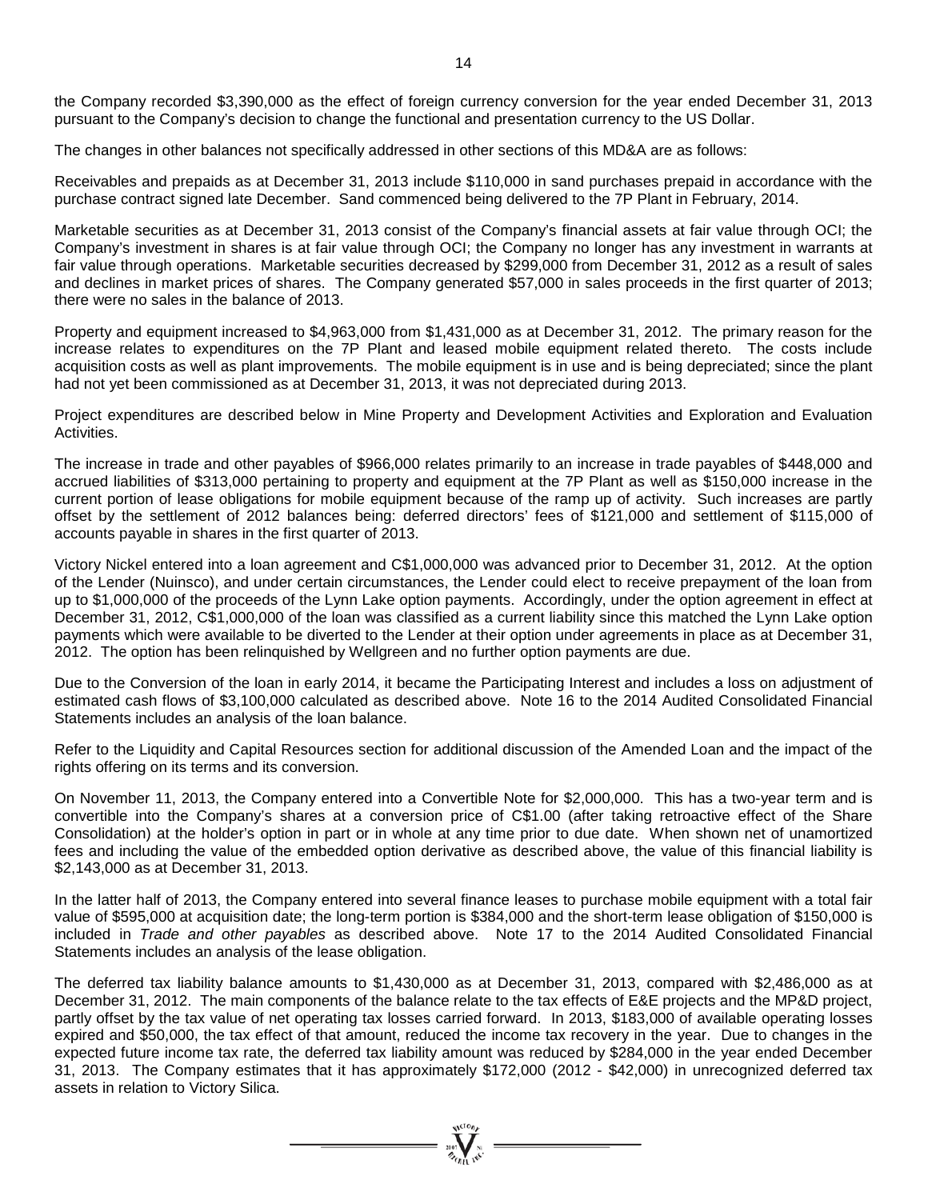the Company recorded $3,390,000 as the effect of foreign currency conversion for the year ended December 31, 2013 pursuant to the Company's decision to change the functional and presentation currency to the US Dollar.

The changes in other balances not specifically addressed in other sections of this MD&A are as follows:

Receivables and prepaids as at December 31, 2013 include $110,000 in sand purchases prepaid in accordance with the purchase contract signed late December. Sand commenced being delivered to the 7P Plant in February, 2014.

Marketable securities as at December 31, 2013 consist of the Company's financial assets at fair value through OCI; the Company's investment in shares is at fair value through OCI; the Company no longer has any investment in warrants at fair value through operations. Marketable securities decreased by $299,000 from December 31, 2012 as a result of sales and declines in market prices of shares. The Company generated $57,000 in sales proceeds in the first quarter of 2013; there were no sales in the balance of 2013.

Property and equipment increased to $4,963,000 from $1,431,000 as at December 31, 2012. The primary reason for the increase relates to expenditures on the 7P Plant and leased mobile equipment related thereto. The costs include acquisition costs as well as plant improvements. The mobile equipment is in use and is being depreciated; since the plant had not yet been commissioned as at December 31, 2013, it was not depreciated during 2013.

Project expenditures are described below in Mine Property and Development Activities and Exploration and Evaluation Activities.

The increase in trade and other payables of $966,000 relates primarily to an increase in trade payables of $448,000 and accrued liabilities of $313,000 pertaining to property and equipment at the 7P Plant as well as $150,000 increase in the current portion of lease obligations for mobile equipment because of the ramp up of activity. Such increases are partly offset by the settlement of 2012 balances being: deferred directors' fees of $121,000 and settlement of $115,000 of accounts payable in shares in the first quarter of 2013.

Victory Nickel entered into a loan agreement and C$1,000,000 was advanced prior to December 31, 2012. At the option of the Lender (Nuinsco), and under certain circumstances, the Lender could elect to receive prepayment of the loan from up to $1,000,000 of the proceeds of the Lynn Lake option payments. Accordingly, under the option agreement in effect at December 31, 2012, C$1,000,000 of the loan was classified as a current liability since this matched the Lynn Lake option payments which were available to be diverted to the Lender at their option under agreements in place as at December 31, 2012. The option has been relinquished by Wellgreen and no further option payments are due.

Due to the Conversion of the loan in early 2014, it became the Participating Interest and includes a loss on adjustment of estimated cash flows of $3,100,000 calculated as described above. Note 16 to the 2014 Audited Consolidated Financial Statements includes an analysis of the loan balance.

Refer to the Liquidity and Capital Resources section for additional discussion of the Amended Loan and the impact of the rights offering on its terms and its conversion.

On November 11, 2013, the Company entered into a Convertible Note for $2,000,000. This has a two-year term and is convertible into the Company's shares at a conversion price of C$1.00 (after taking retroactive effect of the Share Consolidation) at the holder's option in part or in whole at any time prior to due date. When shown net of unamortized fees and including the value of the embedded option derivative as described above, the value of this financial liability is $2,143,000 as at December 31, 2013.

In the latter half of 2013, the Company entered into several finance leases to purchase mobile equipment with a total fair value of $595,000 at acquisition date; the long-term portion is $384,000 and the short-term lease obligation of $150,000 is included in *Trade and other payables* as described above. Note 17 to the 2014 Audited Consolidated Financial Statements includes an analysis of the lease obligation.

The deferred tax liability balance amounts to $1,430,000 as at December 31, 2013, compared with $2,486,000 as at December 31, 2012. The main components of the balance relate to the tax effects of E&E projects and the MP&D project, partly offset by the tax value of net operating tax losses carried forward. In 2013, $183,000 of available operating losses expired and $50,000, the tax effect of that amount, reduced the income tax recovery in the year. Due to changes in the expected future income tax rate, the deferred tax liability amount was reduced by $284,000 in the year ended December 31, 2013. The Company estimates that it has approximately $172,000 (2012 - $42,000) in unrecognized deferred tax assets in relation to Victory Silica.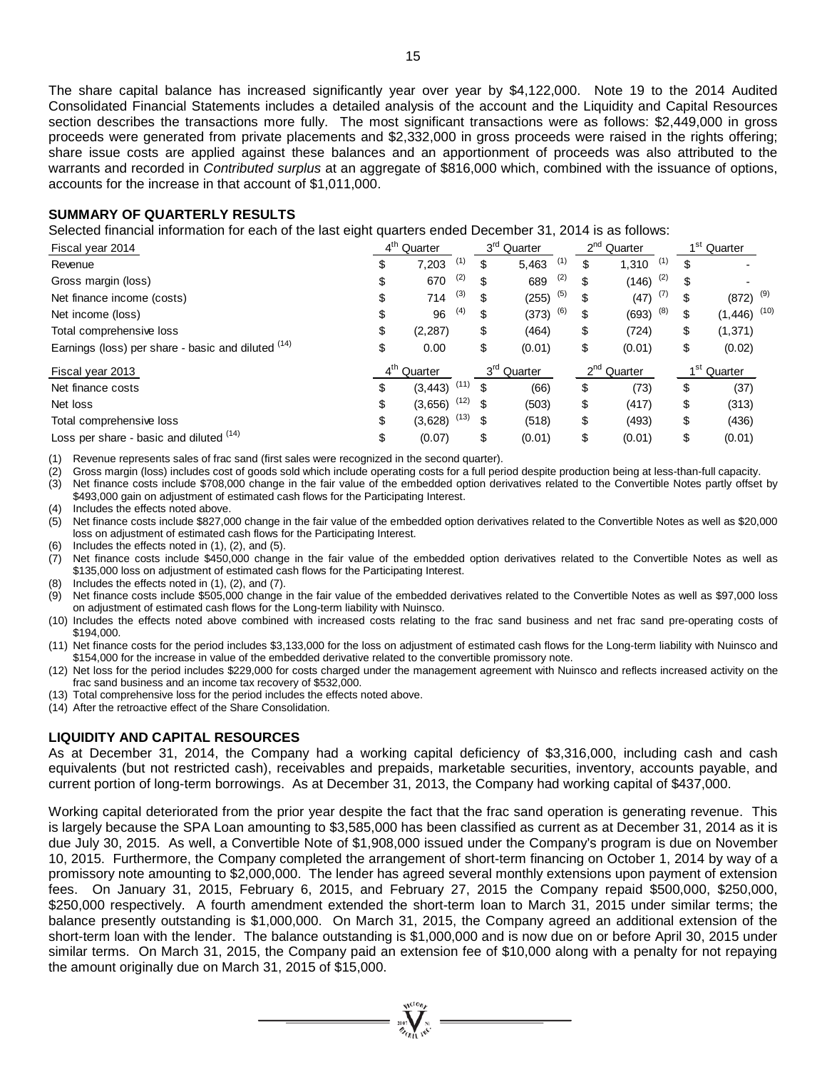The share capital balance has increased significantly year over year by $4,122,000. Note 19 to the 2014 Audited Consolidated Financial Statements includes a detailed analysis of the account and the Liquidity and Capital Resources section describes the transactions more fully. The most significant transactions were as follows: $2,449,000 in gross proceeds were generated from private placements and $2,332,000 in gross proceeds were raised in the rights offering; share issue costs are applied against these balances and an apportionment of proceeds was also attributed to the warrants and recorded in *Contributed surplus* at an aggregate of $816,000 which, combined with the issuance of options, accounts for the increase in that account of $1,011,000.

**SUMMARY OF QUARTERLY RESULTS**

Selected financial information for each of the last eight quarters ended December 31, 2014 is as follows:

| Fiscal year 2014 | 4th Quarter | 3rd Quarter | 2nd Quarter | 1st Quarter |
|---|---|---|---|---|
| Revenue | $ 7,203 (1) | $ 5,463 (1) | $ 1,310 (1) | $ - |
| Gross margin (loss) | $ 670 (2) | $ 689 (2) | $ (146) (2) | $ - |
| Net finance income (costs) | $ 714 (3) | $ (255) (5) | $ (47) (7) | $ (872) (9) |
| Net income (loss) | $ 96 (4) | $ (373) (6) | $ (693) (8) | $ (1,446) (10) |
| Total comprehensive loss | $ (2,287) | $ (464) | $ (724) | $ (1,371) |
| Earnings (loss) per share - basic and diluted (14) | $ 0.00 | $ (0.01) | $ (0.01) | $ (0.02) |
| **Fiscal year 2013** | **4th Quarter** | **3rd Quarter** | **2nd Quarter** | **1st Quarter** |
| Net finance costs | $ (3,443) (11) | $ (66) | $ (73) | $ (37) |
| Net loss | $ (3,656) (12) | $ (503) | $ (417) | $ (313) |
| Total comprehensive loss | $ (3,628) (13) | $ (518) | $ (493) | $ (436) |
| Loss per share - basic and diluted (14) | $ (0.07) | $ (0.01) | $ (0.01) | $ (0.01) |

(1) Revenue represents sales of frac sand (first sales were recognized in the second quarter).
(2) Gross margin (loss) includes cost of goods sold which include operating costs for a full period despite production being at less-than-full capacity.
(3) Net finance costs include $708,000 change in the fair value of the embedded option derivatives related to the Convertible Notes partly offset by $493,000 gain on adjustment of estimated cash flows for the Participating Interest.
(4) Includes the effects noted above.
(5) Net finance costs include $827,000 change in the fair value of the embedded option derivatives related to the Convertible Notes as well as $20,000 loss on adjustment of estimated cash flows for the Participating Interest.
(6) Includes the effects noted in (1), (2), and (5).
(7) Net finance costs include $450,000 change in the fair value of the embedded option derivatives related to the Convertible Notes as well as $135,000 loss on adjustment of estimated cash flows for the Participating Interest.
(8) Includes the effects noted in (1), (2), and (7).
(9) Net finance costs include $505,000 change in the fair value of the embedded derivatives related to the Convertible Notes as well as $97,000 loss on adjustment of estimated cash flows for the Long-term liability with Nuinsco.
(10) Includes the effects noted above combined with increased costs relating to the frac sand business and net frac sand pre-operating costs of $194,000.
(11) Net finance costs for the period includes $3,133,000 for the loss on adjustment of estimated cash flows for the Long-term liability with Nuinsco and $154,000 for the increase in value of the embedded derivative related to the convertible promissory note.
(12) Net loss for the period includes $229,000 for costs charged under the management agreement with Nuinsco and reflects increased activity on the frac sand business and an income tax recovery of $532,000.
(13) Total comprehensive loss for the period includes the effects noted above.
(14) After the retroactive effect of the Share Consolidation.

**LIQUIDITY AND CAPITAL RESOURCES**

As at December 31, 2014, the Company had a working capital deficiency of $3,316,000, including cash and cash equivalents (but not restricted cash), receivables and prepaids, marketable securities, inventory, accounts payable, and current portion of long-term borrowings. As at December 31, 2013, the Company had working capital of $437,000.

Working capital deteriorated from the prior year despite the fact that the frac sand operation is generating revenue. This is largely because the SPA Loan amounting to $3,585,000 has been classified as current as at December 31, 2014 as it is due July 30, 2015. As well, a Convertible Note of $1,908,000 issued under the Company's program is due on November 10, 2015. Furthermore, the Company completed the arrangement of short-term financing on October 1, 2014 by way of a promissory note amounting to $2,000,000. The lender has agreed several monthly extensions upon payment of extension fees. On January 31, 2015, February 6, 2015, and February 27, 2015 the Company repaid $500,000, $250,000, $250,000 respectively. A fourth amendment extended the short-term loan to March 31, 2015 under similar terms; the balance presently outstanding is $1,000,000. On March 31, 2015, the Company agreed an additional extension of the short-term loan with the lender. The balance outstanding is $1,000,000 and is now due on or before April 30, 2015 under similar terms. On March 31, 2015, the Company paid an extension fee of $10,000 along with a penalty for not repaying the amount originally due on March 31, 2015 of $15,000.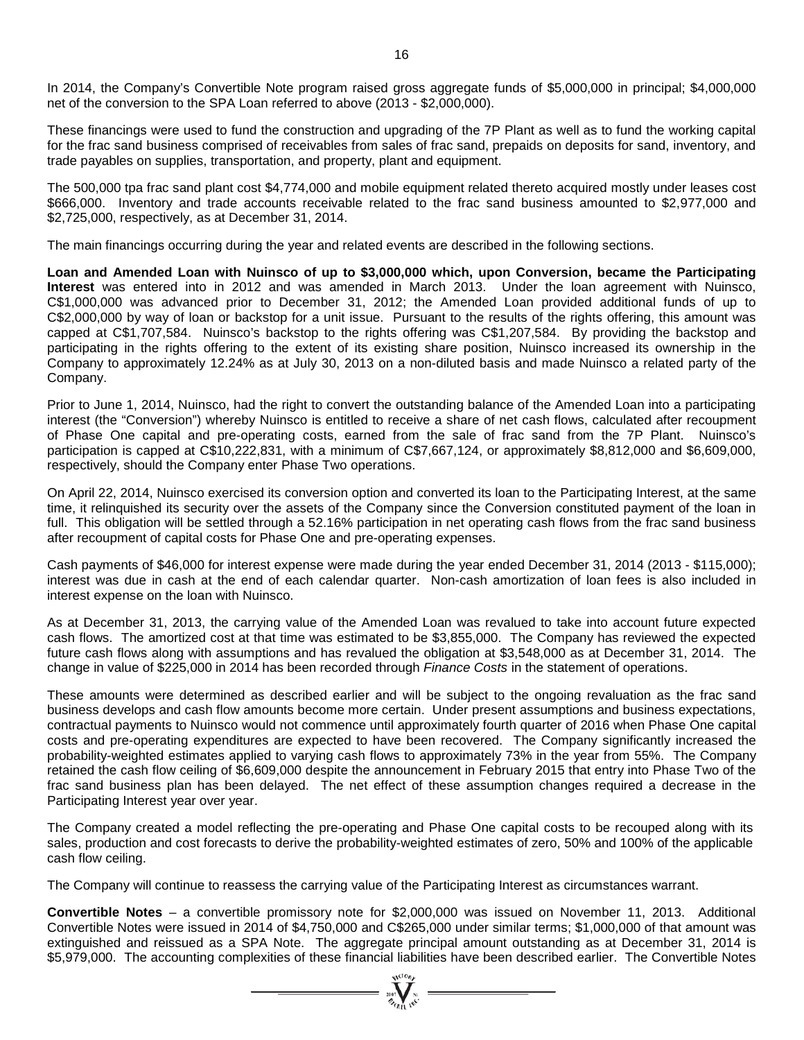In 2014, the Company's Convertible Note program raised gross aggregate funds of $5,000,000 in principal; $4,000,000 net of the conversion to the SPA Loan referred to above (2013 - $2,000,000).

These financings were used to fund the construction and upgrading of the 7P Plant as well as to fund the working capital for the frac sand business comprised of receivables from sales of frac sand, prepaids on deposits for sand, inventory, and trade payables on supplies, transportation, and property, plant and equipment.

The 500,000 tpa frac sand plant cost $4,774,000 and mobile equipment related thereto acquired mostly under leases cost $666,000. Inventory and trade accounts receivable related to the frac sand business amounted to $2,977,000 and $2,725,000, respectively, as at December 31, 2014.

The main financings occurring during the year and related events are described in the following sections.

**Loan and Amended Loan with Nuinsco of up to $3,000,000 which, upon Conversion, became the Participating Interest** was entered into in 2012 and was amended in March 2013. Under the loan agreement with Nuinsco, C$1,000,000 was advanced prior to December 31, 2012; the Amended Loan provided additional funds of up to C$2,000,000 by way of loan or backstop for a unit issue. Pursuant to the results of the rights offering, this amount was capped at C$1,707,584. Nuinsco's backstop to the rights offering was C$1,207,584. By providing the backstop and participating in the rights offering to the extent of its existing share position, Nuinsco increased its ownership in the Company to approximately 12.24% as at July 30, 2013 on a non-diluted basis and made Nuinsco a related party of the Company.

Prior to June 1, 2014, Nuinsco, had the right to convert the outstanding balance of the Amended Loan into a participating interest (the "Conversion") whereby Nuinsco is entitled to receive a share of net cash flows, calculated after recoupment of Phase One capital and pre-operating costs, earned from the sale of frac sand from the 7P Plant. Nuinsco's participation is capped at C$10,222,831, with a minimum of C$7,667,124, or approximately $8,812,000 and $6,609,000, respectively, should the Company enter Phase Two operations.

On April 22, 2014, Nuinsco exercised its conversion option and converted its loan to the Participating Interest, at the same time, it relinquished its security over the assets of the Company since the Conversion constituted payment of the loan in full. This obligation will be settled through a 52.16% participation in net operating cash flows from the frac sand business after recoupment of capital costs for Phase One and pre-operating expenses.

Cash payments of $46,000 for interest expense were made during the year ended December 31, 2014 (2013 - $115,000); interest was due in cash at the end of each calendar quarter. Non-cash amortization of loan fees is also included in interest expense on the loan with Nuinsco.

As at December 31, 2013, the carrying value of the Amended Loan was revalued to take into account future expected cash flows. The amortized cost at that time was estimated to be $3,855,000. The Company has reviewed the expected future cash flows along with assumptions and has revalued the obligation at $3,548,000 as at December 31, 2014. The change in value of $225,000 in 2014 has been recorded through *Finance Costs* in the statement of operations.

These amounts were determined as described earlier and will be subject to the ongoing revaluation as the frac sand business develops and cash flow amounts become more certain. Under present assumptions and business expectations, contractual payments to Nuinsco would not commence until approximately fourth quarter of 2016 when Phase One capital costs and pre-operating expenditures are expected to have been recovered. The Company significantly increased the probability-weighted estimates applied to varying cash flows to approximately 73% in the year from 55%. The Company retained the cash flow ceiling of $6,609,000 despite the announcement in February 2015 that entry into Phase Two of the frac sand business plan has been delayed. The net effect of these assumption changes required a decrease in the Participating Interest year over year.

The Company created a model reflecting the pre-operating and Phase One capital costs to be recouped along with its sales, production and cost forecasts to derive the probability-weighted estimates of zero, 50% and 100% of the applicable cash flow ceiling.

The Company will continue to reassess the carrying value of the Participating Interest as circumstances warrant.

**Convertible Notes** – a convertible promissory note for $2,000,000 was issued on November 11, 2013. Additional Convertible Notes were issued in 2014 of $4,750,000 and C$265,000 under similar terms; $1,000,000 of that amount was extinguished and reissued as a SPA Note. The aggregate principal amount outstanding as at December 31, 2014 is $5,979,000. The accounting complexities of these financial liabilities have been described earlier. The Convertible Notes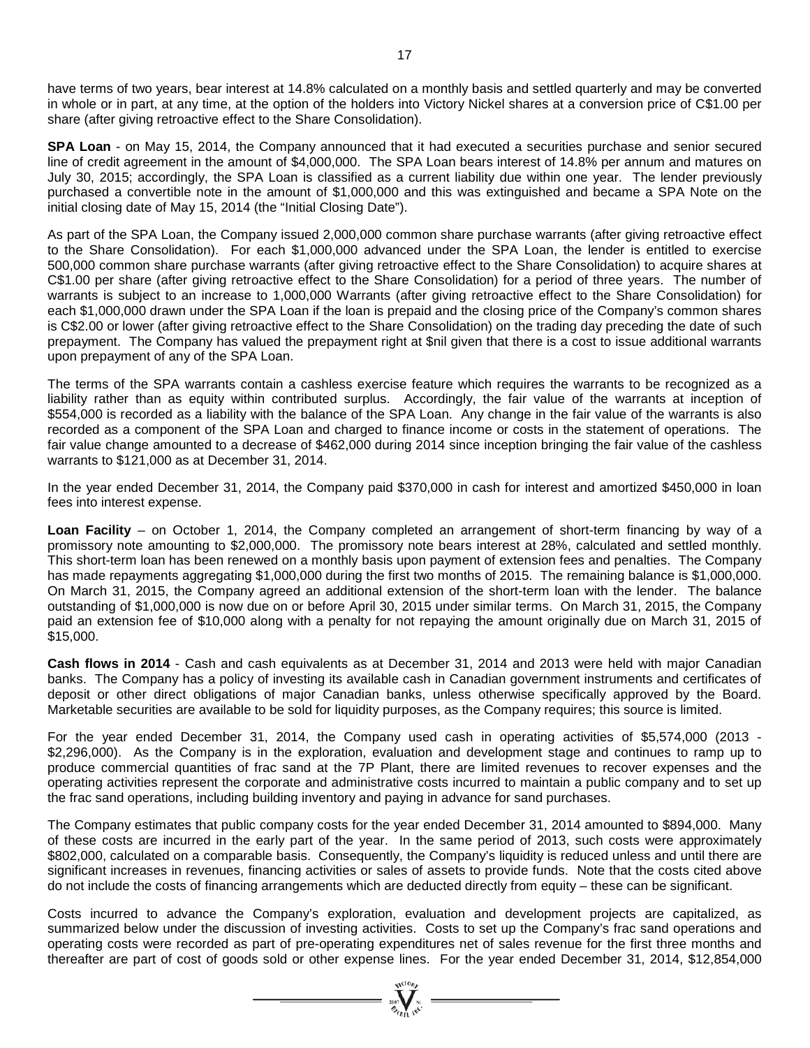have terms of two years, bear interest at 14.8% calculated on a monthly basis and settled quarterly and may be converted in whole or in part, at any time, at the option of the holders into Victory Nickel shares at a conversion price of C$1.00 per share (after giving retroactive effect to the Share Consolidation).

**SPA Loan** - on May 15, 2014, the Company announced that it had executed a securities purchase and senior secured line of credit agreement in the amount of $4,000,000. The SPA Loan bears interest of 14.8% per annum and matures on July 30, 2015; accordingly, the SPA Loan is classified as a current liability due within one year. The lender previously purchased a convertible note in the amount of $1,000,000 and this was extinguished and became a SPA Note on the initial closing date of May 15, 2014 (the "Initial Closing Date").

As part of the SPA Loan, the Company issued 2,000,000 common share purchase warrants (after giving retroactive effect to the Share Consolidation). For each $1,000,000 advanced under the SPA Loan, the lender is entitled to exercise 500,000 common share purchase warrants (after giving retroactive effect to the Share Consolidation) to acquire shares at C$1.00 per share (after giving retroactive effect to the Share Consolidation) for a period of three years. The number of warrants is subject to an increase to 1,000,000 Warrants (after giving retroactive effect to the Share Consolidation) for each $1,000,000 drawn under the SPA Loan if the loan is prepaid and the closing price of the Company's common shares is C$2.00 or lower (after giving retroactive effect to the Share Consolidation) on the trading day preceding the date of such prepayment. The Company has valued the prepayment right at $nil given that there is a cost to issue additional warrants upon prepayment of any of the SPA Loan.

The terms of the SPA warrants contain a cashless exercise feature which requires the warrants to be recognized as a liability rather than as equity within contributed surplus. Accordingly, the fair value of the warrants at inception of $554,000 is recorded as a liability with the balance of the SPA Loan. Any change in the fair value of the warrants is also recorded as a component of the SPA Loan and charged to finance income or costs in the statement of operations. The fair value change amounted to a decrease of $462,000 during 2014 since inception bringing the fair value of the cashless warrants to $121,000 as at December 31, 2014.

In the year ended December 31, 2014, the Company paid $370,000 in cash for interest and amortized $450,000 in loan fees into interest expense.

**Loan Facility** – on October 1, 2014, the Company completed an arrangement of short-term financing by way of a promissory note amounting to $2,000,000. The promissory note bears interest at 28%, calculated and settled monthly. This short-term loan has been renewed on a monthly basis upon payment of extension fees and penalties. The Company has made repayments aggregating $1,000,000 during the first two months of 2015. The remaining balance is $1,000,000. On March 31, 2015, the Company agreed an additional extension of the short-term loan with the lender. The balance outstanding of $1,000,000 is now due on or before April 30, 2015 under similar terms. On March 31, 2015, the Company paid an extension fee of $10,000 along with a penalty for not repaying the amount originally due on March 31, 2015 of $15,000.

**Cash flows in 2014** - Cash and cash equivalents as at December 31, 2014 and 2013 were held with major Canadian banks. The Company has a policy of investing its available cash in Canadian government instruments and certificates of deposit or other direct obligations of major Canadian banks, unless otherwise specifically approved by the Board. Marketable securities are available to be sold for liquidity purposes, as the Company requires; this source is limited.

For the year ended December 31, 2014, the Company used cash in operating activities of $5,574,000 (2013 - $2,296,000). As the Company is in the exploration, evaluation and development stage and continues to ramp up to produce commercial quantities of frac sand at the 7P Plant, there are limited revenues to recover expenses and the operating activities represent the corporate and administrative costs incurred to maintain a public company and to set up the frac sand operations, including building inventory and paying in advance for sand purchases.

The Company estimates that public company costs for the year ended December 31, 2014 amounted to $894,000. Many of these costs are incurred in the early part of the year. In the same period of 2013, such costs were approximately $802,000, calculated on a comparable basis. Consequently, the Company's liquidity is reduced unless and until there are significant increases in revenues, financing activities or sales of assets to provide funds. Note that the costs cited above do not include the costs of financing arrangements which are deducted directly from equity – these can be significant.

Costs incurred to advance the Company's exploration, evaluation and development projects are capitalized, as summarized below under the discussion of investing activities. Costs to set up the Company's frac sand operations and operating costs were recorded as part of pre-operating expenditures net of sales revenue for the first three months and thereafter are part of cost of goods sold or other expense lines. For the year ended December 31, 2014, $12,854,000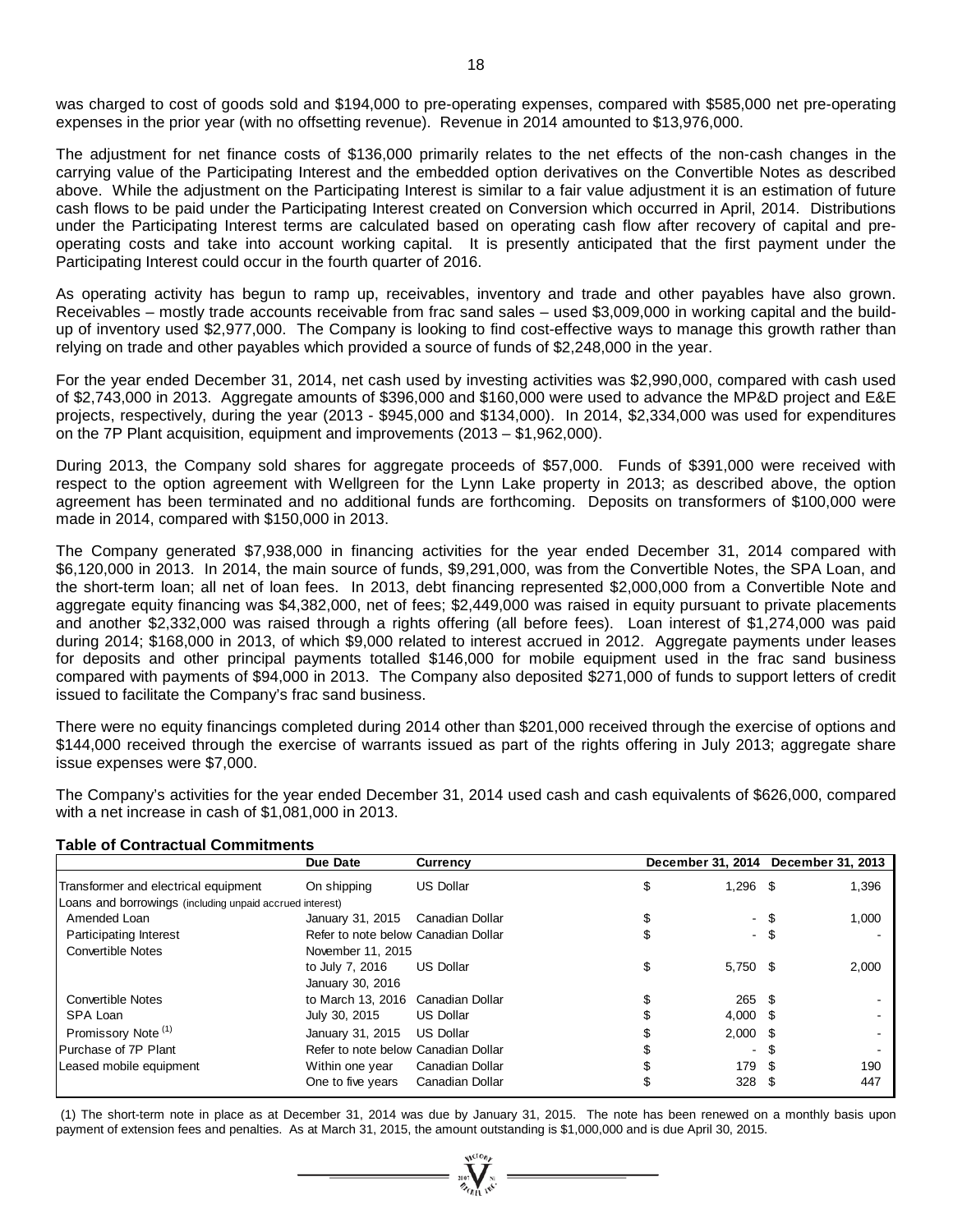was charged to cost of goods sold and $194,000 to pre-operating expenses, compared with $585,000 net pre-operating expenses in the prior year (with no offsetting revenue). Revenue in 2014 amounted to $13,976,000.

The adjustment for net finance costs of $136,000 primarily relates to the net effects of the non-cash changes in the carrying value of the Participating Interest and the embedded option derivatives on the Convertible Notes as described above. While the adjustment on the Participating Interest is similar to a fair value adjustment it is an estimation of future cash flows to be paid under the Participating Interest created on Conversion which occurred in April, 2014. Distributions under the Participating Interest terms are calculated based on operating cash flow after recovery of capital and pre-operating costs and take into account working capital. It is presently anticipated that the first payment under the Participating Interest could occur in the fourth quarter of 2016.

As operating activity has begun to ramp up, receivables, inventory and trade and other payables have also grown. Receivables – mostly trade accounts receivable from frac sand sales – used $3,009,000 in working capital and the build-up of inventory used $2,977,000. The Company is looking to find cost-effective ways to manage this growth rather than relying on trade and other payables which provided a source of funds of $2,248,000 in the year.

For the year ended December 31, 2014, net cash used by investing activities was $2,990,000, compared with cash used of $2,743,000 in 2013. Aggregate amounts of $396,000 and $160,000 were used to advance the MP&D project and E&E projects, respectively, during the year (2013 - $945,000 and $134,000). In 2014, $2,334,000 was used for expenditures on the 7P Plant acquisition, equipment and improvements (2013 – $1,962,000).

During 2013, the Company sold shares for aggregate proceeds of $57,000. Funds of $391,000 were received with respect to the option agreement with Wellgreen for the Lynn Lake property in 2013; as described above, the option agreement has been terminated and no additional funds are forthcoming. Deposits on transformers of $100,000 were made in 2014, compared with $150,000 in 2013.

The Company generated $7,938,000 in financing activities for the year ended December 31, 2014 compared with $6,120,000 in 2013. In 2014, the main source of funds, $9,291,000, was from the Convertible Notes, the SPA Loan, and the short-term loan; all net of loan fees. In 2013, debt financing represented $2,000,000 from a Convertible Note and aggregate equity financing was $4,382,000, net of fees; $2,449,000 was raised in equity pursuant to private placements and another $2,332,000 was raised through a rights offering (all before fees). Loan interest of $1,274,000 was paid during 2014; $168,000 in 2013, of which $9,000 related to interest accrued in 2012. Aggregate payments under leases for deposits and other principal payments totalled $146,000 for mobile equipment used in the frac sand business compared with payments of $94,000 in 2013. The Company also deposited $271,000 of funds to support letters of credit issued to facilitate the Company's frac sand business.

There were no equity financings completed during 2014 other than $201,000 received through the exercise of options and $144,000 received through the exercise of warrants issued as part of the rights offering in July 2013; aggregate share issue expenses were $7,000.

The Company's activities for the year ended December 31, 2014 used cash and cash equivalents of $626,000, compared with a net increase in cash of $1,081,000 in 2013.

**Table of Contractual Commitments**

| | Due Date | Currency | December 31, 2014 | December 31, 2013 |
|---|---|---|---|---|
| Transformer and electrical equipment | On shipping | US Dollar | $ 1,296 | $ 1,396 |
| Loans and borrowings (including unpaid accrued interest) | | | | |
| Amended Loan | January 31, 2015 | Canadian Dollar | $ - | $ 1,000 |
| Participating Interest | Refer to note below | Canadian Dollar | $ - | $ - |
| Convertible Notes | November 11, 2015 to July 7, 2016 | US Dollar | $ 5,750 | $ 2,000 |
| Convertible Notes | January 30, 2016 to March 13, 2016 | Canadian Dollar | $ 265 | $ - |
| SPA Loan | July 30, 2015 | US Dollar | $ 4,000 | $ - |
| Promissory Note (1) | January 31, 2015 | US Dollar | $ 2,000 | $ - |
| Purchase of 7P Plant | Refer to note below | Canadian Dollar | $ - | $ - |
| Leased mobile equipment | Within one year | Canadian Dollar | $ 179 | $ 190 |
| | One to five years | Canadian Dollar | $ 328 | $ 447 |

(1) The short-term note in place as at December 31, 2014 was due by January 31, 2015. The note has been renewed on a monthly basis upon payment of extension fees and penalties. As at March 31, 2015, the amount outstanding is $1,000,000 and is due April 30, 2015.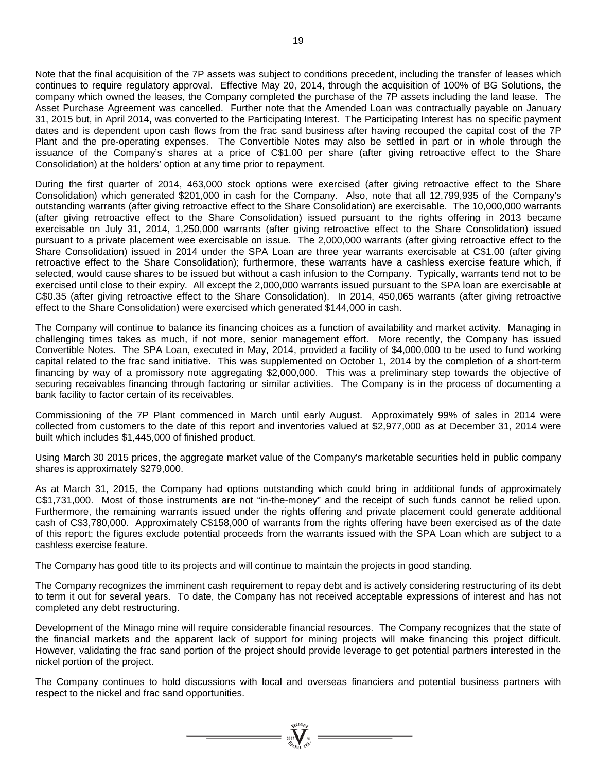Note that the final acquisition of the 7P assets was subject to conditions precedent, including the transfer of leases which continues to require regulatory approval. Effective May 20, 2014, through the acquisition of 100% of BG Solutions, the company which owned the leases, the Company completed the purchase of the 7P assets including the land lease. The Asset Purchase Agreement was cancelled. Further note that the Amended Loan was contractually payable on January 31, 2015 but, in April 2014, was converted to the Participating Interest. The Participating Interest has no specific payment dates and is dependent upon cash flows from the frac sand business after having recouped the capital cost of the 7P Plant and the pre-operating expenses. The Convertible Notes may also be settled in part or in whole through the issuance of the Company's shares at a price of C$1.00 per share (after giving retroactive effect to the Share Consolidation) at the holders' option at any time prior to repayment.

During the first quarter of 2014, 463,000 stock options were exercised (after giving retroactive effect to the Share Consolidation) which generated $201,000 in cash for the Company. Also, note that all 12,799,935 of the Company's outstanding warrants (after giving retroactive effect to the Share Consolidation) are exercisable. The 10,000,000 warrants (after giving retroactive effect to the Share Consolidation) issued pursuant to the rights offering in 2013 became exercisable on July 31, 2014, 1,250,000 warrants (after giving retroactive effect to the Share Consolidation) issued pursuant to a private placement wee exercisable on issue. The 2,000,000 warrants (after giving retroactive effect to the Share Consolidation) issued in 2014 under the SPA Loan are three year warrants exercisable at C$1.00 (after giving retroactive effect to the Share Consolidation); furthermore, these warrants have a cashless exercise feature which, if selected, would cause shares to be issued but without a cash infusion to the Company. Typically, warrants tend not to be exercised until close to their expiry. All except the 2,000,000 warrants issued pursuant to the SPA loan are exercisable at C$0.35 (after giving retroactive effect to the Share Consolidation). In 2014, 450,065 warrants (after giving retroactive effect to the Share Consolidation) were exercised which generated $144,000 in cash.

The Company will continue to balance its financing choices as a function of availability and market activity. Managing in challenging times takes as much, if not more, senior management effort. More recently, the Company has issued Convertible Notes. The SPA Loan, executed in May, 2014, provided a facility of $4,000,000 to be used to fund working capital related to the frac sand initiative. This was supplemented on October 1, 2014 by the completion of a short-term financing by way of a promissory note aggregating $2,000,000. This was a preliminary step towards the objective of securing receivables financing through factoring or similar activities. The Company is in the process of documenting a bank facility to factor certain of its receivables.

Commissioning of the 7P Plant commenced in March until early August. Approximately 99% of sales in 2014 were collected from customers to the date of this report and inventories valued at $2,977,000 as at December 31, 2014 were built which includes $1,445,000 of finished product.

Using March 30 2015 prices, the aggregate market value of the Company's marketable securities held in public company shares is approximately $279,000.

As at March 31, 2015, the Company had options outstanding which could bring in additional funds of approximately C$1,731,000. Most of those instruments are not "in-the-money" and the receipt of such funds cannot be relied upon. Furthermore, the remaining warrants issued under the rights offering and private placement could generate additional cash of C$3,780,000. Approximately C$158,000 of warrants from the rights offering have been exercised as of the date of this report; the figures exclude potential proceeds from the warrants issued with the SPA Loan which are subject to a cashless exercise feature.

The Company has good title to its projects and will continue to maintain the projects in good standing.

The Company recognizes the imminent cash requirement to repay debt and is actively considering restructuring of its debt to term it out for several years. To date, the Company has not received acceptable expressions of interest and has not completed any debt restructuring.

Development of the Minago mine will require considerable financial resources. The Company recognizes that the state of the financial markets and the apparent lack of support for mining projects will make financing this project difficult. However, validating the frac sand portion of the project should provide leverage to get potential partners interested in the nickel portion of the project.

The Company continues to hold discussions with local and overseas financiers and potential business partners with respect to the nickel and frac sand opportunities.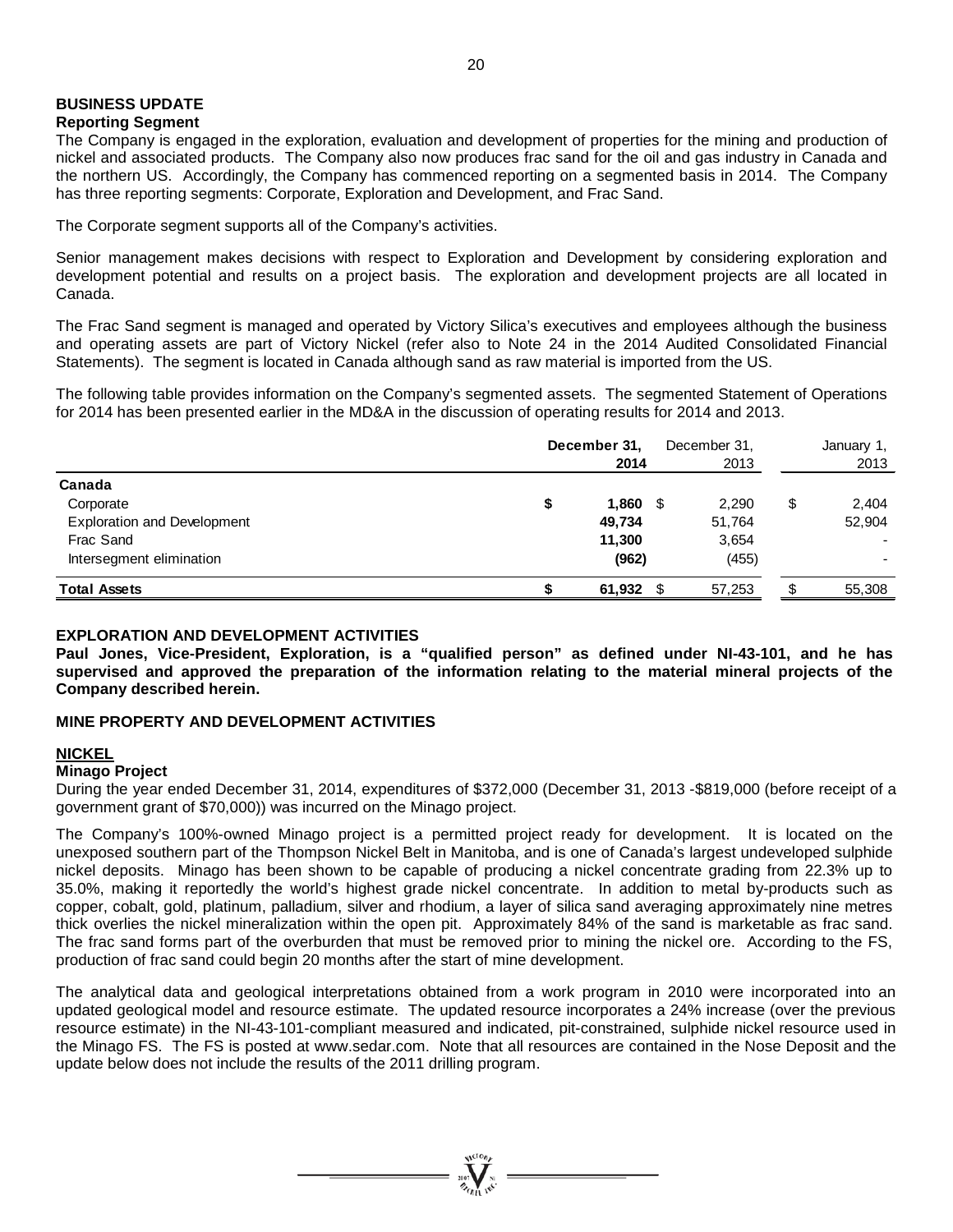## BUSINESS UPDATE

### Reporting Segment

The Company is engaged in the exploration, evaluation and development of properties for the mining and production of nickel and associated products. The Company also now produces frac sand for the oil and gas industry in Canada and the northern US. Accordingly, the Company has commenced reporting on a segmented basis in 2014. The Company has three reporting segments: Corporate, Exploration and Development, and Frac Sand.

The Corporate segment supports all of the Company's activities.

Senior management makes decisions with respect to Exploration and Development by considering exploration and development potential and results on a project basis. The exploration and development projects are all located in Canada.

The Frac Sand segment is managed and operated by Victory Silica's executives and employees although the business and operating assets are part of Victory Nickel (refer also to Note 24 in the 2014 Audited Consolidated Financial Statements). The segment is located in Canada although sand as raw material is imported from the US.

The following table provides information on the Company's segmented assets. The segmented Statement of Operations for 2014 has been presented earlier in the MD&A in the discussion of operating results for 2014 and 2013.

| | **December 31, 2014** | December 31, 2013 | January 1, 2013 |
|---|---|---|---|
| **Canada** | | | |
| Corporate | **$ 1,860** | $ 2,290 | $ 2,404 |
| Exploration and Development | **49,734** | 51,764 | 52,904 |
| Frac Sand | **11,300** | 3,654 | - |
| Intersegment elimination | **(962)** | (455) | - |
| **Total Assets** | **$ 61,932** | $ 57,253 | $ 55,308 |

## EXPLORATION AND DEVELOPMENT ACTIVITIES

**Paul Jones, Vice-President, Exploration, is a "qualified person" as defined under NI-43-101, and he has supervised and approved the preparation of the information relating to the material mineral projects of the Company described herein.**

## MINE PROPERTY AND DEVELOPMENT ACTIVITIES

### NICKEL

### Minago Project

During the year ended December 31, 2014, expenditures of $372,000 (December 31, 2013 -$819,000 (before receipt of a government grant of $70,000)) was incurred on the Minago project.

The Company's 100%-owned Minago project is a permitted project ready for development. It is located on the unexposed southern part of the Thompson Nickel Belt in Manitoba, and is one of Canada's largest undeveloped sulphide nickel deposits. Minago has been shown to be capable of producing a nickel concentrate grading from 22.3% up to 35.0%, making it reportedly the world's highest grade nickel concentrate. In addition to metal by-products such as copper, cobalt, gold, platinum, palladium, silver and rhodium, a layer of silica sand averaging approximately nine metres thick overlies the nickel mineralization within the open pit. Approximately 84% of the sand is marketable as frac sand. The frac sand forms part of the overburden that must be removed prior to mining the nickel ore. According to the FS, production of frac sand could begin 20 months after the start of mine development.

The analytical data and geological interpretations obtained from a work program in 2010 were incorporated into an updated geological model and resource estimate. The updated resource incorporates a 24% increase (over the previous resource estimate) in the NI-43-101-compliant measured and indicated, pit-constrained, sulphide nickel resource used in the Minago FS. The FS is posted at www.sedar.com. Note that all resources are contained in the Nose Deposit and the update below does not include the results of the 2011 drilling program.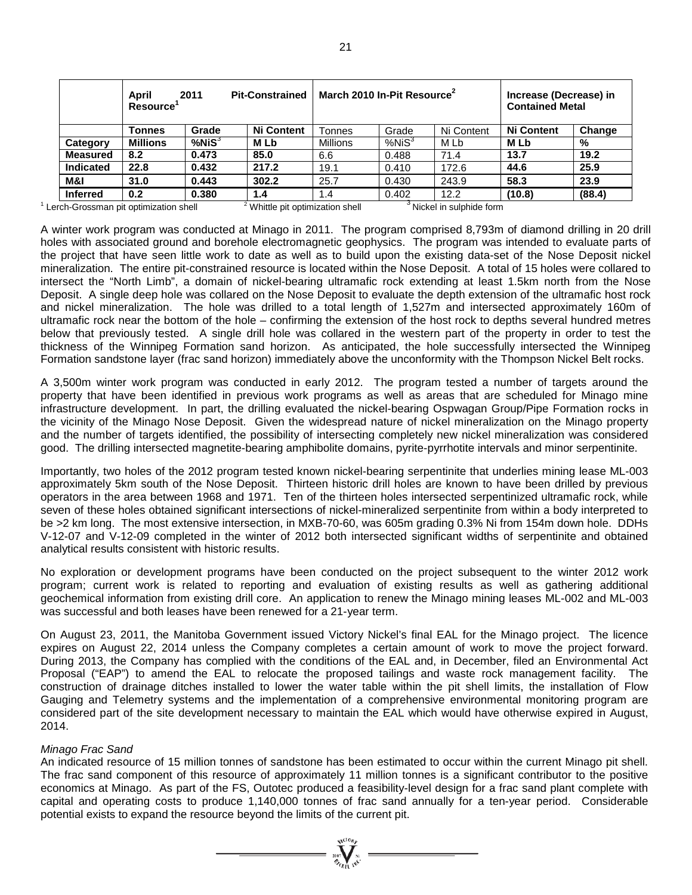| | April 2011 Pit-Constrained Resource[1] | | | March 2010 In-Pit Resource[2] | | | Increase (Decrease) in Contained Metal | |
|---|---|---|---|---|---|---|---|---|
| | **Tonnes** | **Grade** | **Ni Content** | Tonnes | Grade | Ni Content | **Ni Content** | **Change** |
| **Category** | **Millions** | **%NiS[3]** | **M Lb** | Millions | %NiS[3] | M Lb | **M Lb** | **%** |
| **Measured** | **8.2** | **0.473** | **85.0** | 6.6 | 0.488 | 71.4 | **13.7** | **19.2** |
| **Indicated** | **22.8** | **0.432** | **217.2** | 19.1 | 0.410 | 172.6 | **44.6** | **25.9** |
| **M&I** | **31.0** | **0.443** | **302.2** | 25.7 | 0.430 | 243.9 | **58.3** | **23.9** |
| **Inferred** | **0.2** | **0.380** | **1.4** | 1.4 | 0.402 | 12.2 | **(10.8)** | **(88.4)** |

[1] Lerch-Grossman pit optimization shell [2] Whittle pit optimization shell [3] Nickel in sulphide form

A winter work program was conducted at Minago in 2011. The program comprised 8,793m of diamond drilling in 20 drill holes with associated ground and borehole electromagnetic geophysics. The program was intended to evaluate parts of the project that have seen little work to date as well as to build upon the existing data-set of the Nose Deposit nickel mineralization. The entire pit-constrained resource is located within the Nose Deposit. A total of 15 holes were collared to intersect the "North Limb", a domain of nickel-bearing ultramafic rock extending at least 1.5km north from the Nose Deposit. A single deep hole was collared on the Nose Deposit to evaluate the depth extension of the ultramafic host rock and nickel mineralization. The hole was drilled to a total length of 1,527m and intersected approximately 160m of ultramafic rock near the bottom of the hole – confirming the extension of the host rock to depths several hundred metres below that previously tested. A single drill hole was collared in the western part of the property in order to test the thickness of the Winnipeg Formation sand horizon. As anticipated, the hole successfully intersected the Winnipeg Formation sandstone layer (frac sand horizon) immediately above the unconformity with the Thompson Nickel Belt rocks.

A 3,500m winter work program was conducted in early 2012. The program tested a number of targets around the property that have been identified in previous work programs as well as areas that are scheduled for Minago mine infrastructure development. In part, the drilling evaluated the nickel-bearing Ospwagan Group/Pipe Formation rocks in the vicinity of the Minago Nose Deposit. Given the widespread nature of nickel mineralization on the Minago property and the number of targets identified, the possibility of intersecting completely new nickel mineralization was considered good. The drilling intersected magnetite-bearing amphibolite domains, pyrite-pyrrhotite intervals and minor serpentinite.

Importantly, two holes of the 2012 program tested known nickel-bearing serpentinite that underlies mining lease ML-003 approximately 5km south of the Nose Deposit. Thirteen historic drill holes are known to have been drilled by previous operators in the area between 1968 and 1971. Ten of the thirteen holes intersected serpentinized ultramafic rock, while seven of these holes obtained significant intersections of nickel-mineralized serpentinite from within a body interpreted to be >2 km long. The most extensive intersection, in MXB-70-60, was 605m grading 0.3% Ni from 154m down hole. DDHs V-12-07 and V-12-09 completed in the winter of 2012 both intersected significant widths of serpentinite and obtained analytical results consistent with historic results.

No exploration or development programs have been conducted on the project subsequent to the winter 2012 work program; current work is related to reporting and evaluation of existing results as well as gathering additional geochemical information from existing drill core. An application to renew the Minago mining leases ML-002 and ML-003 was successful and both leases have been renewed for a 21-year term.

On August 23, 2011, the Manitoba Government issued Victory Nickel's final EAL for the Minago project. The licence expires on August 22, 2014 unless the Company completes a certain amount of work to move the project forward. During 2013, the Company has complied with the conditions of the EAL and, in December, filed an Environmental Act Proposal ("EAP") to amend the EAL to relocate the proposed tailings and waste rock management facility. The construction of drainage ditches installed to lower the water table within the pit shell limits, the installation of Flow Gauging and Telemetry systems and the implementation of a comprehensive environmental monitoring program are considered part of the site development necessary to maintain the EAL which would have otherwise expired in August, 2014.

*Minago Frac Sand*

An indicated resource of 15 million tonnes of sandstone has been estimated to occur within the current Minago pit shell. The frac sand component of this resource of approximately 11 million tonnes is a significant contributor to the positive economics at Minago. As part of the FS, Outotec produced a feasibility-level design for a frac sand plant complete with capital and operating costs to produce 1,140,000 tonnes of frac sand annually for a ten-year period. Considerable potential exists to expand the resource beyond the limits of the current pit.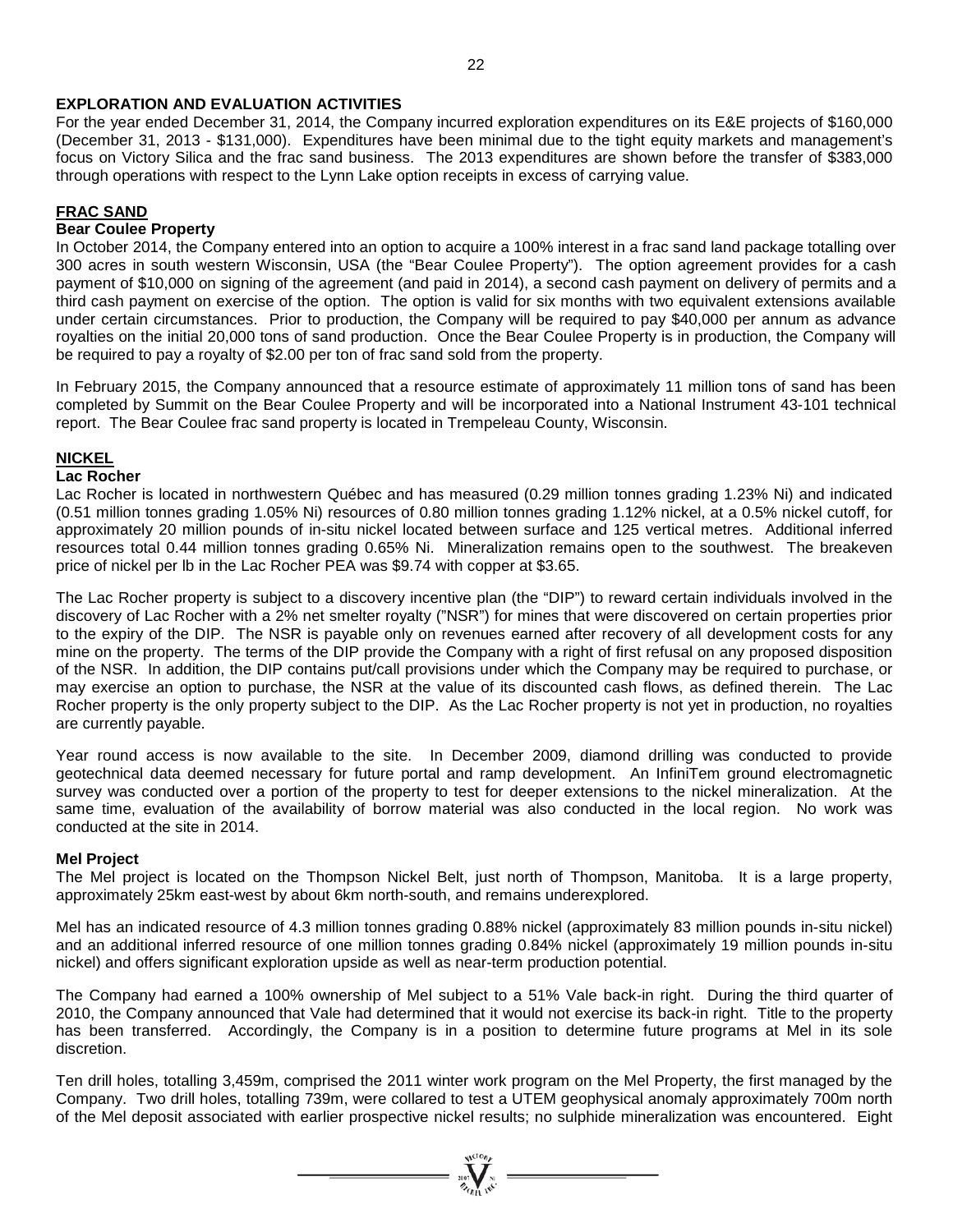## EXPLORATION AND EVALUATION ACTIVITIES

For the year ended December 31, 2014, the Company incurred exploration expenditures on its E&E projects of $160,000 (December 31, 2013 - $131,000). Expenditures have been minimal due to the tight equity markets and management's focus on Victory Silica and the frac sand business. The 2013 expenditures are shown before the transfer of $383,000 through operations with respect to the Lynn Lake option receipts in excess of carrying value.

### FRAC SAND

#### Bear Coulee Property

In October 2014, the Company entered into an option to acquire a 100% interest in a frac sand land package totalling over 300 acres in south western Wisconsin, USA (the "Bear Coulee Property"). The option agreement provides for a cash payment of $10,000 on signing of the agreement (and paid in 2014), a second cash payment on delivery of permits and a third cash payment on exercise of the option. The option is valid for six months with two equivalent extensions available under certain circumstances. Prior to production, the Company will be required to pay $40,000 per annum as advance royalties on the initial 20,000 tons of sand production. Once the Bear Coulee Property is in production, the Company will be required to pay a royalty of $2.00 per ton of frac sand sold from the property.

In February 2015, the Company announced that a resource estimate of approximately 11 million tons of sand has been completed by Summit on the Bear Coulee Property and will be incorporated into a National Instrument 43-101 technical report. The Bear Coulee frac sand property is located in Trempeleau County, Wisconsin.

### NICKEL

#### Lac Rocher

Lac Rocher is located in northwestern Québec and has measured (0.29 million tonnes grading 1.23% Ni) and indicated (0.51 million tonnes grading 1.05% Ni) resources of 0.80 million tonnes grading 1.12% nickel, at a 0.5% nickel cutoff, for approximately 20 million pounds of in-situ nickel located between surface and 125 vertical metres. Additional inferred resources total 0.44 million tonnes grading 0.65% Ni. Mineralization remains open to the southwest. The breakeven price of nickel per lb in the Lac Rocher PEA was $9.74 with copper at $3.65.

The Lac Rocher property is subject to a discovery incentive plan (the "DIP") to reward certain individuals involved in the discovery of Lac Rocher with a 2% net smelter royalty ("NSR") for mines that were discovered on certain properties prior to the expiry of the DIP. The NSR is payable only on revenues earned after recovery of all development costs for any mine on the property. The terms of the DIP provide the Company with a right of first refusal on any proposed disposition of the NSR. In addition, the DIP contains put/call provisions under which the Company may be required to purchase, or may exercise an option to purchase, the NSR at the value of its discounted cash flows, as defined therein. The Lac Rocher property is the only property subject to the DIP. As the Lac Rocher property is not yet in production, no royalties are currently payable.

Year round access is now available to the site. In December 2009, diamond drilling was conducted to provide geotechnical data deemed necessary for future portal and ramp development. An InfiniTem ground electromagnetic survey was conducted over a portion of the property to test for deeper extensions to the nickel mineralization. At the same time, evaluation of the availability of borrow material was also conducted in the local region. No work was conducted at the site in 2014.

#### Mel Project

The Mel project is located on the Thompson Nickel Belt, just north of Thompson, Manitoba. It is a large property, approximately 25km east-west by about 6km north-south, and remains underexplored.

Mel has an indicated resource of 4.3 million tonnes grading 0.88% nickel (approximately 83 million pounds in-situ nickel) and an additional inferred resource of one million tonnes grading 0.84% nickel (approximately 19 million pounds in-situ nickel) and offers significant exploration upside as well as near-term production potential.

The Company had earned a 100% ownership of Mel subject to a 51% Vale back-in right. During the third quarter of 2010, the Company announced that Vale had determined that it would not exercise its back-in right. Title to the property has been transferred. Accordingly, the Company is in a position to determine future programs at Mel in its sole discretion.

Ten drill holes, totalling 3,459m, comprised the 2011 winter work program on the Mel Property, the first managed by the Company. Two drill holes, totalling 739m, were collared to test a UTEM geophysical anomaly approximately 700m north of the Mel deposit associated with earlier prospective nickel results; no sulphide mineralization was encountered. Eight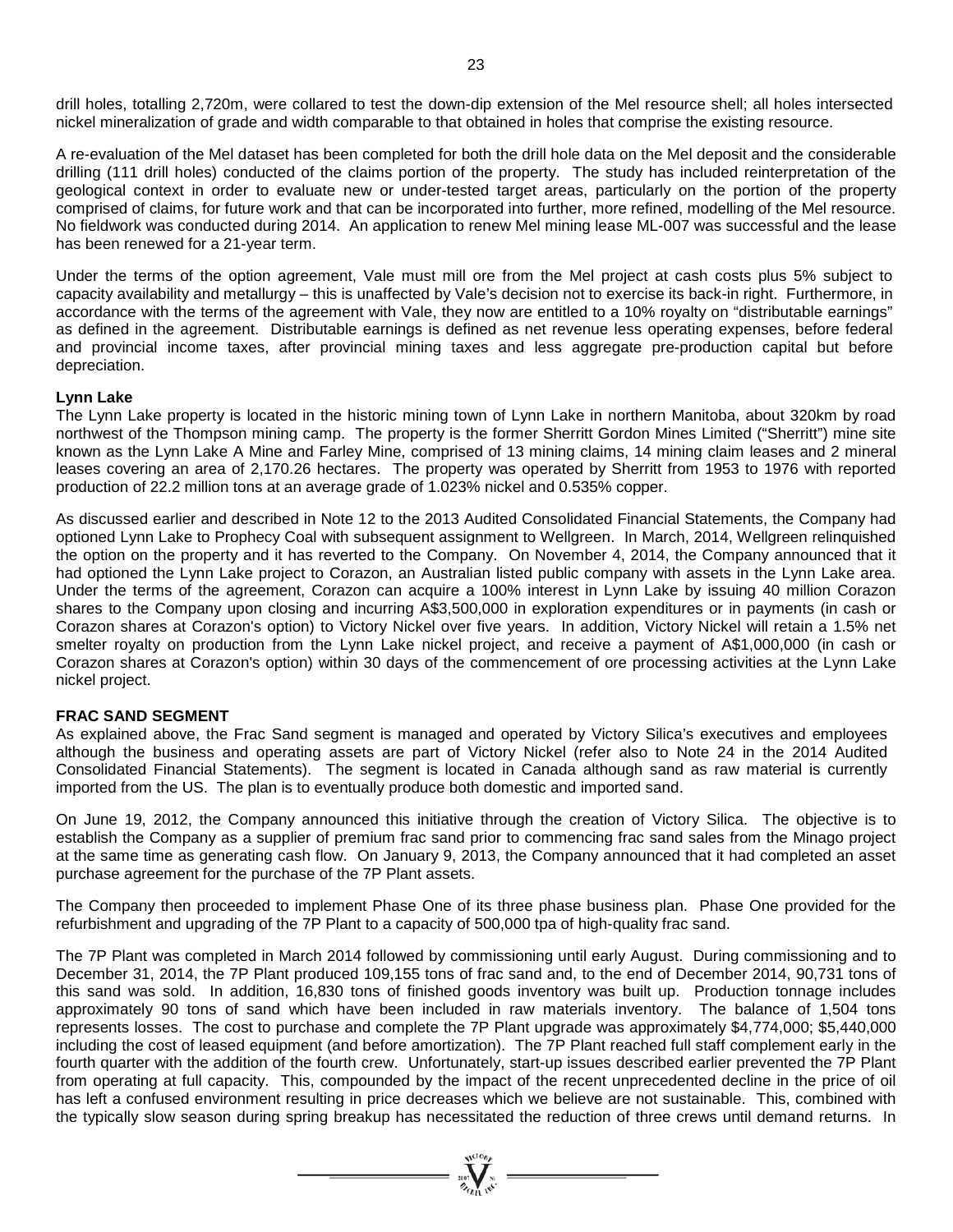drill holes, totalling 2,720m, were collared to test the down-dip extension of the Mel resource shell; all holes intersected nickel mineralization of grade and width comparable to that obtained in holes that comprise the existing resource.

A re-evaluation of the Mel dataset has been completed for both the drill hole data on the Mel deposit and the considerable drilling (111 drill holes) conducted of the claims portion of the property. The study has included reinterpretation of the geological context in order to evaluate new or under-tested target areas, particularly on the portion of the property comprised of claims, for future work and that can be incorporated into further, more refined, modelling of the Mel resource. No fieldwork was conducted during 2014. An application to renew Mel mining lease ML-007 was successful and the lease has been renewed for a 21-year term.

Under the terms of the option agreement, Vale must mill ore from the Mel project at cash costs plus 5% subject to capacity availability and metallurgy – this is unaffected by Vale's decision not to exercise its back-in right. Furthermore, in accordance with the terms of the agreement with Vale, they now are entitled to a 10% royalty on "distributable earnings" as defined in the agreement. Distributable earnings is defined as net revenue less operating expenses, before federal and provincial income taxes, after provincial mining taxes and less aggregate pre-production capital but before depreciation.

**Lynn Lake**

The Lynn Lake property is located in the historic mining town of Lynn Lake in northern Manitoba, about 320km by road northwest of the Thompson mining camp. The property is the former Sherritt Gordon Mines Limited ("Sherritt") mine site known as the Lynn Lake A Mine and Farley Mine, comprised of 13 mining claims, 14 mining claim leases and 2 mineral leases covering an area of 2,170.26 hectares. The property was operated by Sherritt from 1953 to 1976 with reported production of 22.2 million tons at an average grade of 1.023% nickel and 0.535% copper.

As discussed earlier and described in Note 12 to the 2013 Audited Consolidated Financial Statements, the Company had optioned Lynn Lake to Prophecy Coal with subsequent assignment to Wellgreen. In March, 2014, Wellgreen relinquished the option on the property and it has reverted to the Company. On November 4, 2014, the Company announced that it had optioned the Lynn Lake project to Corazon, an Australian listed public company with assets in the Lynn Lake area. Under the terms of the agreement, Corazon can acquire a 100% interest in Lynn Lake by issuing 40 million Corazon shares to the Company upon closing and incurring A$3,500,000 in exploration expenditures or in payments (in cash or Corazon shares at Corazon's option) to Victory Nickel over five years. In addition, Victory Nickel will retain a 1.5% net smelter royalty on production from the Lynn Lake nickel project, and receive a payment of A$1,000,000 (in cash or Corazon shares at Corazon's option) within 30 days of the commencement of ore processing activities at the Lynn Lake nickel project.

**FRAC SAND SEGMENT**

As explained above, the Frac Sand segment is managed and operated by Victory Silica's executives and employees although the business and operating assets are part of Victory Nickel (refer also to Note 24 in the 2014 Audited Consolidated Financial Statements). The segment is located in Canada although sand as raw material is currently imported from the US. The plan is to eventually produce both domestic and imported sand.

On June 19, 2012, the Company announced this initiative through the creation of Victory Silica. The objective is to establish the Company as a supplier of premium frac sand prior to commencing frac sand sales from the Minago project at the same time as generating cash flow. On January 9, 2013, the Company announced that it had completed an asset purchase agreement for the purchase of the 7P Plant assets.

The Company then proceeded to implement Phase One of its three phase business plan. Phase One provided for the refurbishment and upgrading of the 7P Plant to a capacity of 500,000 tpa of high-quality frac sand.

The 7P Plant was completed in March 2014 followed by commissioning until early August. During commissioning and to December 31, 2014, the 7P Plant produced 109,155 tons of frac sand and, to the end of December 2014, 90,731 tons of this sand was sold. In addition, 16,830 tons of finished goods inventory was built up. Production tonnage includes approximately 90 tons of sand which have been included in raw materials inventory. The balance of 1,504 tons represents losses. The cost to purchase and complete the 7P Plant upgrade was approximately $4,774,000; $5,440,000 including the cost of leased equipment (and before amortization). The 7P Plant reached full staff complement early in the fourth quarter with the addition of the fourth crew. Unfortunately, start-up issues described earlier prevented the 7P Plant from operating at full capacity. This, compounded by the impact of the recent unprecedented decline in the price of oil has left a confused environment resulting in price decreases which we believe are not sustainable. This, combined with the typically slow season during spring breakup has necessitated the reduction of three crews until demand returns. In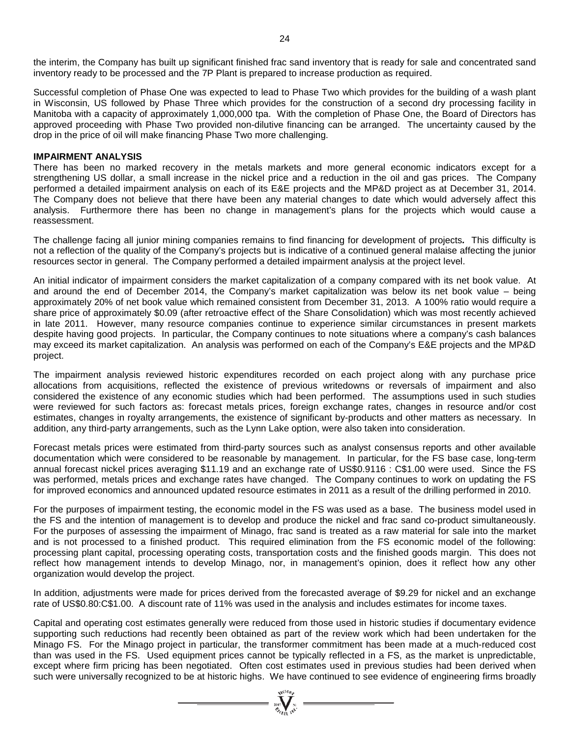the interim, the Company has built up significant finished frac sand inventory that is ready for sale and concentrated sand inventory ready to be processed and the 7P Plant is prepared to increase production as required.

Successful completion of Phase One was expected to lead to Phase Two which provides for the building of a wash plant in Wisconsin, US followed by Phase Three which provides for the construction of a second dry processing facility in Manitoba with a capacity of approximately 1,000,000 tpa. With the completion of Phase One, the Board of Directors has approved proceeding with Phase Two provided non-dilutive financing can be arranged. The uncertainty caused by the drop in the price of oil will make financing Phase Two more challenging.

**IMPAIRMENT ANALYSIS**

There has been no marked recovery in the metals markets and more general economic indicators except for a strengthening US dollar, a small increase in the nickel price and a reduction in the oil and gas prices. The Company performed a detailed impairment analysis on each of its E&E projects and the MP&D project as at December 31, 2014. The Company does not believe that there have been any material changes to date which would adversely affect this analysis. Furthermore there has been no change in management's plans for the projects which would cause a reassessment.

The challenge facing all junior mining companies remains to find financing for development of projects*.* This difficulty is not a reflection of the quality of the Company's projects but is indicative of a continued general malaise affecting the junior resources sector in general. The Company performed a detailed impairment analysis at the project level.

An initial indicator of impairment considers the market capitalization of a company compared with its net book value. At and around the end of December 2014, the Company's market capitalization was below its net book value – being approximately 20% of net book value which remained consistent from December 31, 2013. A 100% ratio would require a share price of approximately $0.09 (after retroactive effect of the Share Consolidation) which was most recently achieved in late 2011. However, many resource companies continue to experience similar circumstances in present markets despite having good projects. In particular, the Company continues to note situations where a company's cash balances may exceed its market capitalization. An analysis was performed on each of the Company's E&E projects and the MP&D project.

The impairment analysis reviewed historic expenditures recorded on each project along with any purchase price allocations from acquisitions, reflected the existence of previous writedowns or reversals of impairment and also considered the existence of any economic studies which had been performed. The assumptions used in such studies were reviewed for such factors as: forecast metals prices, foreign exchange rates, changes in resource and/or cost estimates, changes in royalty arrangements, the existence of significant by-products and other matters as necessary. In addition, any third-party arrangements, such as the Lynn Lake option, were also taken into consideration.

Forecast metals prices were estimated from third-party sources such as analyst consensus reports and other available documentation which were considered to be reasonable by management. In particular, for the FS base case, long-term annual forecast nickel prices averaging $11.19 and an exchange rate of US$0.9116 : C$1.00 were used. Since the FS was performed, metals prices and exchange rates have changed. The Company continues to work on updating the FS for improved economics and announced updated resource estimates in 2011 as a result of the drilling performed in 2010.

For the purposes of impairment testing, the economic model in the FS was used as a base. The business model used in the FS and the intention of management is to develop and produce the nickel and frac sand co-product simultaneously. For the purposes of assessing the impairment of Minago, frac sand is treated as a raw material for sale into the market and is not processed to a finished product. This required elimination from the FS economic model of the following: processing plant capital, processing operating costs, transportation costs and the finished goods margin. This does not reflect how management intends to develop Minago, nor, in management's opinion, does it reflect how any other organization would develop the project.

In addition, adjustments were made for prices derived from the forecasted average of $9.29 for nickel and an exchange rate of US$0.80:C$1.00. A discount rate of 11% was used in the analysis and includes estimates for income taxes.

Capital and operating cost estimates generally were reduced from those used in historic studies if documentary evidence supporting such reductions had recently been obtained as part of the review work which had been undertaken for the Minago FS. For the Minago project in particular, the transformer commitment has been made at a much-reduced cost than was used in the FS. Used equipment prices cannot be typically reflected in a FS, as the market is unpredictable, except where firm pricing has been negotiated. Often cost estimates used in previous studies had been derived when such were universally recognized to be at historic highs. We have continued to see evidence of engineering firms broadly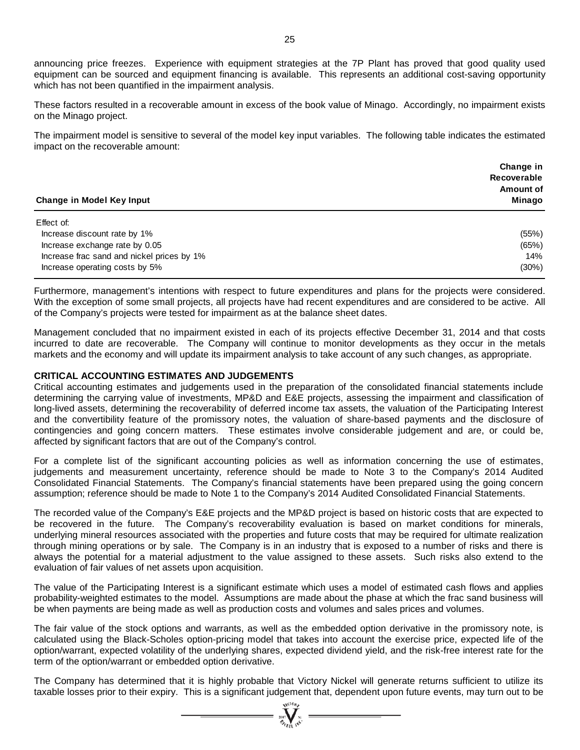announcing price freezes. Experience with equipment strategies at the 7P Plant has proved that good quality used equipment can be sourced and equipment financing is available. This represents an additional cost-saving opportunity which has not been quantified in the impairment analysis.

These factors resulted in a recoverable amount in excess of the book value of Minago. Accordingly, no impairment exists on the Minago project.

The impairment model is sensitive to several of the model key input variables. The following table indicates the estimated impact on the recoverable amount:

| Change in Model Key Input | Change in Recoverable Amount of Minago |
|---|---|
| Effect of: | |
| Increase discount rate by 1% | (55%) |
| Increase exchange rate by 0.05 | (65%) |
| Increase frac sand and nickel prices by 1% | 14% |
| Increase operating costs by 5% | (30%) |

Furthermore, management's intentions with respect to future expenditures and plans for the projects were considered. With the exception of some small projects, all projects have had recent expenditures and are considered to be active. All of the Company's projects were tested for impairment as at the balance sheet dates.

Management concluded that no impairment existed in each of its projects effective December 31, 2014 and that costs incurred to date are recoverable. The Company will continue to monitor developments as they occur in the metals markets and the economy and will update its impairment analysis to take account of any such changes, as appropriate.

**CRITICAL ACCOUNTING ESTIMATES AND JUDGEMENTS**

Critical accounting estimates and judgements used in the preparation of the consolidated financial statements include determining the carrying value of investments, MP&D and E&E projects, assessing the impairment and classification of long-lived assets, determining the recoverability of deferred income tax assets, the valuation of the Participating Interest and the convertibility feature of the promissory notes, the valuation of share-based payments and the disclosure of contingencies and going concern matters. These estimates involve considerable judgement and are, or could be, affected by significant factors that are out of the Company's control.

For a complete list of the significant accounting policies as well as information concerning the use of estimates, judgements and measurement uncertainty, reference should be made to Note 3 to the Company's 2014 Audited Consolidated Financial Statements. The Company's financial statements have been prepared using the going concern assumption; reference should be made to Note 1 to the Company's 2014 Audited Consolidated Financial Statements.

The recorded value of the Company's E&E projects and the MP&D project is based on historic costs that are expected to be recovered in the future. The Company's recoverability evaluation is based on market conditions for minerals, underlying mineral resources associated with the properties and future costs that may be required for ultimate realization through mining operations or by sale. The Company is in an industry that is exposed to a number of risks and there is always the potential for a material adjustment to the value assigned to these assets. Such risks also extend to the evaluation of fair values of net assets upon acquisition.

The value of the Participating Interest is a significant estimate which uses a model of estimated cash flows and applies probability-weighted estimates to the model. Assumptions are made about the phase at which the frac sand business will be when payments are being made as well as production costs and volumes and sales prices and volumes.

The fair value of the stock options and warrants, as well as the embedded option derivative in the promissory note, is calculated using the Black-Scholes option-pricing model that takes into account the exercise price, expected life of the option/warrant, expected volatility of the underlying shares, expected dividend yield, and the risk-free interest rate for the term of the option/warrant or embedded option derivative.

The Company has determined that it is highly probable that Victory Nickel will generate returns sufficient to utilize its taxable losses prior to their expiry. This is a significant judgement that, dependent upon future events, may turn out to be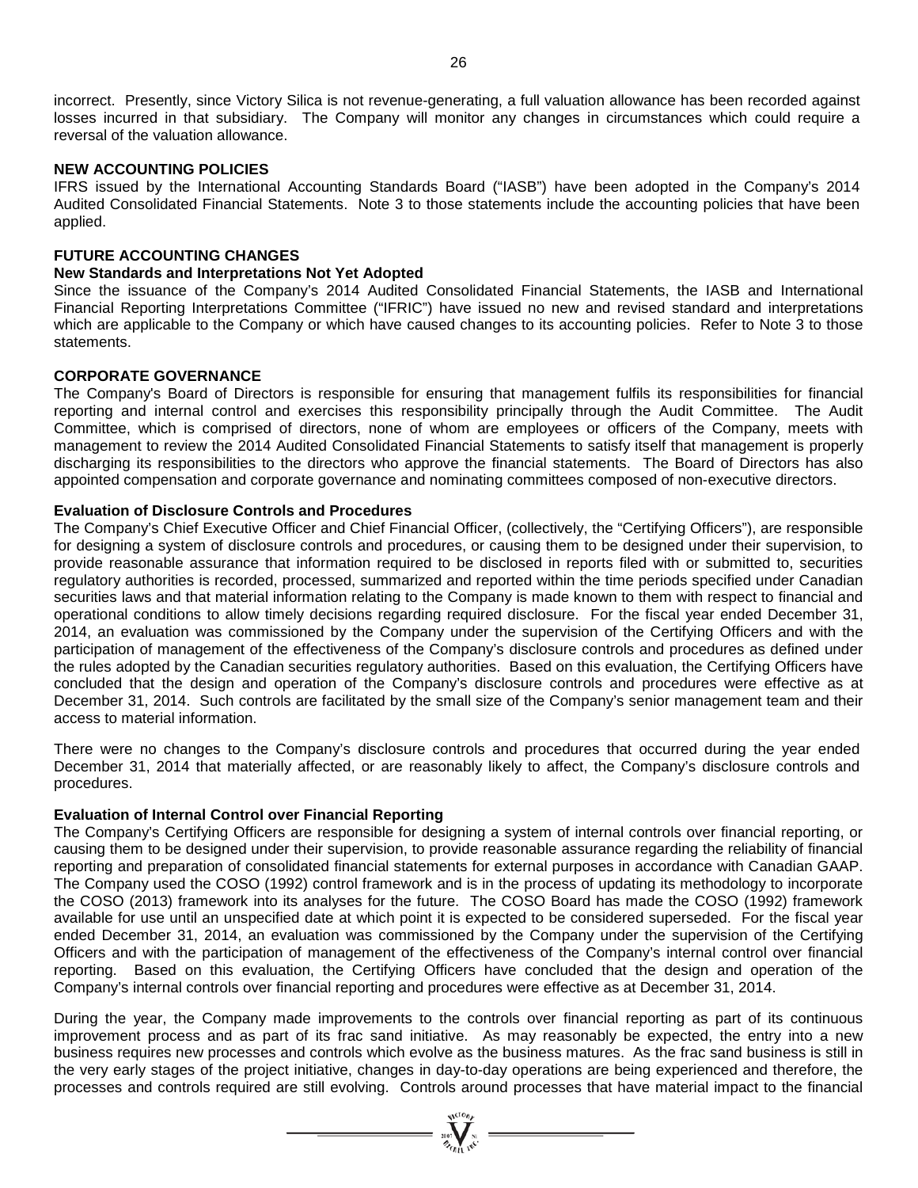incorrect. Presently, since Victory Silica is not revenue-generating, a full valuation allowance has been recorded against losses incurred in that subsidiary. The Company will monitor any changes in circumstances which could require a reversal of the valuation allowance.

## NEW ACCOUNTING POLICIES

IFRS issued by the International Accounting Standards Board ("IASB") have been adopted in the Company's 2014 Audited Consolidated Financial Statements. Note 3 to those statements include the accounting policies that have been applied.

## FUTURE ACCOUNTING CHANGES

### New Standards and Interpretations Not Yet Adopted

Since the issuance of the Company's 2014 Audited Consolidated Financial Statements, the IASB and International Financial Reporting Interpretations Committee ("IFRIC") have issued no new and revised standard and interpretations which are applicable to the Company or which have caused changes to its accounting policies. Refer to Note 3 to those statements.

## CORPORATE GOVERNANCE

The Company's Board of Directors is responsible for ensuring that management fulfils its responsibilities for financial reporting and internal control and exercises this responsibility principally through the Audit Committee. The Audit Committee, which is comprised of directors, none of whom are employees or officers of the Company, meets with management to review the 2014 Audited Consolidated Financial Statements to satisfy itself that management is properly discharging its responsibilities to the directors who approve the financial statements. The Board of Directors has also appointed compensation and corporate governance and nominating committees composed of non-executive directors.

### Evaluation of Disclosure Controls and Procedures

The Company's Chief Executive Officer and Chief Financial Officer, (collectively, the "Certifying Officers"), are responsible for designing a system of disclosure controls and procedures, or causing them to be designed under their supervision, to provide reasonable assurance that information required to be disclosed in reports filed with or submitted to, securities regulatory authorities is recorded, processed, summarized and reported within the time periods specified under Canadian securities laws and that material information relating to the Company is made known to them with respect to financial and operational conditions to allow timely decisions regarding required disclosure. For the fiscal year ended December 31, 2014, an evaluation was commissioned by the Company under the supervision of the Certifying Officers and with the participation of management of the effectiveness of the Company's disclosure controls and procedures as defined under the rules adopted by the Canadian securities regulatory authorities. Based on this evaluation, the Certifying Officers have concluded that the design and operation of the Company's disclosure controls and procedures were effective as at December 31, 2014. Such controls are facilitated by the small size of the Company's senior management team and their access to material information.

There were no changes to the Company's disclosure controls and procedures that occurred during the year ended December 31, 2014 that materially affected, or are reasonably likely to affect, the Company's disclosure controls and procedures.

### Evaluation of Internal Control over Financial Reporting

The Company's Certifying Officers are responsible for designing a system of internal controls over financial reporting, or causing them to be designed under their supervision, to provide reasonable assurance regarding the reliability of financial reporting and preparation of consolidated financial statements for external purposes in accordance with Canadian GAAP. The Company used the COSO (1992) control framework and is in the process of updating its methodology to incorporate the COSO (2013) framework into its analyses for the future. The COSO Board has made the COSO (1992) framework available for use until an unspecified date at which point it is expected to be considered superseded. For the fiscal year ended December 31, 2014, an evaluation was commissioned by the Company under the supervision of the Certifying Officers and with the participation of management of the effectiveness of the Company's internal control over financial reporting. Based on this evaluation, the Certifying Officers have concluded that the design and operation of the Company's internal controls over financial reporting and procedures were effective as at December 31, 2014.

During the year, the Company made improvements to the controls over financial reporting as part of its continuous improvement process and as part of its frac sand initiative. As may reasonably be expected, the entry into a new business requires new processes and controls which evolve as the business matures. As the frac sand business is still in the very early stages of the project initiative, changes in day-to-day operations are being experienced and therefore, the processes and controls required are still evolving. Controls around processes that have material impact to the financial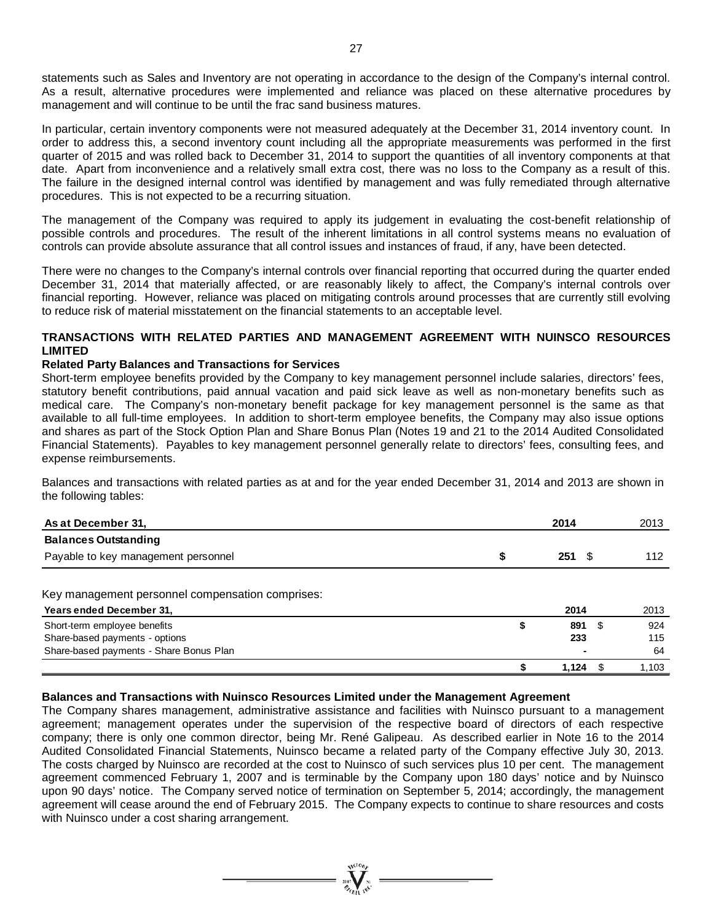statements such as Sales and Inventory are not operating in accordance to the design of the Company's internal control. As a result, alternative procedures were implemented and reliance was placed on these alternative procedures by management and will continue to be until the frac sand business matures.

In particular, certain inventory components were not measured adequately at the December 31, 2014 inventory count. In order to address this, a second inventory count including all the appropriate measurements was performed in the first quarter of 2015 and was rolled back to December 31, 2014 to support the quantities of all inventory components at that date. Apart from inconvenience and a relatively small extra cost, there was no loss to the Company as a result of this. The failure in the designed internal control was identified by management and was fully remediated through alternative procedures. This is not expected to be a recurring situation.

The management of the Company was required to apply its judgement in evaluating the cost-benefit relationship of possible controls and procedures. The result of the inherent limitations in all control systems means no evaluation of controls can provide absolute assurance that all control issues and instances of fraud, if any, have been detected.

There were no changes to the Company's internal controls over financial reporting that occurred during the quarter ended December 31, 2014 that materially affected, or are reasonably likely to affect, the Company's internal controls over financial reporting. However, reliance was placed on mitigating controls around processes that are currently still evolving to reduce risk of material misstatement on the financial statements to an acceptable level.

## TRANSACTIONS WITH RELATED PARTIES AND MANAGEMENT AGREEMENT WITH NUINSCO RESOURCES LIMITED

**Related Party Balances and Transactions for Services**

Short-term employee benefits provided by the Company to key management personnel include salaries, directors' fees, statutory benefit contributions, paid annual vacation and paid sick leave as well as non-monetary benefits such as medical care. The Company's non-monetary benefit package for key management personnel is the same as that available to all full-time employees. In addition to short-term employee benefits, the Company may also issue options and shares as part of the Stock Option Plan and Share Bonus Plan (Notes 19 and 21 to the 2014 Audited Consolidated Financial Statements). Payables to key management personnel generally relate to directors' fees, consulting fees, and expense reimbursements.

Balances and transactions with related parties as at and for the year ended December 31, 2014 and 2013 are shown in the following tables:

| As at December 31, | 2014 | 2013 |
|---|---|---|
| **Balances Outstanding** | | |
| Payable to key management personnel | $ 251 | $ 112 |

Key management personnel compensation comprises:

| Years ended December 31, | 2014 | 2013 |
|---|---|---|
| Short-term employee benefits | $ 891 | $ 924 |
| Share-based payments - options | 233 | 115 |
| Share-based payments - Share Bonus Plan | - | 64 |
| | $ 1,124 | $ 1,103 |

**Balances and Transactions with Nuinsco Resources Limited under the Management Agreement**

The Company shares management, administrative assistance and facilities with Nuinsco pursuant to a management agreement; management operates under the supervision of the respective board of directors of each respective company; there is only one common director, being Mr. René Galipeau. As described earlier in Note 16 to the 2014 Audited Consolidated Financial Statements, Nuinsco became a related party of the Company effective July 30, 2013. The costs charged by Nuinsco are recorded at the cost to Nuinsco of such services plus 10 per cent. The management agreement commenced February 1, 2007 and is terminable by the Company upon 180 days' notice and by Nuinsco upon 90 days' notice. The Company served notice of termination on September 5, 2014; accordingly, the management agreement will cease around the end of February 2015. The Company expects to continue to share resources and costs with Nuinsco under a cost sharing arrangement.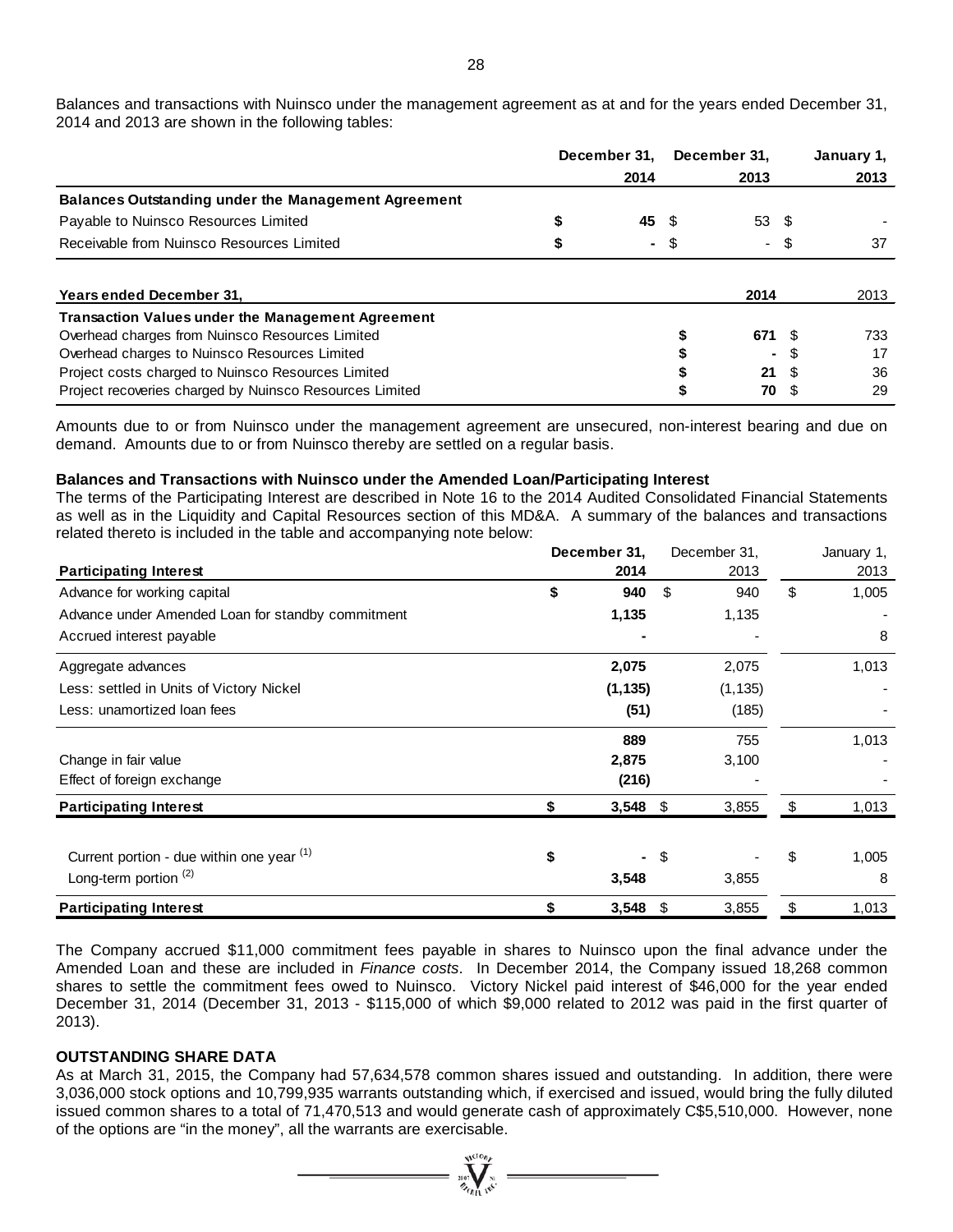Balances and transactions with Nuinsco under the management agreement as at and for the years ended December 31, 2014 and 2013 are shown in the following tables:

| | December 31, 2014 | December 31, 2013 | January 1, 2013 |
|---|---|---|---|
| **Balances Outstanding under the Management Agreement** | | | |
| Payable to Nuinsco Resources Limited | $ **45** | $ 53 | $ - |
| Receivable from Nuinsco Resources Limited | $ **-** | $ - | $ 37 |

| **Years ended December 31,** | **2014** | 2013 |
|---|---|---|
| **Transaction Values under the Management Agreement** | | |
| Overhead charges from Nuinsco Resources Limited | $ **671** | $ 733 |
| Overhead charges to Nuinsco Resources Limited | $ **-** | $ 17 |
| Project costs charged to Nuinsco Resources Limited | $ **21** | $ 36 |
| Project recoveries charged by Nuinsco Resources Limited | $ **70** | $ 29 |

Amounts due to or from Nuinsco under the management agreement are unsecured, non-interest bearing and due on demand. Amounts due to or from Nuinsco thereby are settled on a regular basis.

**Balances and Transactions with Nuinsco under the Amended Loan/Participating Interest**

The terms of the Participating Interest are described in Note 16 to the 2014 Audited Consolidated Financial Statements as well as in the Liquidity and Capital Resources section of this MD&A. A summary of the balances and transactions related thereto is included in the table and accompanying note below:

| **Participating Interest** | **December 31, 2014** | December 31, 2013 | January 1, 2013 |
|---|---|---|---|
| Advance for working capital | $ **940** | $ 940 | $ 1,005 |
| Advance under Amended Loan for standby commitment | **1,135** | 1,135 | - |
| Accrued interest payable | **-** | - | 8 |
| Aggregate advances | **2,075** | 2,075 | 1,013 |
| Less: settled in Units of Victory Nickel | **(1,135)** | (1,135) | - |
| Less: unamortized loan fees | **(51)** | (185) | - |
| | **889** | 755 | 1,013 |
| Change in fair value | **2,875** | 3,100 | - |
| Effect of foreign exchange | **(216)** | - | - |
| **Participating Interest** | $ **3,548** | $ 3,855 | $ 1,013 |
| | | | |
| Current portion - due within one year [(1)] | $ **-** | $ - | $ 1,005 |
| Long-term portion [(2)] | **3,548** | 3,855 | 8 |
| **Participating Interest** | $ **3,548** | $ 3,855 | $ 1,013 |

The Company accrued $11,000 commitment fees payable in shares to Nuinsco upon the final advance under the Amended Loan and these are included in *Finance costs*. In December 2014, the Company issued 18,268 common shares to settle the commitment fees owed to Nuinsco. Victory Nickel paid interest of $46,000 for the year ended December 31, 2014 (December 31, 2013 - $115,000 of which $9,000 related to 2012 was paid in the first quarter of 2013).

## OUTSTANDING SHARE DATA

As at March 31, 2015, the Company had 57,634,578 common shares issued and outstanding. In addition, there were 3,036,000 stock options and 10,799,935 warrants outstanding which, if exercised and issued, would bring the fully diluted issued common shares to a total of 71,470,513 and would generate cash of approximately C$5,510,000. However, none of the options are "in the money", all the warrants are exercisable.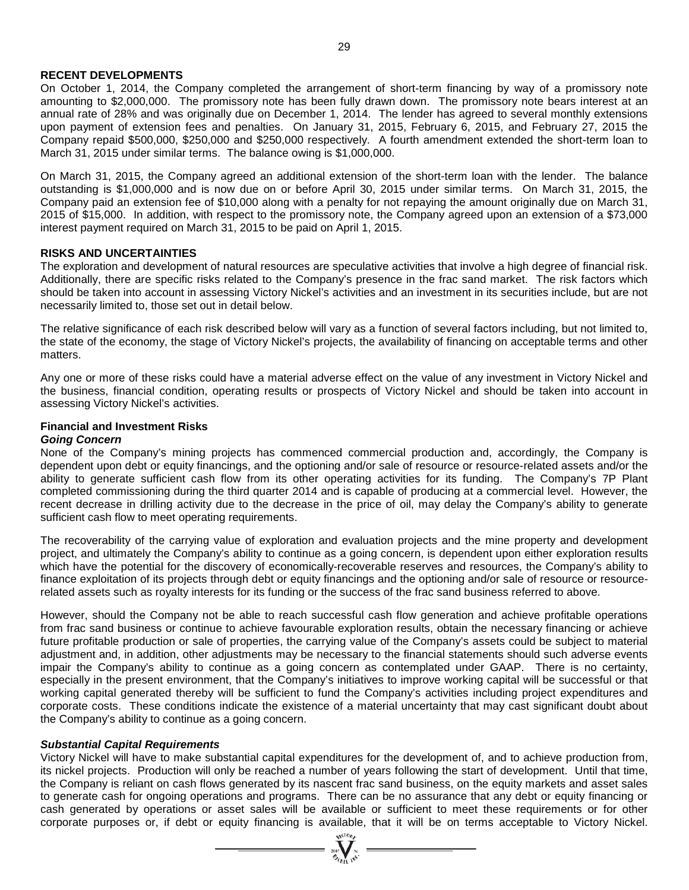## RECENT DEVELOPMENTS

On October 1, 2014, the Company completed the arrangement of short-term financing by way of a promissory note amounting to $2,000,000. The promissory note has been fully drawn down. The promissory note bears interest at an annual rate of 28% and was originally due on December 1, 2014. The lender has agreed to several monthly extensions upon payment of extension fees and penalties. On January 31, 2015, February 6, 2015, and February 27, 2015 the Company repaid $500,000, $250,000 and $250,000 respectively. A fourth amendment extended the short-term loan to March 31, 2015 under similar terms. The balance owing is $1,000,000.

On March 31, 2015, the Company agreed an additional extension of the short-term loan with the lender. The balance outstanding is $1,000,000 and is now due on or before April 30, 2015 under similar terms. On March 31, 2015, the Company paid an extension fee of $10,000 along with a penalty for not repaying the amount originally due on March 31, 2015 of $15,000. In addition, with respect to the promissory note, the Company agreed upon an extension of a $73,000 interest payment required on March 31, 2015 to be paid on April 1, 2015.

## RISKS AND UNCERTAINTIES

The exploration and development of natural resources are speculative activities that involve a high degree of financial risk. Additionally, there are specific risks related to the Company's presence in the frac sand market. The risk factors which should be taken into account in assessing Victory Nickel's activities and an investment in its securities include, but are not necessarily limited to, those set out in detail below.

The relative significance of each risk described below will vary as a function of several factors including, but not limited to, the state of the economy, the stage of Victory Nickel's projects, the availability of financing on acceptable terms and other matters.

Any one or more of these risks could have a material adverse effect on the value of any investment in Victory Nickel and the business, financial condition, operating results or prospects of Victory Nickel and should be taken into account in assessing Victory Nickel's activities.

### Financial and Investment Risks

***Going Concern***

None of the Company's mining projects has commenced commercial production and, accordingly, the Company is dependent upon debt or equity financings, and the optioning and/or sale of resource or resource-related assets and/or the ability to generate sufficient cash flow from its other operating activities for its funding. The Company's 7P Plant completed commissioning during the third quarter 2014 and is capable of producing at a commercial level. However, the recent decrease in drilling activity due to the decrease in the price of oil, may delay the Company's ability to generate sufficient cash flow to meet operating requirements.

The recoverability of the carrying value of exploration and evaluation projects and the mine property and development project, and ultimately the Company's ability to continue as a going concern, is dependent upon either exploration results which have the potential for the discovery of economically-recoverable reserves and resources, the Company's ability to finance exploitation of its projects through debt or equity financings and the optioning and/or sale of resource or resource-related assets such as royalty interests for its funding or the success of the frac sand business referred to above.

However, should the Company not be able to reach successful cash flow generation and achieve profitable operations from frac sand business or continue to achieve favourable exploration results, obtain the necessary financing or achieve future profitable production or sale of properties, the carrying value of the Company's assets could be subject to material adjustment and, in addition, other adjustments may be necessary to the financial statements should such adverse events impair the Company's ability to continue as a going concern as contemplated under GAAP. There is no certainty, especially in the present environment, that the Company's initiatives to improve working capital will be successful or that working capital generated thereby will be sufficient to fund the Company's activities including project expenditures and corporate costs. These conditions indicate the existence of a material uncertainty that may cast significant doubt about the Company's ability to continue as a going concern.

***Substantial Capital Requirements***

Victory Nickel will have to make substantial capital expenditures for the development of, and to achieve production from, its nickel projects. Production will only be reached a number of years following the start of development. Until that time, the Company is reliant on cash flows generated by its nascent frac sand business, on the equity markets and asset sales to generate cash for ongoing operations and programs. There can be no assurance that any debt or equity financing or cash generated by operations or asset sales will be available or sufficient to meet these requirements or for other corporate purposes or, if debt or equity financing is available, that it will be on terms acceptable to Victory Nickel.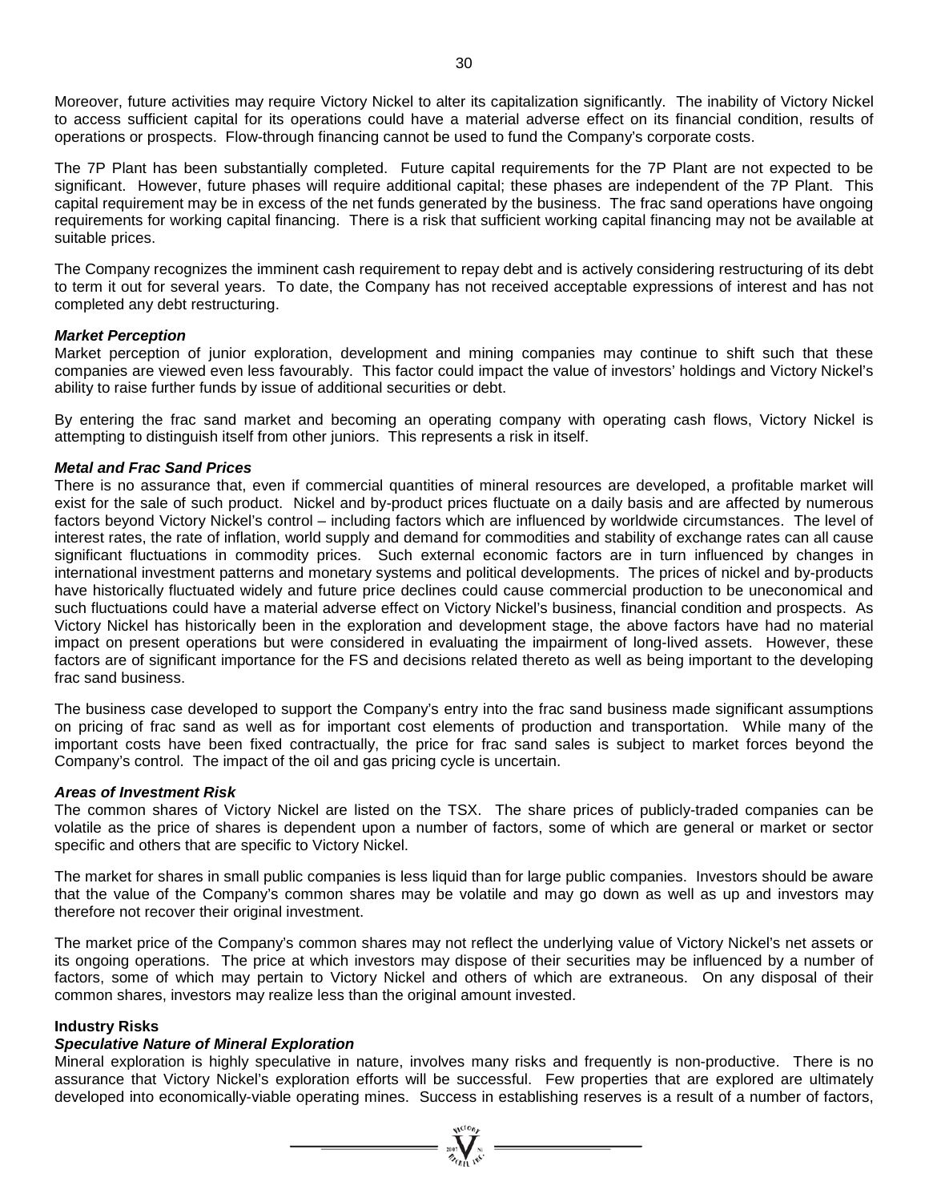Moreover, future activities may require Victory Nickel to alter its capitalization significantly. The inability of Victory Nickel to access sufficient capital for its operations could have a material adverse effect on its financial condition, results of operations or prospects. Flow-through financing cannot be used to fund the Company's corporate costs.

The 7P Plant has been substantially completed. Future capital requirements for the 7P Plant are not expected to be significant. However, future phases will require additional capital; these phases are independent of the 7P Plant. This capital requirement may be in excess of the net funds generated by the business. The frac sand operations have ongoing requirements for working capital financing. There is a risk that sufficient working capital financing may not be available at suitable prices.

The Company recognizes the imminent cash requirement to repay debt and is actively considering restructuring of its debt to term it out for several years. To date, the Company has not received acceptable expressions of interest and has not completed any debt restructuring.

***Market Perception***

Market perception of junior exploration, development and mining companies may continue to shift such that these companies are viewed even less favourably. This factor could impact the value of investors' holdings and Victory Nickel's ability to raise further funds by issue of additional securities or debt.

By entering the frac sand market and becoming an operating company with operating cash flows, Victory Nickel is attempting to distinguish itself from other juniors. This represents a risk in itself.

***Metal and Frac Sand Prices***

There is no assurance that, even if commercial quantities of mineral resources are developed, a profitable market will exist for the sale of such product. Nickel and by-product prices fluctuate on a daily basis and are affected by numerous factors beyond Victory Nickel's control – including factors which are influenced by worldwide circumstances. The level of interest rates, the rate of inflation, world supply and demand for commodities and stability of exchange rates can all cause significant fluctuations in commodity prices. Such external economic factors are in turn influenced by changes in international investment patterns and monetary systems and political developments. The prices of nickel and by-products have historically fluctuated widely and future price declines could cause commercial production to be uneconomical and such fluctuations could have a material adverse effect on Victory Nickel's business, financial condition and prospects. As Victory Nickel has historically been in the exploration and development stage, the above factors have had no material impact on present operations but were considered in evaluating the impairment of long-lived assets. However, these factors are of significant importance for the FS and decisions related thereto as well as being important to the developing frac sand business.

The business case developed to support the Company's entry into the frac sand business made significant assumptions on pricing of frac sand as well as for important cost elements of production and transportation. While many of the important costs have been fixed contractually, the price for frac sand sales is subject to market forces beyond the Company's control. The impact of the oil and gas pricing cycle is uncertain.

***Areas of Investment Risk***

The common shares of Victory Nickel are listed on the TSX. The share prices of publicly-traded companies can be volatile as the price of shares is dependent upon a number of factors, some of which are general or market or sector specific and others that are specific to Victory Nickel.

The market for shares in small public companies is less liquid than for large public companies. Investors should be aware that the value of the Company's common shares may be volatile and may go down as well as up and investors may therefore not recover their original investment.

The market price of the Company's common shares may not reflect the underlying value of Victory Nickel's net assets or its ongoing operations. The price at which investors may dispose of their securities may be influenced by a number of factors, some of which may pertain to Victory Nickel and others of which are extraneous. On any disposal of their common shares, investors may realize less than the original amount invested.

**Industry Risks**

***Speculative Nature of Mineral Exploration***

Mineral exploration is highly speculative in nature, involves many risks and frequently is non-productive. There is no assurance that Victory Nickel's exploration efforts will be successful. Few properties that are explored are ultimately developed into economically-viable operating mines. Success in establishing reserves is a result of a number of factors,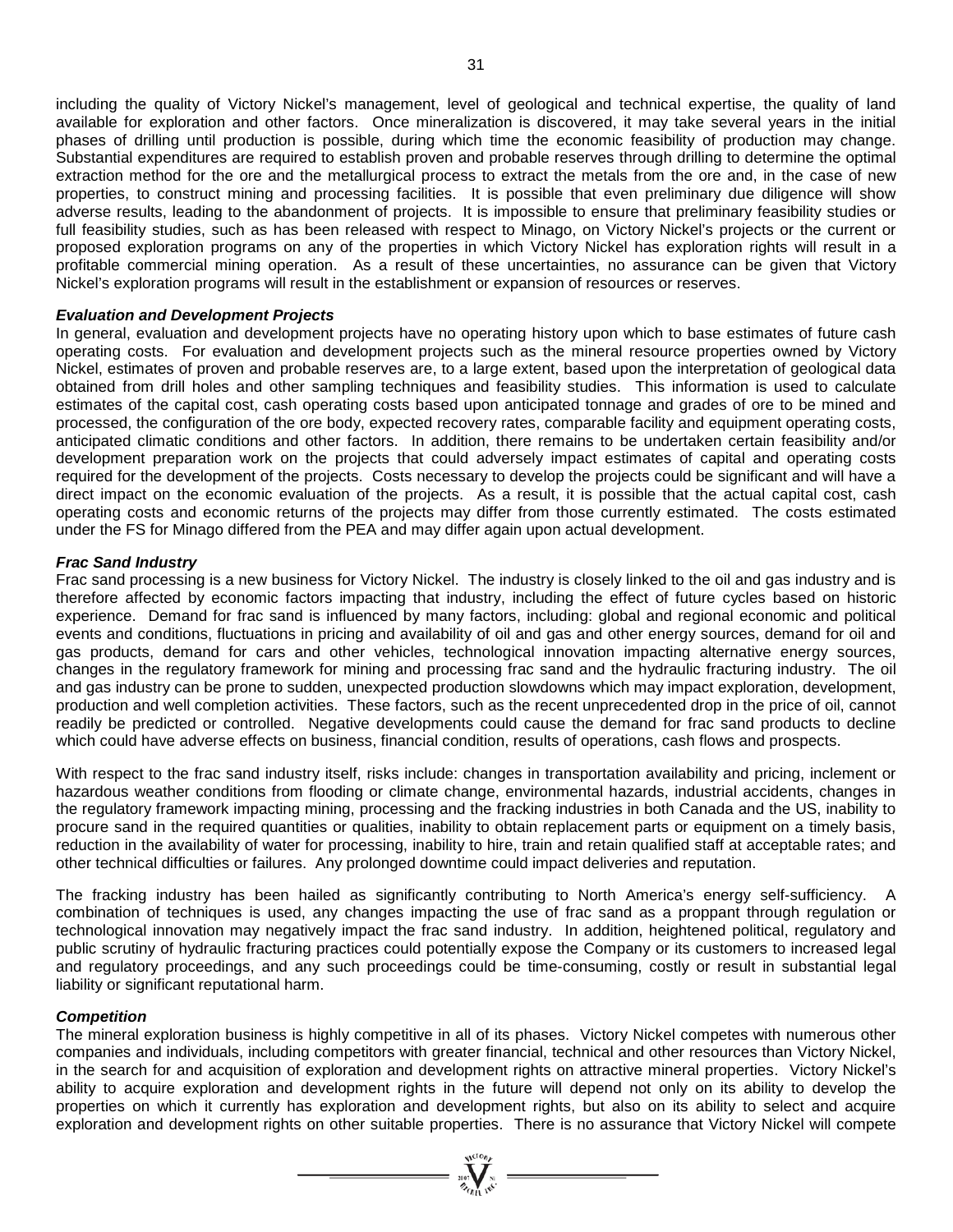including the quality of Victory Nickel's management, level of geological and technical expertise, the quality of land available for exploration and other factors. Once mineralization is discovered, it may take several years in the initial phases of drilling until production is possible, during which time the economic feasibility of production may change. Substantial expenditures are required to establish proven and probable reserves through drilling to determine the optimal extraction method for the ore and the metallurgical process to extract the metals from the ore and, in the case of new properties, to construct mining and processing facilities. It is possible that even preliminary due diligence will show adverse results, leading to the abandonment of projects. It is impossible to ensure that preliminary feasibility studies or full feasibility studies, such as has been released with respect to Minago, on Victory Nickel's projects or the current or proposed exploration programs on any of the properties in which Victory Nickel has exploration rights will result in a profitable commercial mining operation. As a result of these uncertainties, no assurance can be given that Victory Nickel's exploration programs will result in the establishment or expansion of resources or reserves.

***Evaluation and Development Projects***

In general, evaluation and development projects have no operating history upon which to base estimates of future cash operating costs. For evaluation and development projects such as the mineral resource properties owned by Victory Nickel, estimates of proven and probable reserves are, to a large extent, based upon the interpretation of geological data obtained from drill holes and other sampling techniques and feasibility studies. This information is used to calculate estimates of the capital cost, cash operating costs based upon anticipated tonnage and grades of ore to be mined and processed, the configuration of the ore body, expected recovery rates, comparable facility and equipment operating costs, anticipated climatic conditions and other factors. In addition, there remains to be undertaken certain feasibility and/or development preparation work on the projects that could adversely impact estimates of capital and operating costs required for the development of the projects. Costs necessary to develop the projects could be significant and will have a direct impact on the economic evaluation of the projects. As a result, it is possible that the actual capital cost, cash operating costs and economic returns of the projects may differ from those currently estimated. The costs estimated under the FS for Minago differed from the PEA and may differ again upon actual development.

***Frac Sand Industry***

Frac sand processing is a new business for Victory Nickel. The industry is closely linked to the oil and gas industry and is therefore affected by economic factors impacting that industry, including the effect of future cycles based on historic experience. Demand for frac sand is influenced by many factors, including: global and regional economic and political events and conditions, fluctuations in pricing and availability of oil and gas and other energy sources, demand for oil and gas products, demand for cars and other vehicles, technological innovation impacting alternative energy sources, changes in the regulatory framework for mining and processing frac sand and the hydraulic fracturing industry. The oil and gas industry can be prone to sudden, unexpected production slowdowns which may impact exploration, development, production and well completion activities. These factors, such as the recent unprecedented drop in the price of oil, cannot readily be predicted or controlled. Negative developments could cause the demand for frac sand products to decline which could have adverse effects on business, financial condition, results of operations, cash flows and prospects.

With respect to the frac sand industry itself, risks include: changes in transportation availability and pricing, inclement or hazardous weather conditions from flooding or climate change, environmental hazards, industrial accidents, changes in the regulatory framework impacting mining, processing and the fracking industries in both Canada and the US, inability to procure sand in the required quantities or qualities, inability to obtain replacement parts or equipment on a timely basis, reduction in the availability of water for processing, inability to hire, train and retain qualified staff at acceptable rates; and other technical difficulties or failures. Any prolonged downtime could impact deliveries and reputation.

The fracking industry has been hailed as significantly contributing to North America's energy self-sufficiency. A combination of techniques is used, any changes impacting the use of frac sand as a proppant through regulation or technological innovation may negatively impact the frac sand industry. In addition, heightened political, regulatory and public scrutiny of hydraulic fracturing practices could potentially expose the Company or its customers to increased legal and regulatory proceedings, and any such proceedings could be time-consuming, costly or result in substantial legal liability or significant reputational harm.

***Competition***

The mineral exploration business is highly competitive in all of its phases. Victory Nickel competes with numerous other companies and individuals, including competitors with greater financial, technical and other resources than Victory Nickel, in the search for and acquisition of exploration and development rights on attractive mineral properties. Victory Nickel's ability to acquire exploration and development rights in the future will depend not only on its ability to develop the properties on which it currently has exploration and development rights, but also on its ability to select and acquire exploration and development rights on other suitable properties. There is no assurance that Victory Nickel will compete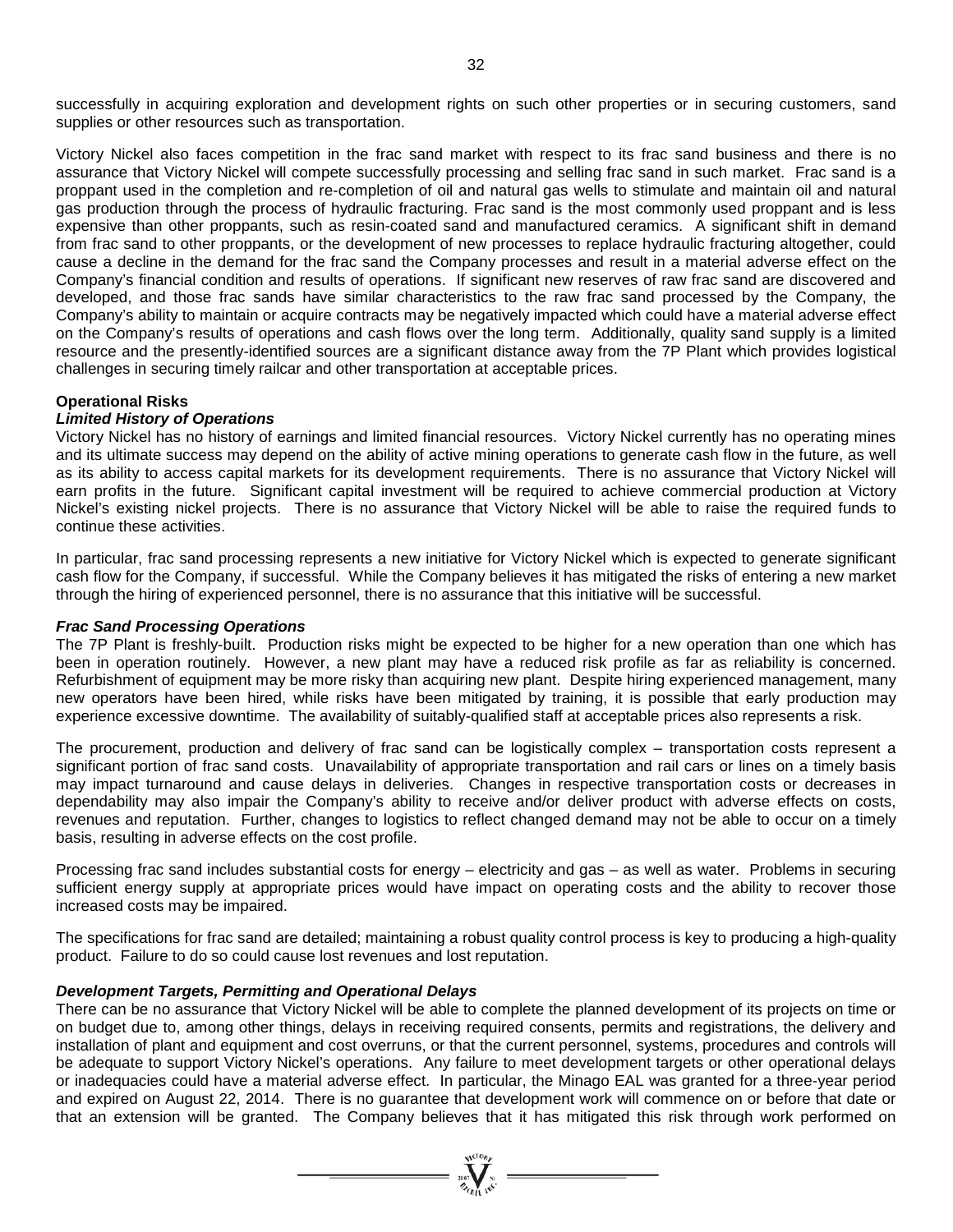successfully in acquiring exploration and development rights on such other properties or in securing customers, sand supplies or other resources such as transportation.

Victory Nickel also faces competition in the frac sand market with respect to its frac sand business and there is no assurance that Victory Nickel will compete successfully processing and selling frac sand in such market. Frac sand is a proppant used in the completion and re-completion of oil and natural gas wells to stimulate and maintain oil and natural gas production through the process of hydraulic fracturing. Frac sand is the most commonly used proppant and is less expensive than other proppants, such as resin-coated sand and manufactured ceramics. A significant shift in demand from frac sand to other proppants, or the development of new processes to replace hydraulic fracturing altogether, could cause a decline in the demand for the frac sand the Company processes and result in a material adverse effect on the Company's financial condition and results of operations. If significant new reserves of raw frac sand are discovered and developed, and those frac sands have similar characteristics to the raw frac sand processed by the Company, the Company's ability to maintain or acquire contracts may be negatively impacted which could have a material adverse effect on the Company's results of operations and cash flows over the long term. Additionally, quality sand supply is a limited resource and the presently-identified sources are a significant distance away from the 7P Plant which provides logistical challenges in securing timely railcar and other transportation at acceptable prices.

**Operational Risks**

***Limited History of Operations***

Victory Nickel has no history of earnings and limited financial resources. Victory Nickel currently has no operating mines and its ultimate success may depend on the ability of active mining operations to generate cash flow in the future, as well as its ability to access capital markets for its development requirements. There is no assurance that Victory Nickel will earn profits in the future. Significant capital investment will be required to achieve commercial production at Victory Nickel's existing nickel projects. There is no assurance that Victory Nickel will be able to raise the required funds to continue these activities.

In particular, frac sand processing represents a new initiative for Victory Nickel which is expected to generate significant cash flow for the Company, if successful. While the Company believes it has mitigated the risks of entering a new market through the hiring of experienced personnel, there is no assurance that this initiative will be successful.

***Frac Sand Processing Operations***

The 7P Plant is freshly-built. Production risks might be expected to be higher for a new operation than one which has been in operation routinely. However, a new plant may have a reduced risk profile as far as reliability is concerned. Refurbishment of equipment may be more risky than acquiring new plant. Despite hiring experienced management, many new operators have been hired, while risks have been mitigated by training, it is possible that early production may experience excessive downtime. The availability of suitably-qualified staff at acceptable prices also represents a risk.

The procurement, production and delivery of frac sand can be logistically complex – transportation costs represent a significant portion of frac sand costs. Unavailability of appropriate transportation and rail cars or lines on a timely basis may impact turnaround and cause delays in deliveries. Changes in respective transportation costs or decreases in dependability may also impair the Company's ability to receive and/or deliver product with adverse effects on costs, revenues and reputation. Further, changes to logistics to reflect changed demand may not be able to occur on a timely basis, resulting in adverse effects on the cost profile.

Processing frac sand includes substantial costs for energy – electricity and gas – as well as water. Problems in securing sufficient energy supply at appropriate prices would have impact on operating costs and the ability to recover those increased costs may be impaired.

The specifications for frac sand are detailed; maintaining a robust quality control process is key to producing a high-quality product. Failure to do so could cause lost revenues and lost reputation.

***Development Targets, Permitting and Operational Delays***

There can be no assurance that Victory Nickel will be able to complete the planned development of its projects on time or on budget due to, among other things, delays in receiving required consents, permits and registrations, the delivery and installation of plant and equipment and cost overruns, or that the current personnel, systems, procedures and controls will be adequate to support Victory Nickel's operations. Any failure to meet development targets or other operational delays or inadequacies could have a material adverse effect. In particular, the Minago EAL was granted for a three-year period and expired on August 22, 2014. There is no guarantee that development work will commence on or before that date or that an extension will be granted. The Company believes that it has mitigated this risk through work performed on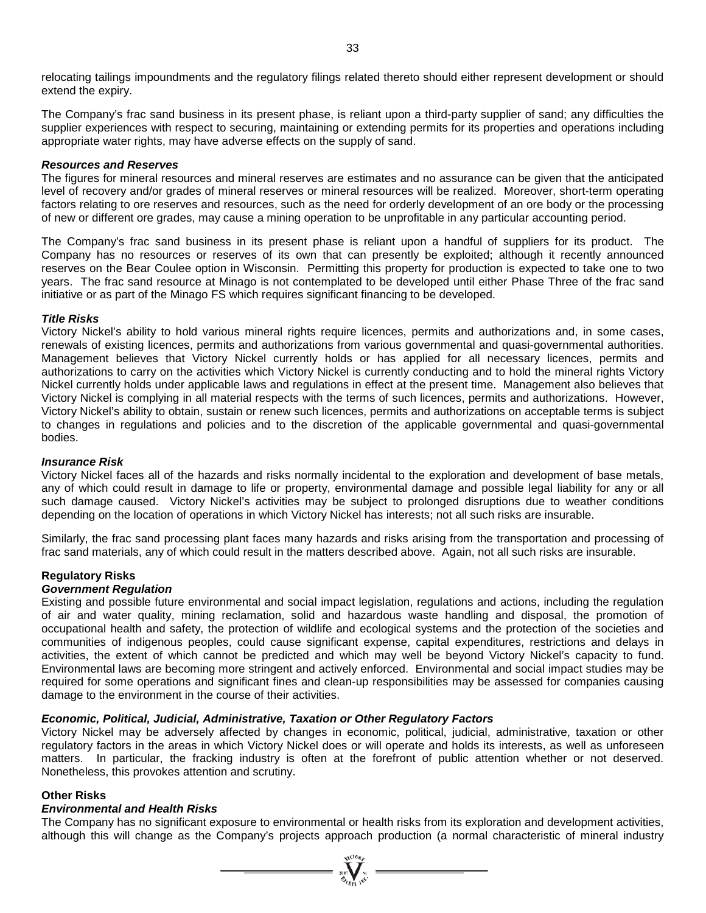relocating tailings impoundments and the regulatory filings related thereto should either represent development or should extend the expiry.

The Company's frac sand business in its present phase, is reliant upon a third-party supplier of sand; any difficulties the supplier experiences with respect to securing, maintaining or extending permits for its properties and operations including appropriate water rights, may have adverse effects on the supply of sand.

***Resources and Reserves***

The figures for mineral resources and mineral reserves are estimates and no assurance can be given that the anticipated level of recovery and/or grades of mineral reserves or mineral resources will be realized. Moreover, short-term operating factors relating to ore reserves and resources, such as the need for orderly development of an ore body or the processing of new or different ore grades, may cause a mining operation to be unprofitable in any particular accounting period.

The Company's frac sand business in its present phase is reliant upon a handful of suppliers for its product. The Company has no resources or reserves of its own that can presently be exploited; although it recently announced reserves on the Bear Coulee option in Wisconsin. Permitting this property for production is expected to take one to two years. The frac sand resource at Minago is not contemplated to be developed until either Phase Three of the frac sand initiative or as part of the Minago FS which requires significant financing to be developed.

***Title Risks***

Victory Nickel's ability to hold various mineral rights require licences, permits and authorizations and, in some cases, renewals of existing licences, permits and authorizations from various governmental and quasi-governmental authorities. Management believes that Victory Nickel currently holds or has applied for all necessary licences, permits and authorizations to carry on the activities which Victory Nickel is currently conducting and to hold the mineral rights Victory Nickel currently holds under applicable laws and regulations in effect at the present time. Management also believes that Victory Nickel is complying in all material respects with the terms of such licences, permits and authorizations. However, Victory Nickel's ability to obtain, sustain or renew such licences, permits and authorizations on acceptable terms is subject to changes in regulations and policies and to the discretion of the applicable governmental and quasi-governmental bodies.

***Insurance Risk***

Victory Nickel faces all of the hazards and risks normally incidental to the exploration and development of base metals, any of which could result in damage to life or property, environmental damage and possible legal liability for any or all such damage caused. Victory Nickel's activities may be subject to prolonged disruptions due to weather conditions depending on the location of operations in which Victory Nickel has interests; not all such risks are insurable.

Similarly, the frac sand processing plant faces many hazards and risks arising from the transportation and processing of frac sand materials, any of which could result in the matters described above. Again, not all such risks are insurable.

**Regulatory Risks**

***Government Regulation***

Existing and possible future environmental and social impact legislation, regulations and actions, including the regulation of air and water quality, mining reclamation, solid and hazardous waste handling and disposal, the promotion of occupational health and safety, the protection of wildlife and ecological systems and the protection of the societies and communities of indigenous peoples, could cause significant expense, capital expenditures, restrictions and delays in activities, the extent of which cannot be predicted and which may well be beyond Victory Nickel's capacity to fund. Environmental laws are becoming more stringent and actively enforced. Environmental and social impact studies may be required for some operations and significant fines and clean-up responsibilities may be assessed for companies causing damage to the environment in the course of their activities.

***Economic, Political, Judicial, Administrative, Taxation or Other Regulatory Factors***

Victory Nickel may be adversely affected by changes in economic, political, judicial, administrative, taxation or other regulatory factors in the areas in which Victory Nickel does or will operate and holds its interests, as well as unforeseen matters. In particular, the fracking industry is often at the forefront of public attention whether or not deserved. Nonetheless, this provokes attention and scrutiny.

**Other Risks**

***Environmental and Health Risks***

The Company has no significant exposure to environmental or health risks from its exploration and development activities, although this will change as the Company's projects approach production (a normal characteristic of mineral industry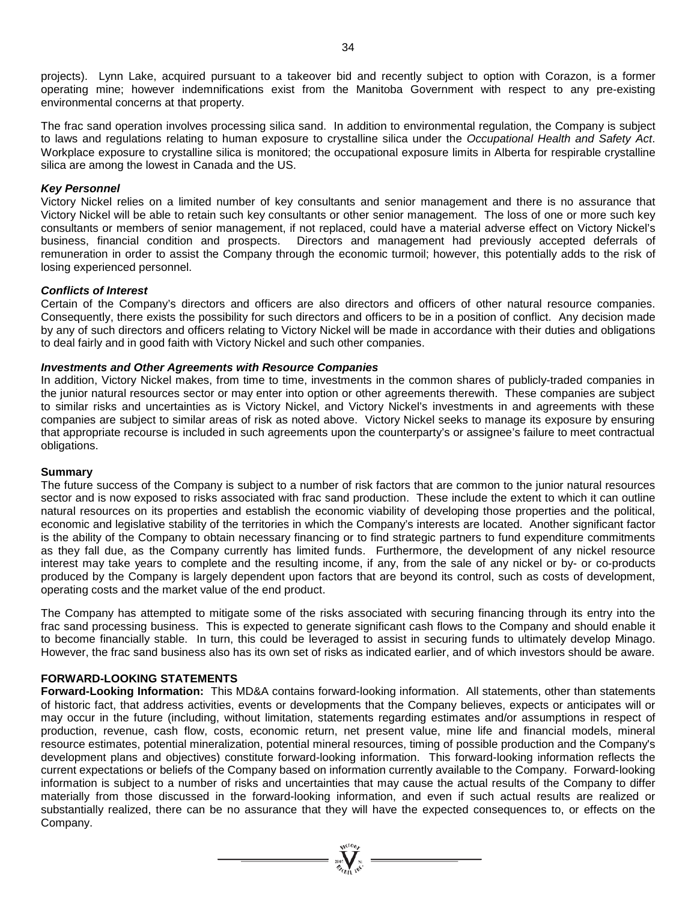projects). Lynn Lake, acquired pursuant to a takeover bid and recently subject to option with Corazon, is a former operating mine; however indemnifications exist from the Manitoba Government with respect to any pre-existing environmental concerns at that property.

The frac sand operation involves processing silica sand. In addition to environmental regulation, the Company is subject to laws and regulations relating to human exposure to crystalline silica under the *Occupational Health and Safety Act*. Workplace exposure to crystalline silica is monitored; the occupational exposure limits in Alberta for respirable crystalline silica are among the lowest in Canada and the US.

***Key Personnel***

Victory Nickel relies on a limited number of key consultants and senior management and there is no assurance that Victory Nickel will be able to retain such key consultants or other senior management. The loss of one or more such key consultants or members of senior management, if not replaced, could have a material adverse effect on Victory Nickel's business, financial condition and prospects. Directors and management had previously accepted deferrals of remuneration in order to assist the Company through the economic turmoil; however, this potentially adds to the risk of losing experienced personnel.

***Conflicts of Interest***

Certain of the Company's directors and officers are also directors and officers of other natural resource companies. Consequently, there exists the possibility for such directors and officers to be in a position of conflict. Any decision made by any of such directors and officers relating to Victory Nickel will be made in accordance with their duties and obligations to deal fairly and in good faith with Victory Nickel and such other companies.

***Investments and Other Agreements with Resource Companies***

In addition, Victory Nickel makes, from time to time, investments in the common shares of publicly-traded companies in the junior natural resources sector or may enter into option or other agreements therewith. These companies are subject to similar risks and uncertainties as is Victory Nickel, and Victory Nickel's investments in and agreements with these companies are subject to similar areas of risk as noted above. Victory Nickel seeks to manage its exposure by ensuring that appropriate recourse is included in such agreements upon the counterparty's or assignee's failure to meet contractual obligations.

**Summary**

The future success of the Company is subject to a number of risk factors that are common to the junior natural resources sector and is now exposed to risks associated with frac sand production. These include the extent to which it can outline natural resources on its properties and establish the economic viability of developing those properties and the political, economic and legislative stability of the territories in which the Company's interests are located. Another significant factor is the ability of the Company to obtain necessary financing or to find strategic partners to fund expenditure commitments as they fall due, as the Company currently has limited funds. Furthermore, the development of any nickel resource interest may take years to complete and the resulting income, if any, from the sale of any nickel or by- or co-products produced by the Company is largely dependent upon factors that are beyond its control, such as costs of development, operating costs and the market value of the end product.

The Company has attempted to mitigate some of the risks associated with securing financing through its entry into the frac sand processing business. This is expected to generate significant cash flows to the Company and should enable it to become financially stable. In turn, this could be leveraged to assist in securing funds to ultimately develop Minago. However, the frac sand business also has its own set of risks as indicated earlier, and of which investors should be aware.

## FORWARD-LOOKING STATEMENTS

**Forward-Looking Information:** This MD&A contains forward-looking information. All statements, other than statements of historic fact, that address activities, events or developments that the Company believes, expects or anticipates will or may occur in the future (including, without limitation, statements regarding estimates and/or assumptions in respect of production, revenue, cash flow, costs, economic return, net present value, mine life and financial models, mineral resource estimates, potential mineralization, potential mineral resources, timing of possible production and the Company's development plans and objectives) constitute forward-looking information. This forward-looking information reflects the current expectations or beliefs of the Company based on information currently available to the Company. Forward-looking information is subject to a number of risks and uncertainties that may cause the actual results of the Company to differ materially from those discussed in the forward-looking information, and even if such actual results are realized or substantially realized, there can be no assurance that they will have the expected consequences to, or effects on the Company.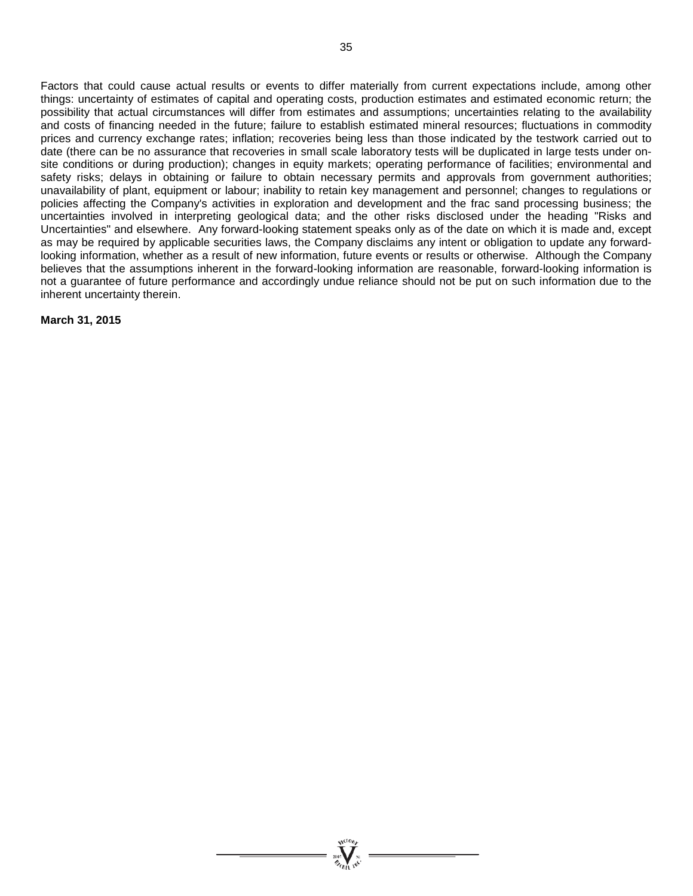Factors that could cause actual results or events to differ materially from current expectations include, among other things: uncertainty of estimates of capital and operating costs, production estimates and estimated economic return; the possibility that actual circumstances will differ from estimates and assumptions; uncertainties relating to the availability and costs of financing needed in the future; failure to establish estimated mineral resources; fluctuations in commodity prices and currency exchange rates; inflation; recoveries being less than those indicated by the testwork carried out to date (there can be no assurance that recoveries in small scale laboratory tests will be duplicated in large tests under on-site conditions or during production); changes in equity markets; operating performance of facilities; environmental and safety risks; delays in obtaining or failure to obtain necessary permits and approvals from government authorities; unavailability of plant, equipment or labour; inability to retain key management and personnel; changes to regulations or policies affecting the Company's activities in exploration and development and the frac sand processing business; the uncertainties involved in interpreting geological data; and the other risks disclosed under the heading "Risks and Uncertainties" and elsewhere. Any forward-looking statement speaks only as of the date on which it is made and, except as may be required by applicable securities laws, the Company disclaims any intent or obligation to update any forward-looking information, whether as a result of new information, future events or results or otherwise. Although the Company believes that the assumptions inherent in the forward-looking information are reasonable, forward-looking information is not a guarantee of future performance and accordingly undue reliance should not be put on such information due to the inherent uncertainty therein.

**March 31, 2015**